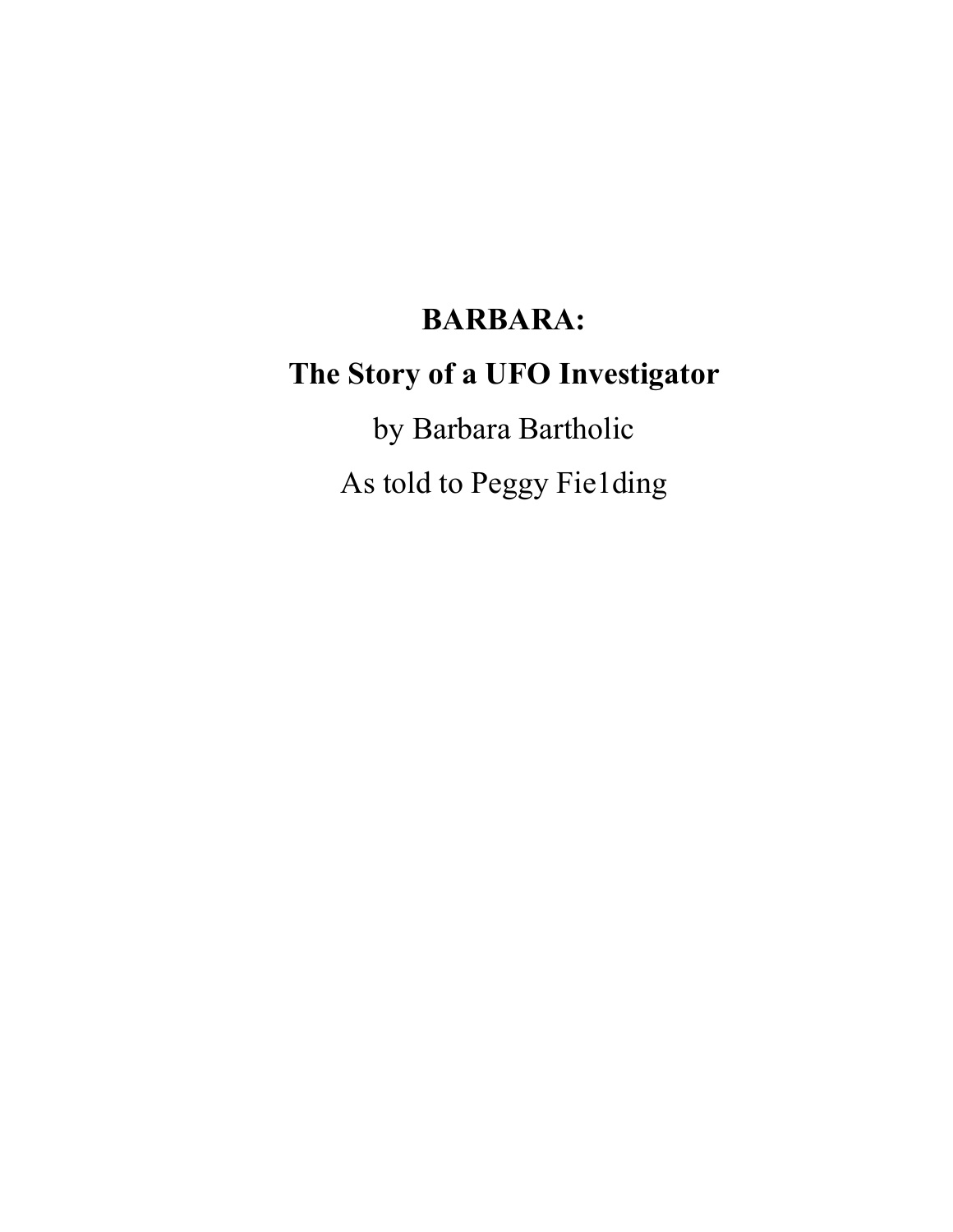# BARBARA:

# The Story of a UFO Investigator

by Barbara Bartholic

As told to Peggy Fie1ding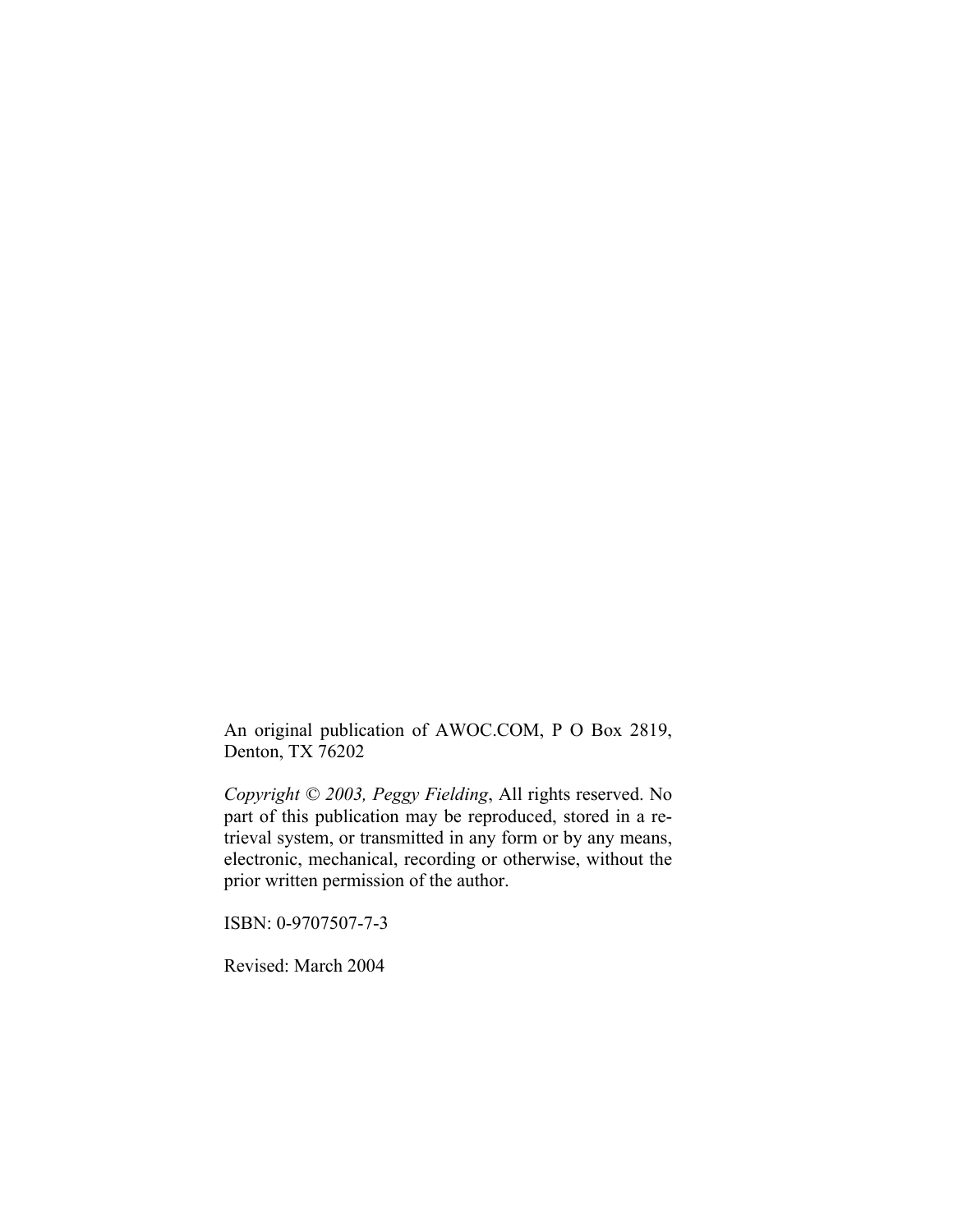An original publication of AWOC.COM, P O Box 2819, Denton, TX 76202

*Copyright © 2003, Peggy Fielding*, All rights reserved. No part of this publication may be reproduced, stored in a retrieval system, or transmitted in any form or by any means, electronic, mechanical, recording or otherwise, without the prior written permission of the author.

ISBN: 0-9707507-7-3

Revised: March 2004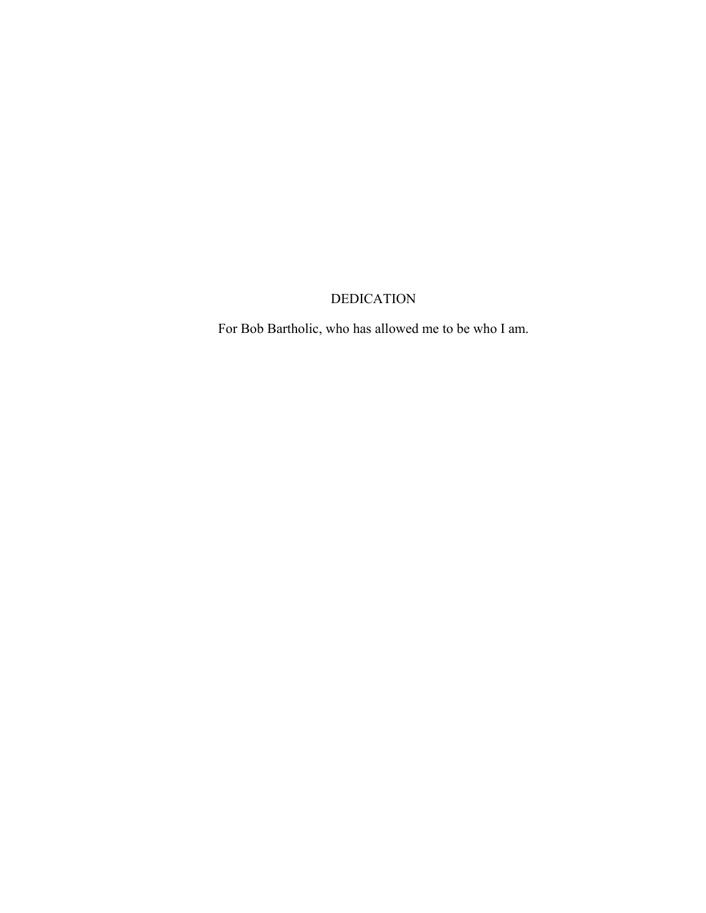# DEDICATION

For Bob Bartholic, who has allowed me to be who I am.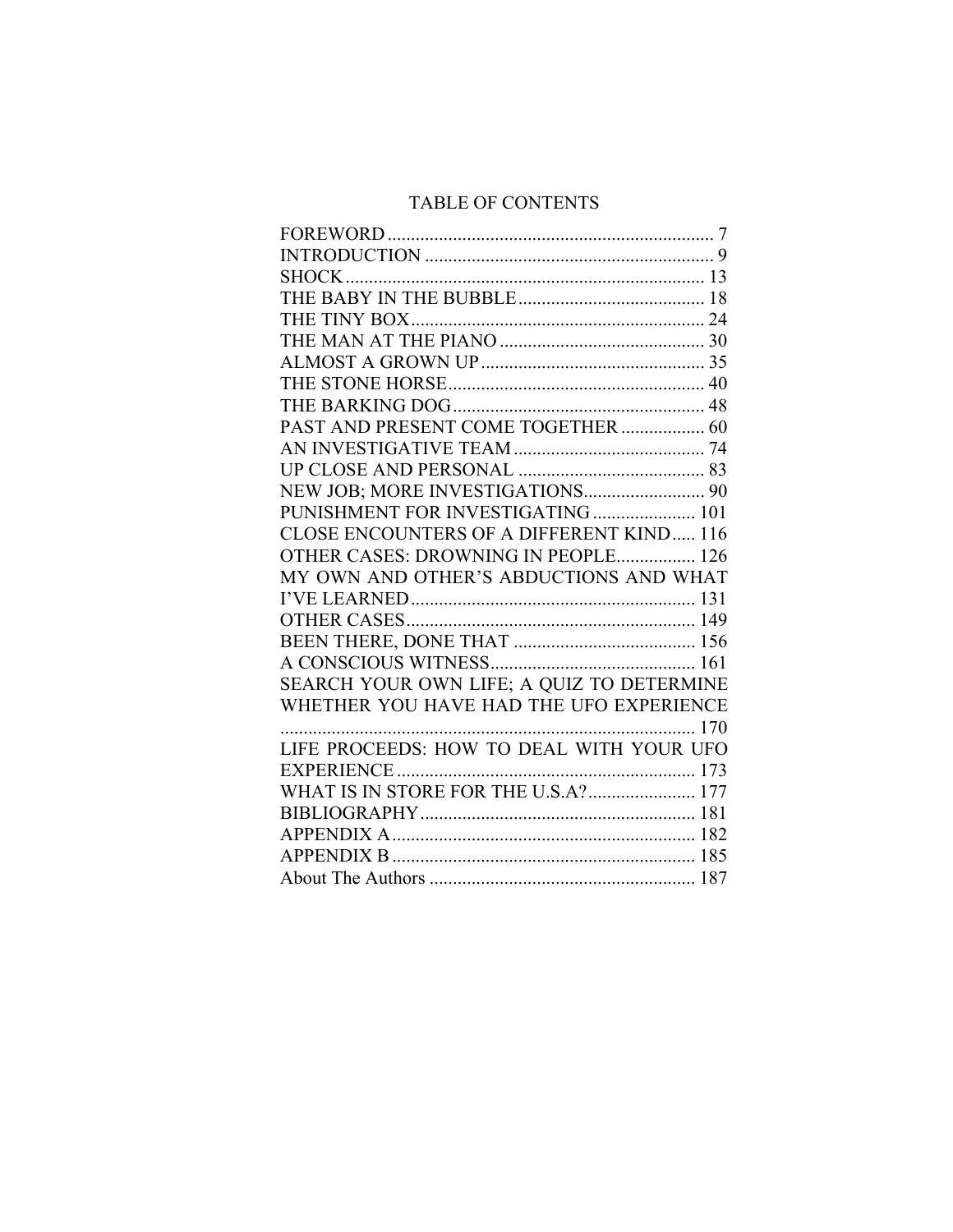# TABLE OF CONTENTS

FOREWORD ...................................................................... 7
INTRODUCTION .............................................................. 9
SHOCK ............................................................................. 13
THE BABY IN THE BUBBLE ........................................ 18
THE TINY BOX ............................................................... 24
THE MAN AT THE PIANO ............................................ 30
ALMOST A GROWN UP ................................................ 35
THE STONE HORSE ....................................................... 40
THE BARKING DOG ...................................................... 48
PAST AND PRESENT COME TOGETHER .................. 60
AN INVESTIGATIVE TEAM ......................................... 74
UP CLOSE AND PERSONAL ........................................ 83
NEW JOB; MORE INVESTIGATIONS .......................... 90
PUNISHMENT FOR INVESTIGATING ...................... 101
CLOSE ENCOUNTERS OF A DIFFERENT KIND ..... 116
OTHER CASES: DROWNING IN PEOPLE ................. 126
MY OWN AND OTHER'S ABDUCTIONS AND WHAT I'VE LEARNED ............................................................. 131
OTHER CASES .............................................................. 149
BEEN THERE, DONE THAT ....................................... 156
A CONSCIOUS WITNESS ............................................ 161
SEARCH YOUR OWN LIFE; A QUIZ TO DETERMINE WHETHER YOU HAVE HAD THE UFO EXPERIENCE ......................................................................................... 170
LIFE PROCEEDS: HOW TO DEAL WITH YOUR UFO EXPERIENCE ................................................................ 173
WHAT IS IN STORE FOR THE U.S.A? ....................... 177
BIBLIOGRAPHY ........................................................... 181
APPENDIX A ................................................................. 182
APPENDIX B ................................................................. 185
About The Authors ......................................................... 187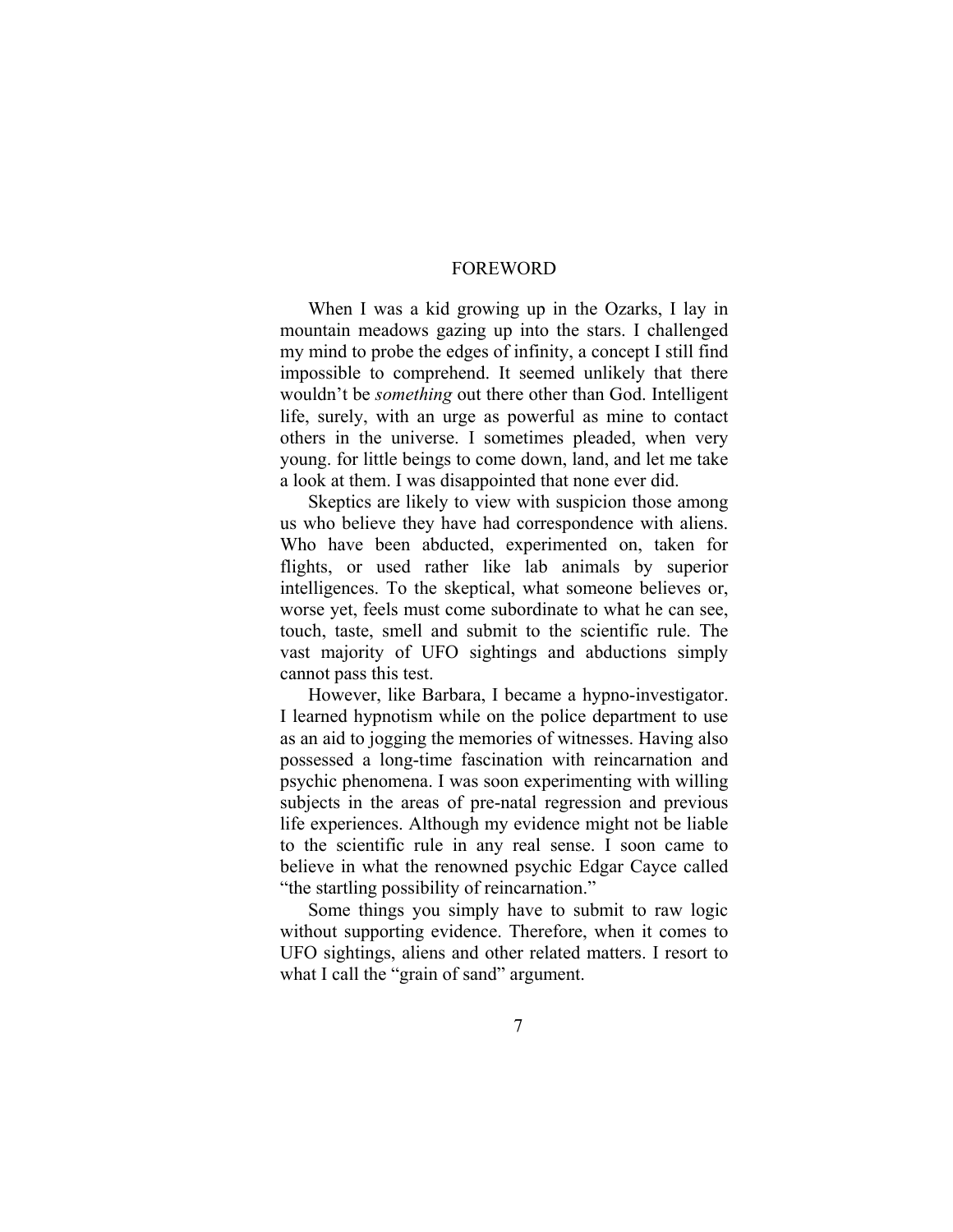# FOREWORD

When I was a kid growing up in the Ozarks, I lay in mountain meadows gazing up into the stars. I challenged my mind to probe the edges of infinity, a concept I still find impossible to comprehend. It seemed unlikely that there wouldn't be *something* out there other than God. Intelligent life, surely, with an urge as powerful as mine to contact others in the universe. I sometimes pleaded, when very young. for little beings to come down, land, and let me take a look at them. I was disappointed that none ever did.

Skeptics are likely to view with suspicion those among us who believe they have had correspondence with aliens. Who have been abducted, experimented on, taken for flights, or used rather like lab animals by superior intelligences. To the skeptical, what someone believes or, worse yet, feels must come subordinate to what he can see, touch, taste, smell and submit to the scientific rule. The vast majority of UFO sightings and abductions simply cannot pass this test.

However, like Barbara, I became a hypno-investigator. I learned hypnotism while on the police department to use as an aid to jogging the memories of witnesses. Having also possessed a long-time fascination with reincarnation and psychic phenomena. I was soon experimenting with willing subjects in the areas of pre-natal regression and previous life experiences. Although my evidence might not be liable to the scientific rule in any real sense. I soon came to believe in what the renowned psychic Edgar Cayce called "the startling possibility of reincarnation."

Some things you simply have to submit to raw logic without supporting evidence. Therefore, when it comes to UFO sightings, aliens and other related matters. I resort to what I call the "grain of sand" argument.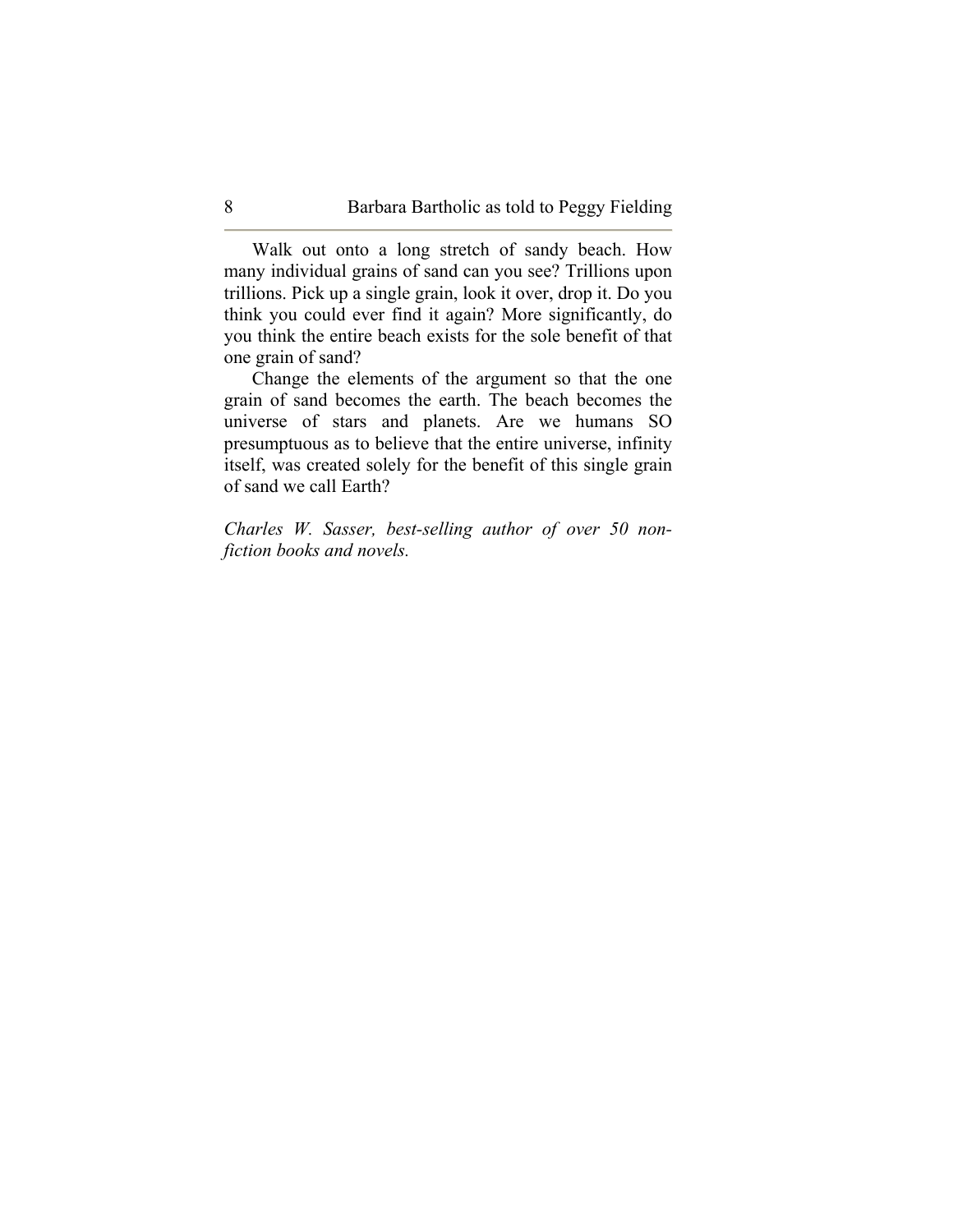Walk out onto a long stretch of sandy beach. How many individual grains of sand can you see? Trillions upon trillions. Pick up a single grain, look it over, drop it. Do you think you could ever find it again? More significantly, do you think the entire beach exists for the sole benefit of that one grain of sand?

Change the elements of the argument so that the one grain of sand becomes the earth. The beach becomes the universe of stars and planets. Are we humans SO presumptuous as to believe that the entire universe, infinity itself, was created solely for the benefit of this single grain of sand we call Earth?

*Charles W. Sasser, best-selling author of over 50 non-fiction books and novels.*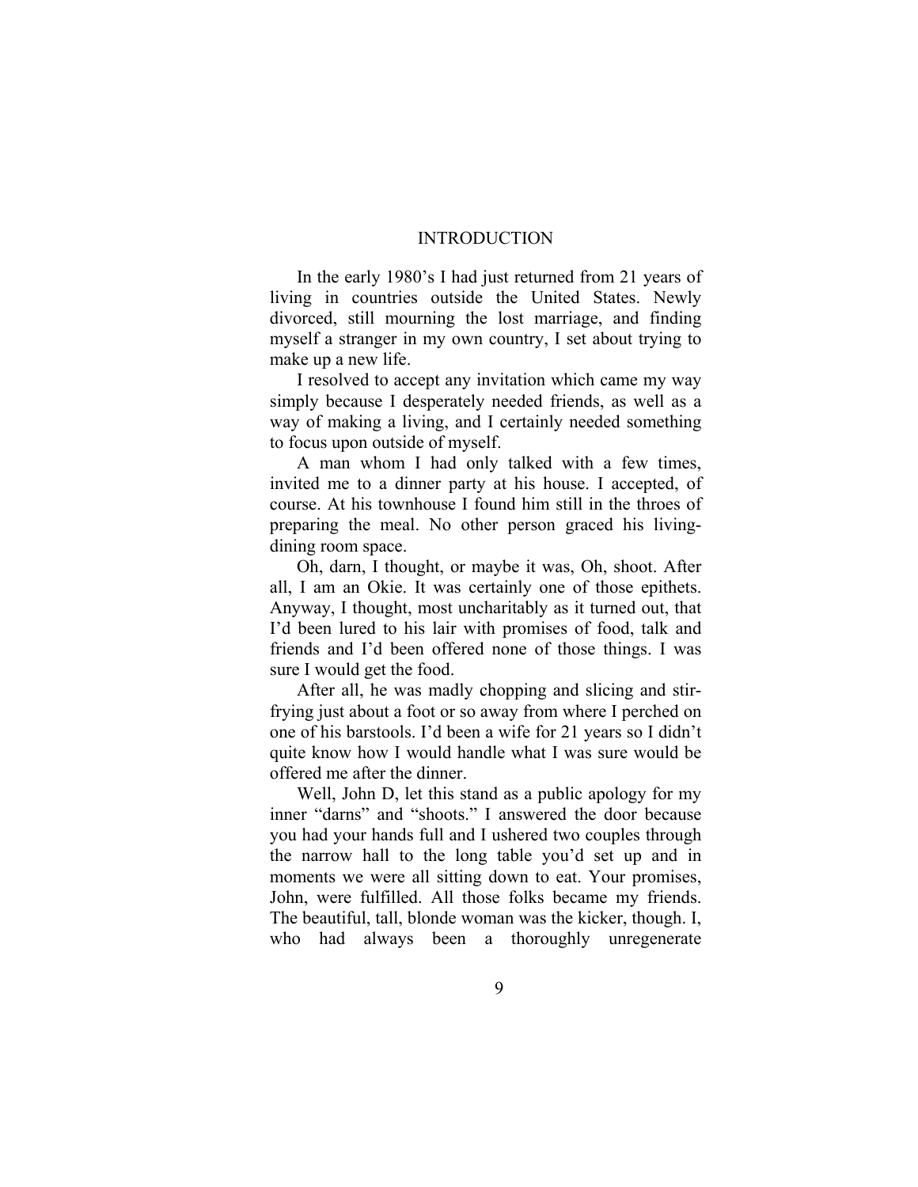# INTRODUCTION

In the early 1980's I had just returned from 21 years of living in countries outside the United States. Newly divorced, still mourning the lost marriage, and finding myself a stranger in my own country, I set about trying to make up a new life.

I resolved to accept any invitation which came my way simply because I desperately needed friends, as well as a way of making a living, and I certainly needed something to focus upon outside of myself.

A man whom I had only talked with a few times, invited me to a dinner party at his house. I accepted, of course. At his townhouse I found him still in the throes of preparing the meal. No other person graced his living-dining room space.

Oh, darn, I thought, or maybe it was, Oh, shoot. After all, I am an Okie. It was certainly one of those epithets. Anyway, I thought, most uncharitably as it turned out, that I'd been lured to his lair with promises of food, talk and friends and I'd been offered none of those things. I was sure I would get the food.

After all, he was madly chopping and slicing and stir-frying just about a foot or so away from where I perched on one of his barstools. I'd been a wife for 21 years so I didn't quite know how I would handle what I was sure would be offered me after the dinner.

Well, John D, let this stand as a public apology for my inner "darns" and "shoots." I answered the door because you had your hands full and I ushered two couples through the narrow hall to the long table you'd set up and in moments we were all sitting down to eat. Your promises, John, were fulfilled. All those folks became my friends. The beautiful, tall, blonde woman was the kicker, though. I, who had always been a thoroughly unregenerate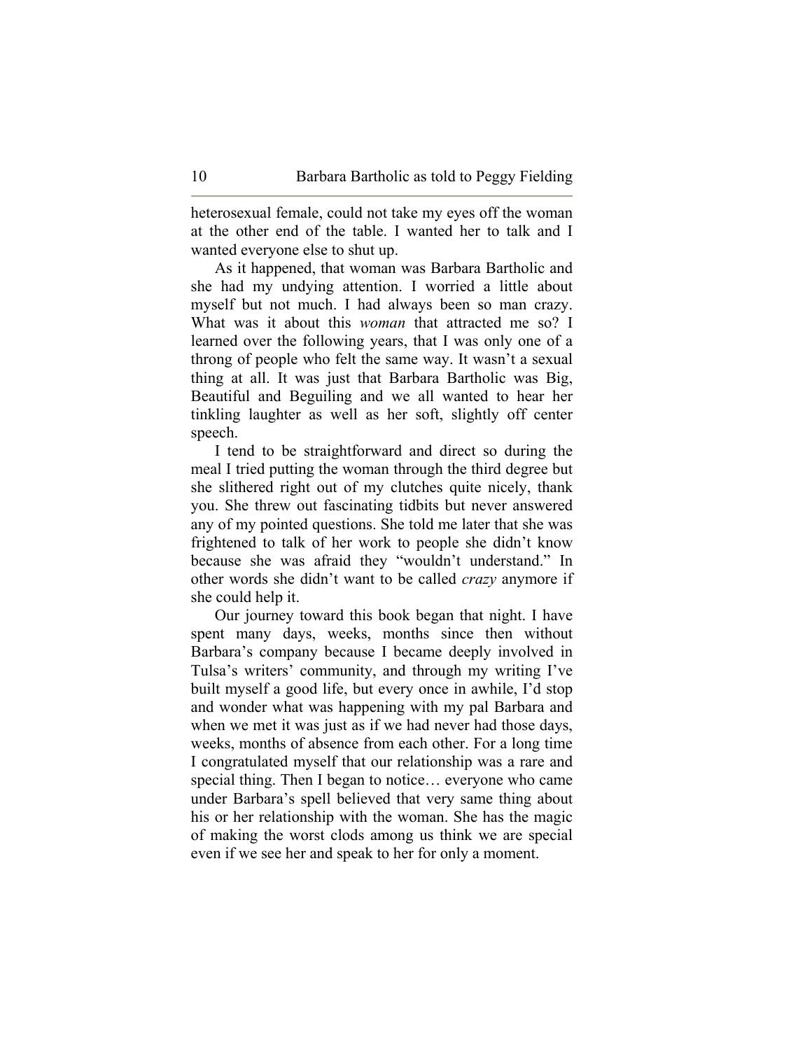heterosexual female, could not take my eyes off the woman at the other end of the table. I wanted her to talk and I wanted everyone else to shut up.

As it happened, that woman was Barbara Bartholic and she had my undying attention. I worried a little about myself but not much. I had always been so man crazy. What was it about this *woman* that attracted me so? I learned over the following years, that I was only one of a throng of people who felt the same way. It wasn't a sexual thing at all. It was just that Barbara Bartholic was Big, Beautiful and Beguiling and we all wanted to hear her tinkling laughter as well as her soft, slightly off center speech.

I tend to be straightforward and direct so during the meal I tried putting the woman through the third degree but she slithered right out of my clutches quite nicely, thank you. She threw out fascinating tidbits but never answered any of my pointed questions. She told me later that she was frightened to talk of her work to people she didn't know because she was afraid they "wouldn't understand." In other words she didn't want to be called *crazy* anymore if she could help it.

Our journey toward this book began that night. I have spent many days, weeks, months since then without Barbara's company because I became deeply involved in Tulsa's writers' community, and through my writing I've built myself a good life, but every once in awhile, I'd stop and wonder what was happening with my pal Barbara and when we met it was just as if we had never had those days, weeks, months of absence from each other. For a long time I congratulated myself that our relationship was a rare and special thing. Then I began to notice… everyone who came under Barbara's spell believed that very same thing about his or her relationship with the woman. She has the magic of making the worst clods among us think we are special even if we see her and speak to her for only a moment.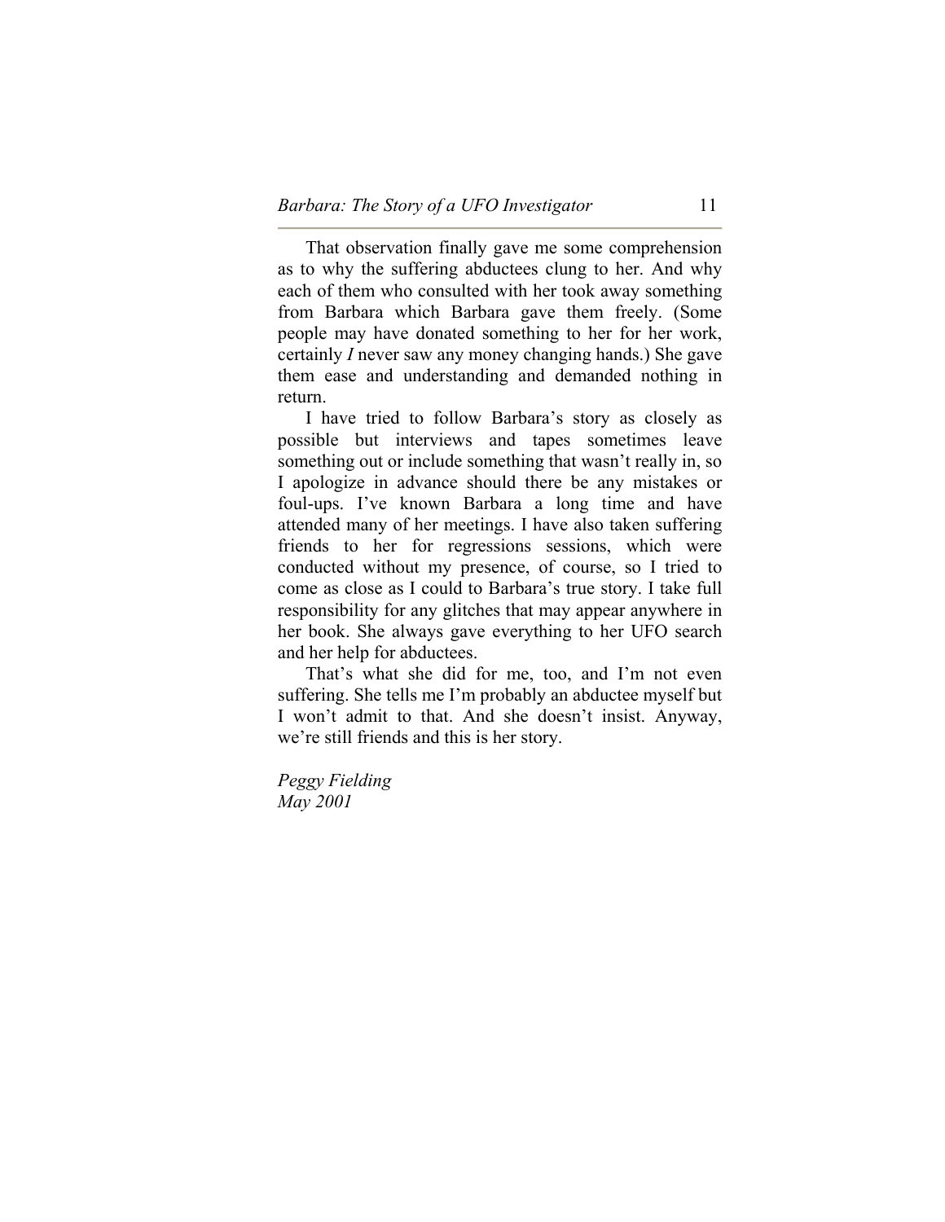That observation finally gave me some comprehension as to why the suffering abductees clung to her. And why each of them who consulted with her took away something from Barbara which Barbara gave them freely. (Some people may have donated something to her for her work, certainly *I* never saw any money changing hands.) She gave them ease and understanding and demanded nothing in return.

I have tried to follow Barbara's story as closely as possible but interviews and tapes sometimes leave something out or include something that wasn't really in, so I apologize in advance should there be any mistakes or foul-ups. I've known Barbara a long time and have attended many of her meetings. I have also taken suffering friends to her for regressions sessions, which were conducted without my presence, of course, so I tried to come as close as I could to Barbara's true story. I take full responsibility for any glitches that may appear anywhere in her book. She always gave everything to her UFO search and her help for abductees.

That's what she did for me, too, and I'm not even suffering. She tells me I'm probably an abductee myself but I won't admit to that. And she doesn't insist. Anyway, we're still friends and this is her story.

*Peggy Fielding*
*May 2001*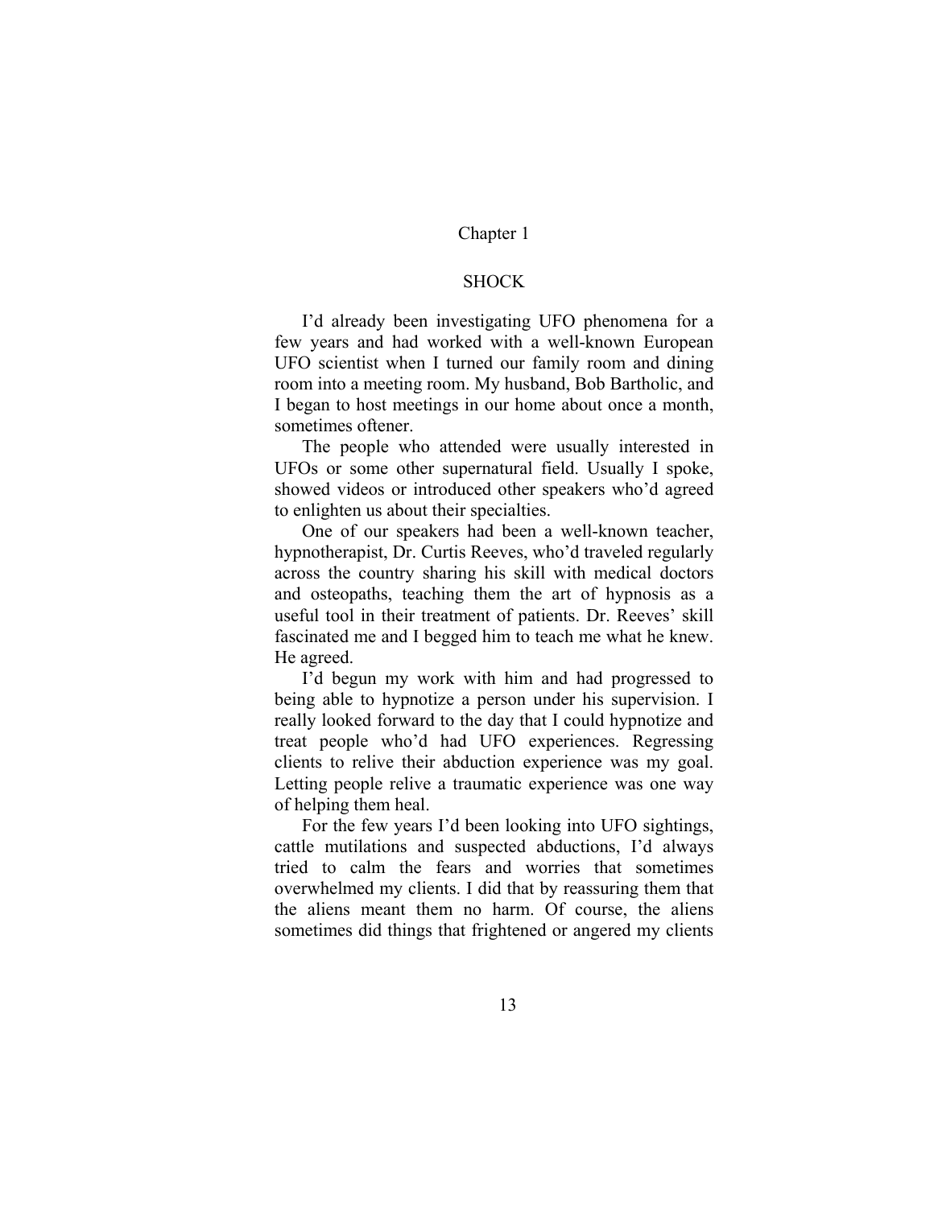# Chapter 1

## SHOCK

I'd already been investigating UFO phenomena for a few years and had worked with a well-known European UFO scientist when I turned our family room and dining room into a meeting room. My husband, Bob Bartholic, and I began to host meetings in our home about once a month, sometimes oftener.

The people who attended were usually interested in UFOs or some other supernatural field. Usually I spoke, showed videos or introduced other speakers who'd agreed to enlighten us about their specialties.

One of our speakers had been a well-known teacher, hypnotherapist, Dr. Curtis Reeves, who'd traveled regularly across the country sharing his skill with medical doctors and osteopaths, teaching them the art of hypnosis as a useful tool in their treatment of patients. Dr. Reeves' skill fascinated me and I begged him to teach me what he knew. He agreed.

I'd begun my work with him and had progressed to being able to hypnotize a person under his supervision. I really looked forward to the day that I could hypnotize and treat people who'd had UFO experiences. Regressing clients to relive their abduction experience was my goal. Letting people relive a traumatic experience was one way of helping them heal.

For the few years I'd been looking into UFO sightings, cattle mutilations and suspected abductions, I'd always tried to calm the fears and worries that sometimes overwhelmed my clients. I did that by reassuring them that the aliens meant them no harm. Of course, the aliens sometimes did things that frightened or angered my clients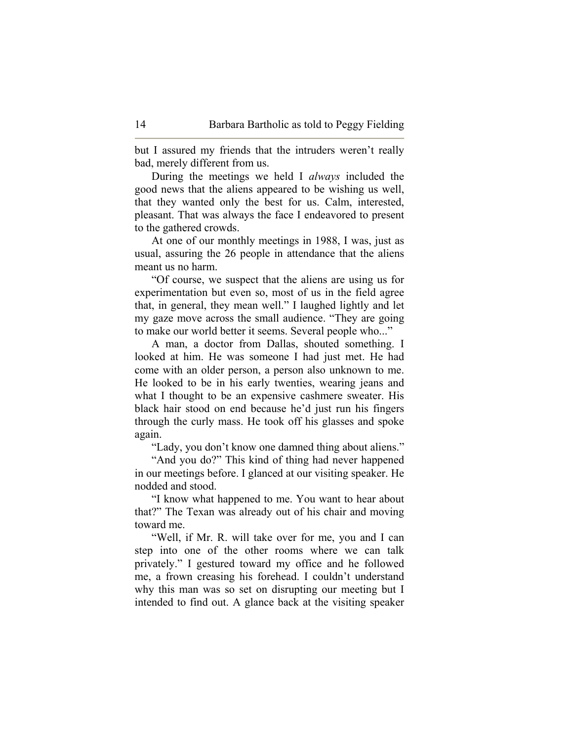but I assured my friends that the intruders weren't really bad, merely different from us.

During the meetings we held I *always* included the good news that the aliens appeared to be wishing us well, that they wanted only the best for us. Calm, interested, pleasant. That was always the face I endeavored to present to the gathered crowds.

At one of our monthly meetings in 1988, I was, just as usual, assuring the 26 people in attendance that the aliens meant us no harm.

"Of course, we suspect that the aliens are using us for experimentation but even so, most of us in the field agree that, in general, they mean well." I laughed lightly and let my gaze move across the small audience. "They are going to make our world better it seems. Several people who..."

A man, a doctor from Dallas, shouted something. I looked at him. He was someone I had just met. He had come with an older person, a person also unknown to me. He looked to be in his early twenties, wearing jeans and what I thought to be an expensive cashmere sweater. His black hair stood on end because he'd just run his fingers through the curly mass. He took off his glasses and spoke again.

"Lady, you don't know one damned thing about aliens."

"And you do?" This kind of thing had never happened in our meetings before. I glanced at our visiting speaker. He nodded and stood.

"I know what happened to me. You want to hear about that?" The Texan was already out of his chair and moving toward me.

"Well, if Mr. R. will take over for me, you and I can step into one of the other rooms where we can talk privately." I gestured toward my office and he followed me, a frown creasing his forehead. I couldn't understand why this man was so set on disrupting our meeting but I intended to find out. A glance back at the visiting speaker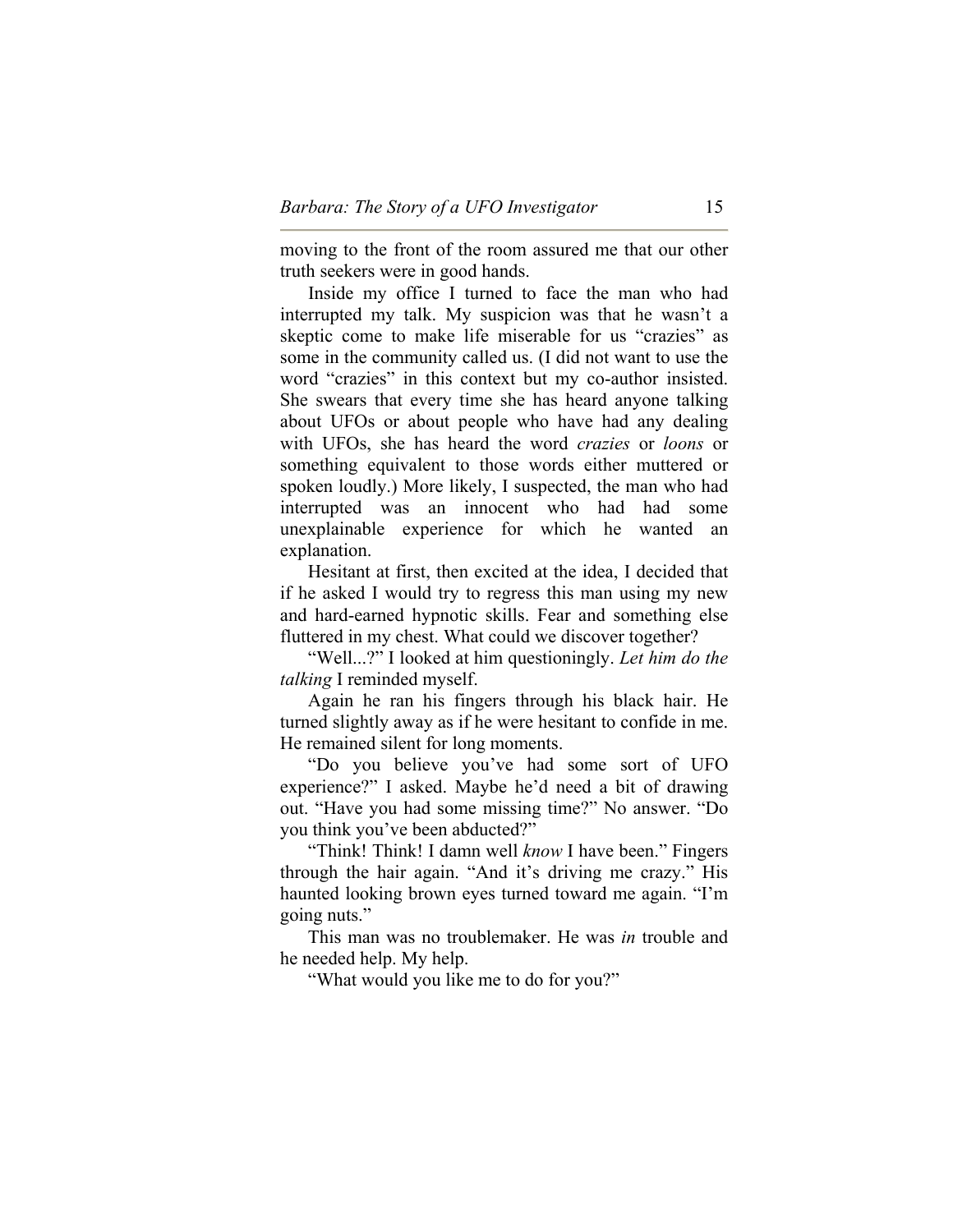moving to the front of the room assured me that our other truth seekers were in good hands.

Inside my office I turned to face the man who had interrupted my talk. My suspicion was that he wasn't a skeptic come to make life miserable for us "crazies" as some in the community called us. (I did not want to use the word "crazies" in this context but my co-author insisted. She swears that every time she has heard anyone talking about UFOs or about people who have had any dealing with UFOs, she has heard the word *crazies* or *loons* or something equivalent to those words either muttered or spoken loudly.) More likely, I suspected, the man who had interrupted was an innocent who had had some unexplainable experience for which he wanted an explanation.

Hesitant at first, then excited at the idea, I decided that if he asked I would try to regress this man using my new and hard-earned hypnotic skills. Fear and something else fluttered in my chest. What could we discover together?

"Well...?" I looked at him questioningly. *Let him do the talking* I reminded myself.

Again he ran his fingers through his black hair. He turned slightly away as if he were hesitant to confide in me. He remained silent for long moments.

"Do you believe you've had some sort of UFO experience?" I asked. Maybe he'd need a bit of drawing out. "Have you had some missing time?" No answer. "Do you think you've been abducted?"

"Think! Think! I damn well *know* I have been." Fingers through the hair again. "And it's driving me crazy." His haunted looking brown eyes turned toward me again. "I'm going nuts."

This man was no troublemaker. He was *in* trouble and he needed help. My help.

"What would you like me to do for you?"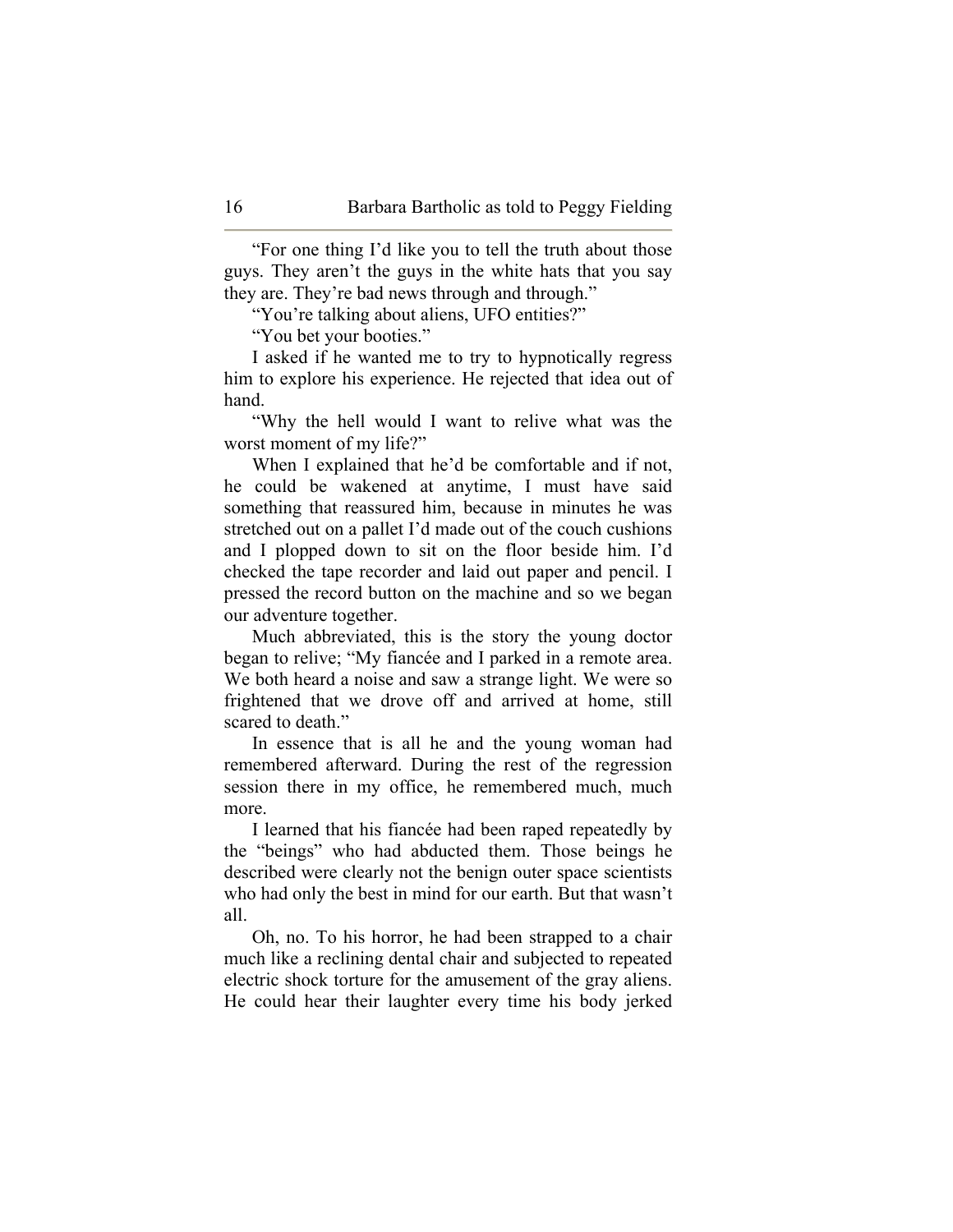"For one thing I'd like you to tell the truth about those guys. They aren't the guys in the white hats that you say they are. They're bad news through and through."

"You're talking about aliens, UFO entities?"

"You bet your booties."

I asked if he wanted me to try to hypnotically regress him to explore his experience. He rejected that idea out of hand.

"Why the hell would I want to relive what was the worst moment of my life?"

When I explained that he'd be comfortable and if not, he could be wakened at anytime, I must have said something that reassured him, because in minutes he was stretched out on a pallet I'd made out of the couch cushions and I plopped down to sit on the floor beside him. I'd checked the tape recorder and laid out paper and pencil. I pressed the record button on the machine and so we began our adventure together.

Much abbreviated, this is the story the young doctor began to relive; "My fiancée and I parked in a remote area. We both heard a noise and saw a strange light. We were so frightened that we drove off and arrived at home, still scared to death."

In essence that is all he and the young woman had remembered afterward. During the rest of the regression session there in my office, he remembered much, much more.

I learned that his fiancée had been raped repeatedly by the "beings" who had abducted them. Those beings he described were clearly not the benign outer space scientists who had only the best in mind for our earth. But that wasn't all.

Oh, no. To his horror, he had been strapped to a chair much like a reclining dental chair and subjected to repeated electric shock torture for the amusement of the gray aliens. He could hear their laughter every time his body jerked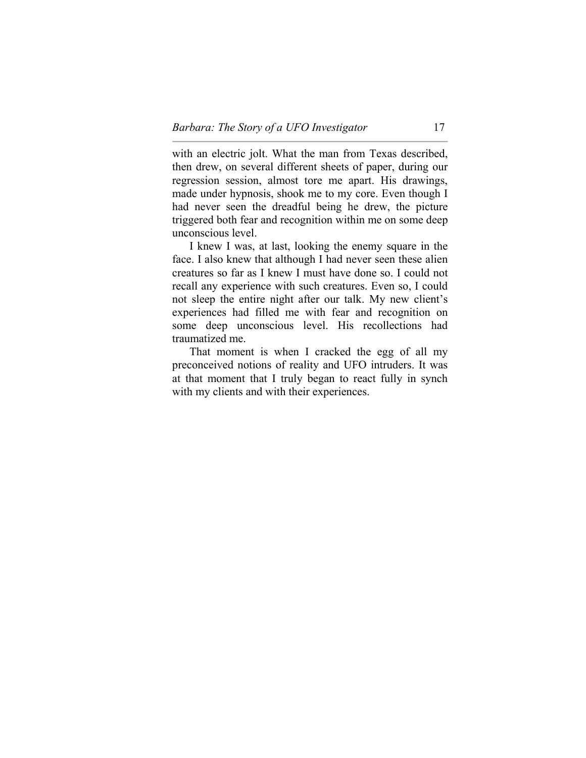with an electric jolt. What the man from Texas described, then drew, on several different sheets of paper, during our regression session, almost tore me apart. His drawings, made under hypnosis, shook me to my core. Even though I had never seen the dreadful being he drew, the picture triggered both fear and recognition within me on some deep unconscious level.

I knew I was, at last, looking the enemy square in the face. I also knew that although I had never seen these alien creatures so far as I knew I must have done so. I could not recall any experience with such creatures. Even so, I could not sleep the entire night after our talk. My new client's experiences had filled me with fear and recognition on some deep unconscious level. His recollections had traumatized me.

That moment is when I cracked the egg of all my preconceived notions of reality and UFO intruders. It was at that moment that I truly began to react fully in synch with my clients and with their experiences.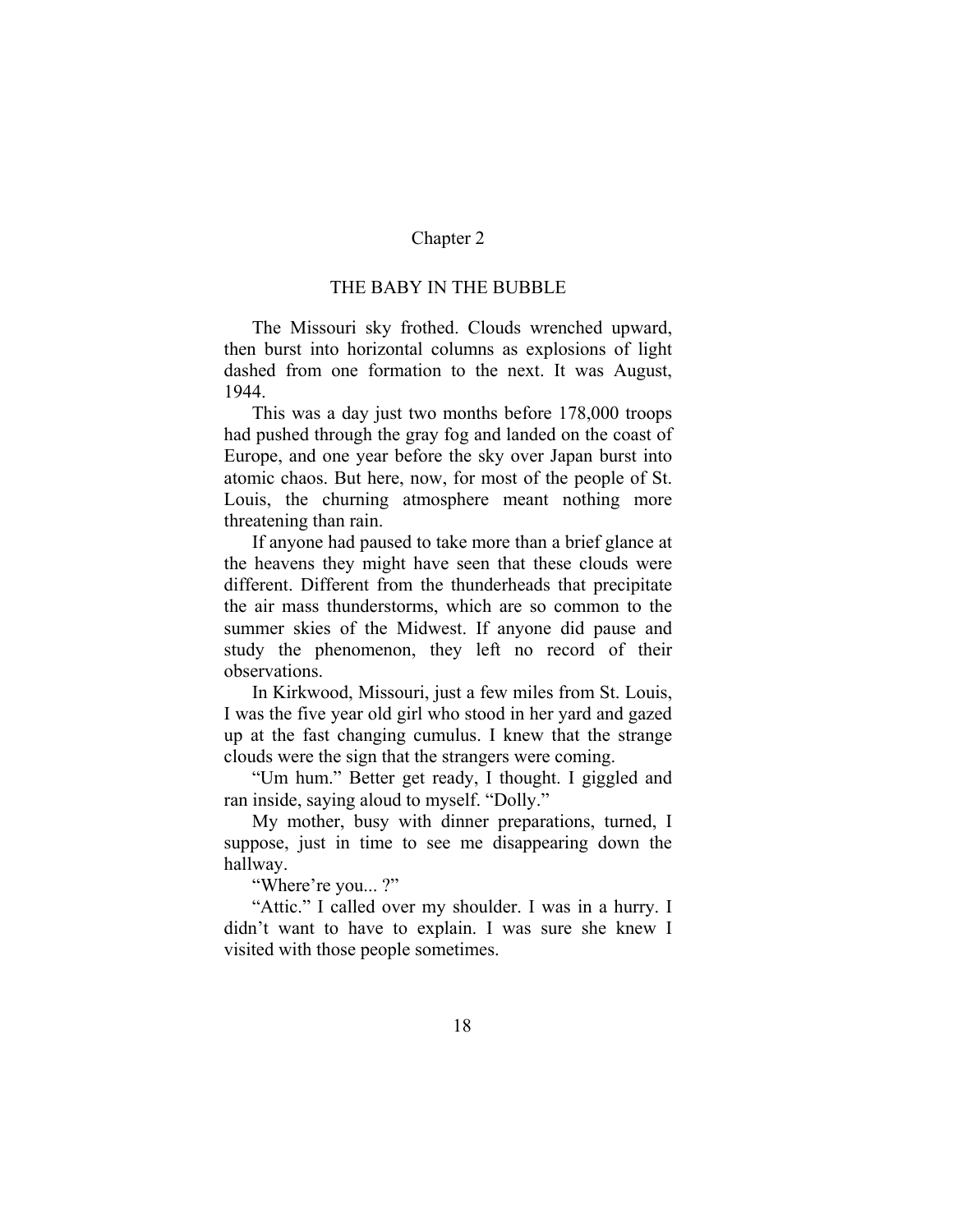## Chapter 2

## THE BABY IN THE BUBBLE

The Missouri sky frothed. Clouds wrenched upward, then burst into horizontal columns as explosions of light dashed from one formation to the next. It was August, 1944.

This was a day just two months before 178,000 troops had pushed through the gray fog and landed on the coast of Europe, and one year before the sky over Japan burst into atomic chaos. But here, now, for most of the people of St. Louis, the churning atmosphere meant nothing more threatening than rain.

If anyone had paused to take more than a brief glance at the heavens they might have seen that these clouds were different. Different from the thunderheads that precipitate the air mass thunderstorms, which are so common to the summer skies of the Midwest. If anyone did pause and study the phenomenon, they left no record of their observations.

In Kirkwood, Missouri, just a few miles from St. Louis, I was the five year old girl who stood in her yard and gazed up at the fast changing cumulus. I knew that the strange clouds were the sign that the strangers were coming.

"Um hum." Better get ready, I thought. I giggled and ran inside, saying aloud to myself. "Dolly."

My mother, busy with dinner preparations, turned, I suppose, just in time to see me disappearing down the hallway.

"Where're you... ?"

"Attic." I called over my shoulder. I was in a hurry. I didn't want to have to explain. I was sure she knew I visited with those people sometimes.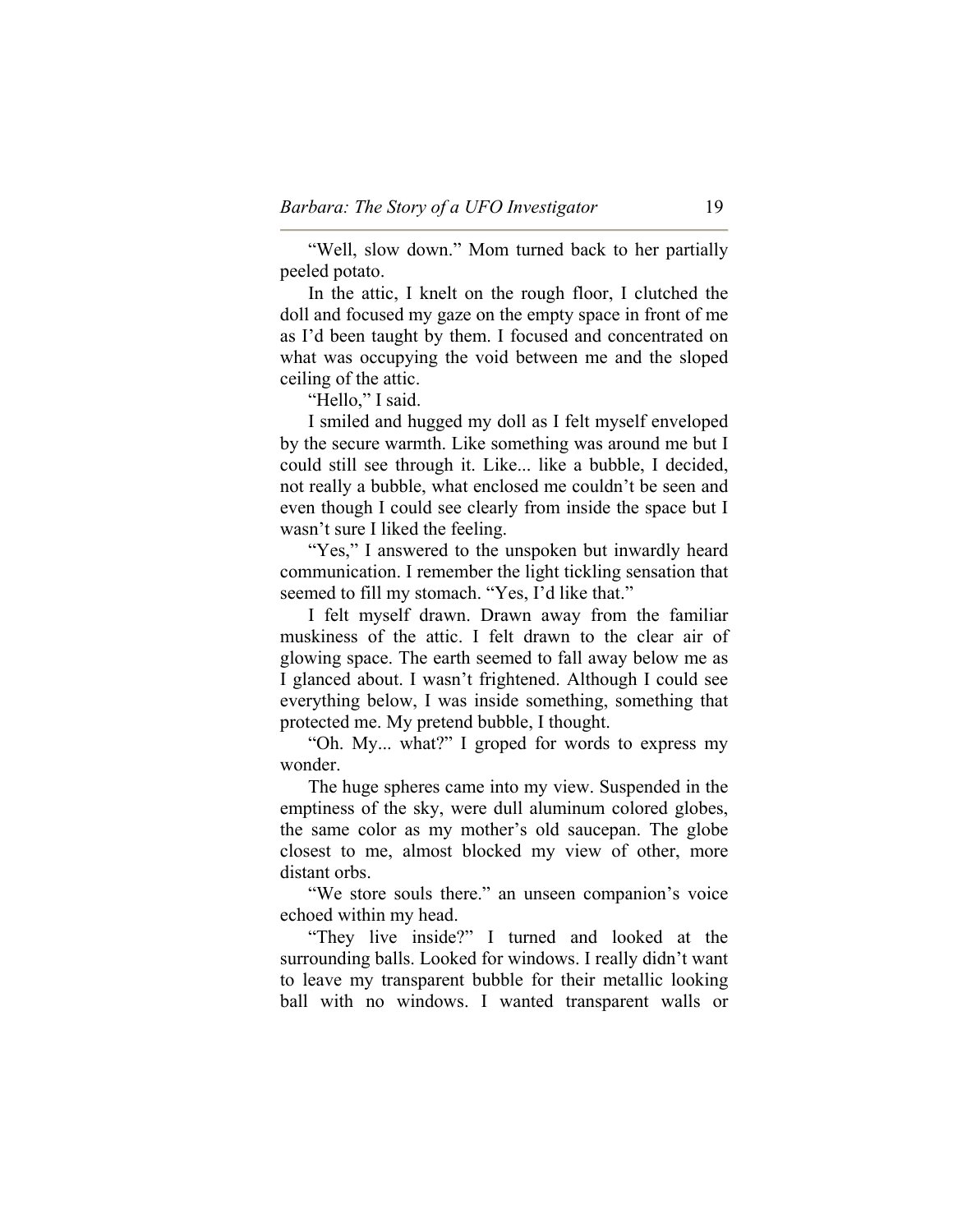"Well, slow down." Mom turned back to her partially peeled potato.

In the attic, I knelt on the rough floor, I clutched the doll and focused my gaze on the empty space in front of me as I'd been taught by them. I focused and concentrated on what was occupying the void between me and the sloped ceiling of the attic.

"Hello," I said.

I smiled and hugged my doll as I felt myself enveloped by the secure warmth. Like something was around me but I could still see through it. Like... like a bubble, I decided, not really a bubble, what enclosed me couldn't be seen and even though I could see clearly from inside the space but I wasn't sure I liked the feeling.

"Yes," I answered to the unspoken but inwardly heard communication. I remember the light tickling sensation that seemed to fill my stomach. "Yes, I'd like that."

I felt myself drawn. Drawn away from the familiar muskiness of the attic. I felt drawn to the clear air of glowing space. The earth seemed to fall away below me as I glanced about. I wasn't frightened. Although I could see everything below, I was inside something, something that protected me. My pretend bubble, I thought.

"Oh. My... what?" I groped for words to express my wonder.

The huge spheres came into my view. Suspended in the emptiness of the sky, were dull aluminum colored globes, the same color as my mother's old saucepan. The globe closest to me, almost blocked my view of other, more distant orbs.

"We store souls there." an unseen companion's voice echoed within my head.

"They live inside?" I turned and looked at the surrounding balls. Looked for windows. I really didn't want to leave my transparent bubble for their metallic looking ball with no windows. I wanted transparent walls or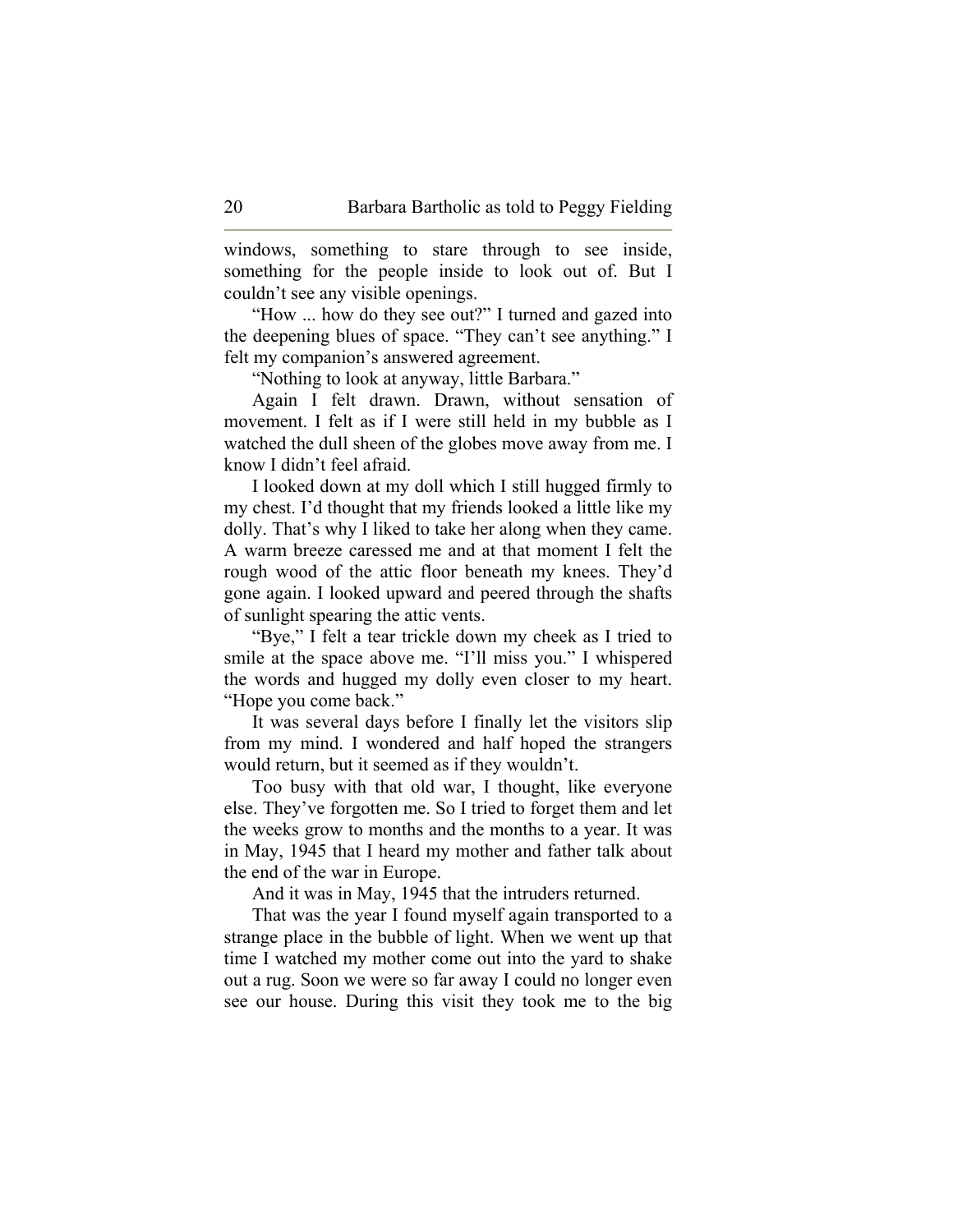windows, something to stare through to see inside, something for the people inside to look out of. But I couldn't see any visible openings.

"How ... how do they see out?" I turned and gazed into the deepening blues of space. "They can't see anything." I felt my companion's answered agreement.

"Nothing to look at anyway, little Barbara."

Again I felt drawn. Drawn, without sensation of movement. I felt as if I were still held in my bubble as I watched the dull sheen of the globes move away from me. I know I didn't feel afraid.

I looked down at my doll which I still hugged firmly to my chest. I'd thought that my friends looked a little like my dolly. That's why I liked to take her along when they came. A warm breeze caressed me and at that moment I felt the rough wood of the attic floor beneath my knees. They'd gone again. I looked upward and peered through the shafts of sunlight spearing the attic vents.

"Bye," I felt a tear trickle down my cheek as I tried to smile at the space above me. "I'll miss you." I whispered the words and hugged my dolly even closer to my heart. "Hope you come back."

It was several days before I finally let the visitors slip from my mind. I wondered and half hoped the strangers would return, but it seemed as if they wouldn't.

Too busy with that old war, I thought, like everyone else. They've forgotten me. So I tried to forget them and let the weeks grow to months and the months to a year. It was in May, 1945 that I heard my mother and father talk about the end of the war in Europe.

And it was in May, 1945 that the intruders returned.

That was the year I found myself again transported to a strange place in the bubble of light. When we went up that time I watched my mother come out into the yard to shake out a rug. Soon we were so far away I could no longer even see our house. During this visit they took me to the big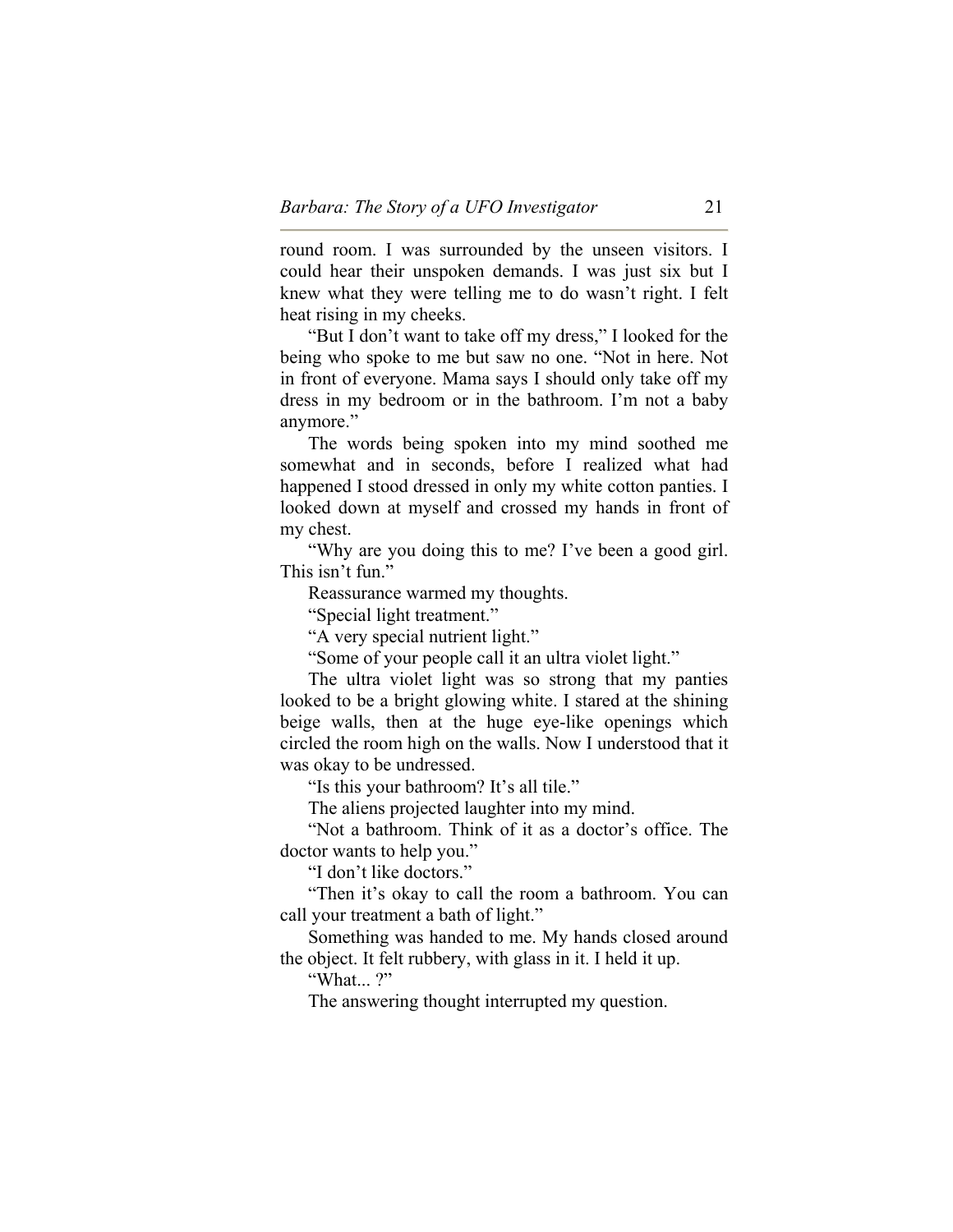round room. I was surrounded by the unseen visitors. I could hear their unspoken demands. I was just six but I knew what they were telling me to do wasn't right. I felt heat rising in my cheeks.

"But I don't want to take off my dress," I looked for the being who spoke to me but saw no one. "Not in here. Not in front of everyone. Mama says I should only take off my dress in my bedroom or in the bathroom. I'm not a baby anymore."

The words being spoken into my mind soothed me somewhat and in seconds, before I realized what had happened I stood dressed in only my white cotton panties. I looked down at myself and crossed my hands in front of my chest.

"Why are you doing this to me? I've been a good girl. This isn't fun."

Reassurance warmed my thoughts.

"Special light treatment."

"A very special nutrient light."

"Some of your people call it an ultra violet light."

The ultra violet light was so strong that my panties looked to be a bright glowing white. I stared at the shining beige walls, then at the huge eye-like openings which circled the room high on the walls. Now I understood that it was okay to be undressed.

"Is this your bathroom? It's all tile."

The aliens projected laughter into my mind.

"Not a bathroom. Think of it as a doctor's office. The doctor wants to help you."

"I don't like doctors."

"Then it's okay to call the room a bathroom. You can call your treatment a bath of light."

Something was handed to me. My hands closed around the object. It felt rubbery, with glass in it. I held it up.

"What... ?"

The answering thought interrupted my question.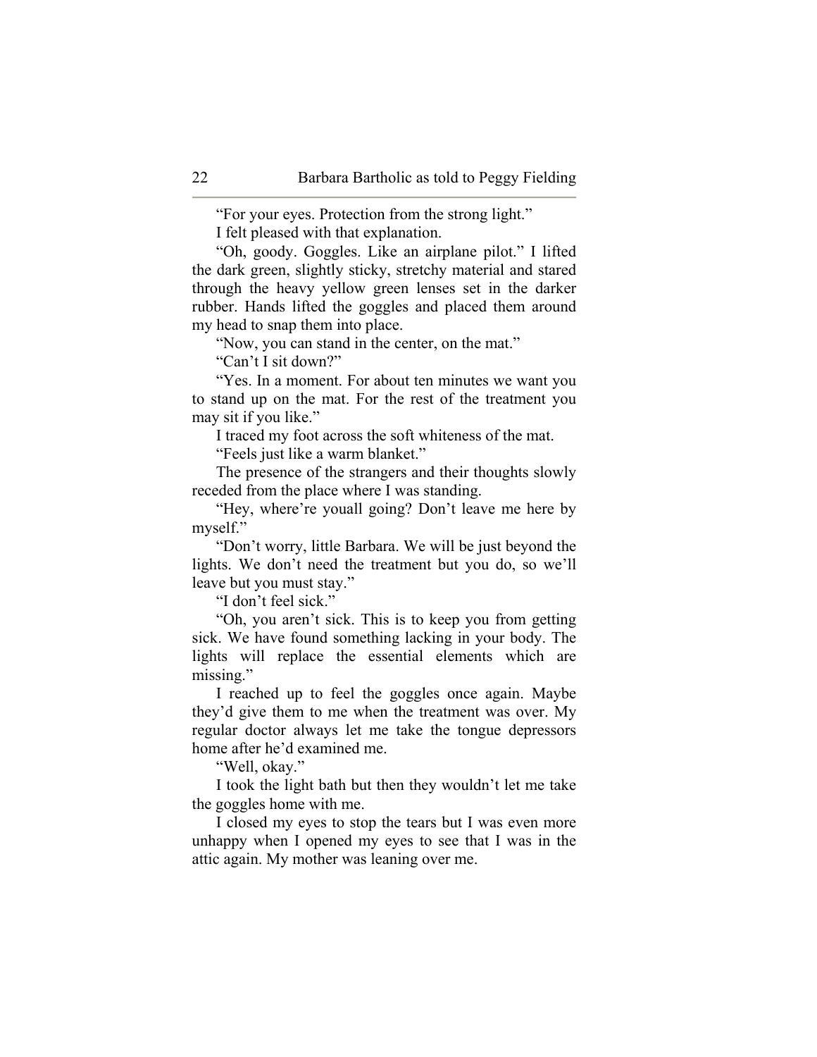"For your eyes. Protection from the strong light."

I felt pleased with that explanation.

"Oh, goody. Goggles. Like an airplane pilot." I lifted the dark green, slightly sticky, stretchy material and stared through the heavy yellow green lenses set in the darker rubber. Hands lifted the goggles and placed them around my head to snap them into place.

"Now, you can stand in the center, on the mat."

"Can't I sit down?"

"Yes. In a moment. For about ten minutes we want you to stand up on the mat. For the rest of the treatment you may sit if you like."

I traced my foot across the soft whiteness of the mat.

"Feels just like a warm blanket."

The presence of the strangers and their thoughts slowly receded from the place where I was standing.

"Hey, where're youall going? Don't leave me here by myself."

"Don't worry, little Barbara. We will be just beyond the lights. We don't need the treatment but you do, so we'll leave but you must stay."

"I don't feel sick."

"Oh, you aren't sick. This is to keep you from getting sick. We have found something lacking in your body. The lights will replace the essential elements which are missing."

I reached up to feel the goggles once again. Maybe they'd give them to me when the treatment was over. My regular doctor always let me take the tongue depressors home after he'd examined me.

"Well, okay."

I took the light bath but then they wouldn't let me take the goggles home with me.

I closed my eyes to stop the tears but I was even more unhappy when I opened my eyes to see that I was in the attic again. My mother was leaning over me.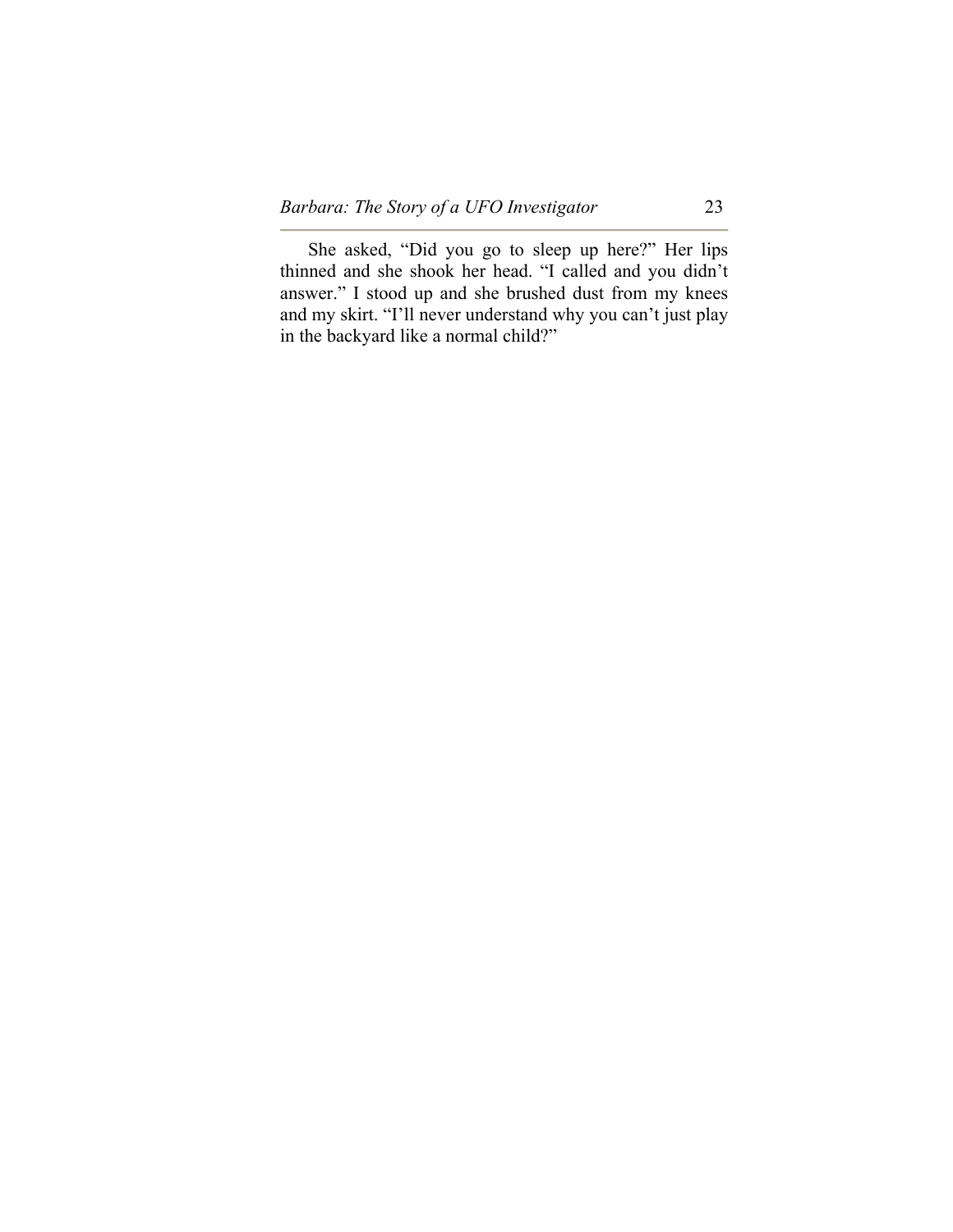She asked, “Did you go to sleep up here?” Her lips thinned and she shook her head. “I called and you didn’t answer.” I stood up and she brushed dust from my knees and my skirt. “I’ll never understand why you can’t just play in the backyard like a normal child?”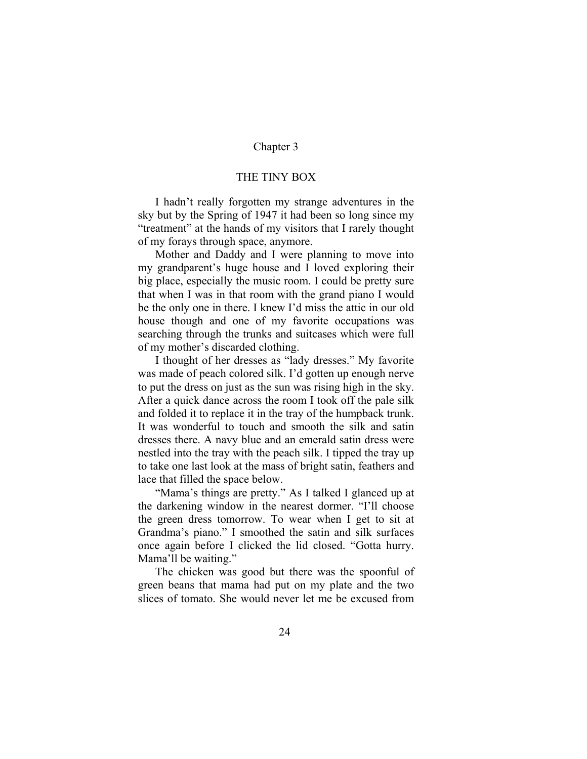# Chapter 3

## THE TINY BOX

I hadn't really forgotten my strange adventures in the sky but by the Spring of 1947 it had been so long since my "treatment" at the hands of my visitors that I rarely thought of my forays through space, anymore.

Mother and Daddy and I were planning to move into my grandparent's huge house and I loved exploring their big place, especially the music room. I could be pretty sure that when I was in that room with the grand piano I would be the only one in there. I knew I'd miss the attic in our old house though and one of my favorite occupations was searching through the trunks and suitcases which were full of my mother's discarded clothing.

I thought of her dresses as "lady dresses." My favorite was made of peach colored silk. I'd gotten up enough nerve to put the dress on just as the sun was rising high in the sky. After a quick dance across the room I took off the pale silk and folded it to replace it in the tray of the humpback trunk. It was wonderful to touch and smooth the silk and satin dresses there. A navy blue and an emerald satin dress were nestled into the tray with the peach silk. I tipped the tray up to take one last look at the mass of bright satin, feathers and lace that filled the space below.

"Mama's things are pretty." As I talked I glanced up at the darkening window in the nearest dormer. "I'll choose the green dress tomorrow. To wear when I get to sit at Grandma's piano." I smoothed the satin and silk surfaces once again before I clicked the lid closed. "Gotta hurry. Mama'll be waiting."

The chicken was good but there was the spoonful of green beans that mama had put on my plate and the two slices of tomato. She would never let me be excused from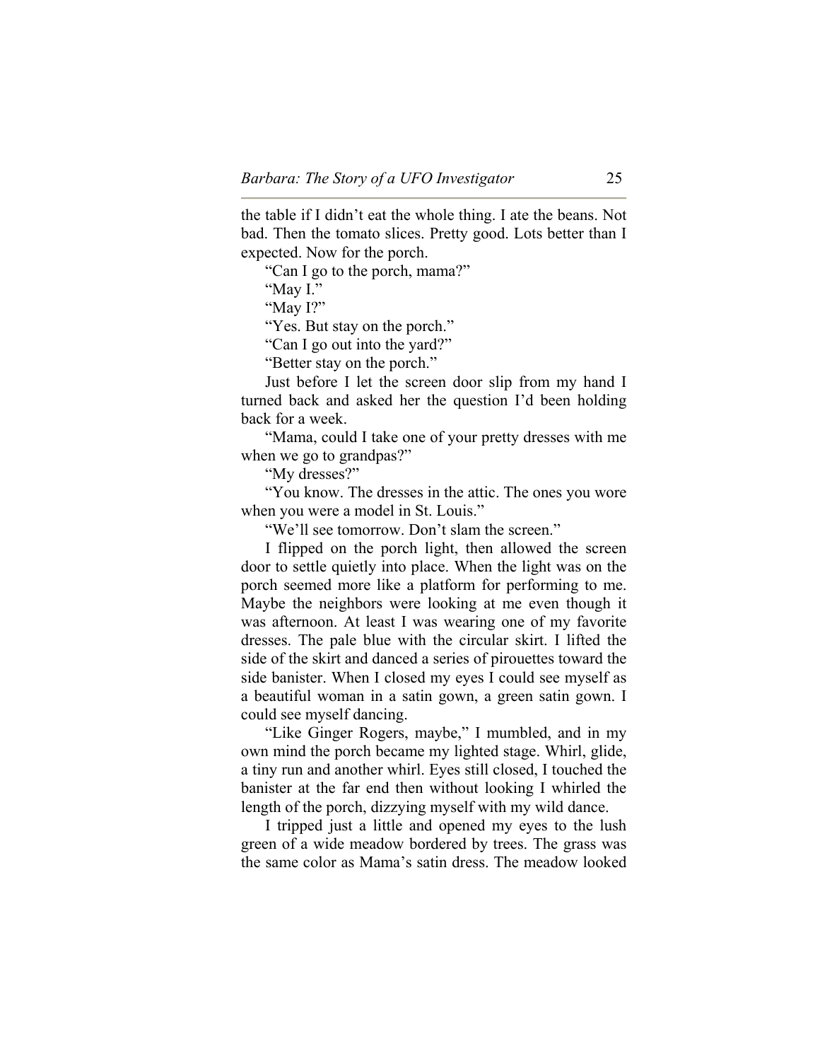the table if I didn't eat the whole thing. I ate the beans. Not bad. Then the tomato slices. Pretty good. Lots better than I expected. Now for the porch.

"Can I go to the porch, mama?"

"May I."

"May I?"

"Yes. But stay on the porch."

"Can I go out into the yard?"

"Better stay on the porch."

Just before I let the screen door slip from my hand I turned back and asked her the question I'd been holding back for a week.

"Mama, could I take one of your pretty dresses with me when we go to grandpas?"

"My dresses?"

"You know. The dresses in the attic. The ones you wore when you were a model in St. Louis."

"We'll see tomorrow. Don't slam the screen."

I flipped on the porch light, then allowed the screen door to settle quietly into place. When the light was on the porch seemed more like a platform for performing to me. Maybe the neighbors were looking at me even though it was afternoon. At least I was wearing one of my favorite dresses. The pale blue with the circular skirt. I lifted the side of the skirt and danced a series of pirouettes toward the side banister. When I closed my eyes I could see myself as a beautiful woman in a satin gown, a green satin gown. I could see myself dancing.

"Like Ginger Rogers, maybe," I mumbled, and in my own mind the porch became my lighted stage. Whirl, glide, a tiny run and another whirl. Eyes still closed, I touched the banister at the far end then without looking I whirled the length of the porch, dizzying myself with my wild dance.

I tripped just a little and opened my eyes to the lush green of a wide meadow bordered by trees. The grass was the same color as Mama's satin dress. The meadow looked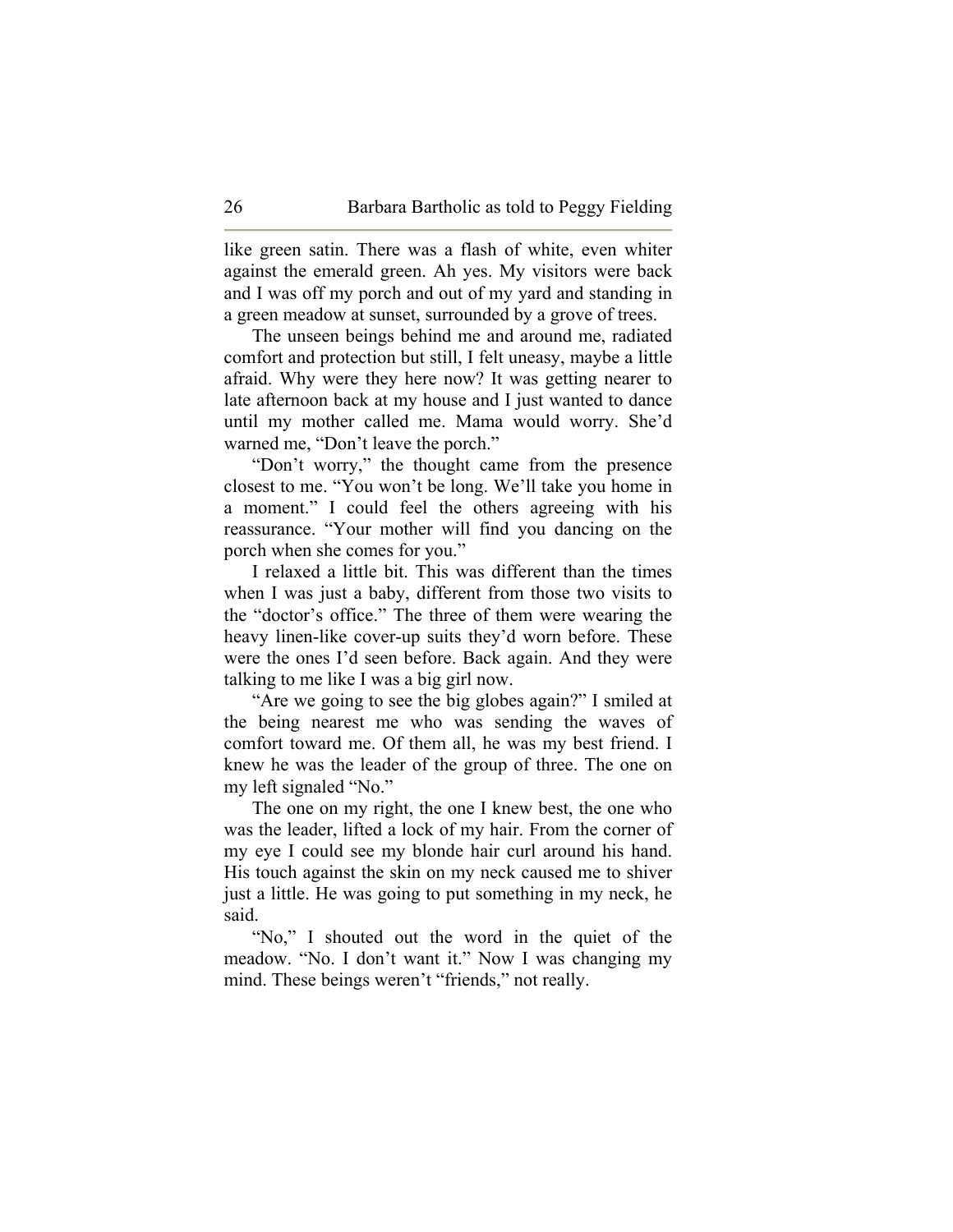like green satin. There was a flash of white, even whiter against the emerald green. Ah yes. My visitors were back and I was off my porch and out of my yard and standing in a green meadow at sunset, surrounded by a grove of trees.

The unseen beings behind me and around me, radiated comfort and protection but still, I felt uneasy, maybe a little afraid. Why were they here now? It was getting nearer to late afternoon back at my house and I just wanted to dance until my mother called me. Mama would worry. She'd warned me, "Don't leave the porch."

"Don't worry," the thought came from the presence closest to me. "You won't be long. We'll take you home in a moment." I could feel the others agreeing with his reassurance. "Your mother will find you dancing on the porch when she comes for you."

I relaxed a little bit. This was different than the times when I was just a baby, different from those two visits to the "doctor's office." The three of them were wearing the heavy linen-like cover-up suits they'd worn before. These were the ones I'd seen before. Back again. And they were talking to me like I was a big girl now.

"Are we going to see the big globes again?" I smiled at the being nearest me who was sending the waves of comfort toward me. Of them all, he was my best friend. I knew he was the leader of the group of three. The one on my left signaled "No."

The one on my right, the one I knew best, the one who was the leader, lifted a lock of my hair. From the corner of my eye I could see my blonde hair curl around his hand. His touch against the skin on my neck caused me to shiver just a little. He was going to put something in my neck, he said.

"No," I shouted out the word in the quiet of the meadow. "No. I don't want it." Now I was changing my mind. These beings weren't "friends," not really.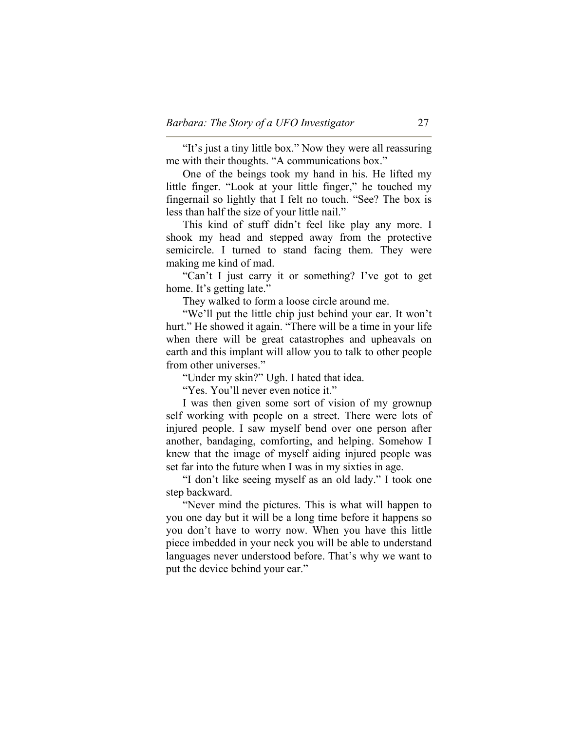"It's just a tiny little box." Now they were all reassuring me with their thoughts. "A communications box."

One of the beings took my hand in his. He lifted my little finger. "Look at your little finger," he touched my fingernail so lightly that I felt no touch. "See? The box is less than half the size of your little nail."

This kind of stuff didn't feel like play any more. I shook my head and stepped away from the protective semicircle. I turned to stand facing them. They were making me kind of mad.

"Can't I just carry it or something? I've got to get home. It's getting late."

They walked to form a loose circle around me.

"We'll put the little chip just behind your ear. It won't hurt." He showed it again. "There will be a time in your life when there will be great catastrophes and upheavals on earth and this implant will allow you to talk to other people from other universes."

"Under my skin?" Ugh. I hated that idea.

"Yes. You'll never even notice it."

I was then given some sort of vision of my grownup self working with people on a street. There were lots of injured people. I saw myself bend over one person after another, bandaging, comforting, and helping. Somehow I knew that the image of myself aiding injured people was set far into the future when I was in my sixties in age.

"I don't like seeing myself as an old lady." I took one step backward.

"Never mind the pictures. This is what will happen to you one day but it will be a long time before it happens so you don't have to worry now. When you have this little piece imbedded in your neck you will be able to understand languages never understood before. That's why we want to put the device behind your ear."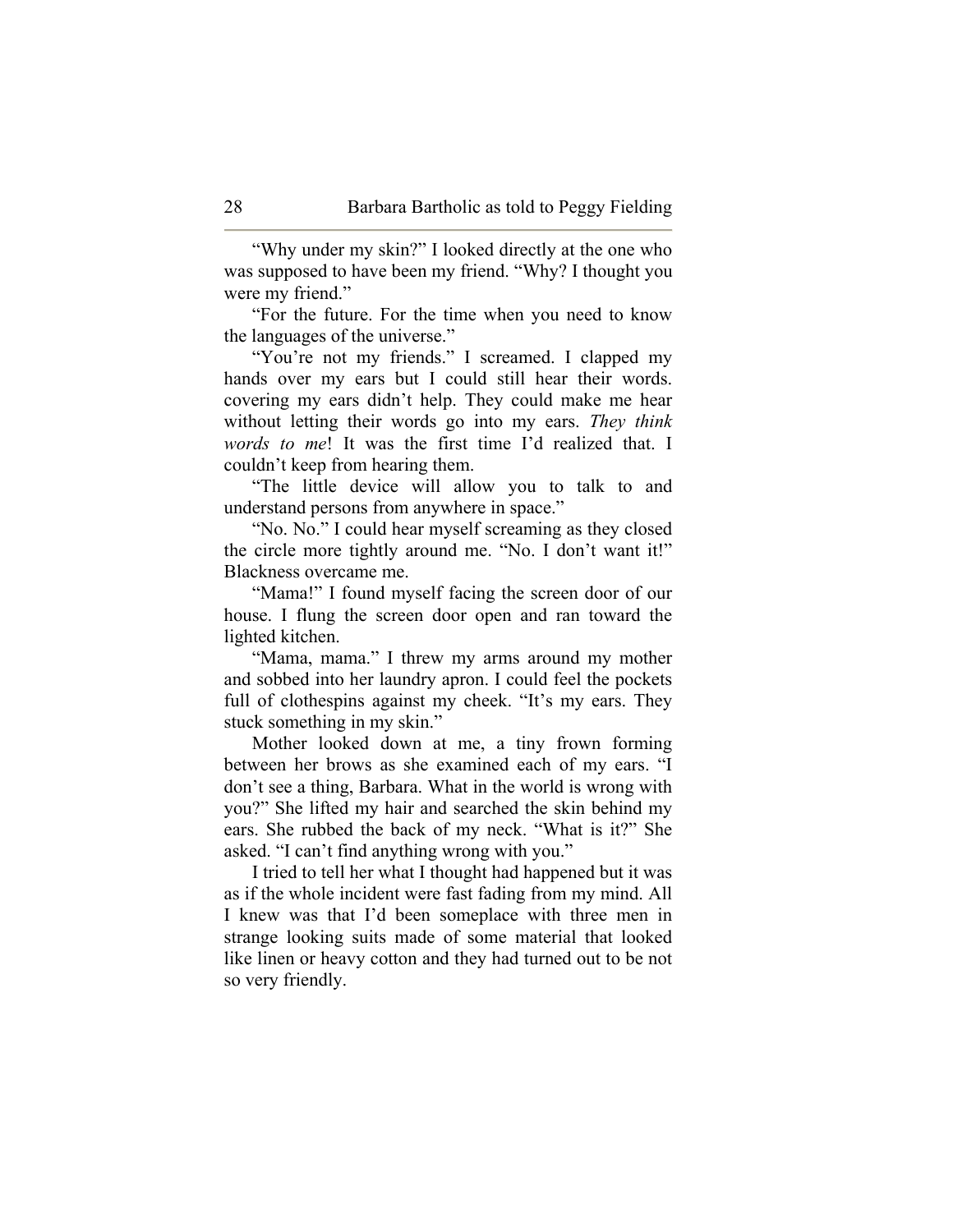"Why under my skin?" I looked directly at the one who was supposed to have been my friend. "Why? I thought you were my friend."

"For the future. For the time when you need to know the languages of the universe."

"You're not my friends." I screamed. I clapped my hands over my ears but I could still hear their words. covering my ears didn't help. They could make me hear without letting their words go into my ears. *They think words to me*! It was the first time I'd realized that. I couldn't keep from hearing them.

"The little device will allow you to talk to and understand persons from anywhere in space."

"No. No." I could hear myself screaming as they closed the circle more tightly around me. "No. I don't want it!" Blackness overcame me.

"Mama!" I found myself facing the screen door of our house. I flung the screen door open and ran toward the lighted kitchen.

"Mama, mama." I threw my arms around my mother and sobbed into her laundry apron. I could feel the pockets full of clothespins against my cheek. "It's my ears. They stuck something in my skin."

Mother looked down at me, a tiny frown forming between her brows as she examined each of my ears. "I don't see a thing, Barbara. What in the world is wrong with you?" She lifted my hair and searched the skin behind my ears. She rubbed the back of my neck. "What is it?" She asked. "I can't find anything wrong with you."

I tried to tell her what I thought had happened but it was as if the whole incident were fast fading from my mind. All I knew was that I'd been someplace with three men in strange looking suits made of some material that looked like linen or heavy cotton and they had turned out to be not so very friendly.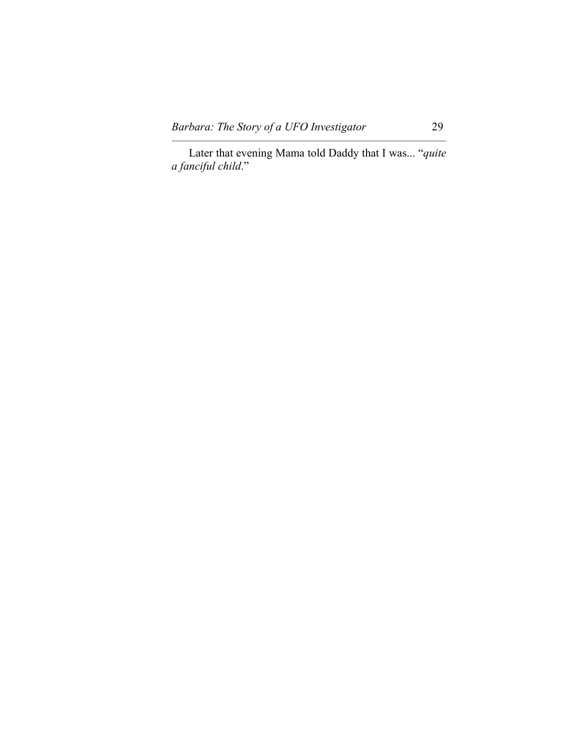Later that evening Mama told Daddy that I was... "*quite a fanciful child*."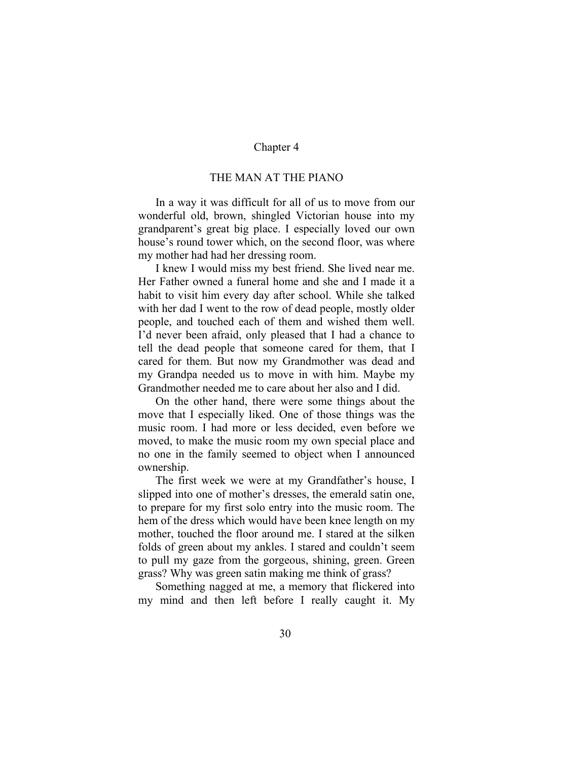# Chapter 4

## THE MAN AT THE PIANO

In a way it was difficult for all of us to move from our wonderful old, brown, shingled Victorian house into my grandparent's great big place. I especially loved our own house's round tower which, on the second floor, was where my mother had had her dressing room.

I knew I would miss my best friend. She lived near me. Her Father owned a funeral home and she and I made it a habit to visit him every day after school. While she talked with her dad I went to the row of dead people, mostly older people, and touched each of them and wished them well. I'd never been afraid, only pleased that I had a chance to tell the dead people that someone cared for them, that I cared for them. But now my Grandmother was dead and my Grandpa needed us to move in with him. Maybe my Grandmother needed me to care about her also and I did.

On the other hand, there were some things about the move that I especially liked. One of those things was the music room. I had more or less decided, even before we moved, to make the music room my own special place and no one in the family seemed to object when I announced ownership.

The first week we were at my Grandfather's house, I slipped into one of mother's dresses, the emerald satin one, to prepare for my first solo entry into the music room. The hem of the dress which would have been knee length on my mother, touched the floor around me. I stared at the silken folds of green about my ankles. I stared and couldn't seem to pull my gaze from the gorgeous, shining, green. Green grass? Why was green satin making me think of grass?

Something nagged at me, a memory that flickered into my mind and then left before I really caught it. My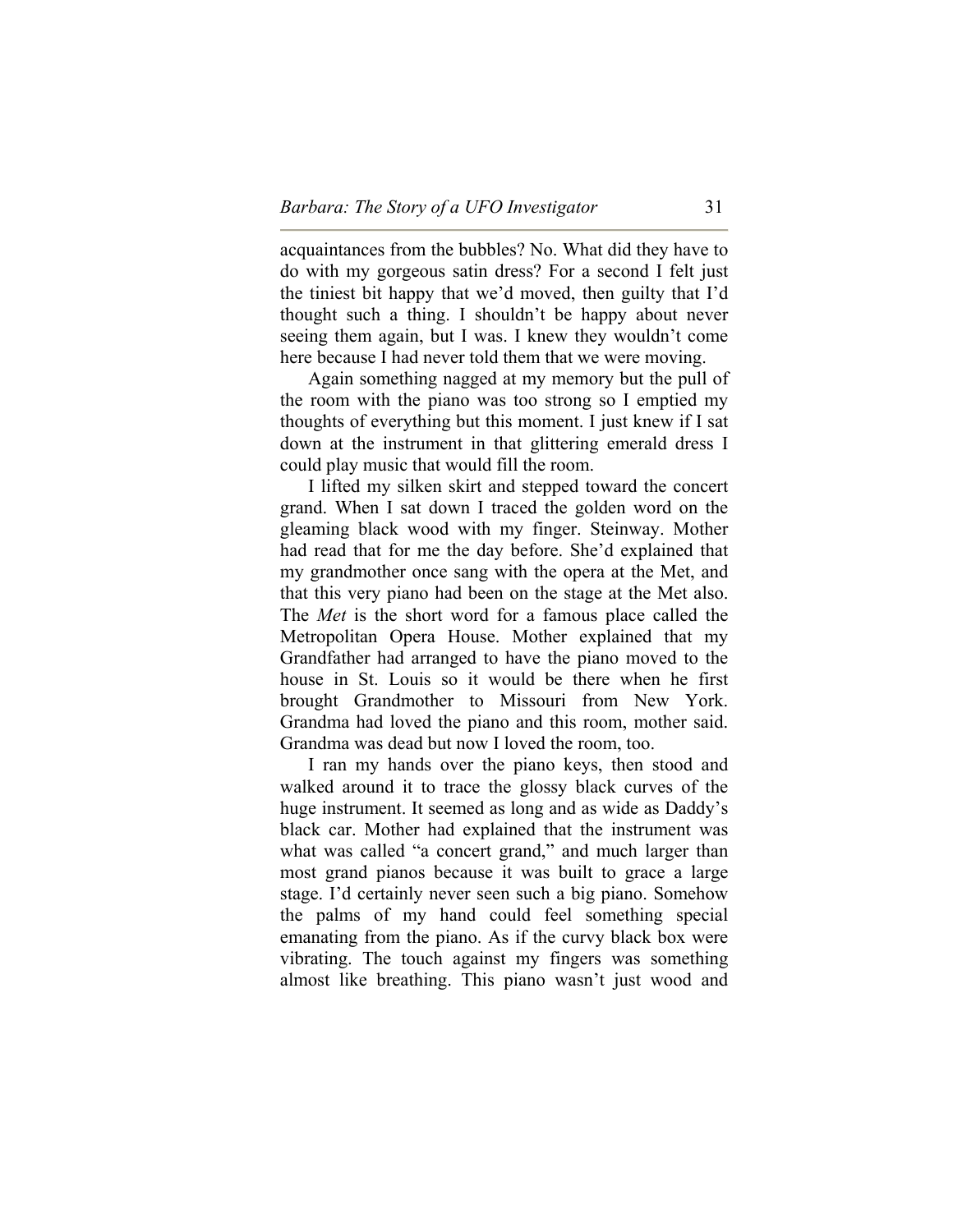acquaintances from the bubbles? No. What did they have to do with my gorgeous satin dress? For a second I felt just the tiniest bit happy that we'd moved, then guilty that I'd thought such a thing. I shouldn't be happy about never seeing them again, but I was. I knew they wouldn't come here because I had never told them that we were moving.

Again something nagged at my memory but the pull of the room with the piano was too strong so I emptied my thoughts of everything but this moment. I just knew if I sat down at the instrument in that glittering emerald dress I could play music that would fill the room.

I lifted my silken skirt and stepped toward the concert grand. When I sat down I traced the golden word on the gleaming black wood with my finger. Steinway. Mother had read that for me the day before. She'd explained that my grandmother once sang with the opera at the Met, and that this very piano had been on the stage at the Met also. The *Met* is the short word for a famous place called the Metropolitan Opera House. Mother explained that my Grandfather had arranged to have the piano moved to the house in St. Louis so it would be there when he first brought Grandmother to Missouri from New York. Grandma had loved the piano and this room, mother said. Grandma was dead but now I loved the room, too.

I ran my hands over the piano keys, then stood and walked around it to trace the glossy black curves of the huge instrument. It seemed as long and as wide as Daddy's black car. Mother had explained that the instrument was what was called "a concert grand," and much larger than most grand pianos because it was built to grace a large stage. I'd certainly never seen such a big piano. Somehow the palms of my hand could feel something special emanating from the piano. As if the curvy black box were vibrating. The touch against my fingers was something almost like breathing. This piano wasn't just wood and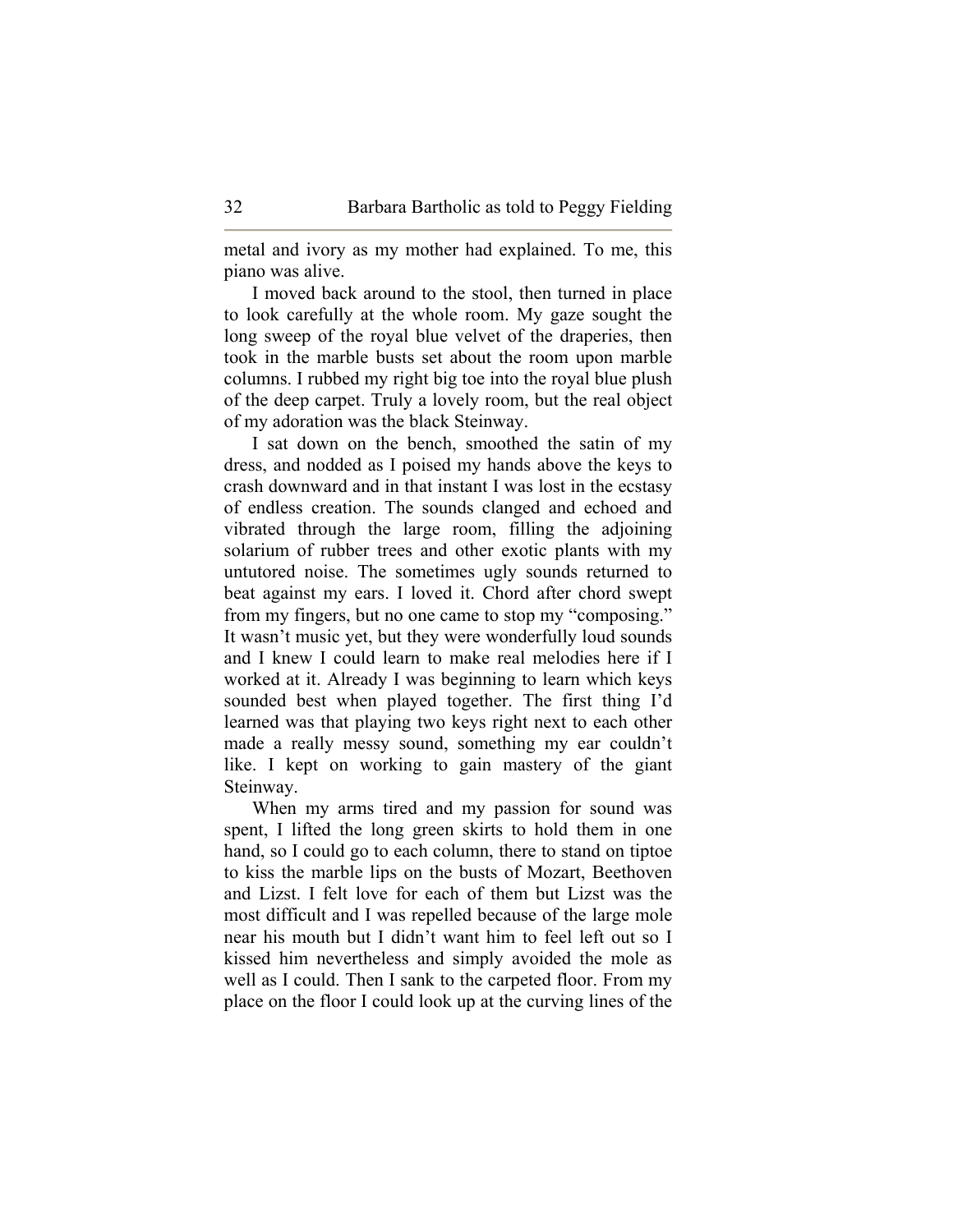metal and ivory as my mother had explained. To me, this piano was alive.

I moved back around to the stool, then turned in place to look carefully at the whole room. My gaze sought the long sweep of the royal blue velvet of the draperies, then took in the marble busts set about the room upon marble columns. I rubbed my right big toe into the royal blue plush of the deep carpet. Truly a lovely room, but the real object of my adoration was the black Steinway.

I sat down on the bench, smoothed the satin of my dress, and nodded as I poised my hands above the keys to crash downward and in that instant I was lost in the ecstasy of endless creation. The sounds clanged and echoed and vibrated through the large room, filling the adjoining solarium of rubber trees and other exotic plants with my untutored noise. The sometimes ugly sounds returned to beat against my ears. I loved it. Chord after chord swept from my fingers, but no one came to stop my "composing." It wasn't music yet, but they were wonderfully loud sounds and I knew I could learn to make real melodies here if I worked at it. Already I was beginning to learn which keys sounded best when played together. The first thing I'd learned was that playing two keys right next to each other made a really messy sound, something my ear couldn't like. I kept on working to gain mastery of the giant Steinway.

When my arms tired and my passion for sound was spent, I lifted the long green skirts to hold them in one hand, so I could go to each column, there to stand on tiptoe to kiss the marble lips on the busts of Mozart, Beethoven and Lizst. I felt love for each of them but Lizst was the most difficult and I was repelled because of the large mole near his mouth but I didn't want him to feel left out so I kissed him nevertheless and simply avoided the mole as well as I could. Then I sank to the carpeted floor. From my place on the floor I could look up at the curving lines of the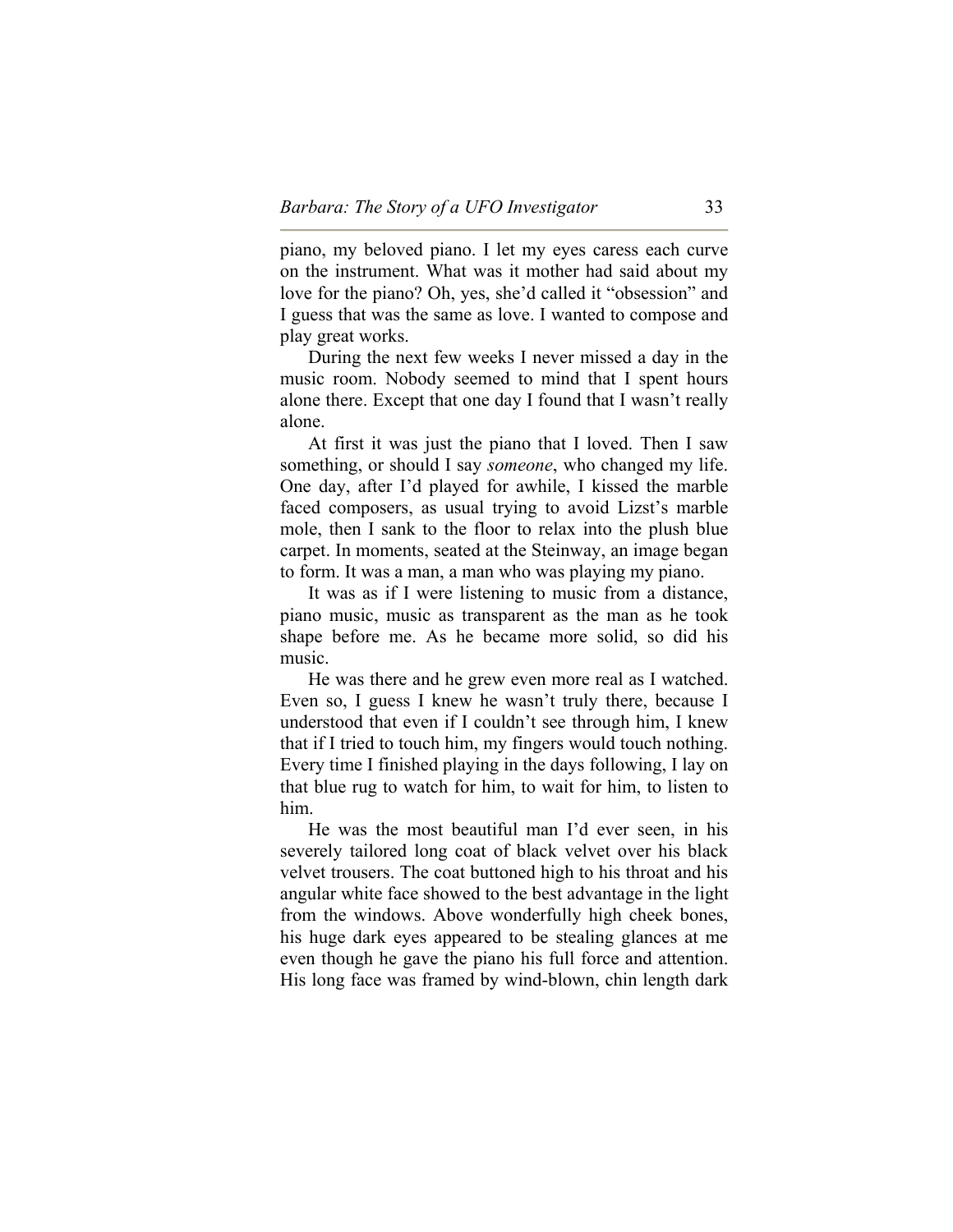piano, my beloved piano. I let my eyes caress each curve on the instrument. What was it mother had said about my love for the piano? Oh, yes, she'd called it "obsession" and I guess that was the same as love. I wanted to compose and play great works.

During the next few weeks I never missed a day in the music room. Nobody seemed to mind that I spent hours alone there. Except that one day I found that I wasn't really alone.

At first it was just the piano that I loved. Then I saw something, or should I say *someone*, who changed my life. One day, after I'd played for awhile, I kissed the marble faced composers, as usual trying to avoid Lizst's marble mole, then I sank to the floor to relax into the plush blue carpet. In moments, seated at the Steinway, an image began to form. It was a man, a man who was playing my piano.

It was as if I were listening to music from a distance, piano music, music as transparent as the man as he took shape before me. As he became more solid, so did his music.

He was there and he grew even more real as I watched. Even so, I guess I knew he wasn't truly there, because I understood that even if I couldn't see through him, I knew that if I tried to touch him, my fingers would touch nothing. Every time I finished playing in the days following, I lay on that blue rug to watch for him, to wait for him, to listen to him.

He was the most beautiful man I'd ever seen, in his severely tailored long coat of black velvet over his black velvet trousers. The coat buttoned high to his throat and his angular white face showed to the best advantage in the light from the windows. Above wonderfully high cheek bones, his huge dark eyes appeared to be stealing glances at me even though he gave the piano his full force and attention. His long face was framed by wind-blown, chin length dark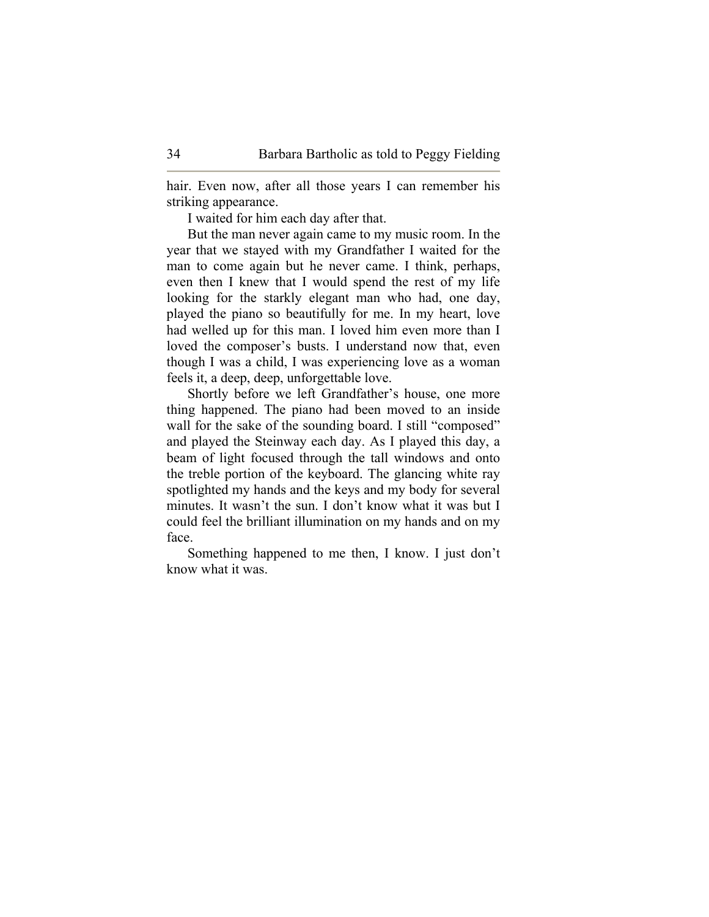hair. Even now, after all those years I can remember his striking appearance.

I waited for him each day after that.

But the man never again came to my music room. In the year that we stayed with my Grandfather I waited for the man to come again but he never came. I think, perhaps, even then I knew that I would spend the rest of my life looking for the starkly elegant man who had, one day, played the piano so beautifully for me. In my heart, love had welled up for this man. I loved him even more than I loved the composer's busts. I understand now that, even though I was a child, I was experiencing love as a woman feels it, a deep, deep, unforgettable love.

Shortly before we left Grandfather's house, one more thing happened. The piano had been moved to an inside wall for the sake of the sounding board. I still "composed" and played the Steinway each day. As I played this day, a beam of light focused through the tall windows and onto the treble portion of the keyboard. The glancing white ray spotlighted my hands and the keys and my body for several minutes. It wasn't the sun. I don't know what it was but I could feel the brilliant illumination on my hands and on my face.

Something happened to me then, I know. I just don't know what it was.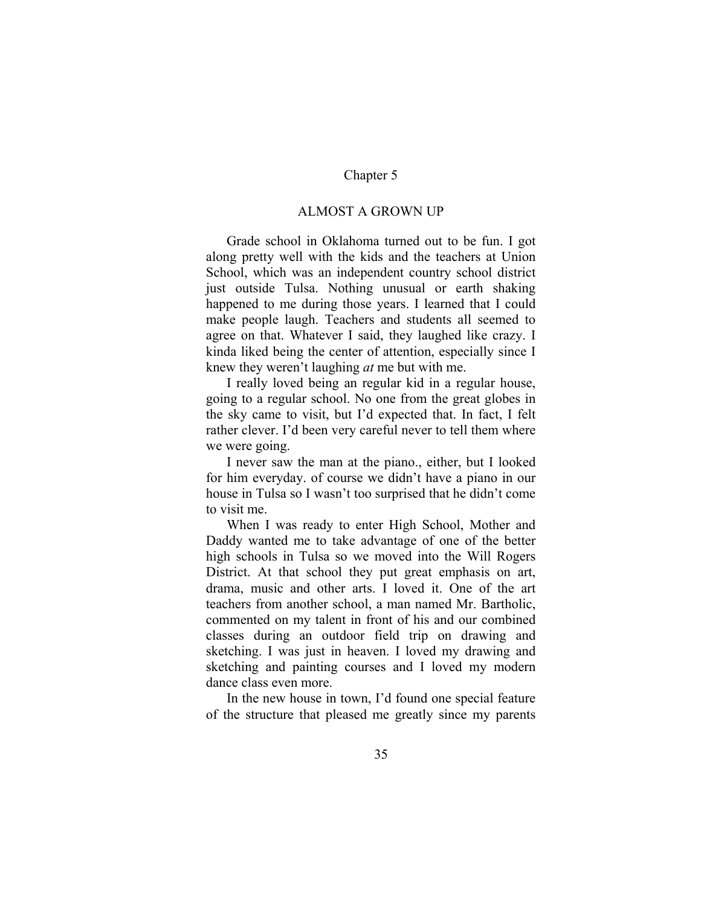# Chapter 5

## ALMOST A GROWN UP

Grade school in Oklahoma turned out to be fun. I got along pretty well with the kids and the teachers at Union School, which was an independent country school district just outside Tulsa. Nothing unusual or earth shaking happened to me during those years. I learned that I could make people laugh. Teachers and students all seemed to agree on that. Whatever I said, they laughed like crazy. I kinda liked being the center of attention, especially since I knew they weren't laughing *at* me but with me.

I really loved being an regular kid in a regular house, going to a regular school. No one from the great globes in the sky came to visit, but I'd expected that. In fact, I felt rather clever. I'd been very careful never to tell them where we were going.

I never saw the man at the piano., either, but I looked for him everyday. of course we didn't have a piano in our house in Tulsa so I wasn't too surprised that he didn't come to visit me.

When I was ready to enter High School, Mother and Daddy wanted me to take advantage of one of the better high schools in Tulsa so we moved into the Will Rogers District. At that school they put great emphasis on art, drama, music and other arts. I loved it. One of the art teachers from another school, a man named Mr. Bartholic, commented on my talent in front of his and our combined classes during an outdoor field trip on drawing and sketching. I was just in heaven. I loved my drawing and sketching and painting courses and I loved my modern dance class even more.

In the new house in town, I'd found one special feature of the structure that pleased me greatly since my parents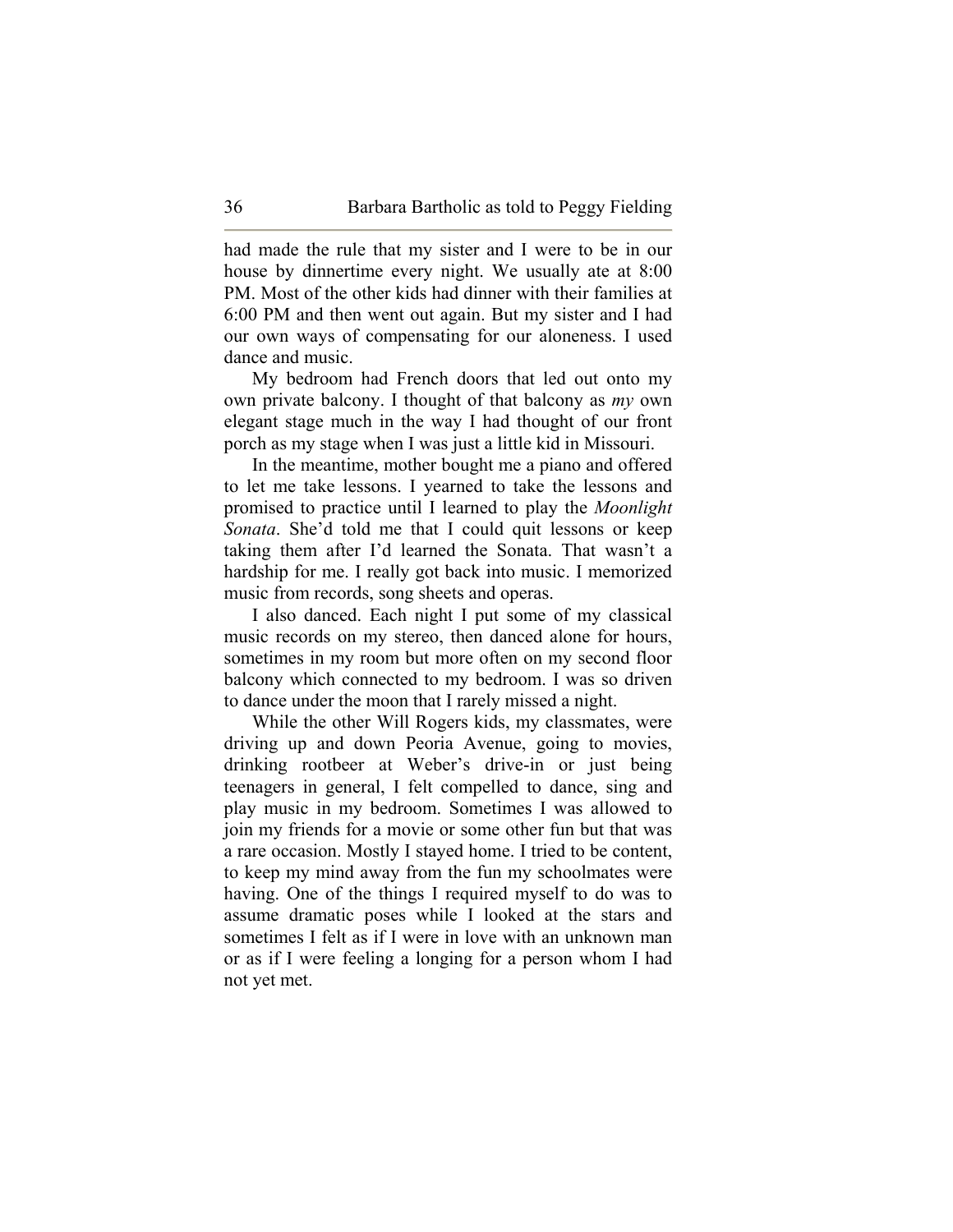had made the rule that my sister and I were to be in our house by dinnertime every night. We usually ate at 8:00 PM. Most of the other kids had dinner with their families at 6:00 PM and then went out again. But my sister and I had our own ways of compensating for our aloneness. I used dance and music.

My bedroom had French doors that led out onto my own private balcony. I thought of that balcony as *my* own elegant stage much in the way I had thought of our front porch as my stage when I was just a little kid in Missouri.

In the meantime, mother bought me a piano and offered to let me take lessons. I yearned to take the lessons and promised to practice until I learned to play the *Moonlight Sonata*. She'd told me that I could quit lessons or keep taking them after I'd learned the Sonata. That wasn't a hardship for me. I really got back into music. I memorized music from records, song sheets and operas.

I also danced. Each night I put some of my classical music records on my stereo, then danced alone for hours, sometimes in my room but more often on my second floor balcony which connected to my bedroom. I was so driven to dance under the moon that I rarely missed a night.

While the other Will Rogers kids, my classmates, were driving up and down Peoria Avenue, going to movies, drinking rootbeer at Weber's drive-in or just being teenagers in general, I felt compelled to dance, sing and play music in my bedroom. Sometimes I was allowed to join my friends for a movie or some other fun but that was a rare occasion. Mostly I stayed home. I tried to be content, to keep my mind away from the fun my schoolmates were having. One of the things I required myself to do was to assume dramatic poses while I looked at the stars and sometimes I felt as if I were in love with an unknown man or as if I were feeling a longing for a person whom I had not yet met.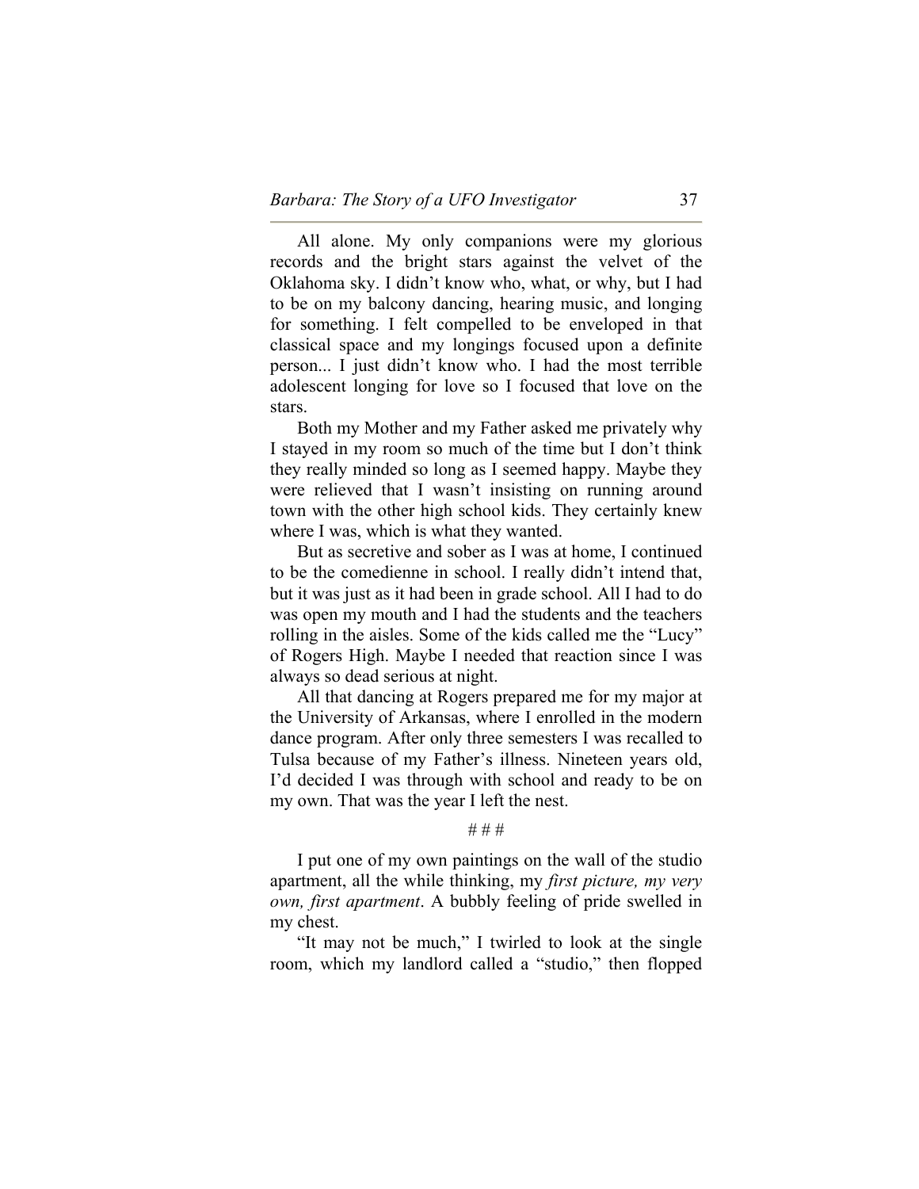All alone. My only companions were my glorious records and the bright stars against the velvet of the Oklahoma sky. I didn't know who, what, or why, but I had to be on my balcony dancing, hearing music, and longing for something. I felt compelled to be enveloped in that classical space and my longings focused upon a definite person... I just didn't know who. I had the most terrible adolescent longing for love so I focused that love on the stars.

Both my Mother and my Father asked me privately why I stayed in my room so much of the time but I don't think they really minded so long as I seemed happy. Maybe they were relieved that I wasn't insisting on running around town with the other high school kids. They certainly knew where I was, which is what they wanted.

But as secretive and sober as I was at home, I continued to be the comedienne in school. I really didn't intend that, but it was just as it had been in grade school. All I had to do was open my mouth and I had the students and the teachers rolling in the aisles. Some of the kids called me the "Lucy" of Rogers High. Maybe I needed that reaction since I was always so dead serious at night.

All that dancing at Rogers prepared me for my major at the University of Arkansas, where I enrolled in the modern dance program. After only three semesters I was recalled to Tulsa because of my Father's illness. Nineteen years old, I'd decided I was through with school and ready to be on my own. That was the year I left the nest.

# # #

I put one of my own paintings on the wall of the studio apartment, all the while thinking, my *first picture, my very own, first apartment*. A bubbly feeling of pride swelled in my chest.

"It may not be much," I twirled to look at the single room, which my landlord called a "studio," then flopped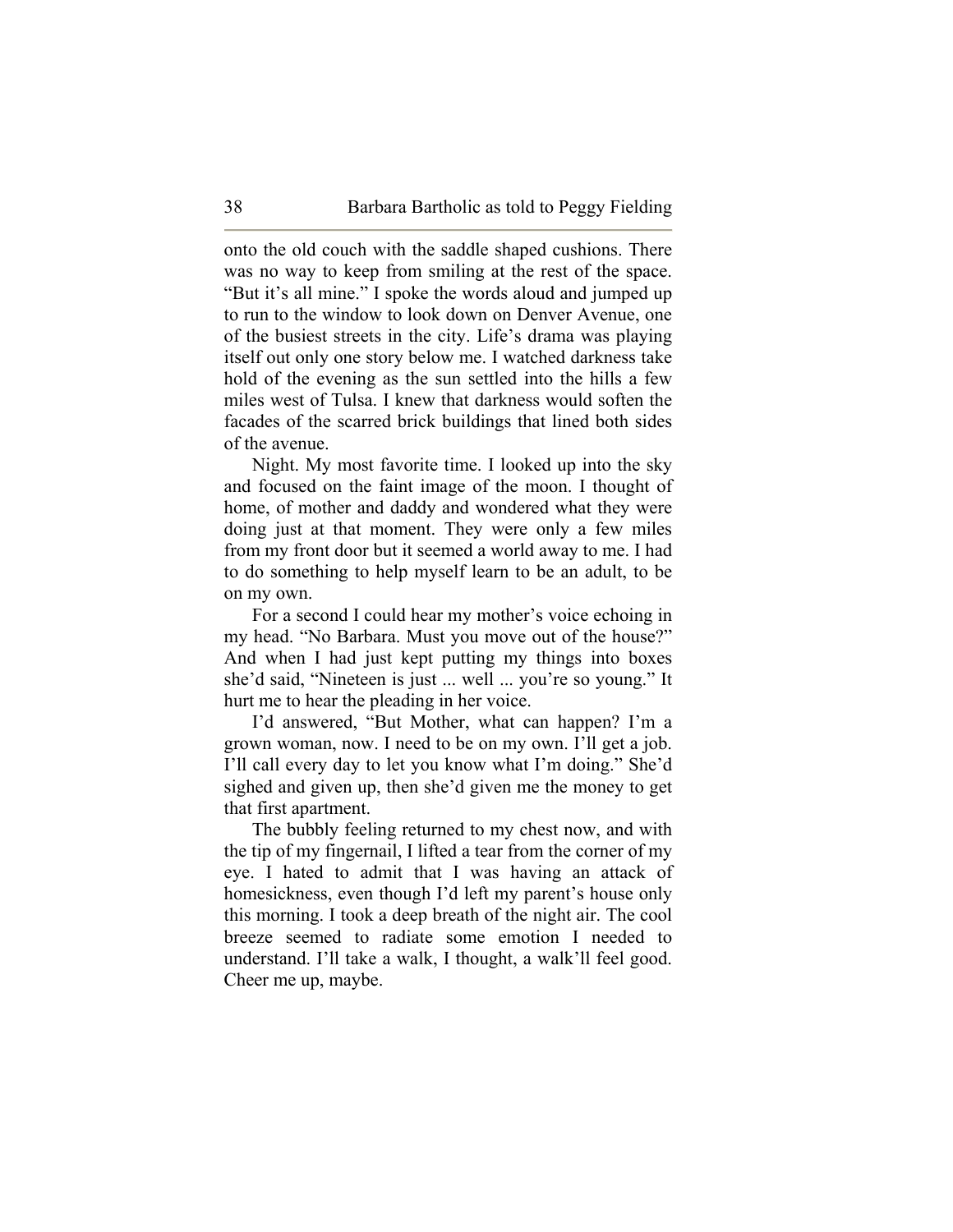onto the old couch with the saddle shaped cushions. There was no way to keep from smiling at the rest of the space. "But it's all mine." I spoke the words aloud and jumped up to run to the window to look down on Denver Avenue, one of the busiest streets in the city. Life's drama was playing itself out only one story below me. I watched darkness take hold of the evening as the sun settled into the hills a few miles west of Tulsa. I knew that darkness would soften the facades of the scarred brick buildings that lined both sides of the avenue.

Night. My most favorite time. I looked up into the sky and focused on the faint image of the moon. I thought of home, of mother and daddy and wondered what they were doing just at that moment. They were only a few miles from my front door but it seemed a world away to me. I had to do something to help myself learn to be an adult, to be on my own.

For a second I could hear my mother's voice echoing in my head. "No Barbara. Must you move out of the house?" And when I had just kept putting my things into boxes she'd said, "Nineteen is just ... well ... you're so young." It hurt me to hear the pleading in her voice.

I'd answered, "But Mother, what can happen? I'm a grown woman, now. I need to be on my own. I'll get a job. I'll call every day to let you know what I'm doing." She'd sighed and given up, then she'd given me the money to get that first apartment.

The bubbly feeling returned to my chest now, and with the tip of my fingernail, I lifted a tear from the corner of my eye. I hated to admit that I was having an attack of homesickness, even though I'd left my parent's house only this morning. I took a deep breath of the night air. The cool breeze seemed to radiate some emotion I needed to understand. I'll take a walk, I thought, a walk'll feel good. Cheer me up, maybe.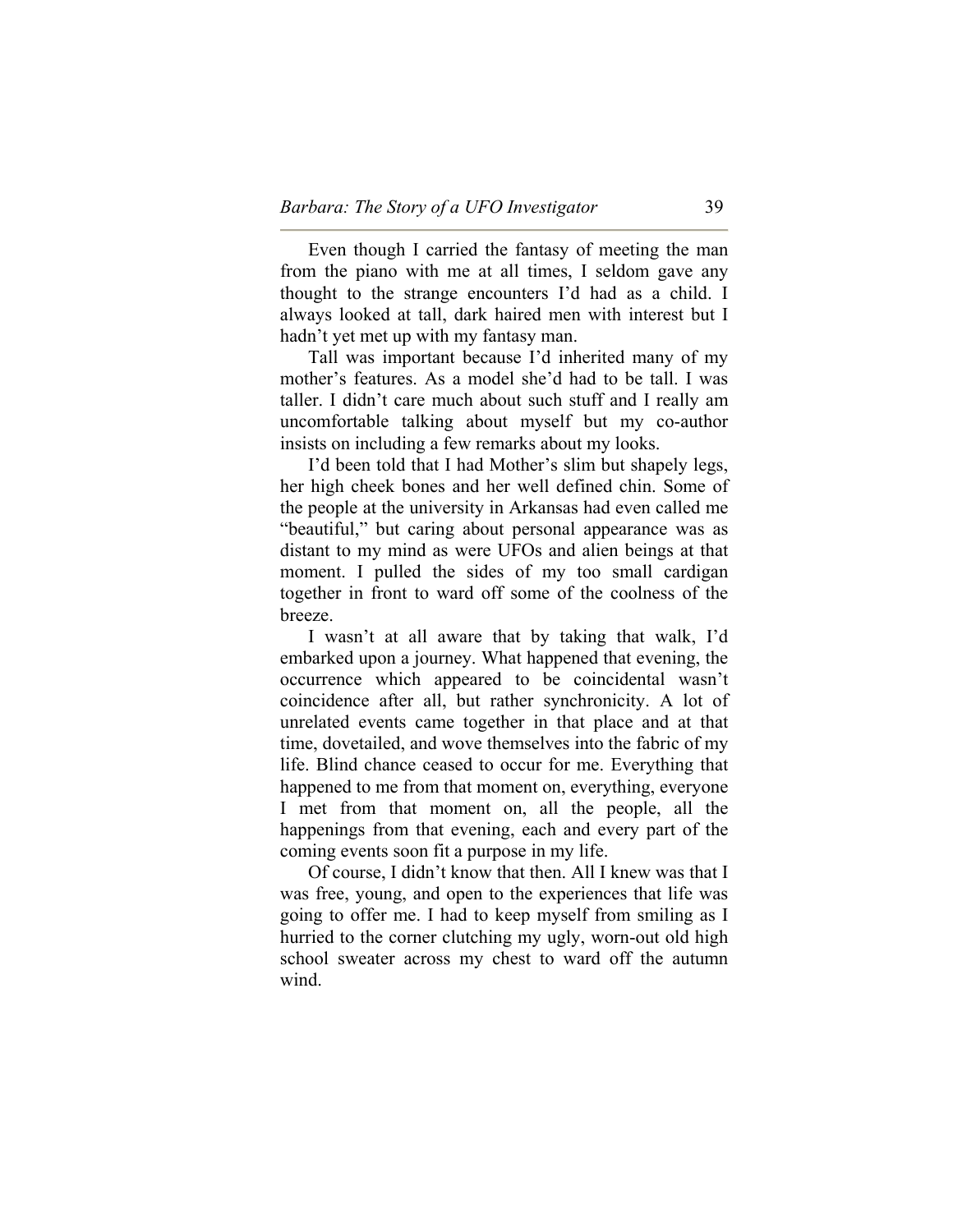Even though I carried the fantasy of meeting the man from the piano with me at all times, I seldom gave any thought to the strange encounters I'd had as a child. I always looked at tall, dark haired men with interest but I hadn't yet met up with my fantasy man.

Tall was important because I'd inherited many of my mother's features. As a model she'd had to be tall. I was taller. I didn't care much about such stuff and I really am uncomfortable talking about myself but my co-author insists on including a few remarks about my looks.

I'd been told that I had Mother's slim but shapely legs, her high cheek bones and her well defined chin. Some of the people at the university in Arkansas had even called me "beautiful," but caring about personal appearance was as distant to my mind as were UFOs and alien beings at that moment. I pulled the sides of my too small cardigan together in front to ward off some of the coolness of the breeze.

I wasn't at all aware that by taking that walk, I'd embarked upon a journey. What happened that evening, the occurrence which appeared to be coincidental wasn't coincidence after all, but rather synchronicity. A lot of unrelated events came together in that place and at that time, dovetailed, and wove themselves into the fabric of my life. Blind chance ceased to occur for me. Everything that happened to me from that moment on, everything, everyone I met from that moment on, all the people, all the happenings from that evening, each and every part of the coming events soon fit a purpose in my life.

Of course, I didn't know that then. All I knew was that I was free, young, and open to the experiences that life was going to offer me. I had to keep myself from smiling as I hurried to the corner clutching my ugly, worn-out old high school sweater across my chest to ward off the autumn wind.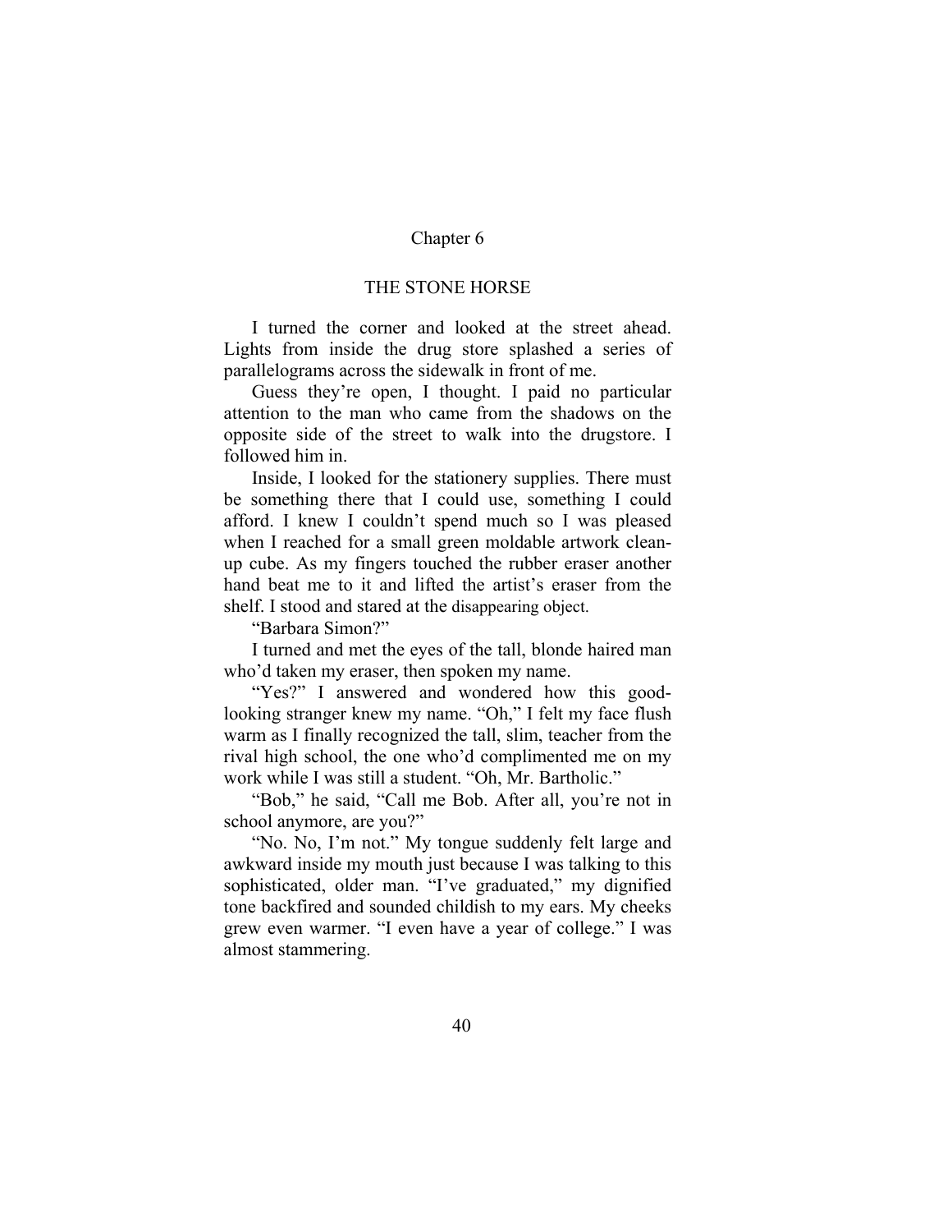# Chapter 6

## THE STONE HORSE

I turned the corner and looked at the street ahead. Lights from inside the drug store splashed a series of parallelograms across the sidewalk in front of me.

Guess they're open, I thought. I paid no particular attention to the man who came from the shadows on the opposite side of the street to walk into the drugstore. I followed him in.

Inside, I looked for the stationery supplies. There must be something there that I could use, something I could afford. I knew I couldn't spend much so I was pleased when I reached for a small green moldable artwork clean-up cube. As my fingers touched the rubber eraser another hand beat me to it and lifted the artist's eraser from the shelf. I stood and stared at the disappearing object.

"Barbara Simon?"

I turned and met the eyes of the tall, blonde haired man who'd taken my eraser, then spoken my name.

"Yes?" I answered and wondered how this good-looking stranger knew my name. "Oh," I felt my face flush warm as I finally recognized the tall, slim, teacher from the rival high school, the one who'd complimented me on my work while I was still a student. "Oh, Mr. Bartholic."

"Bob," he said, "Call me Bob. After all, you're not in school anymore, are you?"

"No. No, I'm not." My tongue suddenly felt large and awkward inside my mouth just because I was talking to this sophisticated, older man. "I've graduated," my dignified tone backfired and sounded childish to my ears. My cheeks grew even warmer. "I even have a year of college." I was almost stammering.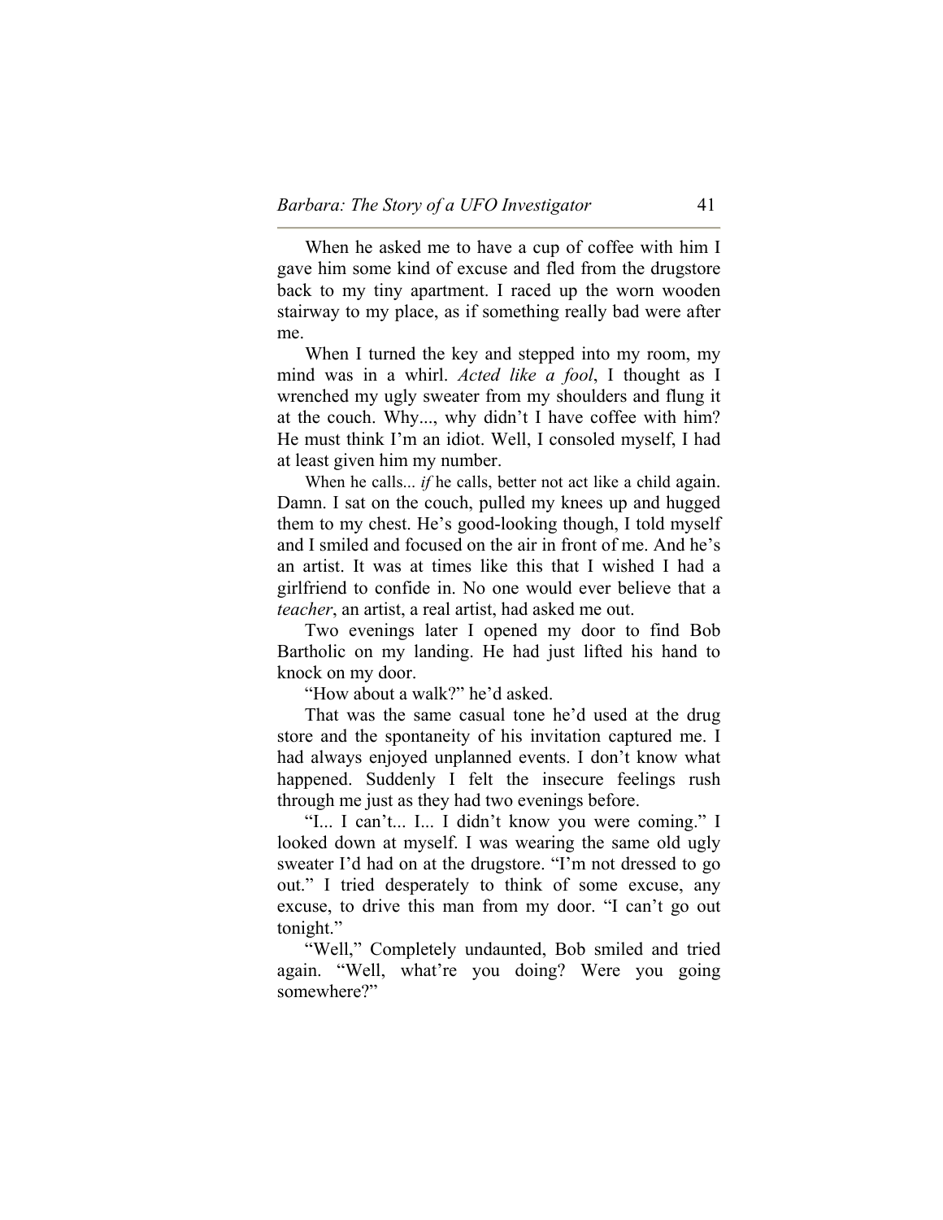When he asked me to have a cup of coffee with him I gave him some kind of excuse and fled from the drugstore back to my tiny apartment. I raced up the worn wooden stairway to my place, as if something really bad were after me.

When I turned the key and stepped into my room, my mind was in a whirl. *Acted like a fool*, I thought as I wrenched my ugly sweater from my shoulders and flung it at the couch. Why..., why didn't I have coffee with him? He must think I'm an idiot. Well, I consoled myself, I had at least given him my number.

When he calls... *if* he calls, better not act like a child again. Damn. I sat on the couch, pulled my knees up and hugged them to my chest. He's good-looking though, I told myself and I smiled and focused on the air in front of me. And he's an artist. It was at times like this that I wished I had a girlfriend to confide in. No one would ever believe that a *teacher*, an artist, a real artist, had asked me out.

Two evenings later I opened my door to find Bob Bartholic on my landing. He had just lifted his hand to knock on my door.

"How about a walk?" he'd asked.

That was the same casual tone he'd used at the drug store and the spontaneity of his invitation captured me. I had always enjoyed unplanned events. I don't know what happened. Suddenly I felt the insecure feelings rush through me just as they had two evenings before.

"I... I can't... I... I didn't know you were coming." I looked down at myself. I was wearing the same old ugly sweater I'd had on at the drugstore. "I'm not dressed to go out." I tried desperately to think of some excuse, any excuse, to drive this man from my door. "I can't go out tonight."

"Well," Completely undaunted, Bob smiled and tried again. "Well, what're you doing? Were you going somewhere?"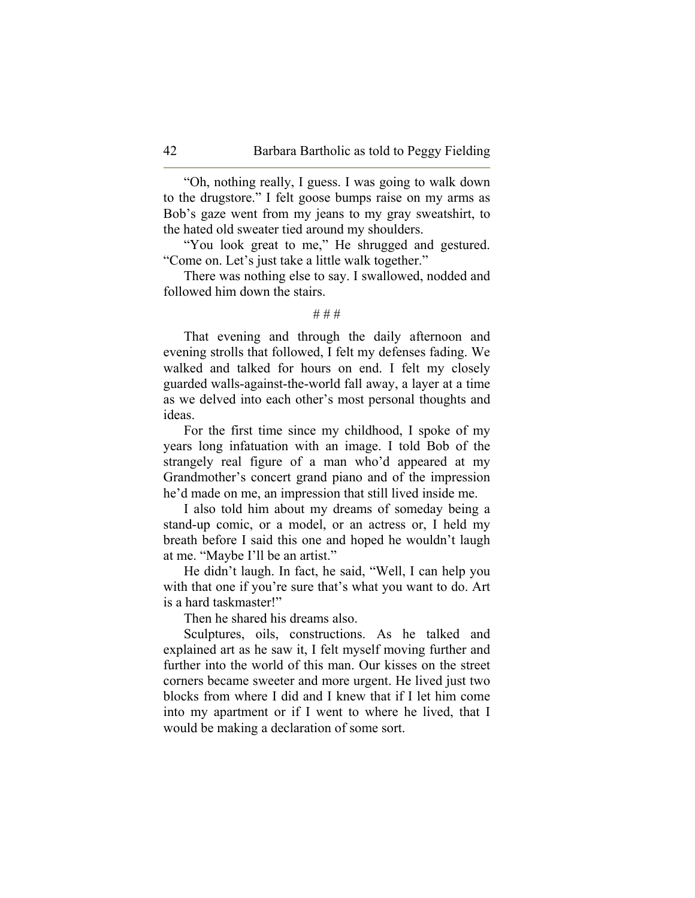"Oh, nothing really, I guess. I was going to walk down to the drugstore." I felt goose bumps raise on my arms as Bob's gaze went from my jeans to my gray sweatshirt, to the hated old sweater tied around my shoulders.

"You look great to me," He shrugged and gestured. "Come on. Let's just take a little walk together."

There was nothing else to say. I swallowed, nodded and followed him down the stairs.

# # #

That evening and through the daily afternoon and evening strolls that followed, I felt my defenses fading. We walked and talked for hours on end. I felt my closely guarded walls-against-the-world fall away, a layer at a time as we delved into each other's most personal thoughts and ideas.

For the first time since my childhood, I spoke of my years long infatuation with an image. I told Bob of the strangely real figure of a man who'd appeared at my Grandmother's concert grand piano and of the impression he'd made on me, an impression that still lived inside me.

I also told him about my dreams of someday being a stand-up comic, or a model, or an actress or, I held my breath before I said this one and hoped he wouldn't laugh at me. "Maybe I'll be an artist."

He didn't laugh. In fact, he said, "Well, I can help you with that one if you're sure that's what you want to do. Art is a hard taskmaster!"

Then he shared his dreams also.

Sculptures, oils, constructions. As he talked and explained art as he saw it, I felt myself moving further and further into the world of this man. Our kisses on the street corners became sweeter and more urgent. He lived just two blocks from where I did and I knew that if I let him come into my apartment or if I went to where he lived, that I would be making a declaration of some sort.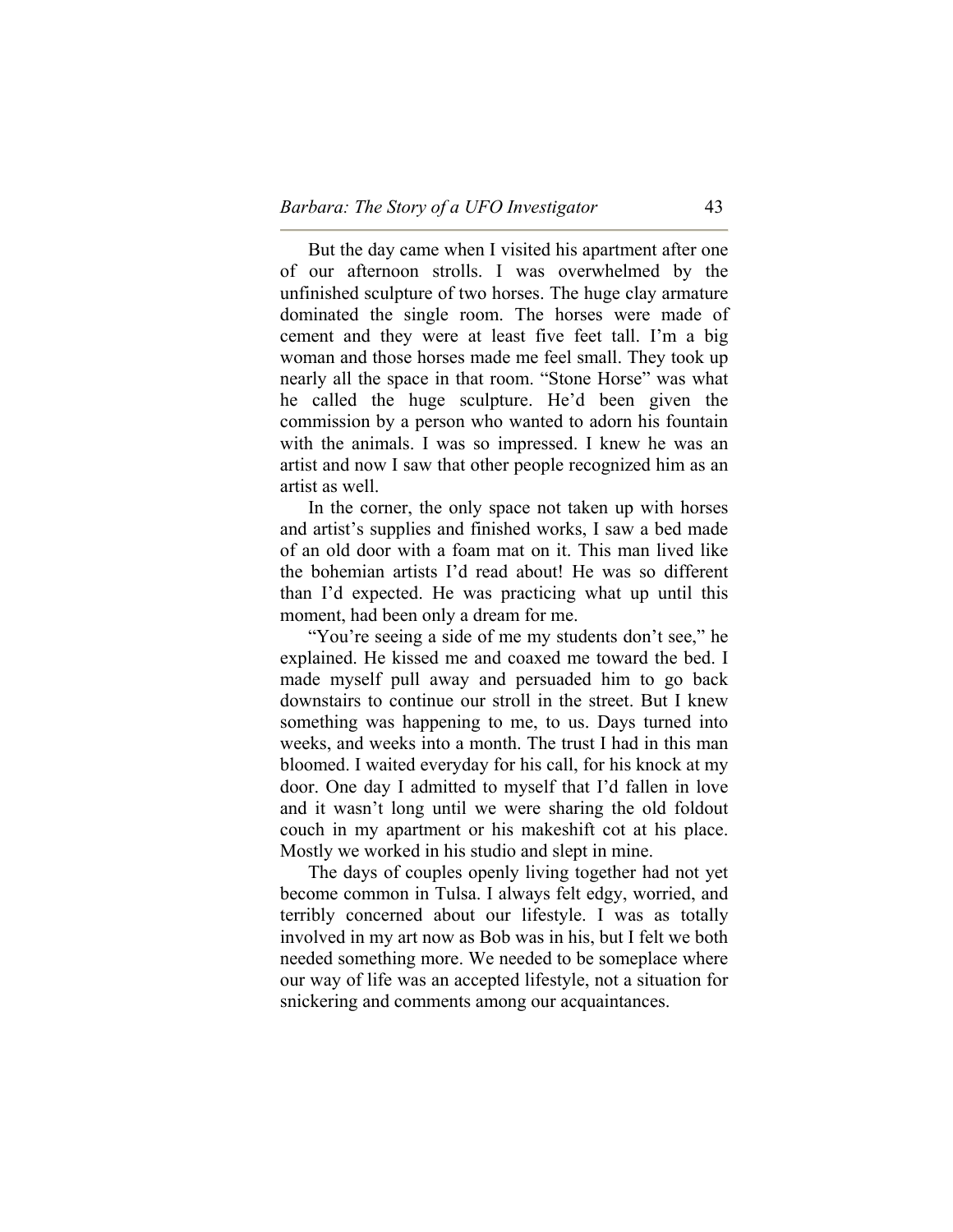But the day came when I visited his apartment after one of our afternoon strolls. I was overwhelmed by the unfinished sculpture of two horses. The huge clay armature dominated the single room. The horses were made of cement and they were at least five feet tall. I'm a big woman and those horses made me feel small. They took up nearly all the space in that room. "Stone Horse" was what he called the huge sculpture. He'd been given the commission by a person who wanted to adorn his fountain with the animals. I was so impressed. I knew he was an artist and now I saw that other people recognized him as an artist as well.

In the corner, the only space not taken up with horses and artist's supplies and finished works, I saw a bed made of an old door with a foam mat on it. This man lived like the bohemian artists I'd read about! He was so different than I'd expected. He was practicing what up until this moment, had been only a dream for me.

"You're seeing a side of me my students don't see," he explained. He kissed me and coaxed me toward the bed. I made myself pull away and persuaded him to go back downstairs to continue our stroll in the street. But I knew something was happening to me, to us. Days turned into weeks, and weeks into a month. The trust I had in this man bloomed. I waited everyday for his call, for his knock at my door. One day I admitted to myself that I'd fallen in love and it wasn't long until we were sharing the old foldout couch in my apartment or his makeshift cot at his place. Mostly we worked in his studio and slept in mine.

The days of couples openly living together had not yet become common in Tulsa. I always felt edgy, worried, and terribly concerned about our lifestyle. I was as totally involved in my art now as Bob was in his, but I felt we both needed something more. We needed to be someplace where our way of life was an accepted lifestyle, not a situation for snickering and comments among our acquaintances.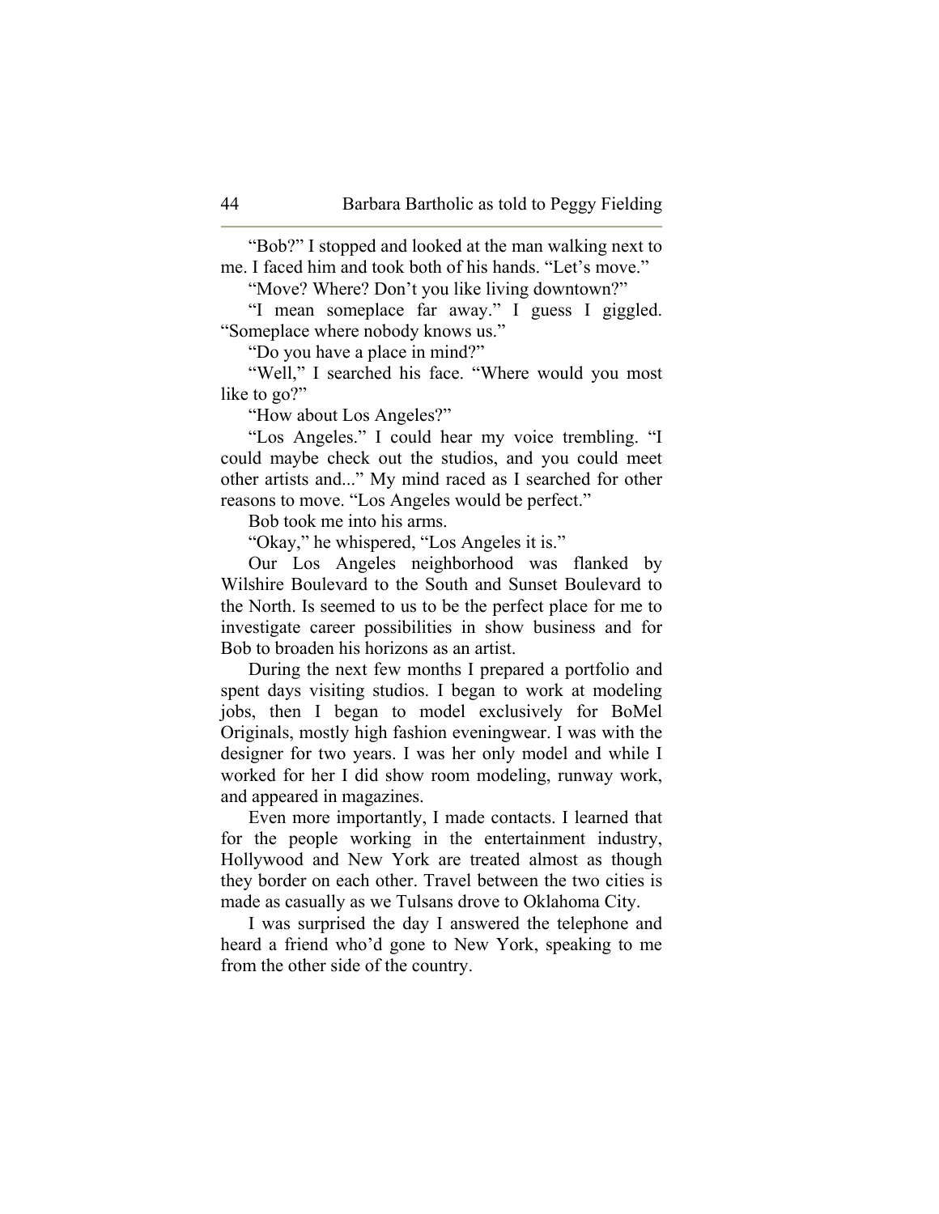"Bob?" I stopped and looked at the man walking next to me. I faced him and took both of his hands. "Let's move."

"Move? Where? Don't you like living downtown?"

"I mean someplace far away." I guess I giggled. "Someplace where nobody knows us."

"Do you have a place in mind?"

"Well," I searched his face. "Where would you most like to go?"

"How about Los Angeles?"

"Los Angeles." I could hear my voice trembling. "I could maybe check out the studios, and you could meet other artists and..." My mind raced as I searched for other reasons to move. "Los Angeles would be perfect."

Bob took me into his arms.

"Okay," he whispered, "Los Angeles it is."

Our Los Angeles neighborhood was flanked by Wilshire Boulevard to the South and Sunset Boulevard to the North. Is seemed to us to be the perfect place for me to investigate career possibilities in show business and for Bob to broaden his horizons as an artist.

During the next few months I prepared a portfolio and spent days visiting studios. I began to work at modeling jobs, then I began to model exclusively for BoMel Originals, mostly high fashion eveningwear. I was with the designer for two years. I was her only model and while I worked for her I did show room modeling, runway work, and appeared in magazines.

Even more importantly, I made contacts. I learned that for the people working in the entertainment industry, Hollywood and New York are treated almost as though they border on each other. Travel between the two cities is made as casually as we Tulsans drove to Oklahoma City.

I was surprised the day I answered the telephone and heard a friend who'd gone to New York, speaking to me from the other side of the country.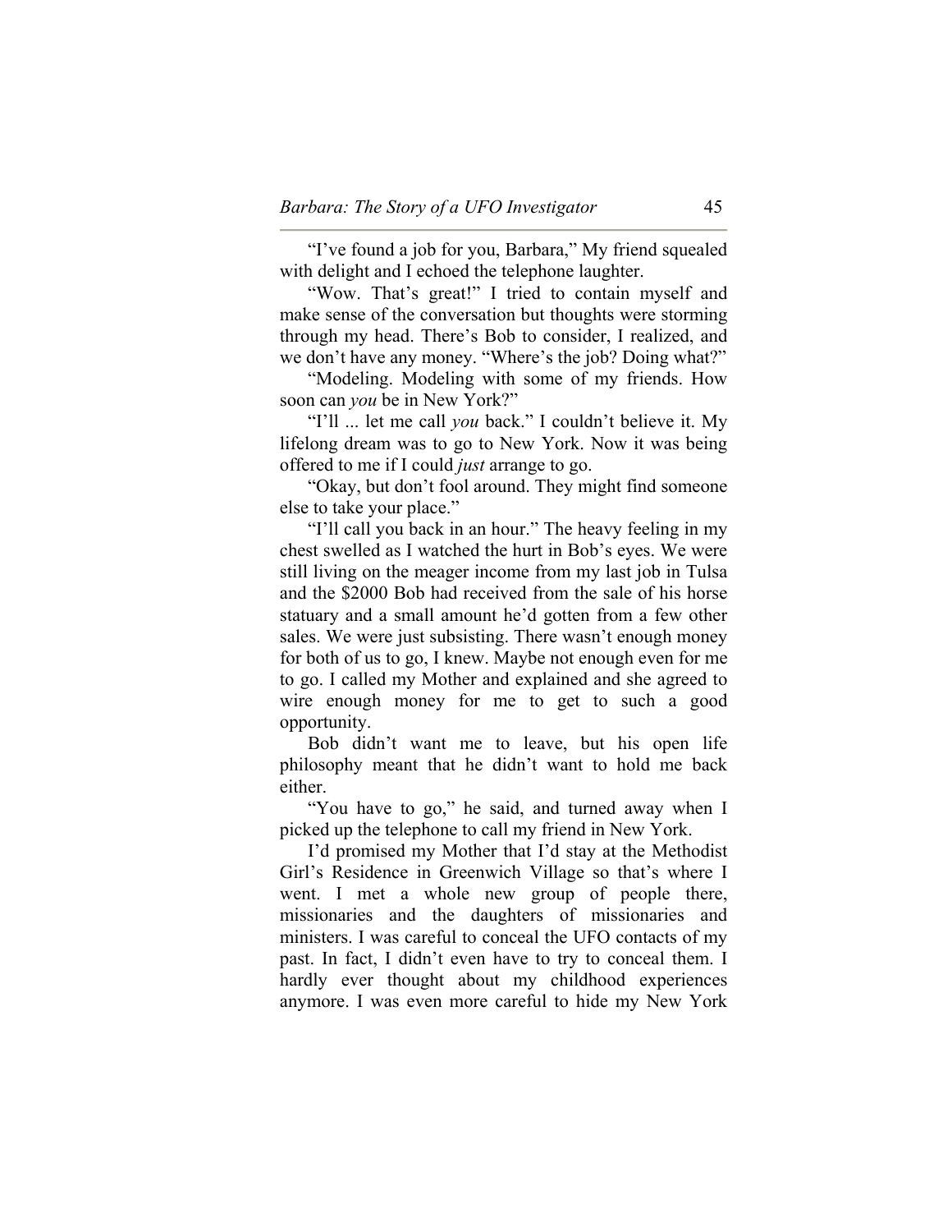"I've found a job for you, Barbara," My friend squealed with delight and I echoed the telephone laughter.

"Wow. That's great!" I tried to contain myself and make sense of the conversation but thoughts were storming through my head. There's Bob to consider, I realized, and we don't have any money. "Where's the job? Doing what?"

"Modeling. Modeling with some of my friends. How soon can *you* be in New York?"

"I'll ... let me call *you* back." I couldn't believe it. My lifelong dream was to go to New York. Now it was being offered to me if I could *just* arrange to go.

"Okay, but don't fool around. They might find someone else to take your place."

"I'll call you back in an hour." The heavy feeling in my chest swelled as I watched the hurt in Bob's eyes. We were still living on the meager income from my last job in Tulsa and the $2000 Bob had received from the sale of his horse statuary and a small amount he'd gotten from a few other sales. We were just subsisting. There wasn't enough money for both of us to go, I knew. Maybe not enough even for me to go. I called my Mother and explained and she agreed to wire enough money for me to get to such a good opportunity.

Bob didn't want me to leave, but his open life philosophy meant that he didn't want to hold me back either.

"You have to go," he said, and turned away when I picked up the telephone to call my friend in New York.

I'd promised my Mother that I'd stay at the Methodist Girl's Residence in Greenwich Village so that's where I went. I met a whole new group of people there, missionaries and the daughters of missionaries and ministers. I was careful to conceal the UFO contacts of my past. In fact, I didn't even have to try to conceal them. I hardly ever thought about my childhood experiences anymore. I was even more careful to hide my New York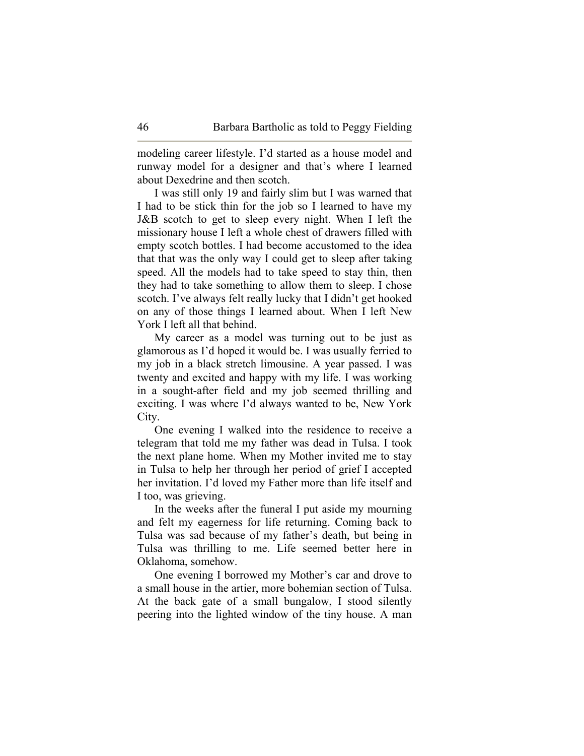modeling career lifestyle. I'd started as a house model and runway model for a designer and that's where I learned about Dexedrine and then scotch.

I was still only 19 and fairly slim but I was warned that I had to be stick thin for the job so I learned to have my J&B scotch to get to sleep every night. When I left the missionary house I left a whole chest of drawers filled with empty scotch bottles. I had become accustomed to the idea that that was the only way I could get to sleep after taking speed. All the models had to take speed to stay thin, then they had to take something to allow them to sleep. I chose scotch. I've always felt really lucky that I didn't get hooked on any of those things I learned about. When I left New York I left all that behind.

My career as a model was turning out to be just as glamorous as I'd hoped it would be. I was usually ferried to my job in a black stretch limousine. A year passed. I was twenty and excited and happy with my life. I was working in a sought-after field and my job seemed thrilling and exciting. I was where I'd always wanted to be, New York City.

One evening I walked into the residence to receive a telegram that told me my father was dead in Tulsa. I took the next plane home. When my Mother invited me to stay in Tulsa to help her through her period of grief I accepted her invitation. I'd loved my Father more than life itself and I too, was grieving.

In the weeks after the funeral I put aside my mourning and felt my eagerness for life returning. Coming back to Tulsa was sad because of my father's death, but being in Tulsa was thrilling to me. Life seemed better here in Oklahoma, somehow.

One evening I borrowed my Mother's car and drove to a small house in the artier, more bohemian section of Tulsa. At the back gate of a small bungalow, I stood silently peering into the lighted window of the tiny house. A man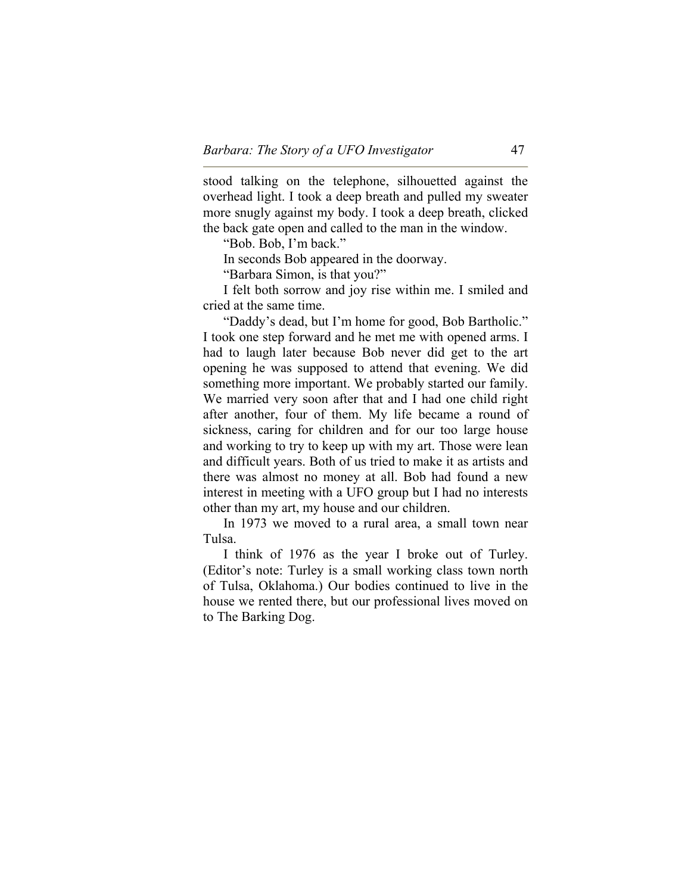stood talking on the telephone, silhouetted against the overhead light. I took a deep breath and pulled my sweater more snugly against my body. I took a deep breath, clicked the back gate open and called to the man in the window.

"Bob. Bob, I'm back."

In seconds Bob appeared in the doorway.

"Barbara Simon, is that you?"

I felt both sorrow and joy rise within me. I smiled and cried at the same time.

"Daddy's dead, but I'm home for good, Bob Bartholic." I took one step forward and he met me with opened arms. I had to laugh later because Bob never did get to the art opening he was supposed to attend that evening. We did something more important. We probably started our family. We married very soon after that and I had one child right after another, four of them. My life became a round of sickness, caring for children and for our too large house and working to try to keep up with my art. Those were lean and difficult years. Both of us tried to make it as artists and there was almost no money at all. Bob had found a new interest in meeting with a UFO group but I had no interests other than my art, my house and our children.

In 1973 we moved to a rural area, a small town near Tulsa.

I think of 1976 as the year I broke out of Turley. (Editor's note: Turley is a small working class town north of Tulsa, Oklahoma.) Our bodies continued to live in the house we rented there, but our professional lives moved on to The Barking Dog.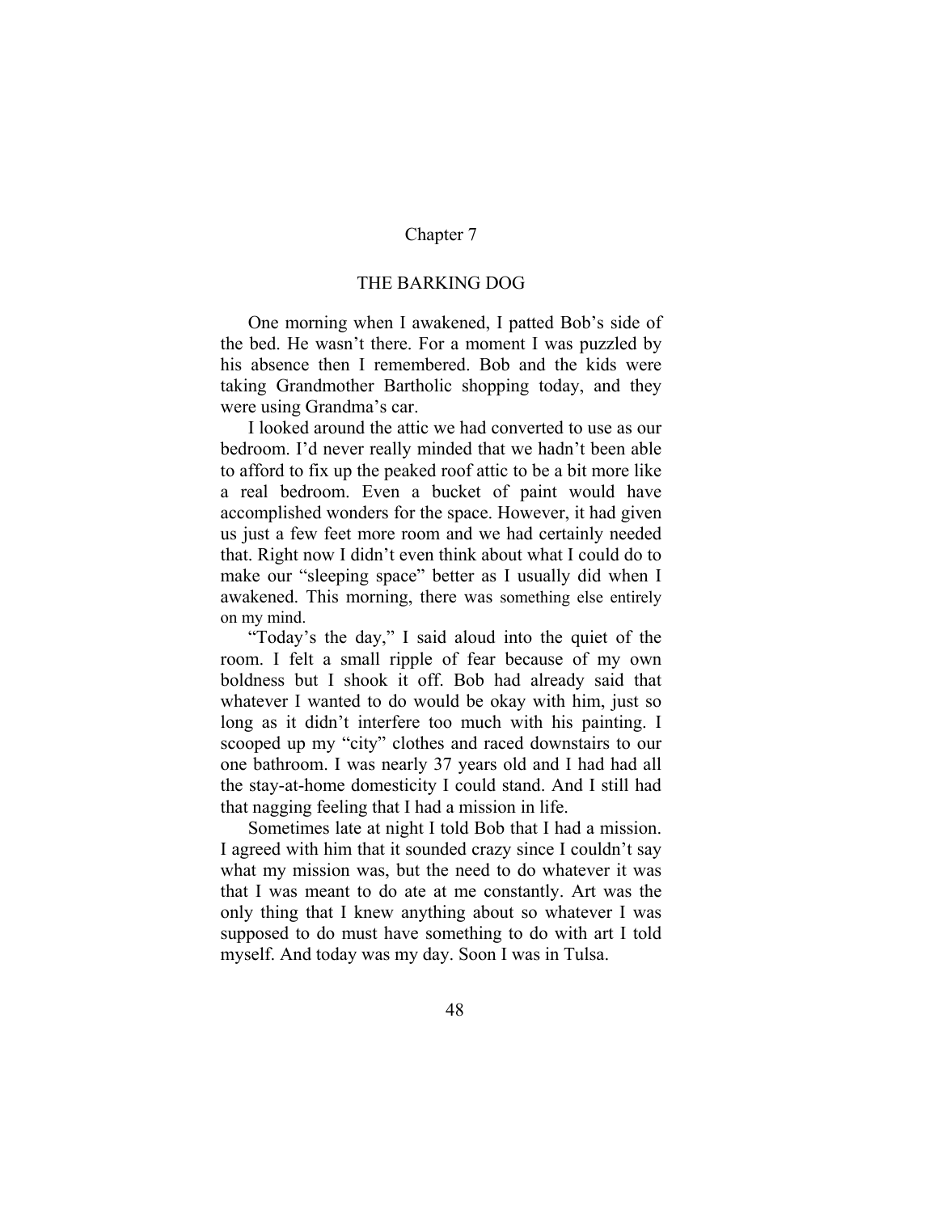# Chapter 7

## THE BARKING DOG

One morning when I awakened, I patted Bob's side of the bed. He wasn't there. For a moment I was puzzled by his absence then I remembered. Bob and the kids were taking Grandmother Bartholic shopping today, and they were using Grandma's car.

I looked around the attic we had converted to use as our bedroom. I'd never really minded that we hadn't been able to afford to fix up the peaked roof attic to be a bit more like a real bedroom. Even a bucket of paint would have accomplished wonders for the space. However, it had given us just a few feet more room and we had certainly needed that. Right now I didn't even think about what I could do to make our "sleeping space" better as I usually did when I awakened. This morning, there was something else entirely on my mind.

"Today's the day," I said aloud into the quiet of the room. I felt a small ripple of fear because of my own boldness but I shook it off. Bob had already said that whatever I wanted to do would be okay with him, just so long as it didn't interfere too much with his painting. I scooped up my "city" clothes and raced downstairs to our one bathroom. I was nearly 37 years old and I had had all the stay-at-home domesticity I could stand. And I still had that nagging feeling that I had a mission in life.

Sometimes late at night I told Bob that I had a mission. I agreed with him that it sounded crazy since I couldn't say what my mission was, but the need to do whatever it was that I was meant to do ate at me constantly. Art was the only thing that I knew anything about so whatever I was supposed to do must have something to do with art I told myself. And today was my day. Soon I was in Tulsa.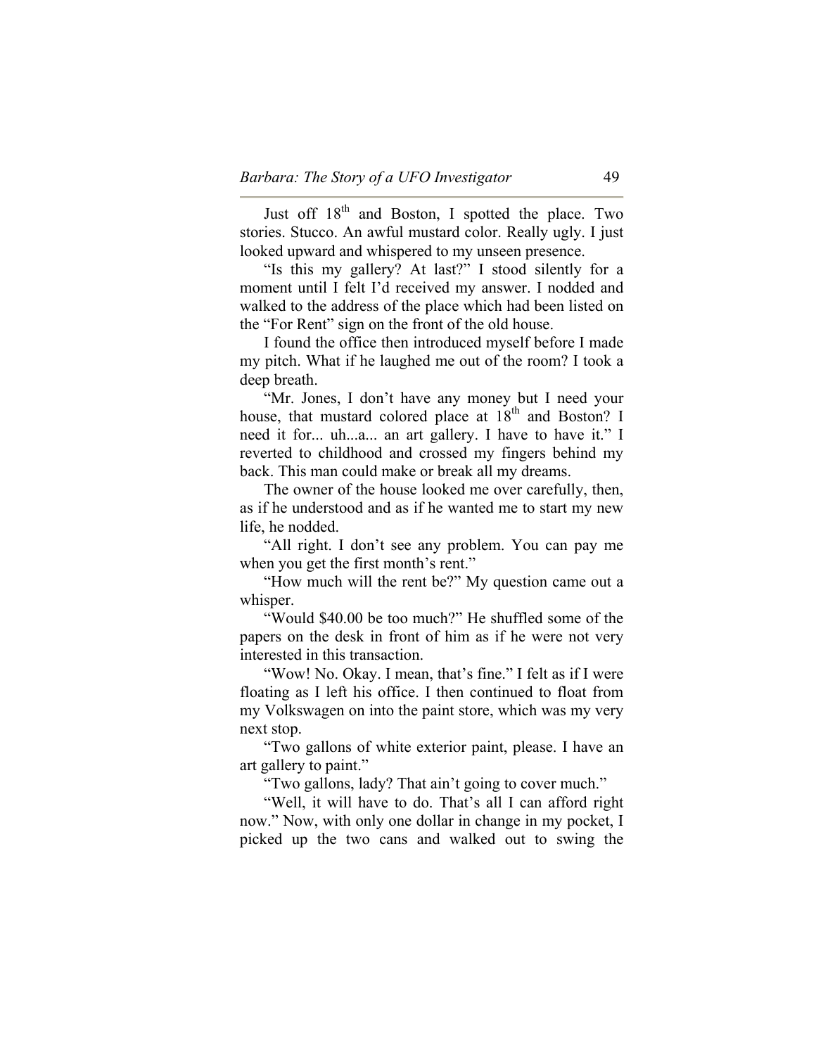Just off 18th and Boston, I spotted the place. Two stories. Stucco. An awful mustard color. Really ugly. I just looked upward and whispered to my unseen presence.

"Is this my gallery? At last?" I stood silently for a moment until I felt I'd received my answer. I nodded and walked to the address of the place which had been listed on the "For Rent" sign on the front of the old house.

I found the office then introduced myself before I made my pitch. What if he laughed me out of the room? I took a deep breath.

"Mr. Jones, I don't have any money but I need your house, that mustard colored place at 18th and Boston? I need it for... uh...a... an art gallery. I have to have it." I reverted to childhood and crossed my fingers behind my back. This man could make or break all my dreams.

The owner of the house looked me over carefully, then, as if he understood and as if he wanted me to start my new life, he nodded.

"All right. I don't see any problem. You can pay me when you get the first month's rent."

"How much will the rent be?" My question came out a whisper.

"Would $40.00 be too much?" He shuffled some of the papers on the desk in front of him as if he were not very interested in this transaction.

"Wow! No. Okay. I mean, that's fine." I felt as if I were floating as I left his office. I then continued to float from my Volkswagen on into the paint store, which was my very next stop.

"Two gallons of white exterior paint, please. I have an art gallery to paint."

"Two gallons, lady? That ain't going to cover much."

"Well, it will have to do. That's all I can afford right now." Now, with only one dollar in change in my pocket, I picked up the two cans and walked out to swing the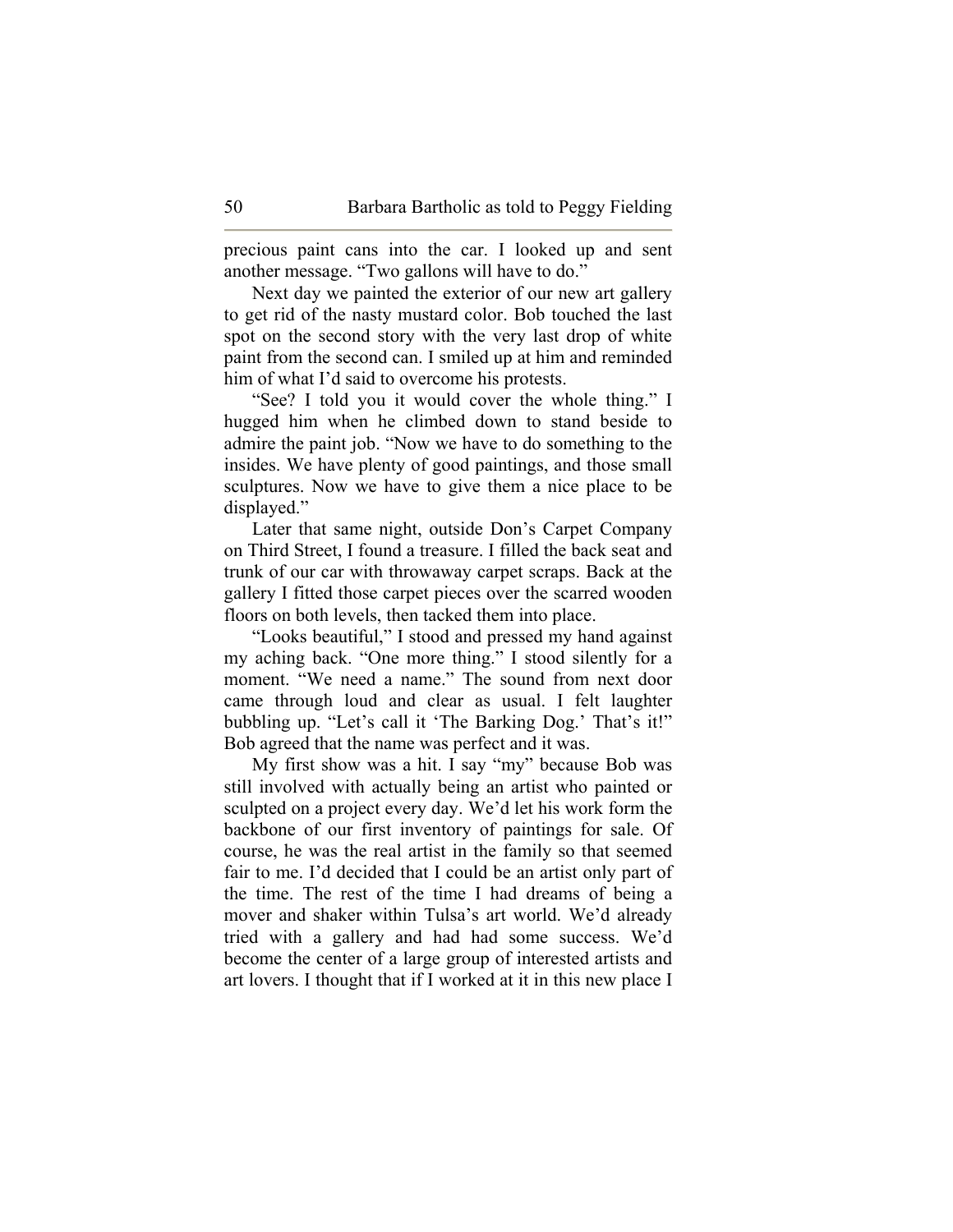precious paint cans into the car. I looked up and sent another message. "Two gallons will have to do."

Next day we painted the exterior of our new art gallery to get rid of the nasty mustard color. Bob touched the last spot on the second story with the very last drop of white paint from the second can. I smiled up at him and reminded him of what I'd said to overcome his protests.

"See? I told you it would cover the whole thing." I hugged him when he climbed down to stand beside to admire the paint job. "Now we have to do something to the insides. We have plenty of good paintings, and those small sculptures. Now we have to give them a nice place to be displayed."

Later that same night, outside Don's Carpet Company on Third Street, I found a treasure. I filled the back seat and trunk of our car with throwaway carpet scraps. Back at the gallery I fitted those carpet pieces over the scarred wooden floors on both levels, then tacked them into place.

"Looks beautiful," I stood and pressed my hand against my aching back. "One more thing." I stood silently for a moment. "We need a name." The sound from next door came through loud and clear as usual. I felt laughter bubbling up. "Let's call it 'The Barking Dog.' That's it!" Bob agreed that the name was perfect and it was.

My first show was a hit. I say "my" because Bob was still involved with actually being an artist who painted or sculpted on a project every day. We'd let his work form the backbone of our first inventory of paintings for sale. Of course, he was the real artist in the family so that seemed fair to me. I'd decided that I could be an artist only part of the time. The rest of the time I had dreams of being a mover and shaker within Tulsa's art world. We'd already tried with a gallery and had had some success. We'd become the center of a large group of interested artists and art lovers. I thought that if I worked at it in this new place I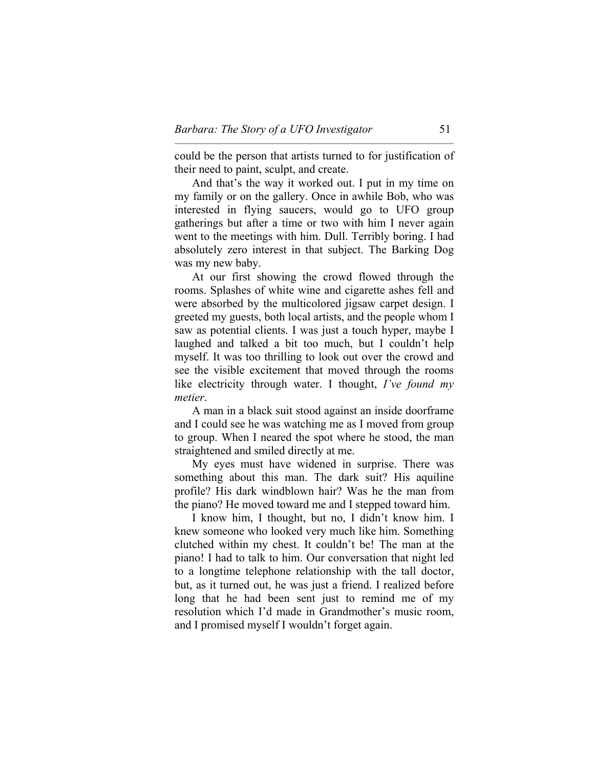could be the person that artists turned to for justification of their need to paint, sculpt, and create.

And that's the way it worked out. I put in my time on my family or on the gallery. Once in awhile Bob, who was interested in flying saucers, would go to UFO group gatherings but after a time or two with him I never again went to the meetings with him. Dull. Terribly boring. I had absolutely zero interest in that subject. The Barking Dog was my new baby.

At our first showing the crowd flowed through the rooms. Splashes of white wine and cigarette ashes fell and were absorbed by the multicolored jigsaw carpet design. I greeted my guests, both local artists, and the people whom I saw as potential clients. I was just a touch hyper, maybe I laughed and talked a bit too much, but I couldn't help myself. It was too thrilling to look out over the crowd and see the visible excitement that moved through the rooms like electricity through water. I thought, *I've found my metier*.

A man in a black suit stood against an inside doorframe and I could see he was watching me as I moved from group to group. When I neared the spot where he stood, the man straightened and smiled directly at me.

My eyes must have widened in surprise. There was something about this man. The dark suit? His aquiline profile? His dark windblown hair? Was he the man from the piano? He moved toward me and I stepped toward him.

I know him, I thought, but no, I didn't know him. I knew someone who looked very much like him. Something clutched within my chest. It couldn't be! The man at the piano! I had to talk to him. Our conversation that night led to a longtime telephone relationship with the tall doctor, but, as it turned out, he was just a friend. I realized before long that he had been sent just to remind me of my resolution which I'd made in Grandmother's music room, and I promised myself I wouldn't forget again.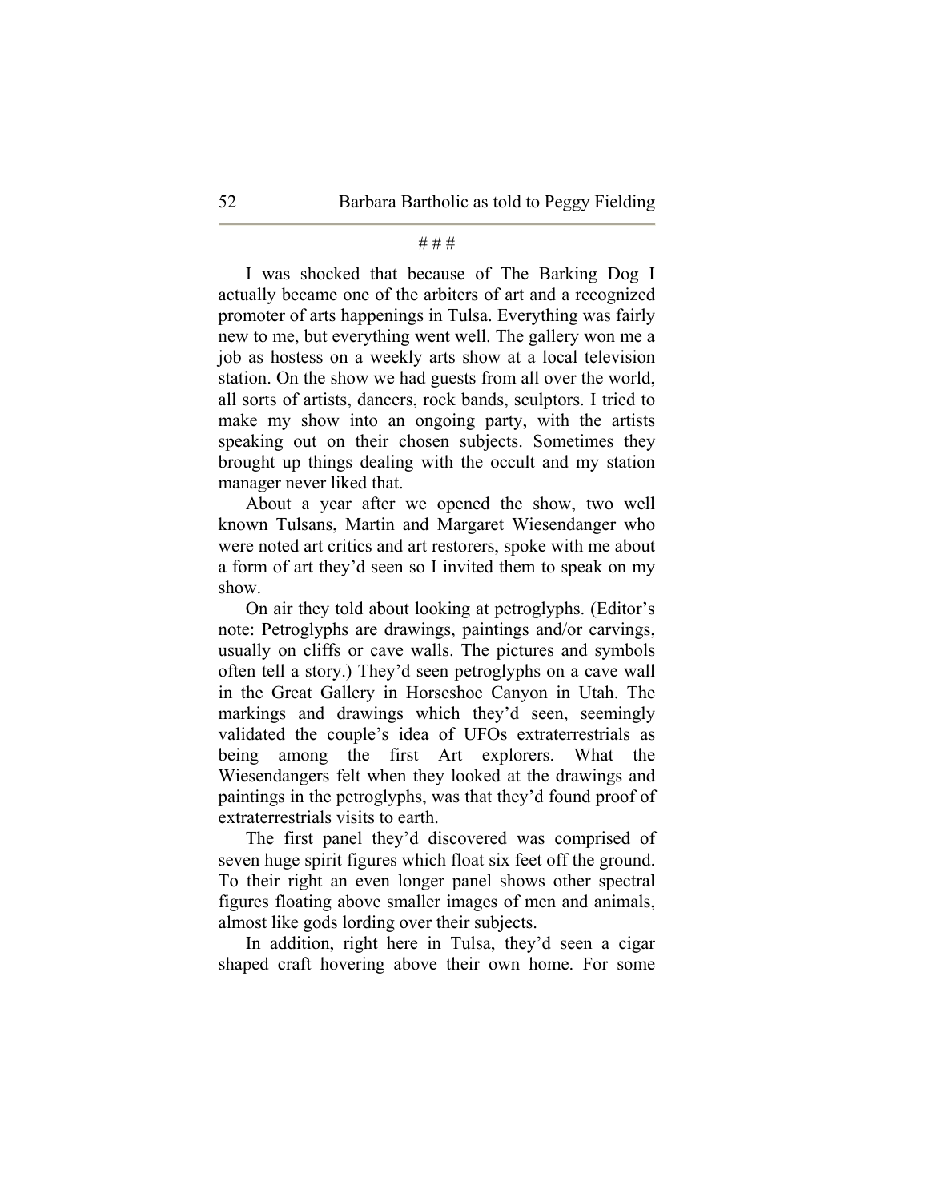# # #

I was shocked that because of The Barking Dog I actually became one of the arbiters of art and a recognized promoter of arts happenings in Tulsa. Everything was fairly new to me, but everything went well. The gallery won me a job as hostess on a weekly arts show at a local television station. On the show we had guests from all over the world, all sorts of artists, dancers, rock bands, sculptors. I tried to make my show into an ongoing party, with the artists speaking out on their chosen subjects. Sometimes they brought up things dealing with the occult and my station manager never liked that.

About a year after we opened the show, two well known Tulsans, Martin and Margaret Wiesendanger who were noted art critics and art restorers, spoke with me about a form of art they'd seen so I invited them to speak on my show.

On air they told about looking at petroglyphs. (Editor's note: Petroglyphs are drawings, paintings and/or carvings, usually on cliffs or cave walls. The pictures and symbols often tell a story.) They'd seen petroglyphs on a cave wall in the Great Gallery in Horseshoe Canyon in Utah. The markings and drawings which they'd seen, seemingly validated the couple's idea of UFOs extraterrestrials as being among the first Art explorers. What the Wiesendangers felt when they looked at the drawings and paintings in the petroglyphs, was that they'd found proof of extraterrestrials visits to earth.

The first panel they'd discovered was comprised of seven huge spirit figures which float six feet off the ground. To their right an even longer panel shows other spectral figures floating above smaller images of men and animals, almost like gods lording over their subjects.

In addition, right here in Tulsa, they'd seen a cigar shaped craft hovering above their own home. For some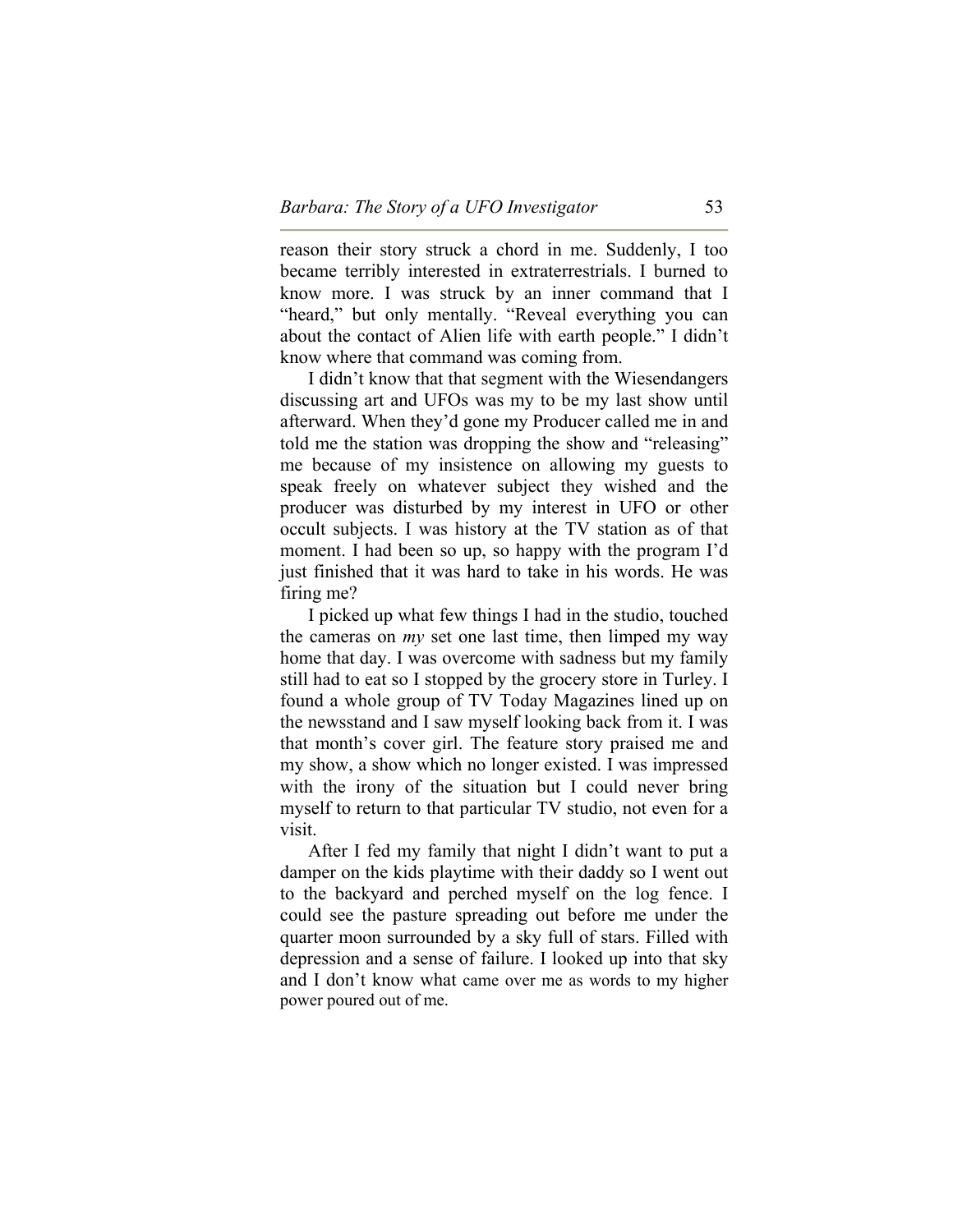reason their story struck a chord in me. Suddenly, I too became terribly interested in extraterrestrials. I burned to know more. I was struck by an inner command that I "heard," but only mentally. "Reveal everything you can about the contact of Alien life with earth people." I didn't know where that command was coming from.

I didn't know that that segment with the Wiesendangers discussing art and UFOs was my to be my last show until afterward. When they'd gone my Producer called me in and told me the station was dropping the show and "releasing" me because of my insistence on allowing my guests to speak freely on whatever subject they wished and the producer was disturbed by my interest in UFO or other occult subjects. I was history at the TV station as of that moment. I had been so up, so happy with the program I'd just finished that it was hard to take in his words. He was firing me?

I picked up what few things I had in the studio, touched the cameras on *my* set one last time, then limped my way home that day. I was overcome with sadness but my family still had to eat so I stopped by the grocery store in Turley. I found a whole group of TV Today Magazines lined up on the newsstand and I saw myself looking back from it. I was that month's cover girl. The feature story praised me and my show, a show which no longer existed. I was impressed with the irony of the situation but I could never bring myself to return to that particular TV studio, not even for a visit.

After I fed my family that night I didn't want to put a damper on the kids playtime with their daddy so I went out to the backyard and perched myself on the log fence. I could see the pasture spreading out before me under the quarter moon surrounded by a sky full of stars. Filled with depression and a sense of failure. I looked up into that sky and I don't know what came over me as words to my higher power poured out of me.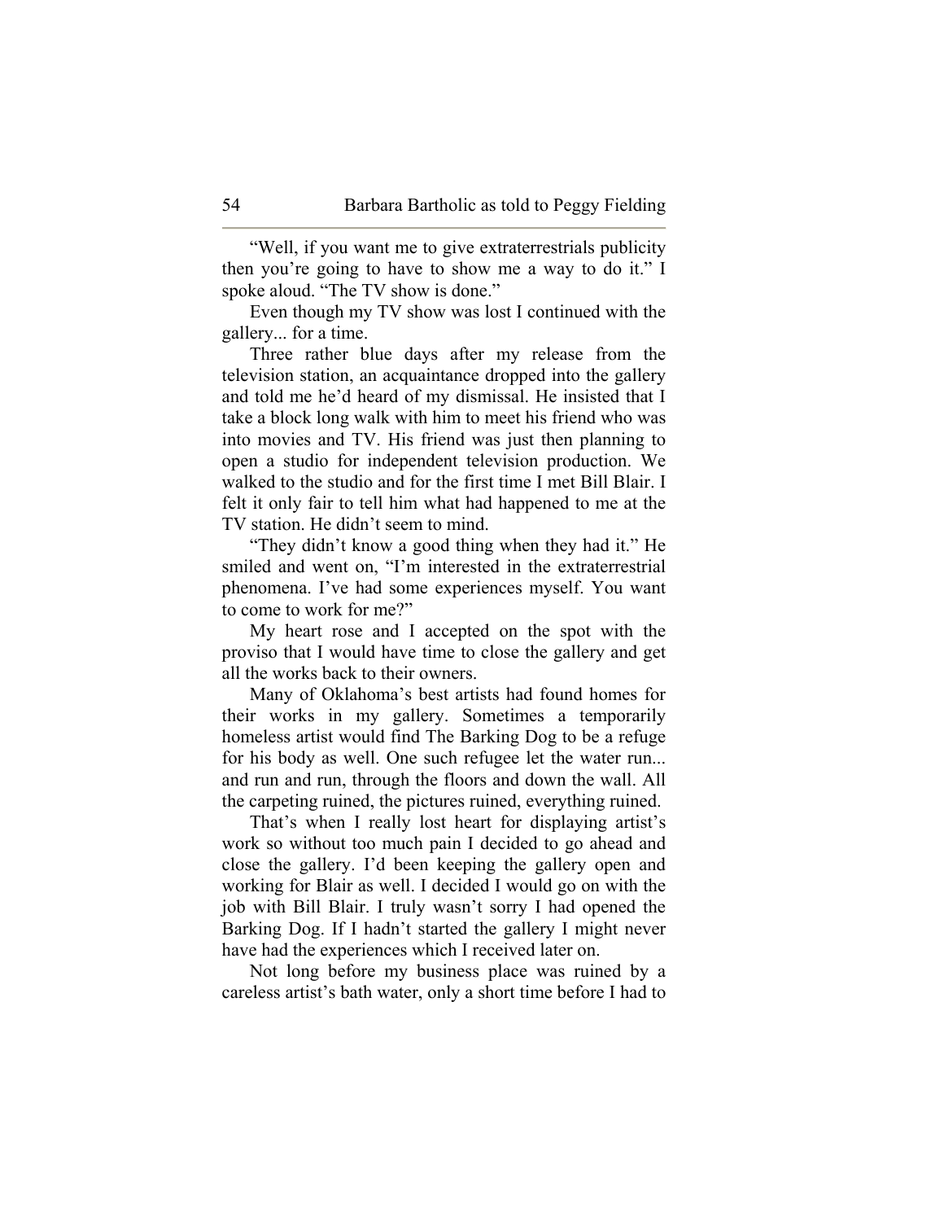“Well, if you want me to give extraterrestrials publicity then you’re going to have to show me a way to do it.” I spoke aloud. “The TV show is done.”

Even though my TV show was lost I continued with the gallery... for a time.

Three rather blue days after my release from the television station, an acquaintance dropped into the gallery and told me he’d heard of my dismissal. He insisted that I take a block long walk with him to meet his friend who was into movies and TV. His friend was just then planning to open a studio for independent television production. We walked to the studio and for the first time I met Bill Blair. I felt it only fair to tell him what had happened to me at the TV station. He didn’t seem to mind.

“They didn’t know a good thing when they had it.” He smiled and went on, “I’m interested in the extraterrestrial phenomena. I’ve had some experiences myself. You want to come to work for me?”

My heart rose and I accepted on the spot with the proviso that I would have time to close the gallery and get all the works back to their owners.

Many of Oklahoma’s best artists had found homes for their works in my gallery. Sometimes a temporarily homeless artist would find The Barking Dog to be a refuge for his body as well. One such refugee let the water run... and run and run, through the floors and down the wall. All the carpeting ruined, the pictures ruined, everything ruined.

That’s when I really lost heart for displaying artist’s work so without too much pain I decided to go ahead and close the gallery. I’d been keeping the gallery open and working for Blair as well. I decided I would go on with the job with Bill Blair. I truly wasn’t sorry I had opened the Barking Dog. If I hadn’t started the gallery I might never have had the experiences which I received later on.

Not long before my business place was ruined by a careless artist’s bath water, only a short time before I had to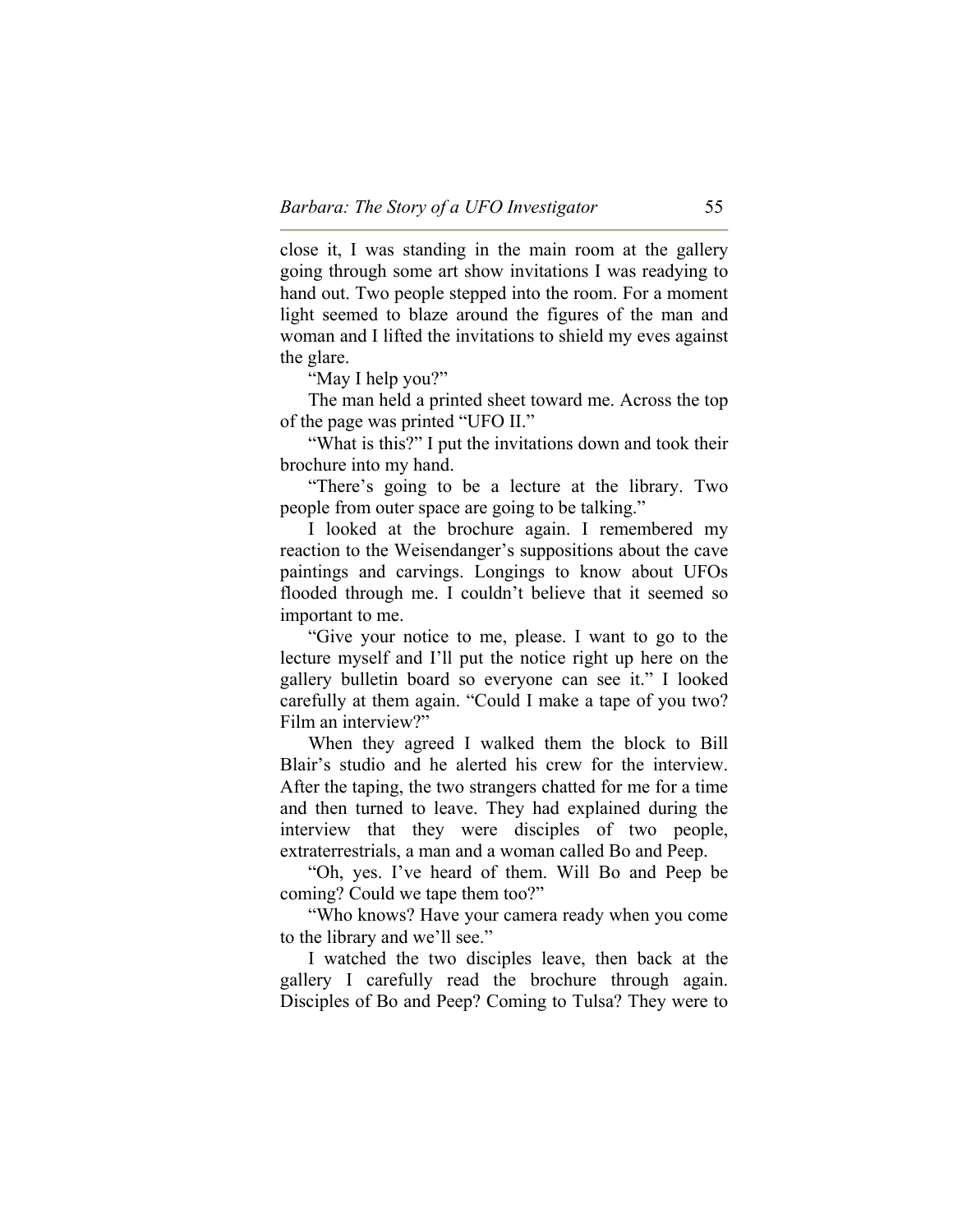close it, I was standing in the main room at the gallery going through some art show invitations I was readying to hand out. Two people stepped into the room. For a moment light seemed to blaze around the figures of the man and woman and I lifted the invitations to shield my eves against the glare.

"May I help you?"

The man held a printed sheet toward me. Across the top of the page was printed "UFO II."

"What is this?" I put the invitations down and took their brochure into my hand.

"There's going to be a lecture at the library. Two people from outer space are going to be talking."

I looked at the brochure again. I remembered my reaction to the Weisendanger's suppositions about the cave paintings and carvings. Longings to know about UFOs flooded through me. I couldn't believe that it seemed so important to me.

"Give your notice to me, please. I want to go to the lecture myself and I'll put the notice right up here on the gallery bulletin board so everyone can see it." I looked carefully at them again. "Could I make a tape of you two? Film an interview?"

When they agreed I walked them the block to Bill Blair's studio and he alerted his crew for the interview. After the taping, the two strangers chatted for me for a time and then turned to leave. They had explained during the interview that they were disciples of two people, extraterrestrials, a man and a woman called Bo and Peep.

"Oh, yes. I've heard of them. Will Bo and Peep be coming? Could we tape them too?"

"Who knows? Have your camera ready when you come to the library and we'll see."

I watched the two disciples leave, then back at the gallery I carefully read the brochure through again. Disciples of Bo and Peep? Coming to Tulsa? They were to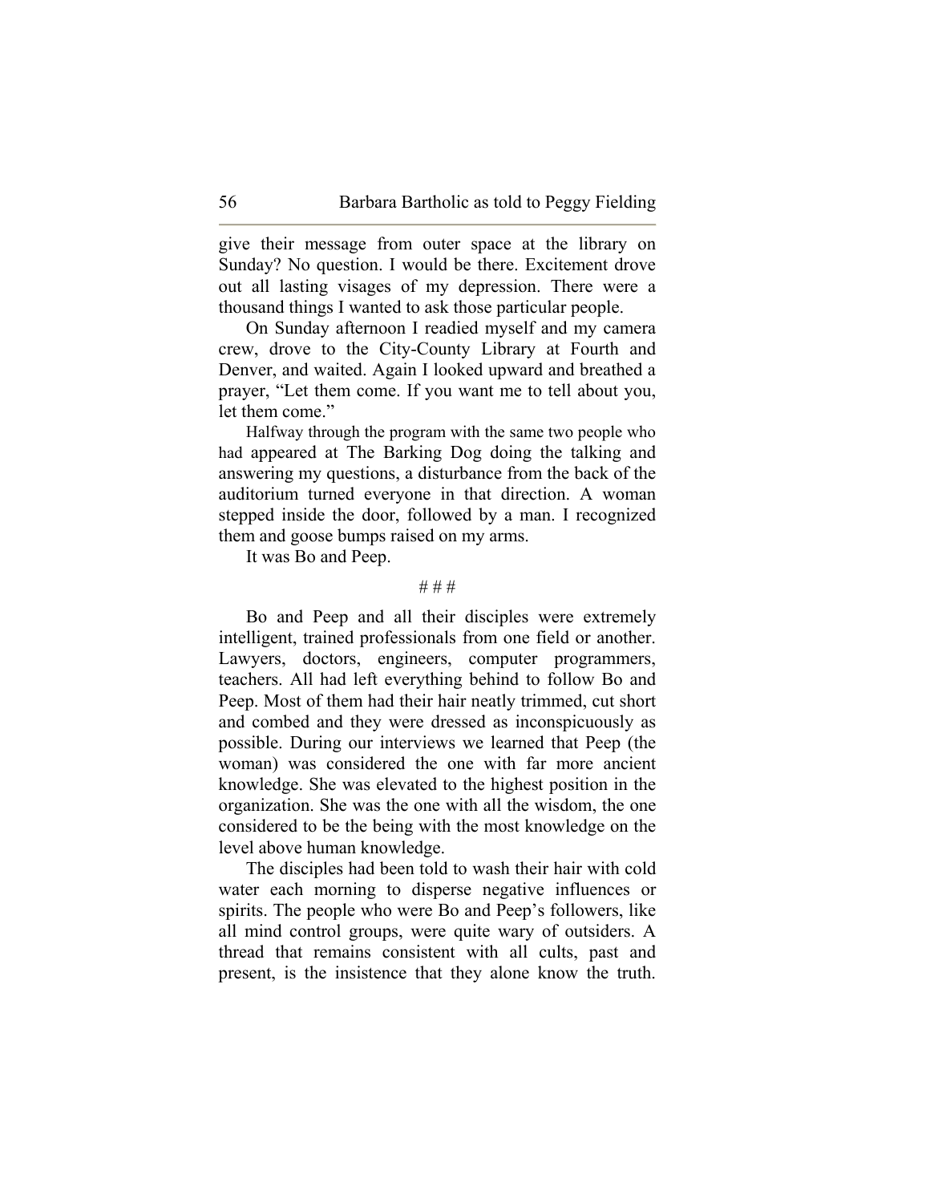give their message from outer space at the library on Sunday? No question. I would be there. Excitement drove out all lasting visages of my depression. There were a thousand things I wanted to ask those particular people.

On Sunday afternoon I readied myself and my camera crew, drove to the City-County Library at Fourth and Denver, and waited. Again I looked upward and breathed a prayer, "Let them come. If you want me to tell about you, let them come."

Halfway through the program with the same two people who had appeared at The Barking Dog doing the talking and answering my questions, a disturbance from the back of the auditorium turned everyone in that direction. A woman stepped inside the door, followed by a man. I recognized them and goose bumps raised on my arms.

It was Bo and Peep.

# # #

Bo and Peep and all their disciples were extremely intelligent, trained professionals from one field or another. Lawyers, doctors, engineers, computer programmers, teachers. All had left everything behind to follow Bo and Peep. Most of them had their hair neatly trimmed, cut short and combed and they were dressed as inconspicuously as possible. During our interviews we learned that Peep (the woman) was considered the one with far more ancient knowledge. She was elevated to the highest position in the organization. She was the one with all the wisdom, the one considered to be the being with the most knowledge on the level above human knowledge.

The disciples had been told to wash their hair with cold water each morning to disperse negative influences or spirits. The people who were Bo and Peep's followers, like all mind control groups, were quite wary of outsiders. A thread that remains consistent with all cults, past and present, is the insistence that they alone know the truth.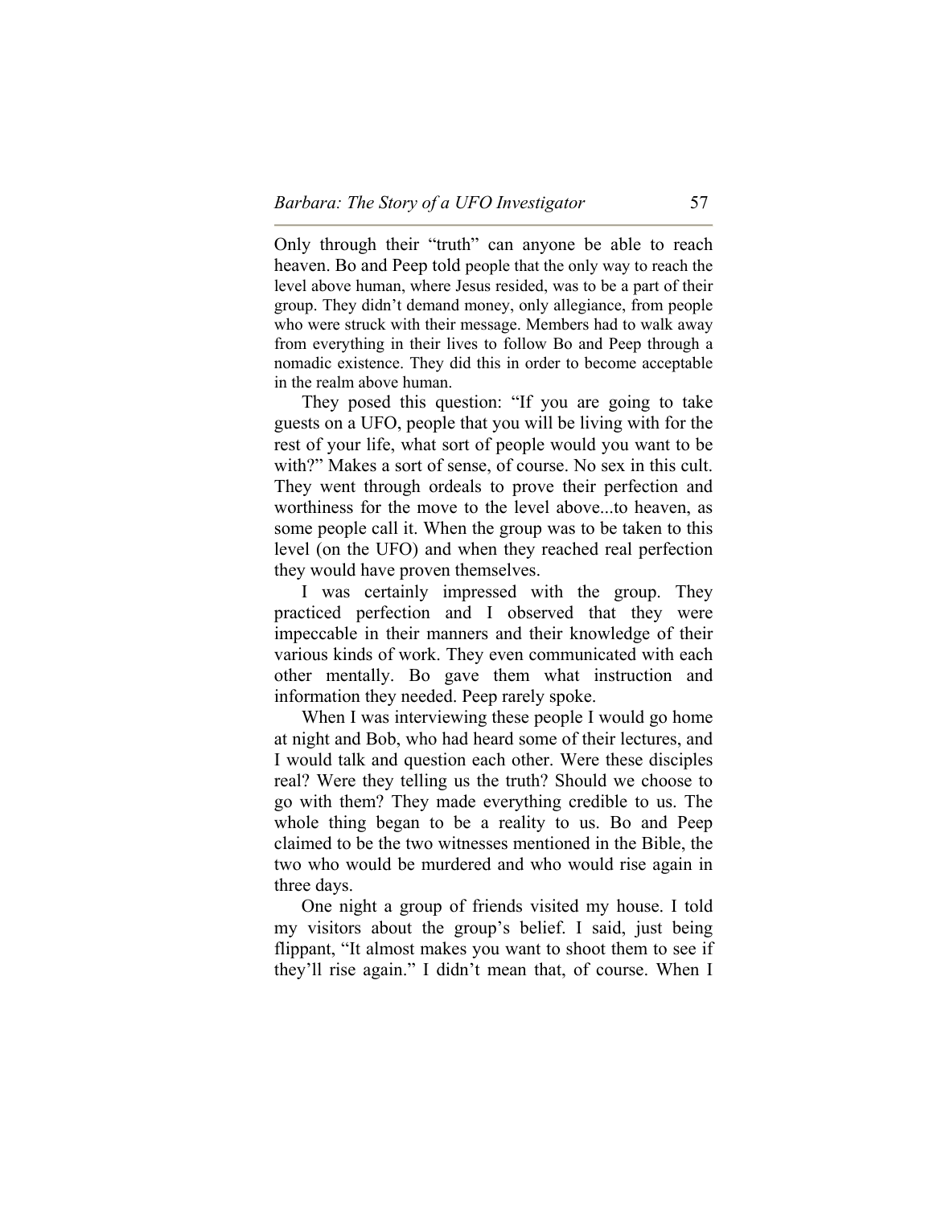Only through their “truth” can anyone be able to reach heaven. Bo and Peep told people that the only way to reach the level above human, where Jesus resided, was to be a part of their group. They didn’t demand money, only allegiance, from people who were struck with their message. Members had to walk away from everything in their lives to follow Bo and Peep through a nomadic existence. They did this in order to become acceptable in the realm above human.

They posed this question: “If you are going to take guests on a UFO, people that you will be living with for the rest of your life, what sort of people would you want to be with?” Makes a sort of sense, of course. No sex in this cult. They went through ordeals to prove their perfection and worthiness for the move to the level above...to heaven, as some people call it. When the group was to be taken to this level (on the UFO) and when they reached real perfection they would have proven themselves.

I was certainly impressed with the group. They practiced perfection and I observed that they were impeccable in their manners and their knowledge of their various kinds of work. They even communicated with each other mentally. Bo gave them what instruction and information they needed. Peep rarely spoke.

When I was interviewing these people I would go home at night and Bob, who had heard some of their lectures, and I would talk and question each other. Were these disciples real? Were they telling us the truth? Should we choose to go with them? They made everything credible to us. The whole thing began to be a reality to us. Bo and Peep claimed to be the two witnesses mentioned in the Bible, the two who would be murdered and who would rise again in three days.

One night a group of friends visited my house. I told my visitors about the group’s belief. I said, just being flippant, “It almost makes you want to shoot them to see if they’ll rise again.” I didn’t mean that, of course. When I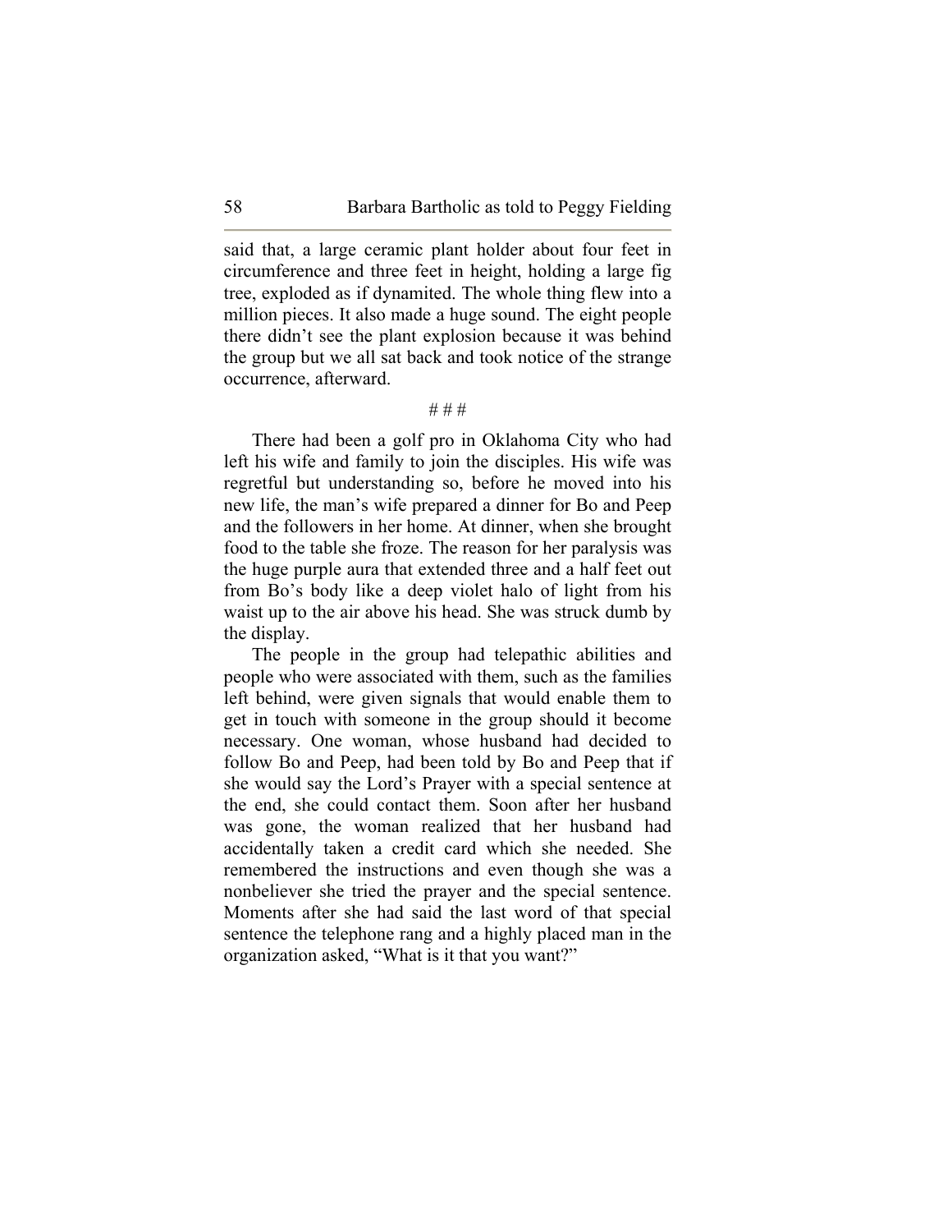said that, a large ceramic plant holder about four feet in circumference and three feet in height, holding a large fig tree, exploded as if dynamited. The whole thing flew into a million pieces. It also made a huge sound. The eight people there didn't see the plant explosion because it was behind the group but we all sat back and took notice of the strange occurrence, afterward.

# # #

There had been a golf pro in Oklahoma City who had left his wife and family to join the disciples. His wife was regretful but understanding so, before he moved into his new life, the man's wife prepared a dinner for Bo and Peep and the followers in her home. At dinner, when she brought food to the table she froze. The reason for her paralysis was the huge purple aura that extended three and a half feet out from Bo's body like a deep violet halo of light from his waist up to the air above his head. She was struck dumb by the display.

The people in the group had telepathic abilities and people who were associated with them, such as the families left behind, were given signals that would enable them to get in touch with someone in the group should it become necessary. One woman, whose husband had decided to follow Bo and Peep, had been told by Bo and Peep that if she would say the Lord's Prayer with a special sentence at the end, she could contact them. Soon after her husband was gone, the woman realized that her husband had accidentally taken a credit card which she needed. She remembered the instructions and even though she was a nonbeliever she tried the prayer and the special sentence. Moments after she had said the last word of that special sentence the telephone rang and a highly placed man in the organization asked, "What is it that you want?"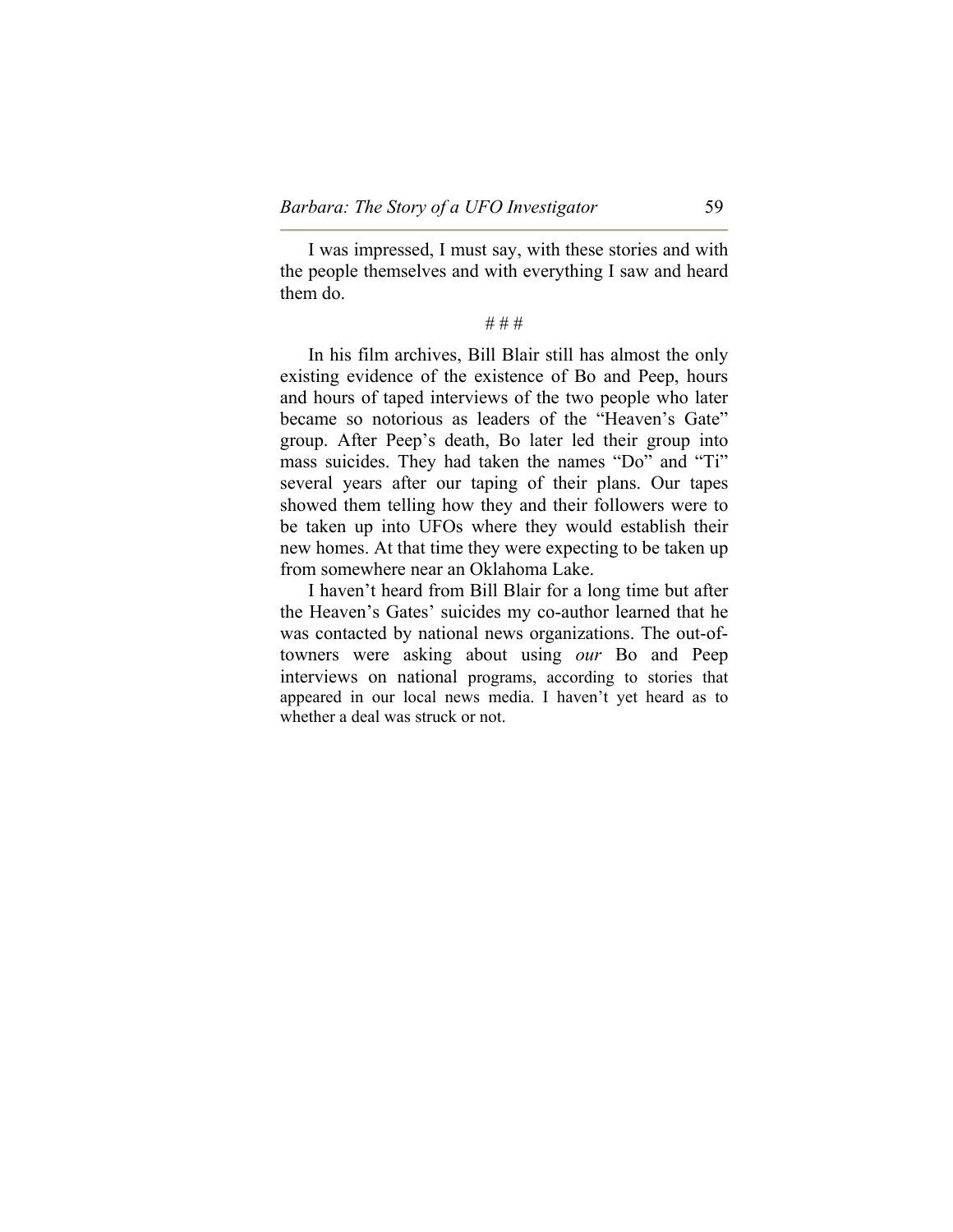I was impressed, I must say, with these stories and with the people themselves and with everything I saw and heard them do.

# # #

In his film archives, Bill Blair still has almost the only existing evidence of the existence of Bo and Peep, hours and hours of taped interviews of the two people who later became so notorious as leaders of the "Heaven's Gate" group. After Peep's death, Bo later led their group into mass suicides. They had taken the names "Do" and "Ti" several years after our taping of their plans. Our tapes showed them telling how they and their followers were to be taken up into UFOs where they would establish their new homes. At that time they were expecting to be taken up from somewhere near an Oklahoma Lake.

I haven't heard from Bill Blair for a long time but after the Heaven's Gates' suicides my co-author learned that he was contacted by national news organizations. The out-of-towners were asking about using *our* Bo and Peep interviews on national programs, according to stories that appeared in our local news media. I haven't yet heard as to whether a deal was struck or not.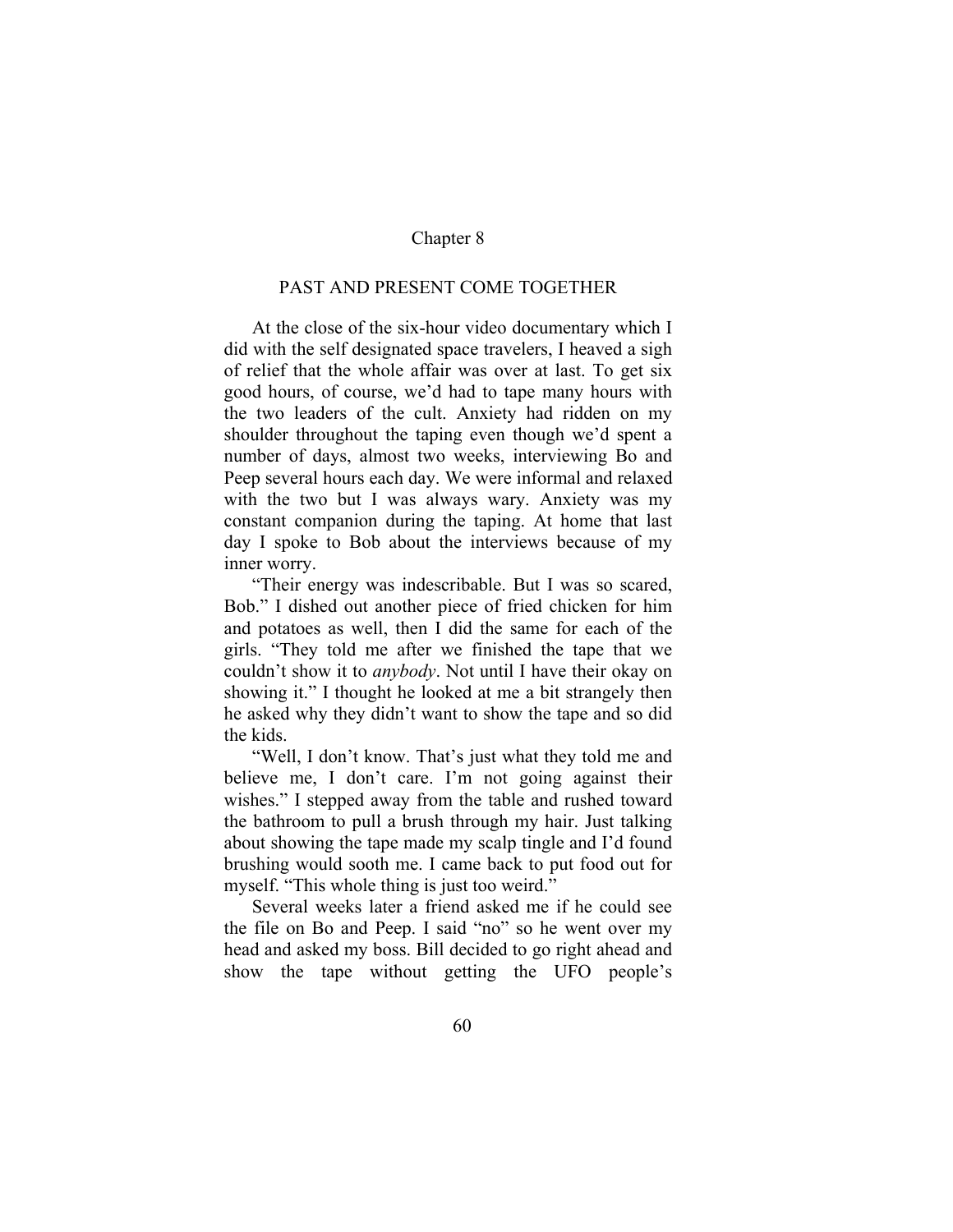# Chapter 8

## PAST AND PRESENT COME TOGETHER

At the close of the six-hour video documentary which I did with the self designated space travelers, I heaved a sigh of relief that the whole affair was over at last. To get six good hours, of course, we'd had to tape many hours with the two leaders of the cult. Anxiety had ridden on my shoulder throughout the taping even though we'd spent a number of days, almost two weeks, interviewing Bo and Peep several hours each day. We were informal and relaxed with the two but I was always wary. Anxiety was my constant companion during the taping. At home that last day I spoke to Bob about the interviews because of my inner worry.

"Their energy was indescribable. But I was so scared, Bob." I dished out another piece of fried chicken for him and potatoes as well, then I did the same for each of the girls. "They told me after we finished the tape that we couldn't show it to *anybody*. Not until I have their okay on showing it." I thought he looked at me a bit strangely then he asked why they didn't want to show the tape and so did the kids.

"Well, I don't know. That's just what they told me and believe me, I don't care. I'm not going against their wishes." I stepped away from the table and rushed toward the bathroom to pull a brush through my hair. Just talking about showing the tape made my scalp tingle and I'd found brushing would sooth me. I came back to put food out for myself. "This whole thing is just too weird."

Several weeks later a friend asked me if he could see the file on Bo and Peep. I said "no" so he went over my head and asked my boss. Bill decided to go right ahead and show the tape without getting the UFO people's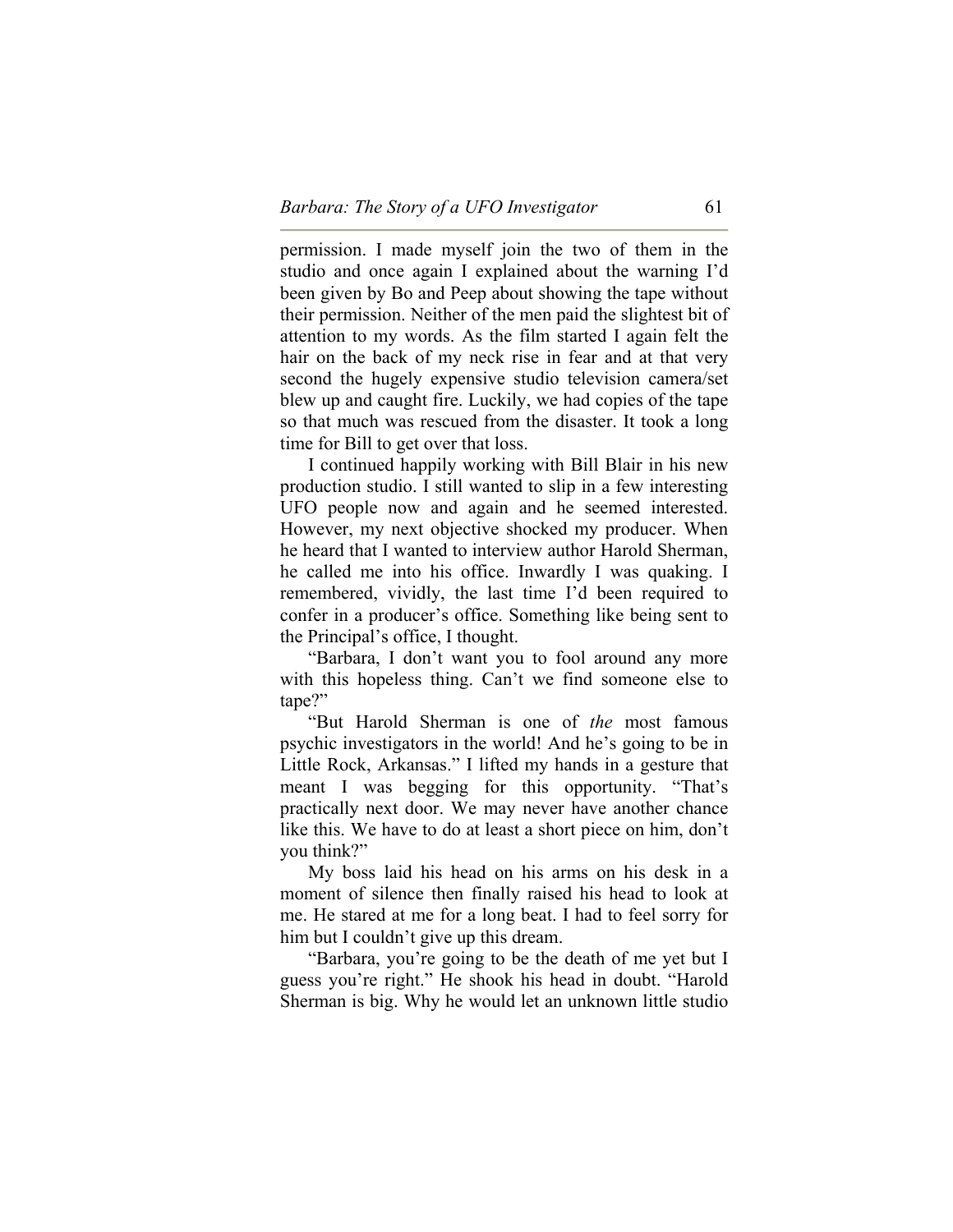permission. I made myself join the two of them in the studio and once again I explained about the warning I'd been given by Bo and Peep about showing the tape without their permission. Neither of the men paid the slightest bit of attention to my words. As the film started I again felt the hair on the back of my neck rise in fear and at that very second the hugely expensive studio television camera/set blew up and caught fire. Luckily, we had copies of the tape so that much was rescued from the disaster. It took a long time for Bill to get over that loss.

I continued happily working with Bill Blair in his new production studio. I still wanted to slip in a few interesting UFO people now and again and he seemed interested. However, my next objective shocked my producer. When he heard that I wanted to interview author Harold Sherman, he called me into his office. Inwardly I was quaking. I remembered, vividly, the last time I'd been required to confer in a producer's office. Something like being sent to the Principal's office, I thought.

"Barbara, I don't want you to fool around any more with this hopeless thing. Can't we find someone else to tape?"

"But Harold Sherman is one of *the* most famous psychic investigators in the world! And he's going to be in Little Rock, Arkansas." I lifted my hands in a gesture that meant I was begging for this opportunity. "That's practically next door. We may never have another chance like this. We have to do at least a short piece on him, don't you think?"

My boss laid his head on his arms on his desk in a moment of silence then finally raised his head to look at me. He stared at me for a long beat. I had to feel sorry for him but I couldn't give up this dream.

"Barbara, you're going to be the death of me yet but I guess you're right." He shook his head in doubt. "Harold Sherman is big. Why he would let an unknown little studio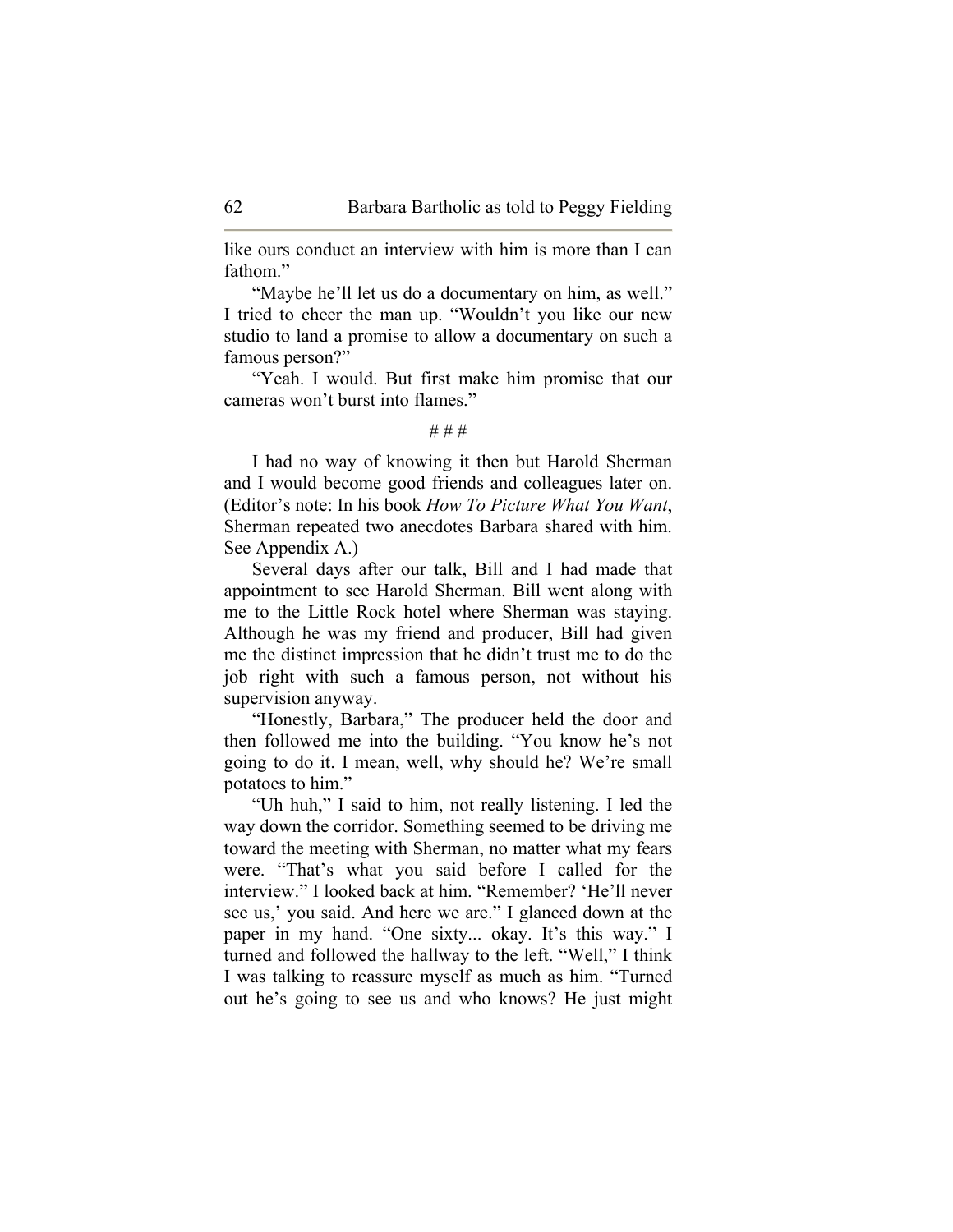like ours conduct an interview with him is more than I can fathom."

"Maybe he'll let us do a documentary on him, as well." I tried to cheer the man up. "Wouldn't you like our new studio to land a promise to allow a documentary on such a famous person?"

"Yeah. I would. But first make him promise that our cameras won't burst into flames."

# # #

I had no way of knowing it then but Harold Sherman and I would become good friends and colleagues later on. (Editor's note: In his book *How To Picture What You Want*, Sherman repeated two anecdotes Barbara shared with him. See Appendix A.)

Several days after our talk, Bill and I had made that appointment to see Harold Sherman. Bill went along with me to the Little Rock hotel where Sherman was staying. Although he was my friend and producer, Bill had given me the distinct impression that he didn't trust me to do the job right with such a famous person, not without his supervision anyway.

"Honestly, Barbara," The producer held the door and then followed me into the building. "You know he's not going to do it. I mean, well, why should he? We're small potatoes to him."

"Uh huh," I said to him, not really listening. I led the way down the corridor. Something seemed to be driving me toward the meeting with Sherman, no matter what my fears were. "That's what you said before I called for the interview." I looked back at him. "Remember? 'He'll never see us,' you said. And here we are." I glanced down at the paper in my hand. "One sixty... okay. It's this way." I turned and followed the hallway to the left. "Well," I think I was talking to reassure myself as much as him. "Turned out he's going to see us and who knows? He just might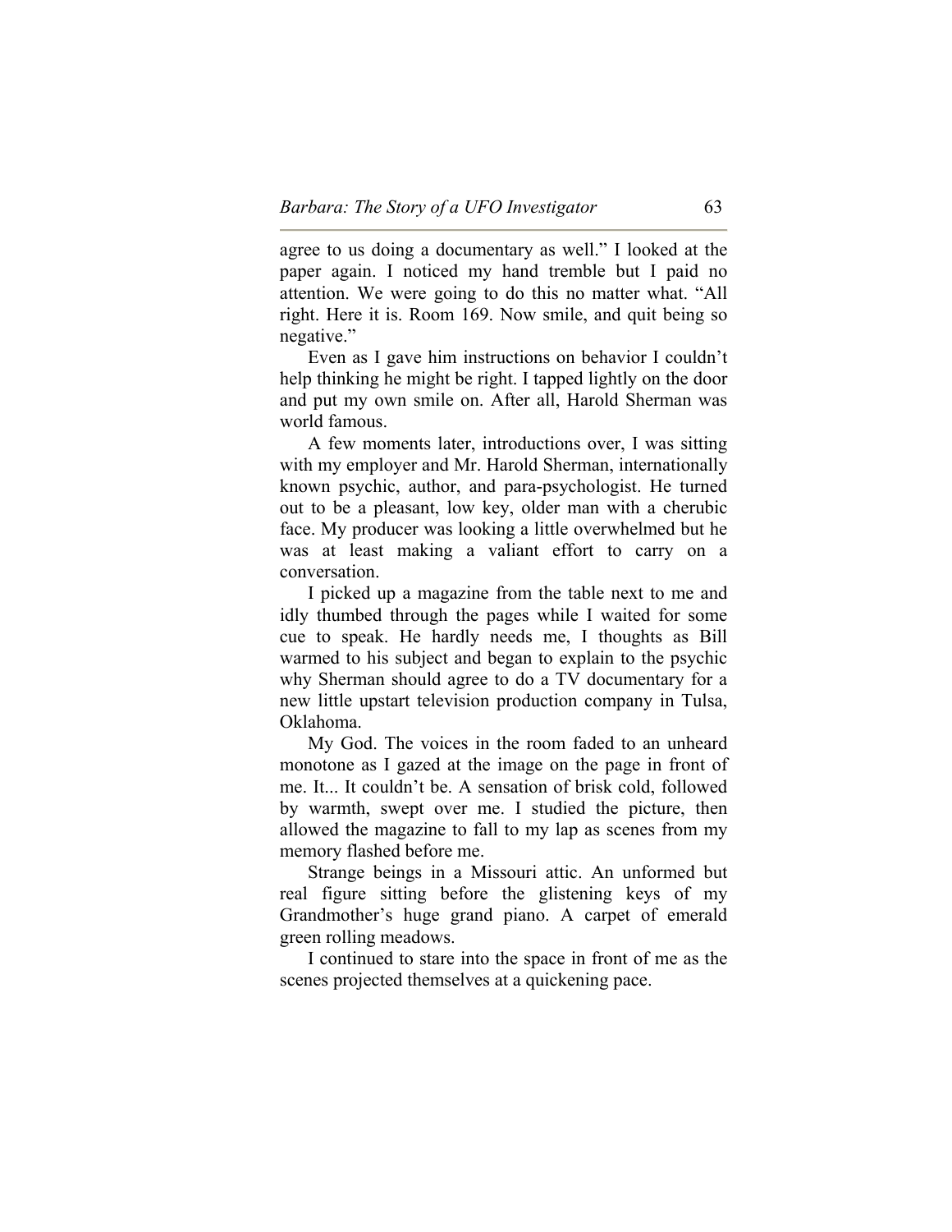agree to us doing a documentary as well." I looked at the paper again. I noticed my hand tremble but I paid no attention. We were going to do this no matter what. "All right. Here it is. Room 169. Now smile, and quit being so negative."

Even as I gave him instructions on behavior I couldn't help thinking he might be right. I tapped lightly on the door and put my own smile on. After all, Harold Sherman was world famous.

A few moments later, introductions over, I was sitting with my employer and Mr. Harold Sherman, internationally known psychic, author, and para-psychologist. He turned out to be a pleasant, low key, older man with a cherubic face. My producer was looking a little overwhelmed but he was at least making a valiant effort to carry on a conversation.

I picked up a magazine from the table next to me and idly thumbed through the pages while I waited for some cue to speak. He hardly needs me, I thoughts as Bill warmed to his subject and began to explain to the psychic why Sherman should agree to do a TV documentary for a new little upstart television production company in Tulsa, Oklahoma.

My God. The voices in the room faded to an unheard monotone as I gazed at the image on the page in front of me. It... It couldn't be. A sensation of brisk cold, followed by warmth, swept over me. I studied the picture, then allowed the magazine to fall to my lap as scenes from my memory flashed before me.

Strange beings in a Missouri attic. An unformed but real figure sitting before the glistening keys of my Grandmother's huge grand piano. A carpet of emerald green rolling meadows.

I continued to stare into the space in front of me as the scenes projected themselves at a quickening pace.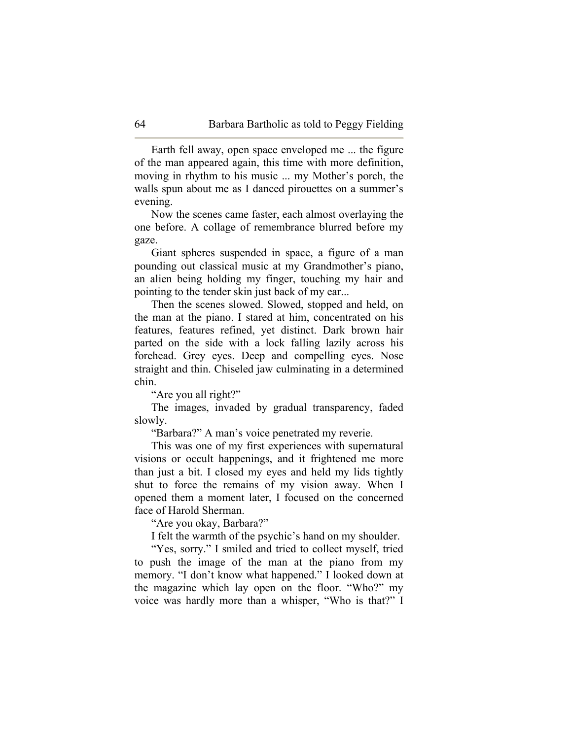Earth fell away, open space enveloped me ... the figure of the man appeared again, this time with more definition, moving in rhythm to his music ... my Mother's porch, the walls spun about me as I danced pirouettes on a summer's evening.

Now the scenes came faster, each almost overlaying the one before. A collage of remembrance blurred before my gaze.

Giant spheres suspended in space, a figure of a man pounding out classical music at my Grandmother's piano, an alien being holding my finger, touching my hair and pointing to the tender skin just back of my ear...

Then the scenes slowed. Slowed, stopped and held, on the man at the piano. I stared at him, concentrated on his features, features refined, yet distinct. Dark brown hair parted on the side with a lock falling lazily across his forehead. Grey eyes. Deep and compelling eyes. Nose straight and thin. Chiseled jaw culminating in a determined chin.

"Are you all right?"

The images, invaded by gradual transparency, faded slowly.

"Barbara?" A man's voice penetrated my reverie.

This was one of my first experiences with supernatural visions or occult happenings, and it frightened me more than just a bit. I closed my eyes and held my lids tightly shut to force the remains of my vision away. When I opened them a moment later, I focused on the concerned face of Harold Sherman.

"Are you okay, Barbara?"

I felt the warmth of the psychic's hand on my shoulder.

"Yes, sorry." I smiled and tried to collect myself, tried to push the image of the man at the piano from my memory. "I don't know what happened." I looked down at the magazine which lay open on the floor. "Who?" my voice was hardly more than a whisper, "Who is that?" I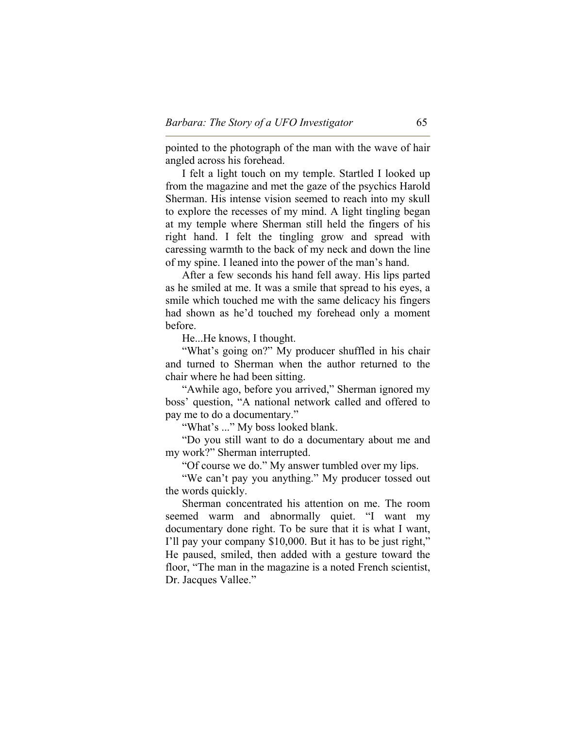pointed to the photograph of the man with the wave of hair angled across his forehead.

I felt a light touch on my temple. Startled I looked up from the magazine and met the gaze of the psychics Harold Sherman. His intense vision seemed to reach into my skull to explore the recesses of my mind. A light tingling began at my temple where Sherman still held the fingers of his right hand. I felt the tingling grow and spread with caressing warmth to the back of my neck and down the line of my spine. I leaned into the power of the man's hand.

After a few seconds his hand fell away. His lips parted as he smiled at me. It was a smile that spread to his eyes, a smile which touched me with the same delicacy his fingers had shown as he'd touched my forehead only a moment before.

He...He knows, I thought.

"What's going on?" My producer shuffled in his chair and turned to Sherman when the author returned to the chair where he had been sitting.

"Awhile ago, before you arrived," Sherman ignored my boss' question, "A national network called and offered to pay me to do a documentary."

"What's ..." My boss looked blank.

"Do you still want to do a documentary about me and my work?" Sherman interrupted.

"Of course we do." My answer tumbled over my lips.

"We can't pay you anything." My producer tossed out the words quickly.

Sherman concentrated his attention on me. The room seemed warm and abnormally quiet. "I want my documentary done right. To be sure that it is what I want, I'll pay your company $10,000. But it has to be just right," He paused, smiled, then added with a gesture toward the floor, "The man in the magazine is a noted French scientist, Dr. Jacques Vallee."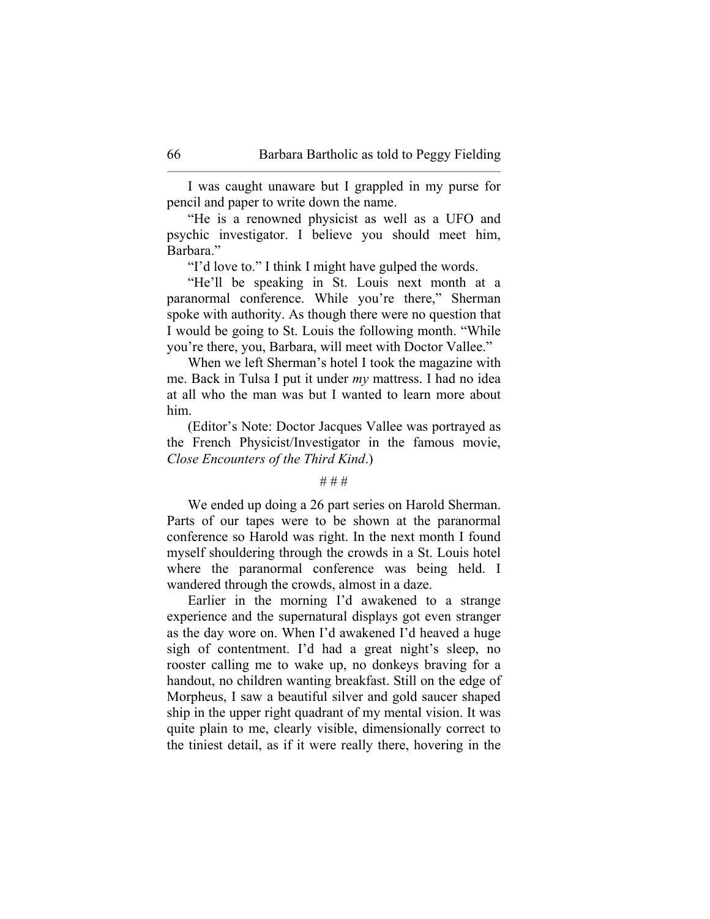I was caught unaware but I grappled in my purse for pencil and paper to write down the name.

"He is a renowned physicist as well as a UFO and psychic investigator. I believe you should meet him, Barbara."

"I'd love to." I think I might have gulped the words.

"He'll be speaking in St. Louis next month at a paranormal conference. While you're there," Sherman spoke with authority. As though there were no question that I would be going to St. Louis the following month. "While you're there, you, Barbara, will meet with Doctor Vallee."

When we left Sherman's hotel I took the magazine with me. Back in Tulsa I put it under *my* mattress. I had no idea at all who the man was but I wanted to learn more about him.

(Editor's Note: Doctor Jacques Vallee was portrayed as the French Physicist/Investigator in the famous movie, *Close Encounters of the Third Kind*.)

# # #

We ended up doing a 26 part series on Harold Sherman. Parts of our tapes were to be shown at the paranormal conference so Harold was right. In the next month I found myself shouldering through the crowds in a St. Louis hotel where the paranormal conference was being held. I wandered through the crowds, almost in a daze.

Earlier in the morning I'd awakened to a strange experience and the supernatural displays got even stranger as the day wore on. When I'd awakened I'd heaved a huge sigh of contentment. I'd had a great night's sleep, no rooster calling me to wake up, no donkeys braving for a handout, no children wanting breakfast. Still on the edge of Morpheus, I saw a beautiful silver and gold saucer shaped ship in the upper right quadrant of my mental vision. It was quite plain to me, clearly visible, dimensionally correct to the tiniest detail, as if it were really there, hovering in the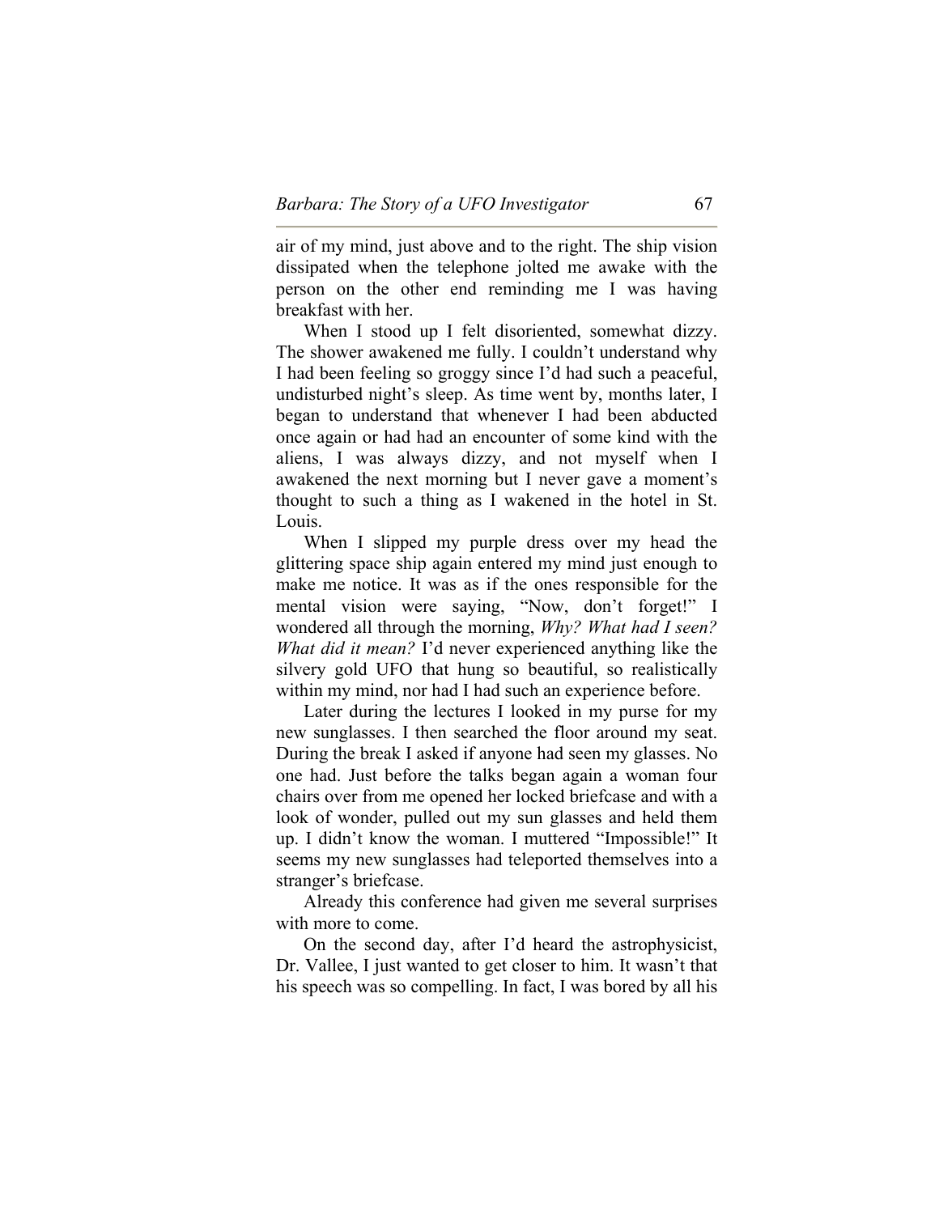air of my mind, just above and to the right. The ship vision dissipated when the telephone jolted me awake with the person on the other end reminding me I was having breakfast with her.

When I stood up I felt disoriented, somewhat dizzy. The shower awakened me fully. I couldn't understand why I had been feeling so groggy since I'd had such a peaceful, undisturbed night's sleep. As time went by, months later, I began to understand that whenever I had been abducted once again or had had an encounter of some kind with the aliens, I was always dizzy, and not myself when I awakened the next morning but I never gave a moment's thought to such a thing as I wakened in the hotel in St. Louis.

When I slipped my purple dress over my head the glittering space ship again entered my mind just enough to make me notice. It was as if the ones responsible for the mental vision were saying, "Now, don't forget!" I wondered all through the morning, *Why? What had I seen? What did it mean?* I'd never experienced anything like the silvery gold UFO that hung so beautiful, so realistically within my mind, nor had I had such an experience before.

Later during the lectures I looked in my purse for my new sunglasses. I then searched the floor around my seat. During the break I asked if anyone had seen my glasses. No one had. Just before the talks began again a woman four chairs over from me opened her locked briefcase and with a look of wonder, pulled out my sun glasses and held them up. I didn't know the woman. I muttered "Impossible!" It seems my new sunglasses had teleported themselves into a stranger's briefcase.

Already this conference had given me several surprises with more to come.

On the second day, after I'd heard the astrophysicist, Dr. Vallee, I just wanted to get closer to him. It wasn't that his speech was so compelling. In fact, I was bored by all his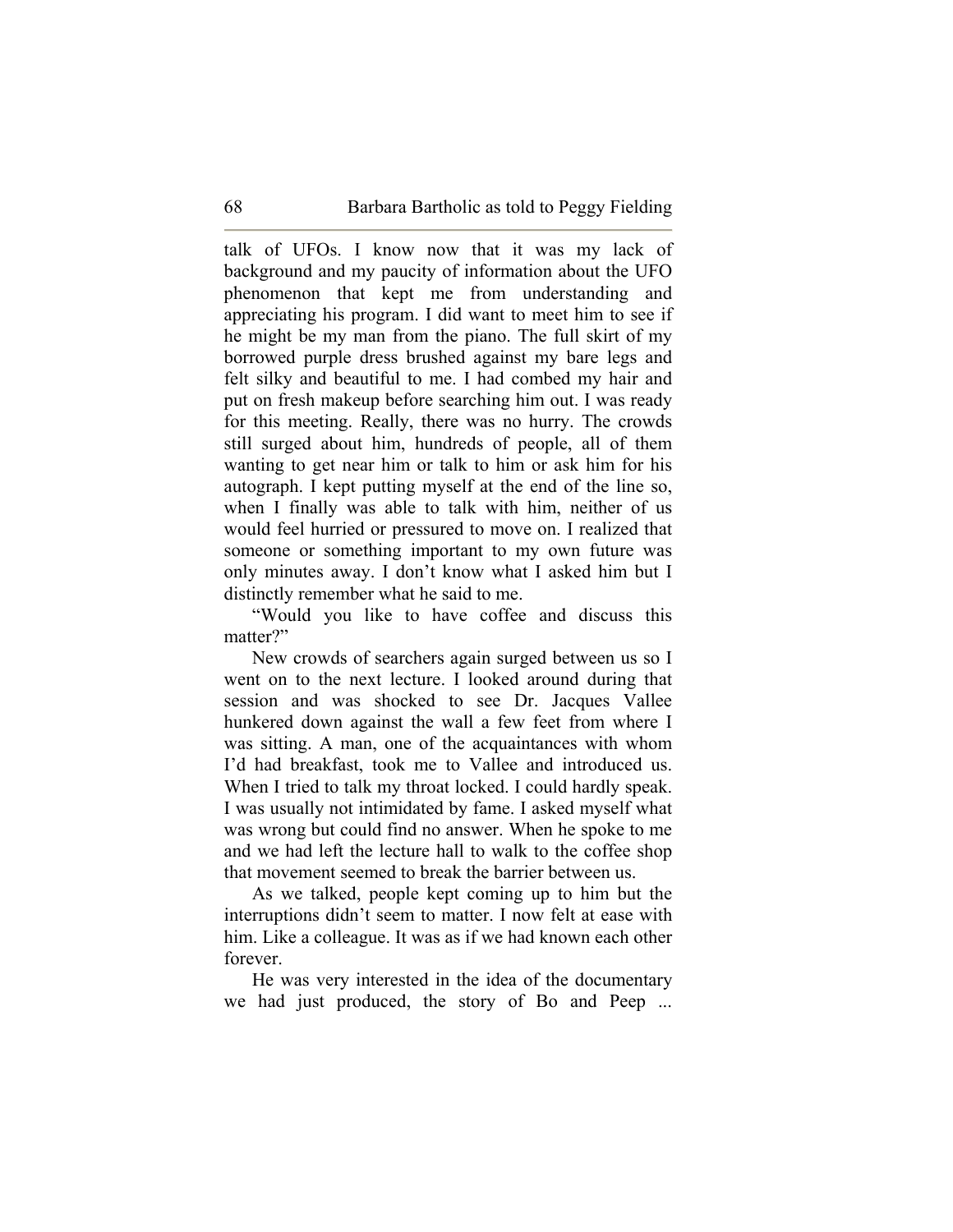talk of UFOs. I know now that it was my lack of background and my paucity of information about the UFO phenomenon that kept me from understanding and appreciating his program. I did want to meet him to see if he might be my man from the piano. The full skirt of my borrowed purple dress brushed against my bare legs and felt silky and beautiful to me. I had combed my hair and put on fresh makeup before searching him out. I was ready for this meeting. Really, there was no hurry. The crowds still surged about him, hundreds of people, all of them wanting to get near him or talk to him or ask him for his autograph. I kept putting myself at the end of the line so, when I finally was able to talk with him, neither of us would feel hurried or pressured to move on. I realized that someone or something important to my own future was only minutes away. I don't know what I asked him but I distinctly remember what he said to me.

"Would you like to have coffee and discuss this matter?"

New crowds of searchers again surged between us so I went on to the next lecture. I looked around during that session and was shocked to see Dr. Jacques Vallee hunkered down against the wall a few feet from where I was sitting. A man, one of the acquaintances with whom I'd had breakfast, took me to Vallee and introduced us. When I tried to talk my throat locked. I could hardly speak. I was usually not intimidated by fame. I asked myself what was wrong but could find no answer. When he spoke to me and we had left the lecture hall to walk to the coffee shop that movement seemed to break the barrier between us.

As we talked, people kept coming up to him but the interruptions didn't seem to matter. I now felt at ease with him. Like a colleague. It was as if we had known each other forever.

He was very interested in the idea of the documentary we had just produced, the story of Bo and Peep ...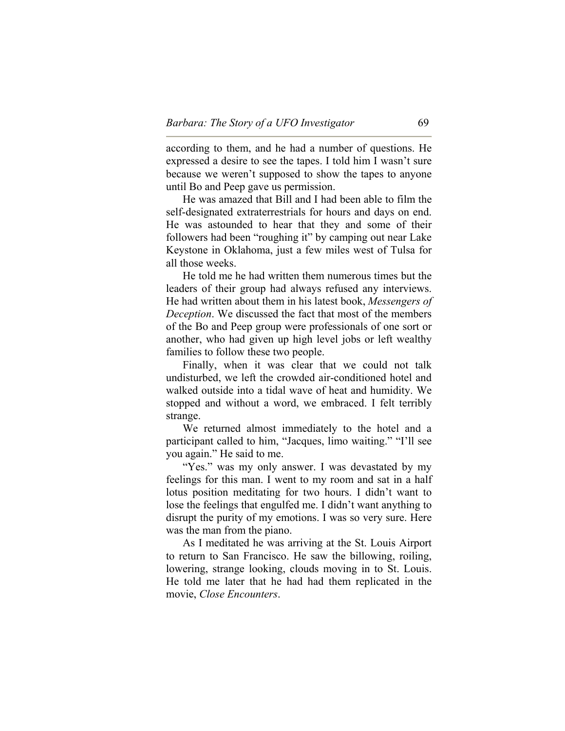according to them, and he had a number of questions. He expressed a desire to see the tapes. I told him I wasn't sure because we weren't supposed to show the tapes to anyone until Bo and Peep gave us permission.

He was amazed that Bill and I had been able to film the self-designated extraterrestrials for hours and days on end. He was astounded to hear that they and some of their followers had been "roughing it" by camping out near Lake Keystone in Oklahoma, just a few miles west of Tulsa for all those weeks.

He told me he had written them numerous times but the leaders of their group had always refused any interviews. He had written about them in his latest book, *Messengers of Deception*. We discussed the fact that most of the members of the Bo and Peep group were professionals of one sort or another, who had given up high level jobs or left wealthy families to follow these two people.

Finally, when it was clear that we could not talk undisturbed, we left the crowded air-conditioned hotel and walked outside into a tidal wave of heat and humidity. We stopped and without a word, we embraced. I felt terribly strange.

We returned almost immediately to the hotel and a participant called to him, "Jacques, limo waiting." "I'll see you again." He said to me.

"Yes." was my only answer. I was devastated by my feelings for this man. I went to my room and sat in a half lotus position meditating for two hours. I didn't want to lose the feelings that engulfed me. I didn't want anything to disrupt the purity of my emotions. I was so very sure. Here was the man from the piano.

As I meditated he was arriving at the St. Louis Airport to return to San Francisco. He saw the billowing, roiling, lowering, strange looking, clouds moving in to St. Louis. He told me later that he had had them replicated in the movie, *Close Encounters*.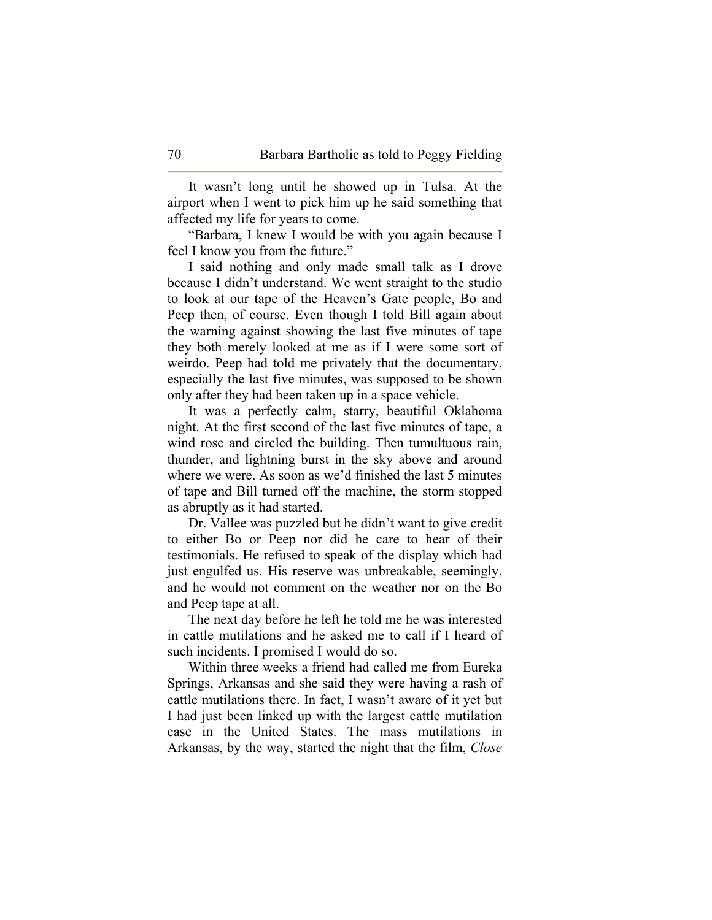It wasn't long until he showed up in Tulsa. At the airport when I went to pick him up he said something that affected my life for years to come.

"Barbara, I knew I would be with you again because I feel I know you from the future."

I said nothing and only made small talk as I drove because I didn't understand. We went straight to the studio to look at our tape of the Heaven's Gate people, Bo and Peep then, of course. Even though I told Bill again about the warning against showing the last five minutes of tape they both merely looked at me as if I were some sort of weirdo. Peep had told me privately that the documentary, especially the last five minutes, was supposed to be shown only after they had been taken up in a space vehicle.

It was a perfectly calm, starry, beautiful Oklahoma night. At the first second of the last five minutes of tape, a wind rose and circled the building. Then tumultuous rain, thunder, and lightning burst in the sky above and around where we were. As soon as we'd finished the last 5 minutes of tape and Bill turned off the machine, the storm stopped as abruptly as it had started.

Dr. Vallee was puzzled but he didn't want to give credit to either Bo or Peep nor did he care to hear of their testimonials. He refused to speak of the display which had just engulfed us. His reserve was unbreakable, seemingly, and he would not comment on the weather nor on the Bo and Peep tape at all.

The next day before he left he told me he was interested in cattle mutilations and he asked me to call if I heard of such incidents. I promised I would do so.

Within three weeks a friend had called me from Eureka Springs, Arkansas and she said they were having a rash of cattle mutilations there. In fact, I wasn't aware of it yet but I had just been linked up with the largest cattle mutilation case in the United States. The mass mutilations in Arkansas, by the way, started the night that the film, *Close*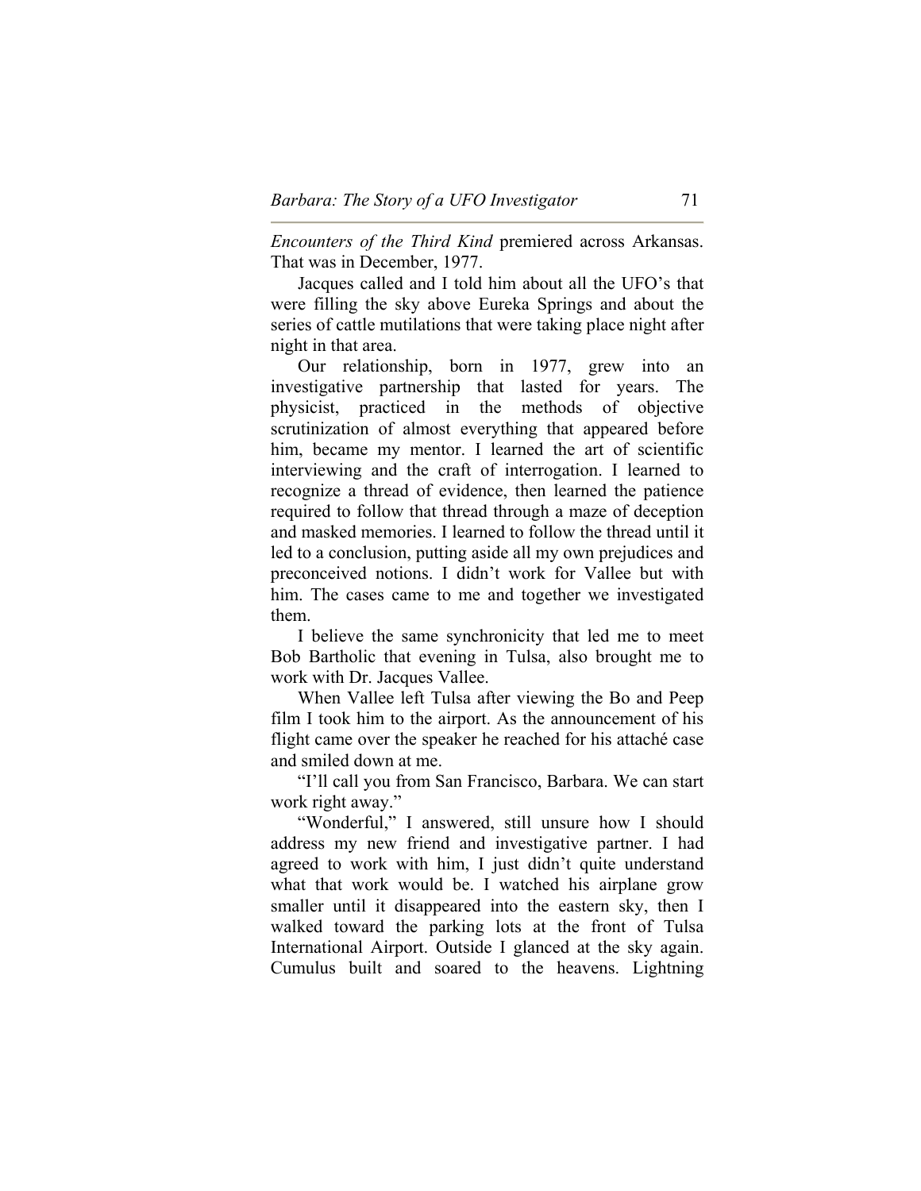*Encounters of the Third Kind* premiered across Arkansas. That was in December, 1977.

Jacques called and I told him about all the UFO's that were filling the sky above Eureka Springs and about the series of cattle mutilations that were taking place night after night in that area.

Our relationship, born in 1977, grew into an investigative partnership that lasted for years. The physicist, practiced in the methods of objective scrutinization of almost everything that appeared before him, became my mentor. I learned the art of scientific interviewing and the craft of interrogation. I learned to recognize a thread of evidence, then learned the patience required to follow that thread through a maze of deception and masked memories. I learned to follow the thread until it led to a conclusion, putting aside all my own prejudices and preconceived notions. I didn't work for Vallee but with him. The cases came to me and together we investigated them.

I believe the same synchronicity that led me to meet Bob Bartholic that evening in Tulsa, also brought me to work with Dr. Jacques Vallee.

When Vallee left Tulsa after viewing the Bo and Peep film I took him to the airport. As the announcement of his flight came over the speaker he reached for his attaché case and smiled down at me.

"I'll call you from San Francisco, Barbara. We can start work right away."

"Wonderful," I answered, still unsure how I should address my new friend and investigative partner. I had agreed to work with him, I just didn't quite understand what that work would be. I watched his airplane grow smaller until it disappeared into the eastern sky, then I walked toward the parking lots at the front of Tulsa International Airport. Outside I glanced at the sky again. Cumulus built and soared to the heavens. Lightning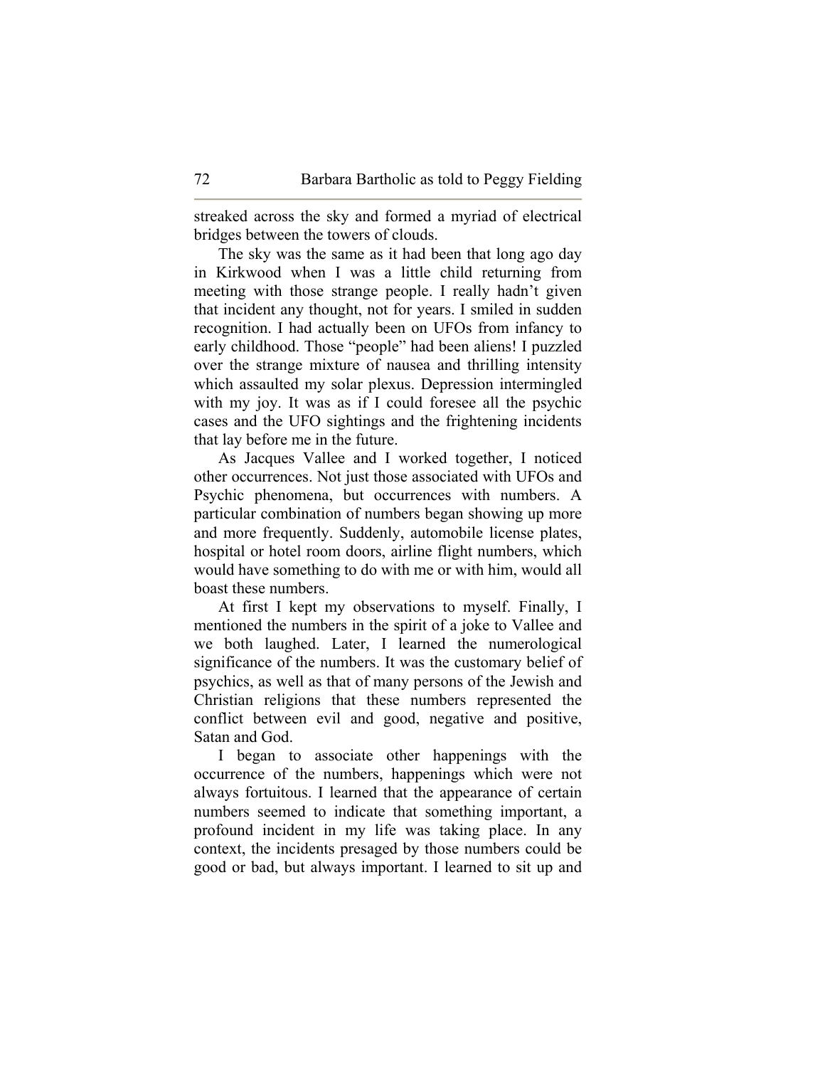streaked across the sky and formed a myriad of electrical bridges between the towers of clouds.

The sky was the same as it had been that long ago day in Kirkwood when I was a little child returning from meeting with those strange people. I really hadn't given that incident any thought, not for years. I smiled in sudden recognition. I had actually been on UFOs from infancy to early childhood. Those "people" had been aliens! I puzzled over the strange mixture of nausea and thrilling intensity which assaulted my solar plexus. Depression intermingled with my joy. It was as if I could foresee all the psychic cases and the UFO sightings and the frightening incidents that lay before me in the future.

As Jacques Vallee and I worked together, I noticed other occurrences. Not just those associated with UFOs and Psychic phenomena, but occurrences with numbers. A particular combination of numbers began showing up more and more frequently. Suddenly, automobile license plates, hospital or hotel room doors, airline flight numbers, which would have something to do with me or with him, would all boast these numbers.

At first I kept my observations to myself. Finally, I mentioned the numbers in the spirit of a joke to Vallee and we both laughed. Later, I learned the numerological significance of the numbers. It was the customary belief of psychics, as well as that of many persons of the Jewish and Christian religions that these numbers represented the conflict between evil and good, negative and positive, Satan and God.

I began to associate other happenings with the occurrence of the numbers, happenings which were not always fortuitous. I learned that the appearance of certain numbers seemed to indicate that something important, a profound incident in my life was taking place. In any context, the incidents presaged by those numbers could be good or bad, but always important. I learned to sit up and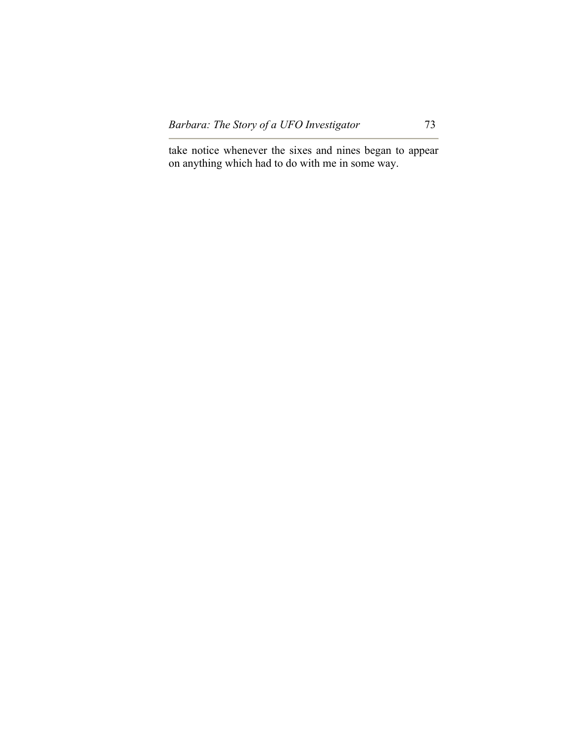take notice whenever the sixes and nines began to appear on anything which had to do with me in some way.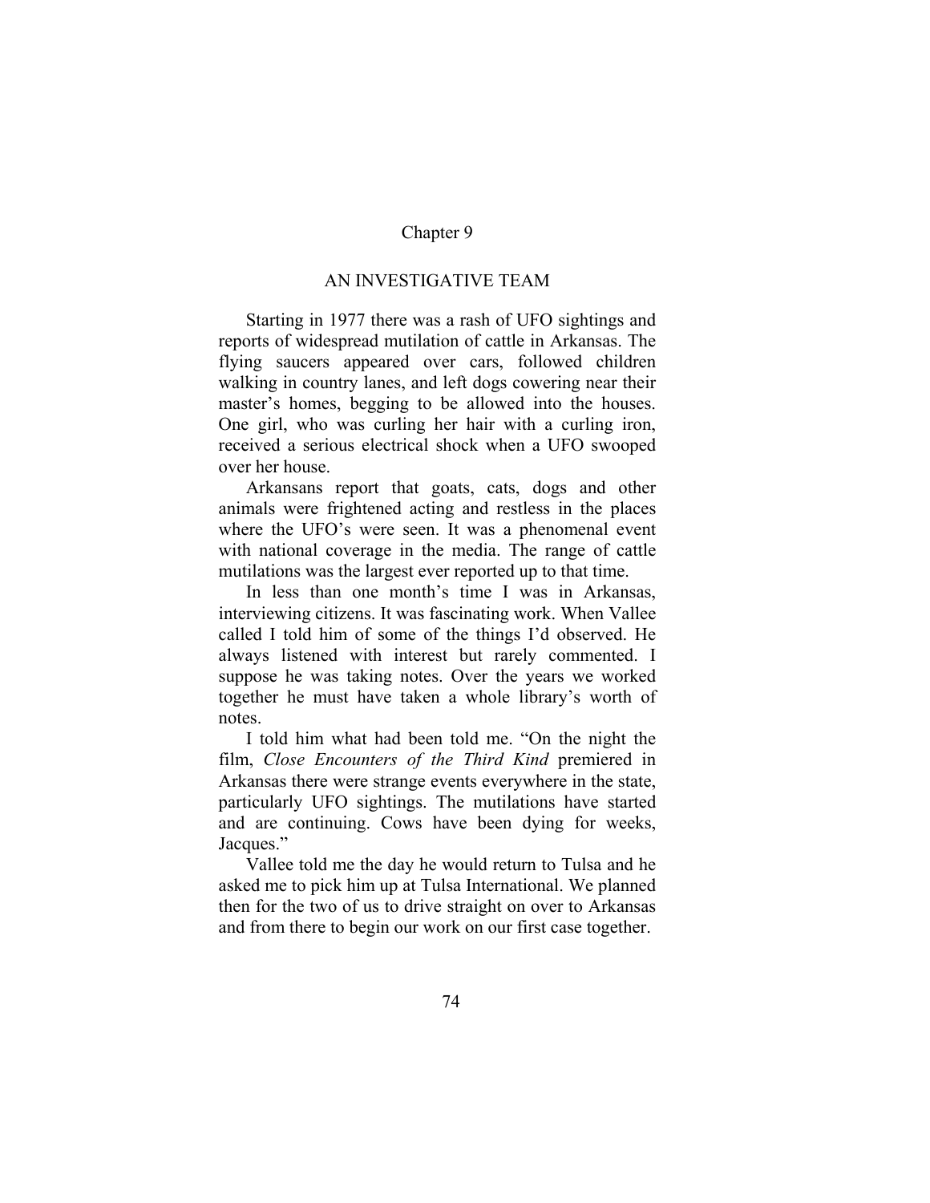# Chapter 9

## AN INVESTIGATIVE TEAM

Starting in 1977 there was a rash of UFO sightings and reports of widespread mutilation of cattle in Arkansas. The flying saucers appeared over cars, followed children walking in country lanes, and left dogs cowering near their master's homes, begging to be allowed into the houses. One girl, who was curling her hair with a curling iron, received a serious electrical shock when a UFO swooped over her house.

Arkansans report that goats, cats, dogs and other animals were frightened acting and restless in the places where the UFO's were seen. It was a phenomenal event with national coverage in the media. The range of cattle mutilations was the largest ever reported up to that time.

In less than one month's time I was in Arkansas, interviewing citizens. It was fascinating work. When Vallee called I told him of some of the things I'd observed. He always listened with interest but rarely commented. I suppose he was taking notes. Over the years we worked together he must have taken a whole library's worth of notes.

I told him what had been told me. "On the night the film, *Close Encounters of the Third Kind* premiered in Arkansas there were strange events everywhere in the state, particularly UFO sightings. The mutilations have started and are continuing. Cows have been dying for weeks, Jacques."

Vallee told me the day he would return to Tulsa and he asked me to pick him up at Tulsa International. We planned then for the two of us to drive straight on over to Arkansas and from there to begin our work on our first case together.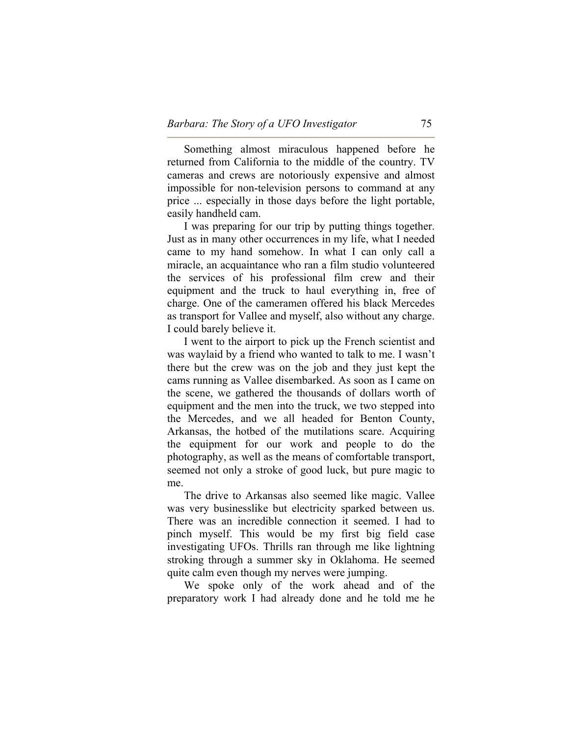Something almost miraculous happened before he returned from California to the middle of the country. TV cameras and crews are notoriously expensive and almost impossible for non-television persons to command at any price ... especially in those days before the light portable, easily handheld cam.

I was preparing for our trip by putting things together. Just as in many other occurrences in my life, what I needed came to my hand somehow. In what I can only call a miracle, an acquaintance who ran a film studio volunteered the services of his professional film crew and their equipment and the truck to haul everything in, free of charge. One of the cameramen offered his black Mercedes as transport for Vallee and myself, also without any charge. I could barely believe it.

I went to the airport to pick up the French scientist and was waylaid by a friend who wanted to talk to me. I wasn't there but the crew was on the job and they just kept the cams running as Vallee disembarked. As soon as I came on the scene, we gathered the thousands of dollars worth of equipment and the men into the truck, we two stepped into the Mercedes, and we all headed for Benton County, Arkansas, the hotbed of the mutilations scare. Acquiring the equipment for our work and people to do the photography, as well as the means of comfortable transport, seemed not only a stroke of good luck, but pure magic to me.

The drive to Arkansas also seemed like magic. Vallee was very businesslike but electricity sparked between us. There was an incredible connection it seemed. I had to pinch myself. This would be my first big field case investigating UFOs. Thrills ran through me like lightning stroking through a summer sky in Oklahoma. He seemed quite calm even though my nerves were jumping.

We spoke only of the work ahead and of the preparatory work I had already done and he told me he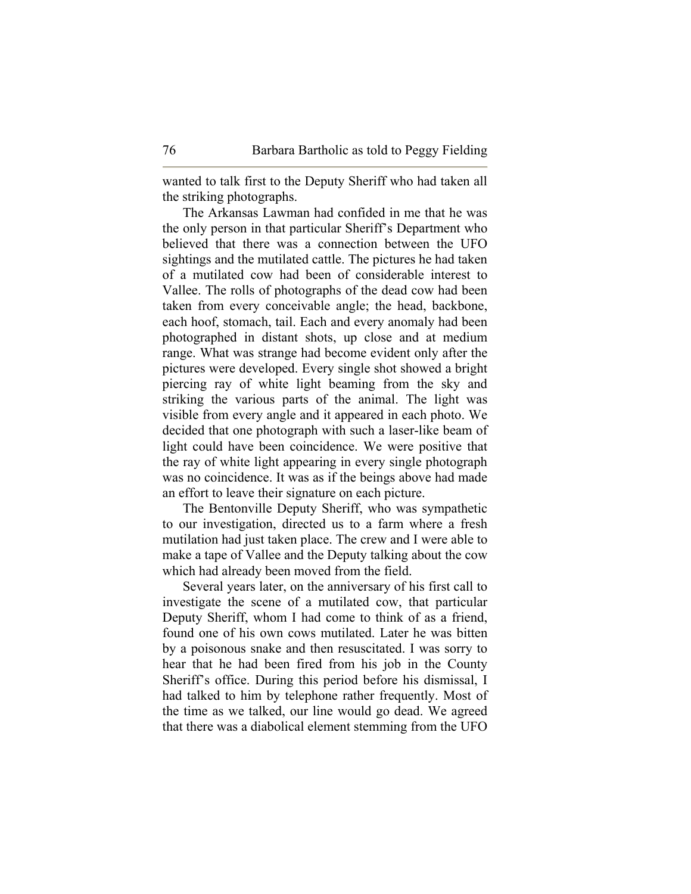wanted to talk first to the Deputy Sheriff who had taken all the striking photographs.

The Arkansas Lawman had confided in me that he was the only person in that particular Sheriff's Department who believed that there was a connection between the UFO sightings and the mutilated cattle. The pictures he had taken of a mutilated cow had been of considerable interest to Vallee. The rolls of photographs of the dead cow had been taken from every conceivable angle; the head, backbone, each hoof, stomach, tail. Each and every anomaly had been photographed in distant shots, up close and at medium range. What was strange had become evident only after the pictures were developed. Every single shot showed a bright piercing ray of white light beaming from the sky and striking the various parts of the animal. The light was visible from every angle and it appeared in each photo. We decided that one photograph with such a laser-like beam of light could have been coincidence. We were positive that the ray of white light appearing in every single photograph was no coincidence. It was as if the beings above had made an effort to leave their signature on each picture.

The Bentonville Deputy Sheriff, who was sympathetic to our investigation, directed us to a farm where a fresh mutilation had just taken place. The crew and I were able to make a tape of Vallee and the Deputy talking about the cow which had already been moved from the field.

Several years later, on the anniversary of his first call to investigate the scene of a mutilated cow, that particular Deputy Sheriff, whom I had come to think of as a friend, found one of his own cows mutilated. Later he was bitten by a poisonous snake and then resuscitated. I was sorry to hear that he had been fired from his job in the County Sheriff's office. During this period before his dismissal, I had talked to him by telephone rather frequently. Most of the time as we talked, our line would go dead. We agreed that there was a diabolical element stemming from the UFO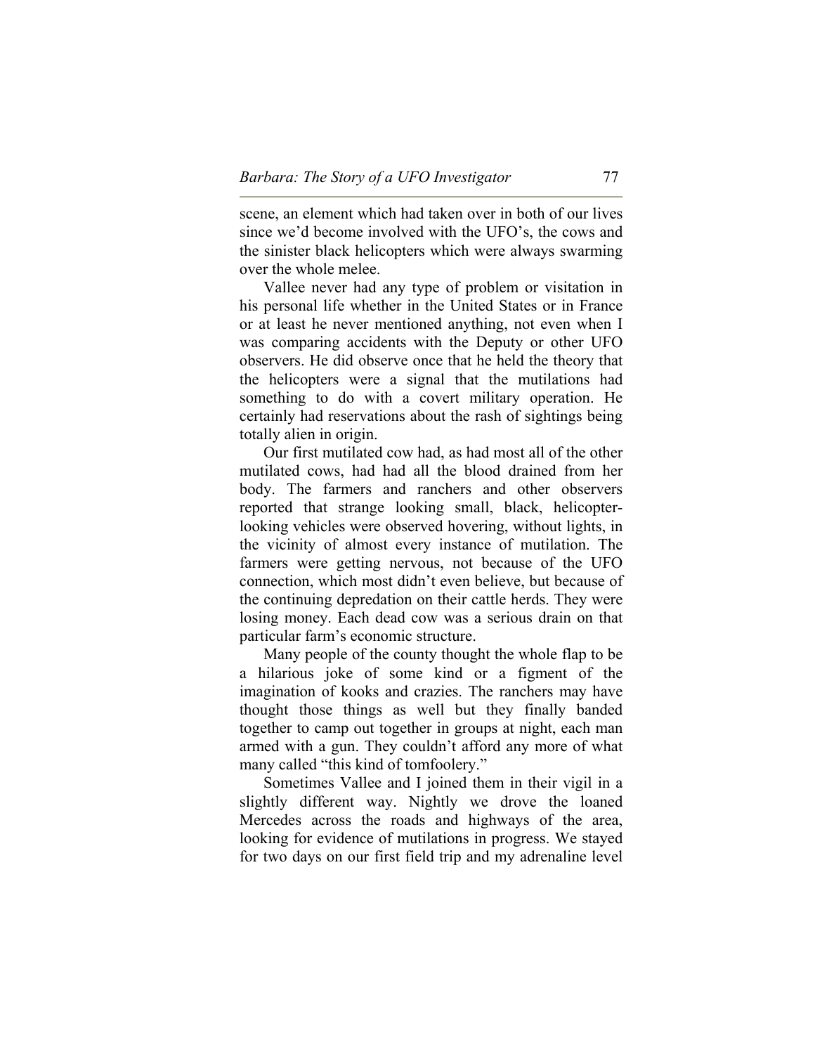scene, an element which had taken over in both of our lives since we'd become involved with the UFO's, the cows and the sinister black helicopters which were always swarming over the whole melee.

Vallee never had any type of problem or visitation in his personal life whether in the United States or in France or at least he never mentioned anything, not even when I was comparing accidents with the Deputy or other UFO observers. He did observe once that he held the theory that the helicopters were a signal that the mutilations had something to do with a covert military operation. He certainly had reservations about the rash of sightings being totally alien in origin.

Our first mutilated cow had, as had most all of the other mutilated cows, had had all the blood drained from her body. The farmers and ranchers and other observers reported that strange looking small, black, helicopter-looking vehicles were observed hovering, without lights, in the vicinity of almost every instance of mutilation. The farmers were getting nervous, not because of the UFO connection, which most didn't even believe, but because of the continuing depredation on their cattle herds. They were losing money. Each dead cow was a serious drain on that particular farm's economic structure.

Many people of the county thought the whole flap to be a hilarious joke of some kind or a figment of the imagination of kooks and crazies. The ranchers may have thought those things as well but they finally banded together to camp out together in groups at night, each man armed with a gun. They couldn't afford any more of what many called "this kind of tomfoolery."

Sometimes Vallee and I joined them in their vigil in a slightly different way. Nightly we drove the loaned Mercedes across the roads and highways of the area, looking for evidence of mutilations in progress. We stayed for two days on our first field trip and my adrenaline level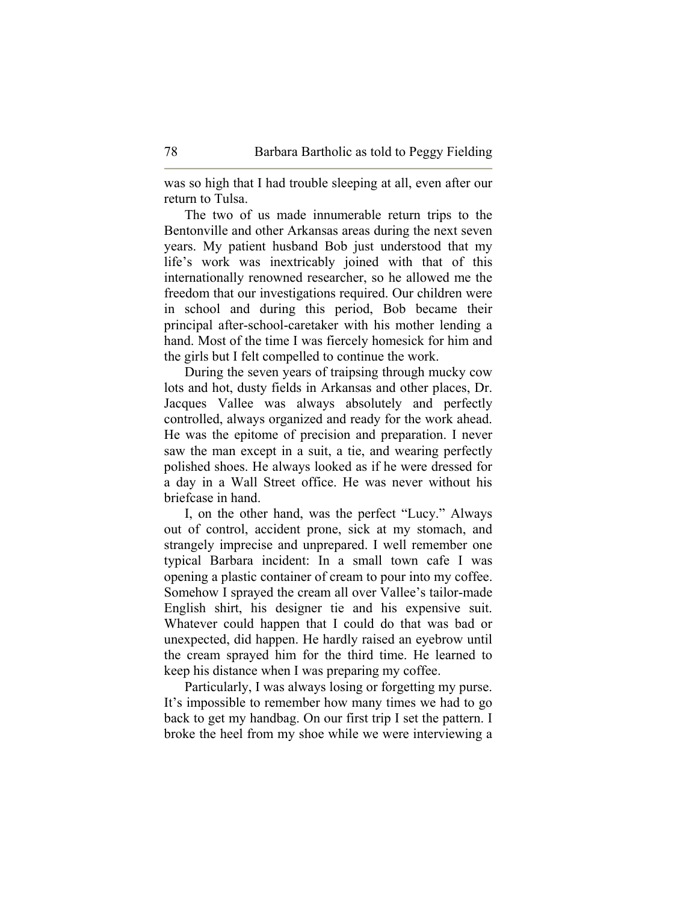was so high that I had trouble sleeping at all, even after our return to Tulsa.

The two of us made innumerable return trips to the Bentonville and other Arkansas areas during the next seven years. My patient husband Bob just understood that my life's work was inextricably joined with that of this internationally renowned researcher, so he allowed me the freedom that our investigations required. Our children were in school and during this period, Bob became their principal after-school-caretaker with his mother lending a hand. Most of the time I was fiercely homesick for him and the girls but I felt compelled to continue the work.

During the seven years of traipsing through mucky cow lots and hot, dusty fields in Arkansas and other places, Dr. Jacques Vallee was always absolutely and perfectly controlled, always organized and ready for the work ahead. He was the epitome of precision and preparation. I never saw the man except in a suit, a tie, and wearing perfectly polished shoes. He always looked as if he were dressed for a day in a Wall Street office. He was never without his briefcase in hand.

I, on the other hand, was the perfect "Lucy." Always out of control, accident prone, sick at my stomach, and strangely imprecise and unprepared. I well remember one typical Barbara incident: In a small town cafe I was opening a plastic container of cream to pour into my coffee. Somehow I sprayed the cream all over Vallee's tailor-made English shirt, his designer tie and his expensive suit. Whatever could happen that I could do that was bad or unexpected, did happen. He hardly raised an eyebrow until the cream sprayed him for the third time. He learned to keep his distance when I was preparing my coffee.

Particularly, I was always losing or forgetting my purse. It's impossible to remember how many times we had to go back to get my handbag. On our first trip I set the pattern. I broke the heel from my shoe while we were interviewing a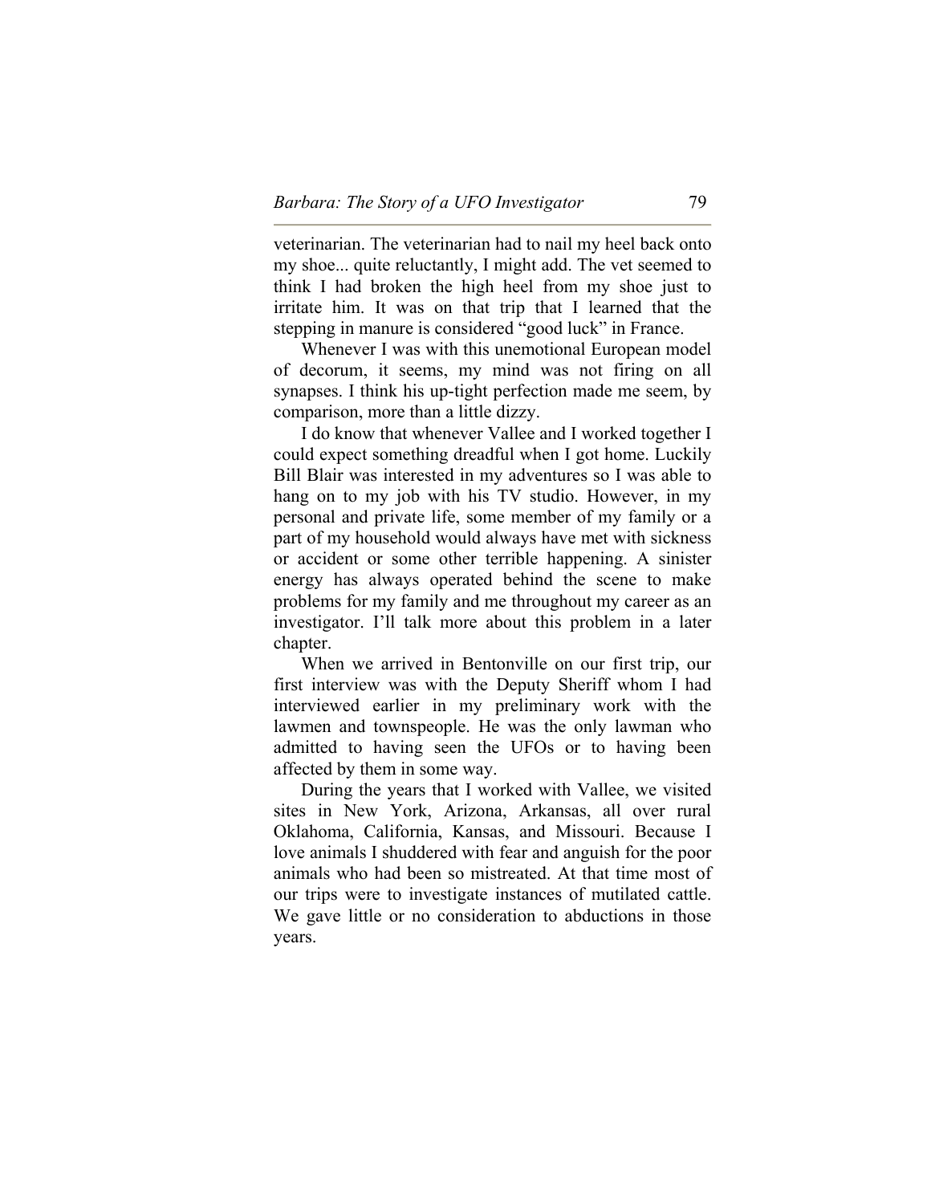veterinarian. The veterinarian had to nail my heel back onto my shoe... quite reluctantly, I might add. The vet seemed to think I had broken the high heel from my shoe just to irritate him. It was on that trip that I learned that the stepping in manure is considered "good luck" in France.

Whenever I was with this unemotional European model of decorum, it seems, my mind was not firing on all synapses. I think his up-tight perfection made me seem, by comparison, more than a little dizzy.

I do know that whenever Vallee and I worked together I could expect something dreadful when I got home. Luckily Bill Blair was interested in my adventures so I was able to hang on to my job with his TV studio. However, in my personal and private life, some member of my family or a part of my household would always have met with sickness or accident or some other terrible happening. A sinister energy has always operated behind the scene to make problems for my family and me throughout my career as an investigator. I'll talk more about this problem in a later chapter.

When we arrived in Bentonville on our first trip, our first interview was with the Deputy Sheriff whom I had interviewed earlier in my preliminary work with the lawmen and townspeople. He was the only lawman who admitted to having seen the UFOs or to having been affected by them in some way.

During the years that I worked with Vallee, we visited sites in New York, Arizona, Arkansas, all over rural Oklahoma, California, Kansas, and Missouri. Because I love animals I shuddered with fear and anguish for the poor animals who had been so mistreated. At that time most of our trips were to investigate instances of mutilated cattle. We gave little or no consideration to abductions in those years.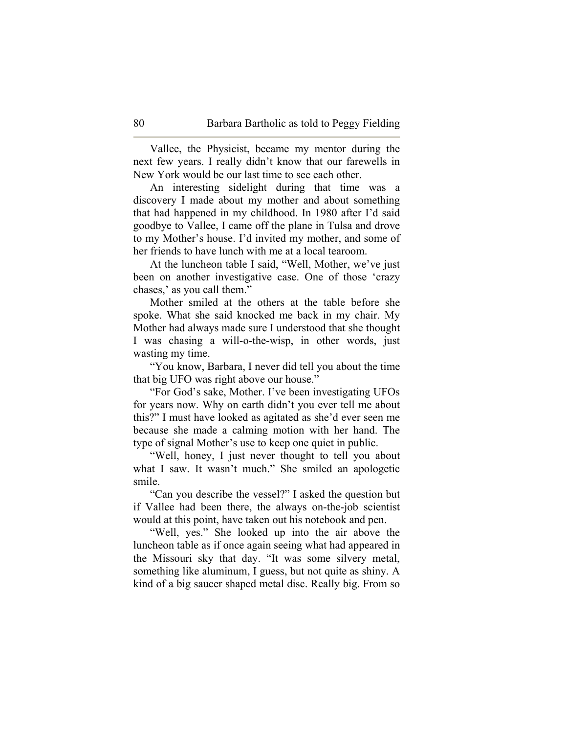Vallee, the Physicist, became my mentor during the next few years. I really didn't know that our farewells in New York would be our last time to see each other.

An interesting sidelight during that time was a discovery I made about my mother and about something that had happened in my childhood. In 1980 after I'd said goodbye to Vallee, I came off the plane in Tulsa and drove to my Mother's house. I'd invited my mother, and some of her friends to have lunch with me at a local tearoom.

At the luncheon table I said, "Well, Mother, we've just been on another investigative case. One of those 'crazy chases,' as you call them."

Mother smiled at the others at the table before she spoke. What she said knocked me back in my chair. My Mother had always made sure I understood that she thought I was chasing a will-o-the-wisp, in other words, just wasting my time.

"You know, Barbara, I never did tell you about the time that big UFO was right above our house."

"For God's sake, Mother. I've been investigating UFOs for years now. Why on earth didn't you ever tell me about this?" I must have looked as agitated as she'd ever seen me because she made a calming motion with her hand. The type of signal Mother's use to keep one quiet in public.

"Well, honey, I just never thought to tell you about what I saw. It wasn't much." She smiled an apologetic smile.

"Can you describe the vessel?" I asked the question but if Vallee had been there, the always on-the-job scientist would at this point, have taken out his notebook and pen.

"Well, yes." She looked up into the air above the luncheon table as if once again seeing what had appeared in the Missouri sky that day. "It was some silvery metal, something like aluminum, I guess, but not quite as shiny. A kind of a big saucer shaped metal disc. Really big. From so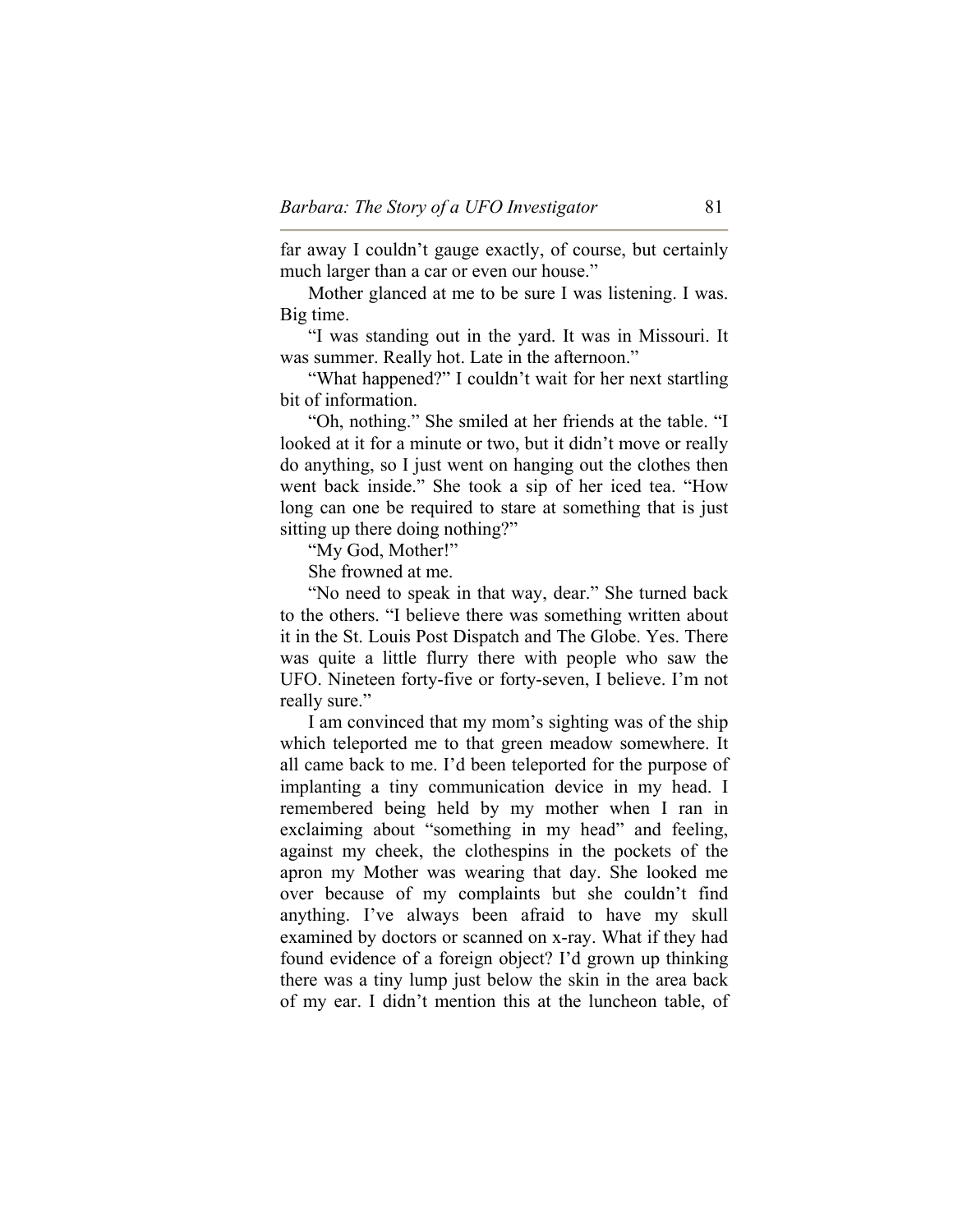far away I couldn't gauge exactly, of course, but certainly much larger than a car or even our house."

Mother glanced at me to be sure I was listening. I was. Big time.

"I was standing out in the yard. It was in Missouri. It was summer. Really hot. Late in the afternoon."

"What happened?" I couldn't wait for her next startling bit of information.

"Oh, nothing." She smiled at her friends at the table. "I looked at it for a minute or two, but it didn't move or really do anything, so I just went on hanging out the clothes then went back inside." She took a sip of her iced tea. "How long can one be required to stare at something that is just sitting up there doing nothing?"

"My God, Mother!"

She frowned at me.

"No need to speak in that way, dear." She turned back to the others. "I believe there was something written about it in the St. Louis Post Dispatch and The Globe. Yes. There was quite a little flurry there with people who saw the UFO. Nineteen forty-five or forty-seven, I believe. I'm not really sure."

I am convinced that my mom's sighting was of the ship which teleported me to that green meadow somewhere. It all came back to me. I'd been teleported for the purpose of implanting a tiny communication device in my head. I remembered being held by my mother when I ran in exclaiming about "something in my head" and feeling, against my cheek, the clothespins in the pockets of the apron my Mother was wearing that day. She looked me over because of my complaints but she couldn't find anything. I've always been afraid to have my skull examined by doctors or scanned on x-ray. What if they had found evidence of a foreign object? I'd grown up thinking there was a tiny lump just below the skin in the area back of my ear. I didn't mention this at the luncheon table, of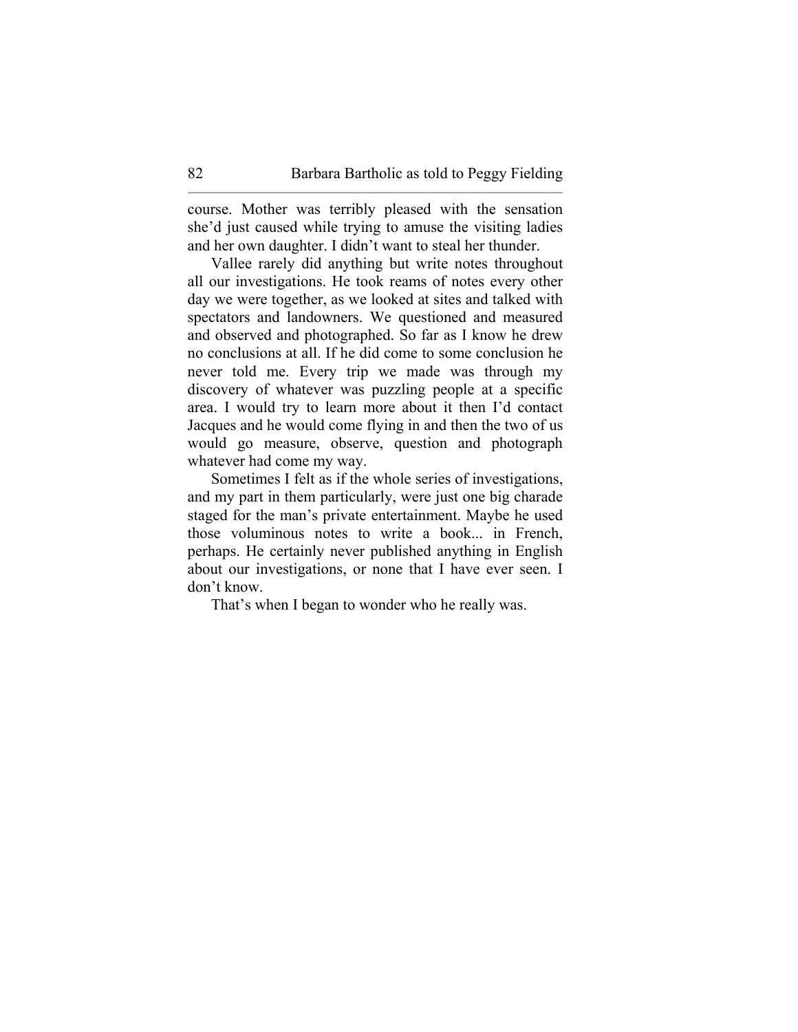course. Mother was terribly pleased with the sensation she'd just caused while trying to amuse the visiting ladies and her own daughter. I didn't want to steal her thunder.

Vallee rarely did anything but write notes throughout all our investigations. He took reams of notes every other day we were together, as we looked at sites and talked with spectators and landowners. We questioned and measured and observed and photographed. So far as I know he drew no conclusions at all. If he did come to some conclusion he never told me. Every trip we made was through my discovery of whatever was puzzling people at a specific area. I would try to learn more about it then I'd contact Jacques and he would come flying in and then the two of us would go measure, observe, question and photograph whatever had come my way.

Sometimes I felt as if the whole series of investigations, and my part in them particularly, were just one big charade staged for the man's private entertainment. Maybe he used those voluminous notes to write a book... in French, perhaps. He certainly never published anything in English about our investigations, or none that I have ever seen. I don't know.

That's when I began to wonder who he really was.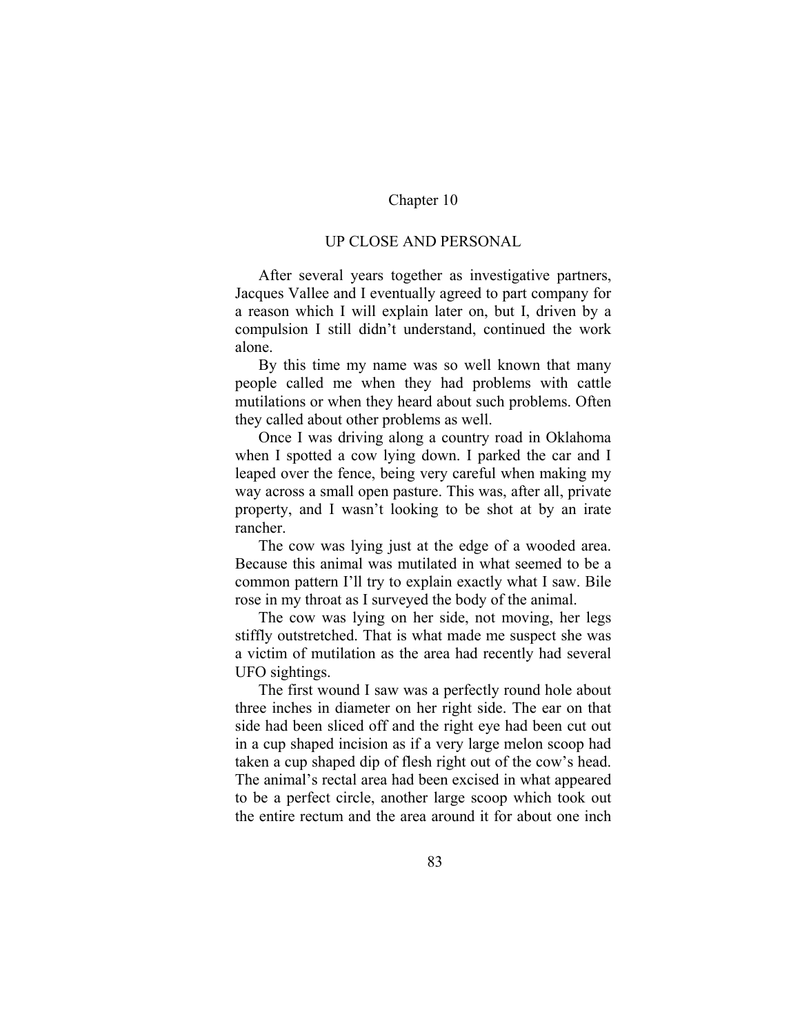# Chapter 10

## UP CLOSE AND PERSONAL

After several years together as investigative partners, Jacques Vallee and I eventually agreed to part company for a reason which I will explain later on, but I, driven by a compulsion I still didn't understand, continued the work alone.

By this time my name was so well known that many people called me when they had problems with cattle mutilations or when they heard about such problems. Often they called about other problems as well.

Once I was driving along a country road in Oklahoma when I spotted a cow lying down. I parked the car and I leaped over the fence, being very careful when making my way across a small open pasture. This was, after all, private property, and I wasn't looking to be shot at by an irate rancher.

The cow was lying just at the edge of a wooded area. Because this animal was mutilated in what seemed to be a common pattern I'll try to explain exactly what I saw. Bile rose in my throat as I surveyed the body of the animal.

The cow was lying on her side, not moving, her legs stiffly outstretched. That is what made me suspect she was a victim of mutilation as the area had recently had several UFO sightings.

The first wound I saw was a perfectly round hole about three inches in diameter on her right side. The ear on that side had been sliced off and the right eye had been cut out in a cup shaped incision as if a very large melon scoop had taken a cup shaped dip of flesh right out of the cow's head. The animal's rectal area had been excised in what appeared to be a perfect circle, another large scoop which took out the entire rectum and the area around it for about one inch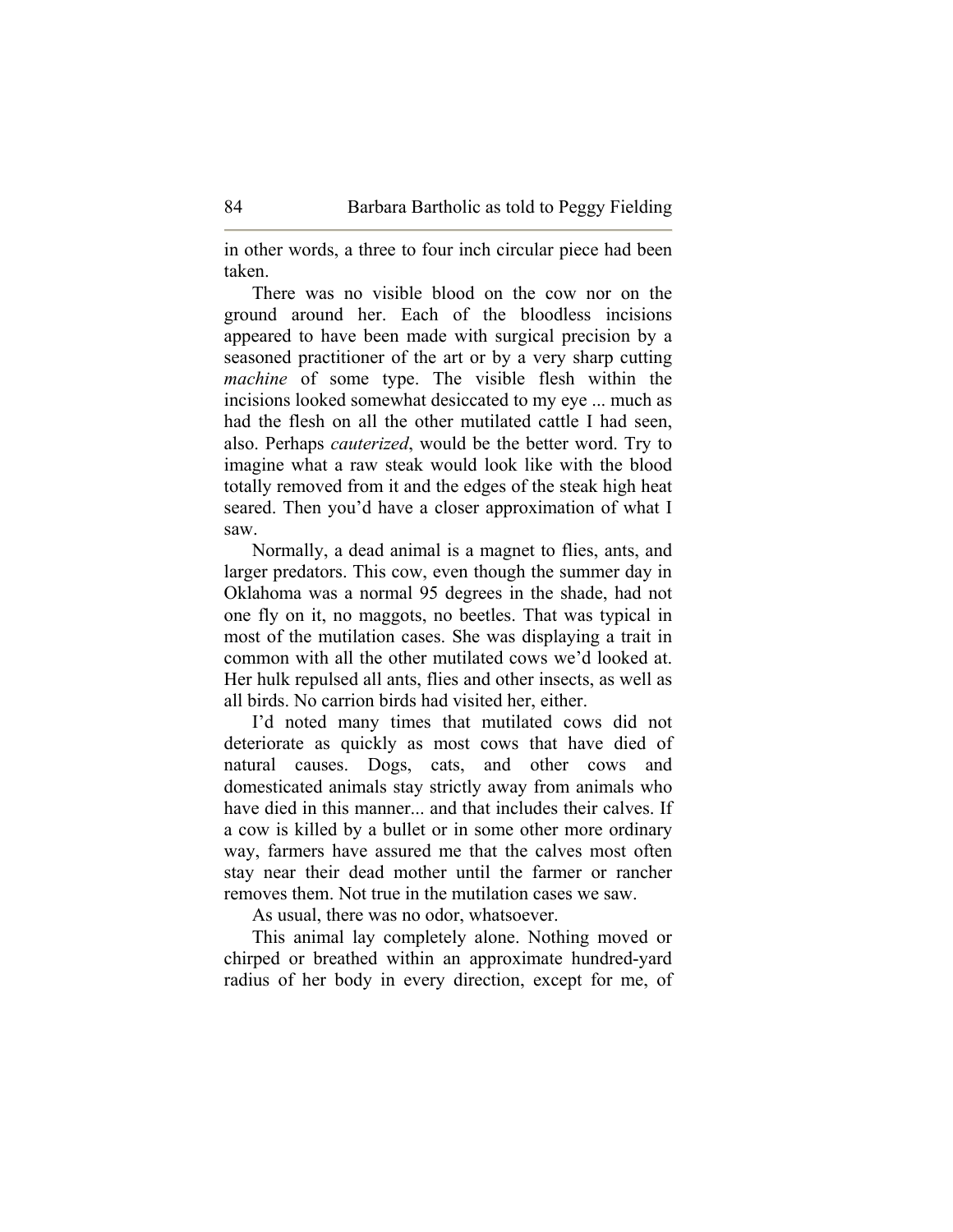in other words, a three to four inch circular piece had been taken.

There was no visible blood on the cow nor on the ground around her. Each of the bloodless incisions appeared to have been made with surgical precision by a seasoned practitioner of the art or by a very sharp cutting *machine* of some type. The visible flesh within the incisions looked somewhat desiccated to my eye ... much as had the flesh on all the other mutilated cattle I had seen, also. Perhaps *cauterized*, would be the better word. Try to imagine what a raw steak would look like with the blood totally removed from it and the edges of the steak high heat seared. Then you'd have a closer approximation of what I saw.

Normally, a dead animal is a magnet to flies, ants, and larger predators. This cow, even though the summer day in Oklahoma was a normal 95 degrees in the shade, had not one fly on it, no maggots, no beetles. That was typical in most of the mutilation cases. She was displaying a trait in common with all the other mutilated cows we'd looked at. Her hulk repulsed all ants, flies and other insects, as well as all birds. No carrion birds had visited her, either.

I'd noted many times that mutilated cows did not deteriorate as quickly as most cows that have died of natural causes. Dogs, cats, and other cows and domesticated animals stay strictly away from animals who have died in this manner... and that includes their calves. If a cow is killed by a bullet or in some other more ordinary way, farmers have assured me that the calves most often stay near their dead mother until the farmer or rancher removes them. Not true in the mutilation cases we saw.

As usual, there was no odor, whatsoever.

This animal lay completely alone. Nothing moved or chirped or breathed within an approximate hundred-yard radius of her body in every direction, except for me, of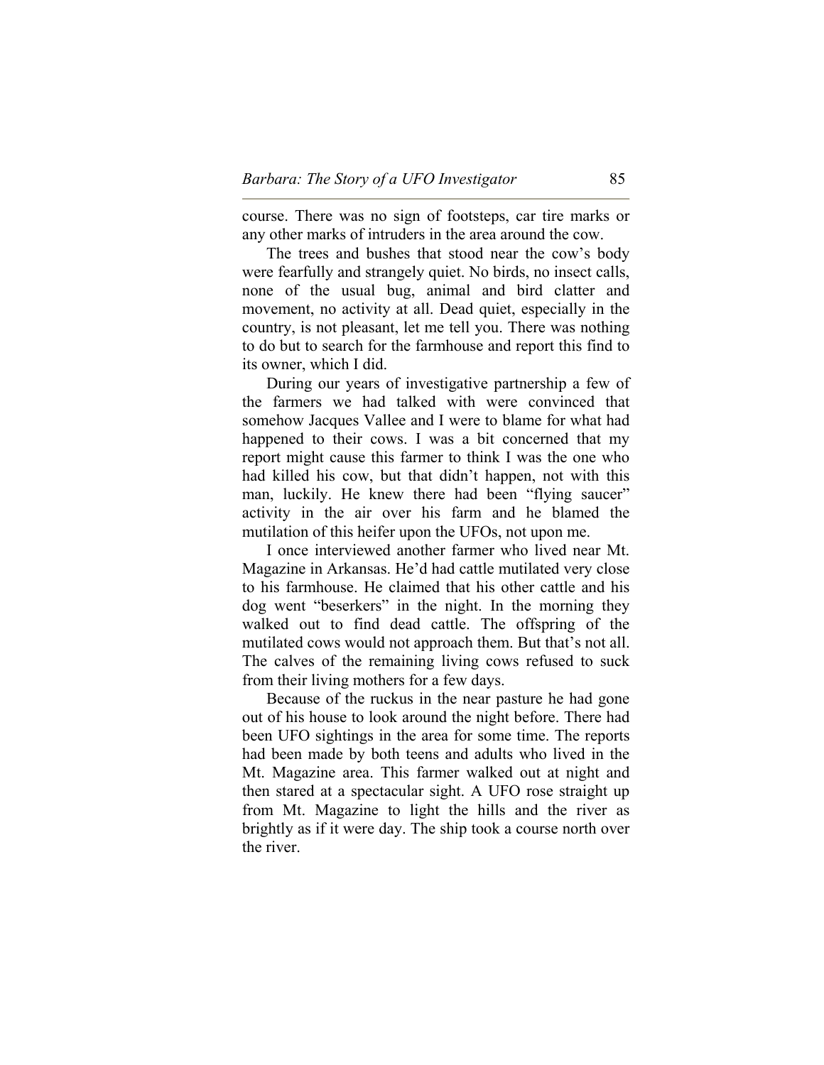course. There was no sign of footsteps, car tire marks or any other marks of intruders in the area around the cow.

The trees and bushes that stood near the cow's body were fearfully and strangely quiet. No birds, no insect calls, none of the usual bug, animal and bird clatter and movement, no activity at all. Dead quiet, especially in the country, is not pleasant, let me tell you. There was nothing to do but to search for the farmhouse and report this find to its owner, which I did.

During our years of investigative partnership a few of the farmers we had talked with were convinced that somehow Jacques Vallee and I were to blame for what had happened to their cows. I was a bit concerned that my report might cause this farmer to think I was the one who had killed his cow, but that didn't happen, not with this man, luckily. He knew there had been "flying saucer" activity in the air over his farm and he blamed the mutilation of this heifer upon the UFOs, not upon me.

I once interviewed another farmer who lived near Mt. Magazine in Arkansas. He'd had cattle mutilated very close to his farmhouse. He claimed that his other cattle and his dog went "beserkers" in the night. In the morning they walked out to find dead cattle. The offspring of the mutilated cows would not approach them. But that's not all. The calves of the remaining living cows refused to suck from their living mothers for a few days.

Because of the ruckus in the near pasture he had gone out of his house to look around the night before. There had been UFO sightings in the area for some time. The reports had been made by both teens and adults who lived in the Mt. Magazine area. This farmer walked out at night and then stared at a spectacular sight. A UFO rose straight up from Mt. Magazine to light the hills and the river as brightly as if it were day. The ship took a course north over the river.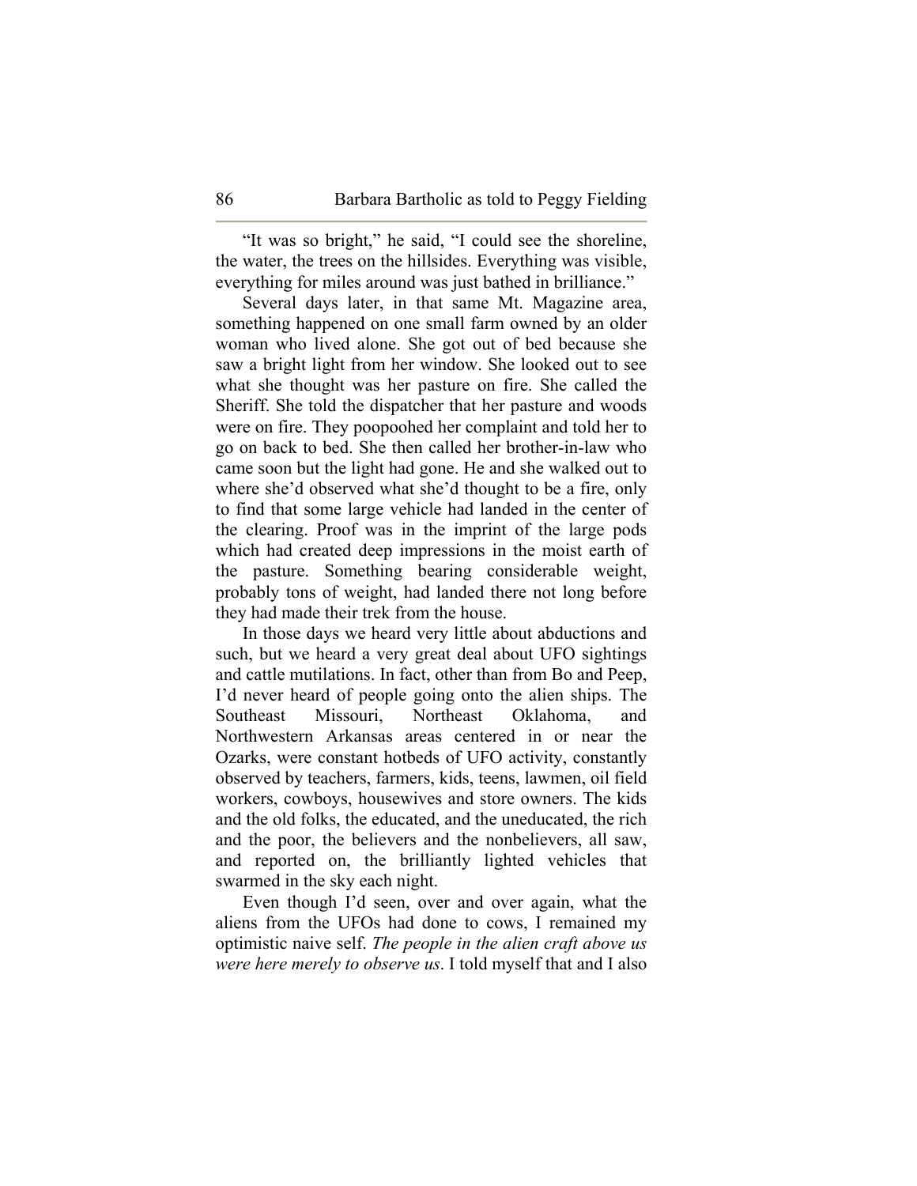"It was so bright," he said, "I could see the shoreline, the water, the trees on the hillsides. Everything was visible, everything for miles around was just bathed in brilliance."

Several days later, in that same Mt. Magazine area, something happened on one small farm owned by an older woman who lived alone. She got out of bed because she saw a bright light from her window. She looked out to see what she thought was her pasture on fire. She called the Sheriff. She told the dispatcher that her pasture and woods were on fire. They poopoohed her complaint and told her to go on back to bed. She then called her brother-in-law who came soon but the light had gone. He and she walked out to where she'd observed what she'd thought to be a fire, only to find that some large vehicle had landed in the center of the clearing. Proof was in the imprint of the large pods which had created deep impressions in the moist earth of the pasture. Something bearing considerable weight, probably tons of weight, had landed there not long before they had made their trek from the house.

In those days we heard very little about abductions and such, but we heard a very great deal about UFO sightings and cattle mutilations. In fact, other than from Bo and Peep, I'd never heard of people going onto the alien ships. The Southeast Missouri, Northeast Oklahoma, and Northwestern Arkansas areas centered in or near the Ozarks, were constant hotbeds of UFO activity, constantly observed by teachers, farmers, kids, teens, lawmen, oil field workers, cowboys, housewives and store owners. The kids and the old folks, the educated, and the uneducated, the rich and the poor, the believers and the nonbelievers, all saw, and reported on, the brilliantly lighted vehicles that swarmed in the sky each night.

Even though I'd seen, over and over again, what the aliens from the UFOs had done to cows, I remained my optimistic naive self. *The people in the alien craft above us were here merely to observe us*. I told myself that and I also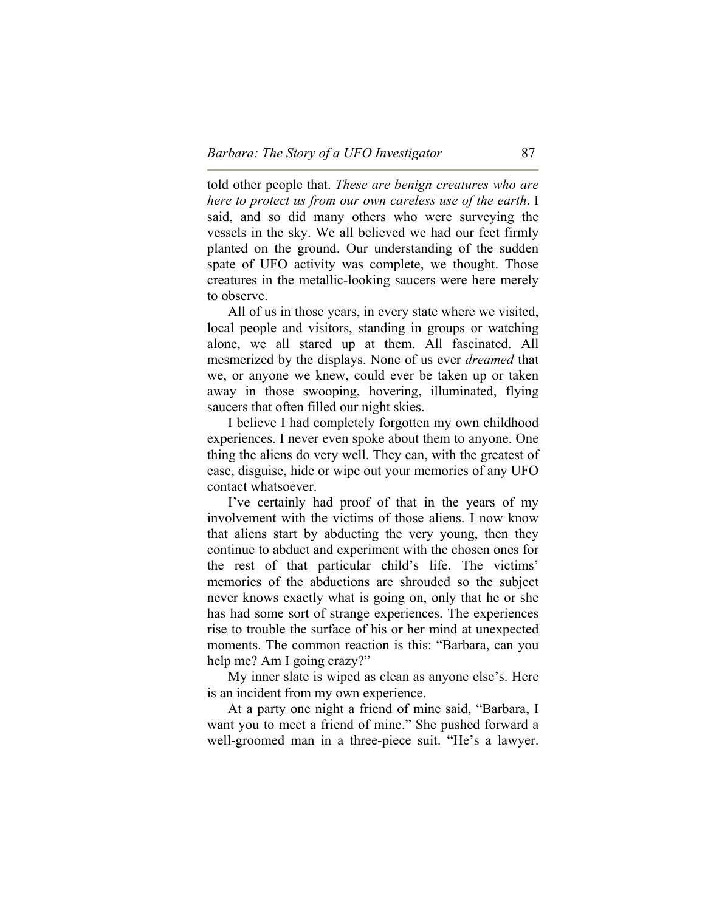told other people that. *These are benign creatures who are here to protect us from our own careless use of the earth*. I said, and so did many others who were surveying the vessels in the sky. We all believed we had our feet firmly planted on the ground. Our understanding of the sudden spate of UFO activity was complete, we thought. Those creatures in the metallic-looking saucers were here merely to observe.

All of us in those years, in every state where we visited, local people and visitors, standing in groups or watching alone, we all stared up at them. All fascinated. All mesmerized by the displays. None of us ever *dreamed* that we, or anyone we knew, could ever be taken up or taken away in those swooping, hovering, illuminated, flying saucers that often filled our night skies.

I believe I had completely forgotten my own childhood experiences. I never even spoke about them to anyone. One thing the aliens do very well. They can, with the greatest of ease, disguise, hide or wipe out your memories of any UFO contact whatsoever.

I've certainly had proof of that in the years of my involvement with the victims of those aliens. I now know that aliens start by abducting the very young, then they continue to abduct and experiment with the chosen ones for the rest of that particular child's life. The victims' memories of the abductions are shrouded so the subject never knows exactly what is going on, only that he or she has had some sort of strange experiences. The experiences rise to trouble the surface of his or her mind at unexpected moments. The common reaction is this: "Barbara, can you help me? Am I going crazy?"

My inner slate is wiped as clean as anyone else's. Here is an incident from my own experience.

At a party one night a friend of mine said, "Barbara, I want you to meet a friend of mine." She pushed forward a well-groomed man in a three-piece suit. "He's a lawyer.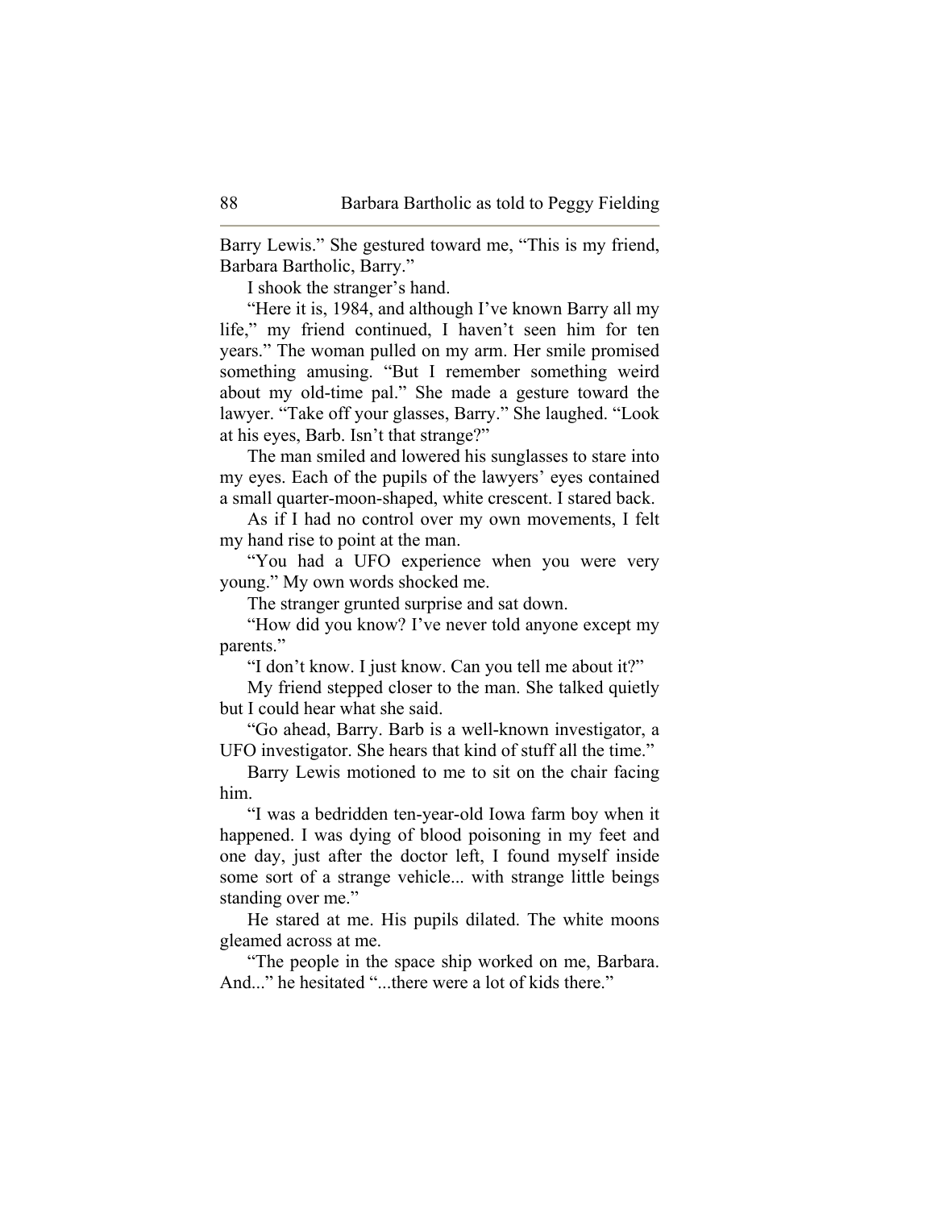Barry Lewis." She gestured toward me, "This is my friend, Barbara Bartholic, Barry."

I shook the stranger's hand.

"Here it is, 1984, and although I've known Barry all my life," my friend continued, I haven't seen him for ten years." The woman pulled on my arm. Her smile promised something amusing. "But I remember something weird about my old-time pal." She made a gesture toward the lawyer. "Take off your glasses, Barry." She laughed. "Look at his eyes, Barb. Isn't that strange?"

The man smiled and lowered his sunglasses to stare into my eyes. Each of the pupils of the lawyers' eyes contained a small quarter-moon-shaped, white crescent. I stared back.

As if I had no control over my own movements, I felt my hand rise to point at the man.

"You had a UFO experience when you were very young." My own words shocked me.

The stranger grunted surprise and sat down.

"How did you know? I've never told anyone except my parents."

"I don't know. I just know. Can you tell me about it?"

My friend stepped closer to the man. She talked quietly but I could hear what she said.

"Go ahead, Barry. Barb is a well-known investigator, a UFO investigator. She hears that kind of stuff all the time."

Barry Lewis motioned to me to sit on the chair facing him.

"I was a bedridden ten-year-old Iowa farm boy when it happened. I was dying of blood poisoning in my feet and one day, just after the doctor left, I found myself inside some sort of a strange vehicle... with strange little beings standing over me."

He stared at me. His pupils dilated. The white moons gleamed across at me.

"The people in the space ship worked on me, Barbara. And..." he hesitated "...there were a lot of kids there."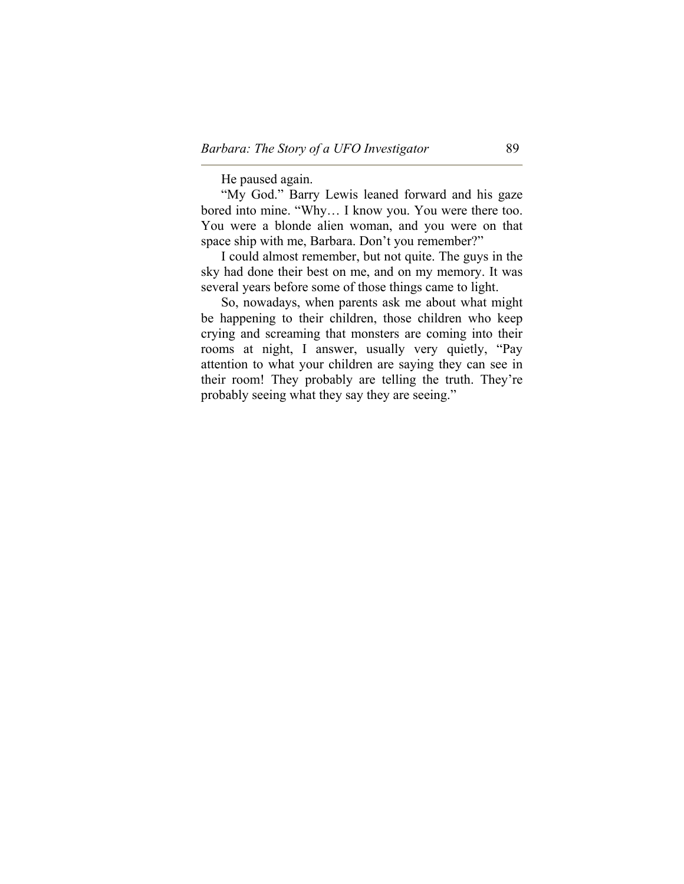He paused again.

“My God.” Barry Lewis leaned forward and his gaze bored into mine. “Why… I know you. You were there too. You were a blonde alien woman, and you were on that space ship with me, Barbara. Don’t you remember?”

I could almost remember, but not quite. The guys in the sky had done their best on me, and on my memory. It was several years before some of those things came to light.

So, nowadays, when parents ask me about what might be happening to their children, those children who keep crying and screaming that monsters are coming into their rooms at night, I answer, usually very quietly, “Pay attention to what your children are saying they can see in their room! They probably are telling the truth. They’re probably seeing what they say they are seeing.”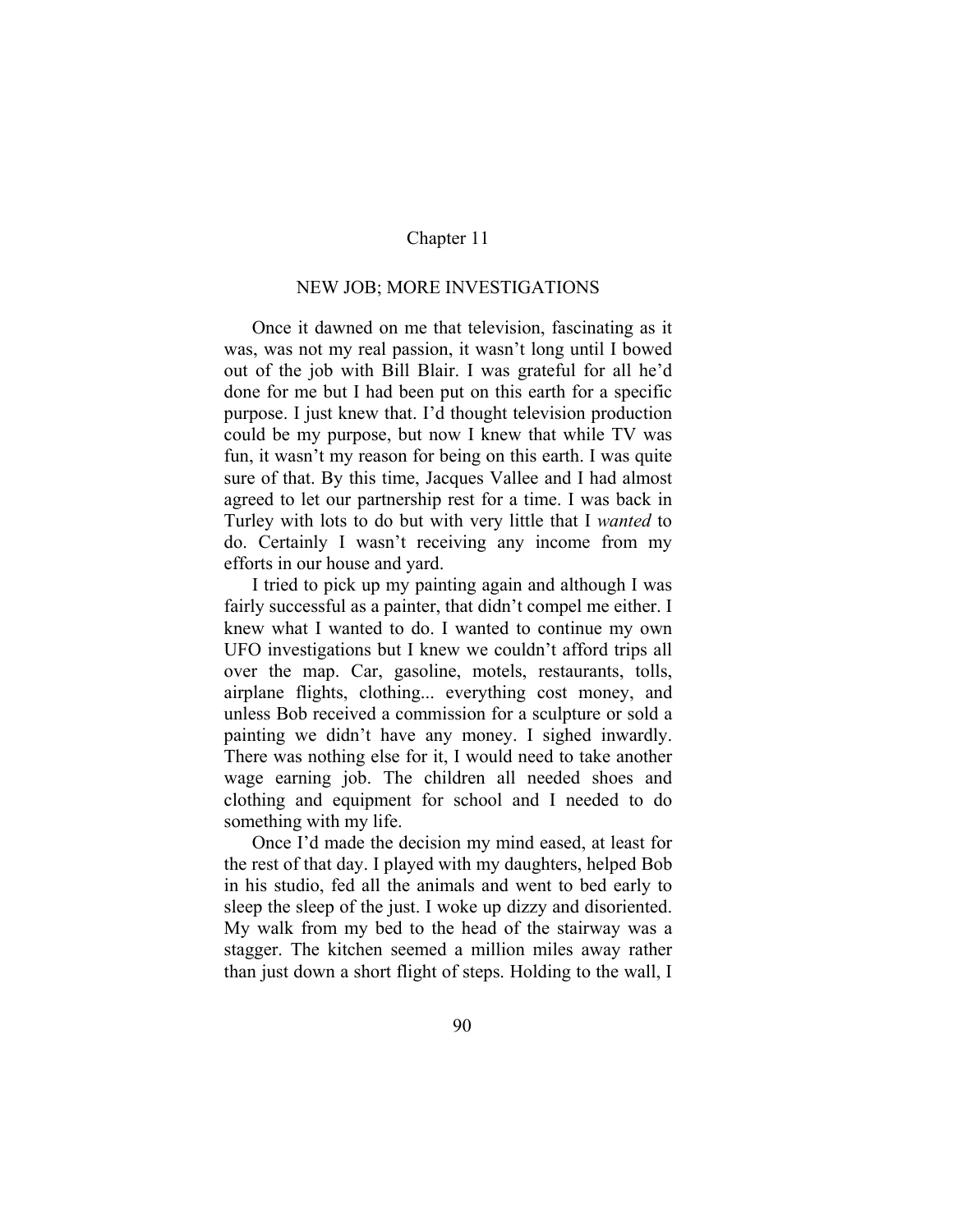# Chapter 11

## NEW JOB; MORE INVESTIGATIONS

Once it dawned on me that television, fascinating as it was, was not my real passion, it wasn't long until I bowed out of the job with Bill Blair. I was grateful for all he'd done for me but I had been put on this earth for a specific purpose. I just knew that. I'd thought television production could be my purpose, but now I knew that while TV was fun, it wasn't my reason for being on this earth. I was quite sure of that. By this time, Jacques Vallee and I had almost agreed to let our partnership rest for a time. I was back in Turley with lots to do but with very little that I *wanted* to do. Certainly I wasn't receiving any income from my efforts in our house and yard.

I tried to pick up my painting again and although I was fairly successful as a painter, that didn't compel me either. I knew what I wanted to do. I wanted to continue my own UFO investigations but I knew we couldn't afford trips all over the map. Car, gasoline, motels, restaurants, tolls, airplane flights, clothing... everything cost money, and unless Bob received a commission for a sculpture or sold a painting we didn't have any money. I sighed inwardly. There was nothing else for it, I would need to take another wage earning job. The children all needed shoes and clothing and equipment for school and I needed to do something with my life.

Once I'd made the decision my mind eased, at least for the rest of that day. I played with my daughters, helped Bob in his studio, fed all the animals and went to bed early to sleep the sleep of the just. I woke up dizzy and disoriented. My walk from my bed to the head of the stairway was a stagger. The kitchen seemed a million miles away rather than just down a short flight of steps. Holding to the wall, I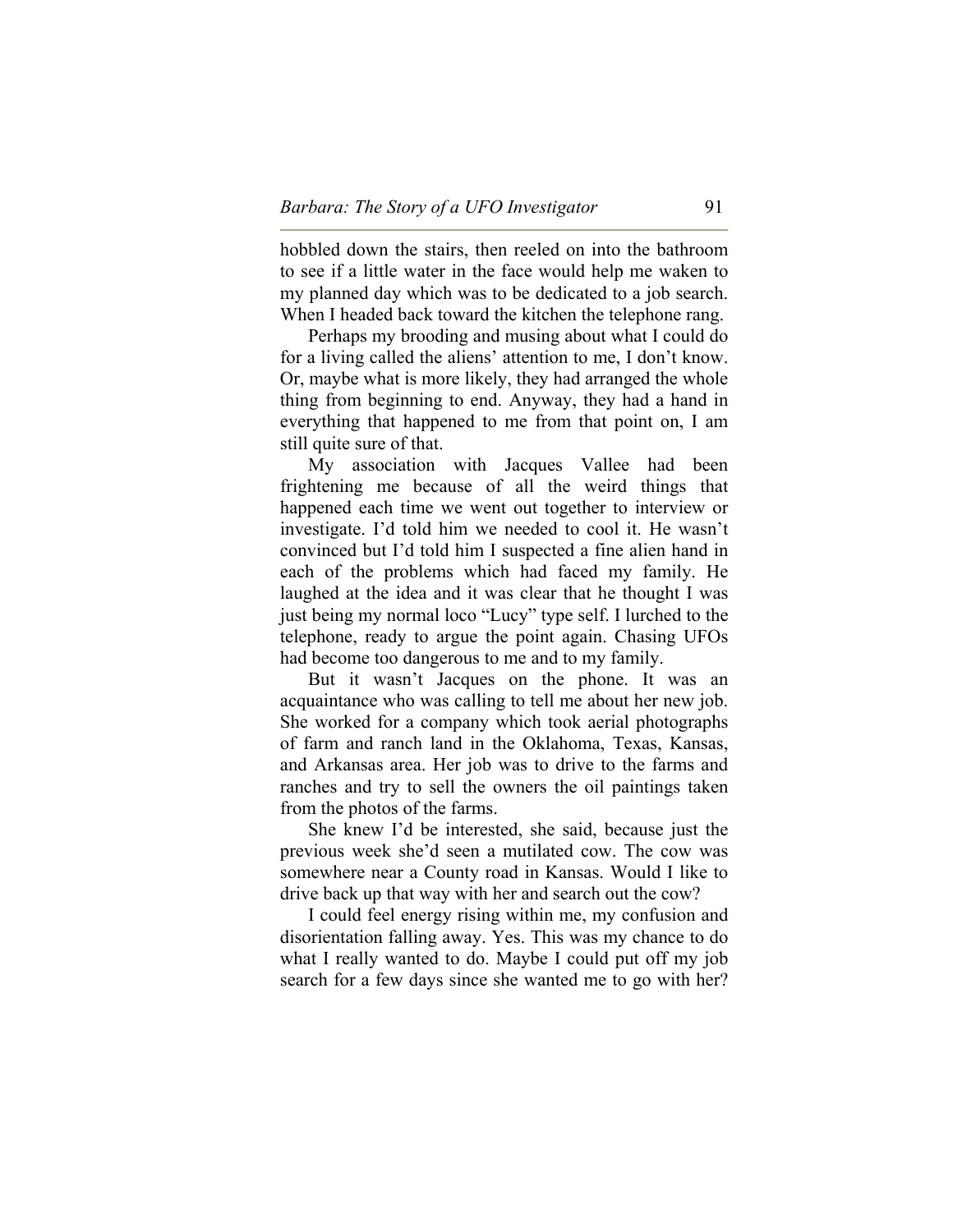hobbled down the stairs, then reeled on into the bathroom to see if a little water in the face would help me waken to my planned day which was to be dedicated to a job search. When I headed back toward the kitchen the telephone rang.

Perhaps my brooding and musing about what I could do for a living called the aliens' attention to me, I don't know. Or, maybe what is more likely, they had arranged the whole thing from beginning to end. Anyway, they had a hand in everything that happened to me from that point on, I am still quite sure of that.

My association with Jacques Vallee had been frightening me because of all the weird things that happened each time we went out together to interview or investigate. I'd told him we needed to cool it. He wasn't convinced but I'd told him I suspected a fine alien hand in each of the problems which had faced my family. He laughed at the idea and it was clear that he thought I was just being my normal loco "Lucy" type self. I lurched to the telephone, ready to argue the point again. Chasing UFOs had become too dangerous to me and to my family.

But it wasn't Jacques on the phone. It was an acquaintance who was calling to tell me about her new job. She worked for a company which took aerial photographs of farm and ranch land in the Oklahoma, Texas, Kansas, and Arkansas area. Her job was to drive to the farms and ranches and try to sell the owners the oil paintings taken from the photos of the farms.

She knew I'd be interested, she said, because just the previous week she'd seen a mutilated cow. The cow was somewhere near a County road in Kansas. Would I like to drive back up that way with her and search out the cow?

I could feel energy rising within me, my confusion and disorientation falling away. Yes. This was my chance to do what I really wanted to do. Maybe I could put off my job search for a few days since she wanted me to go with her?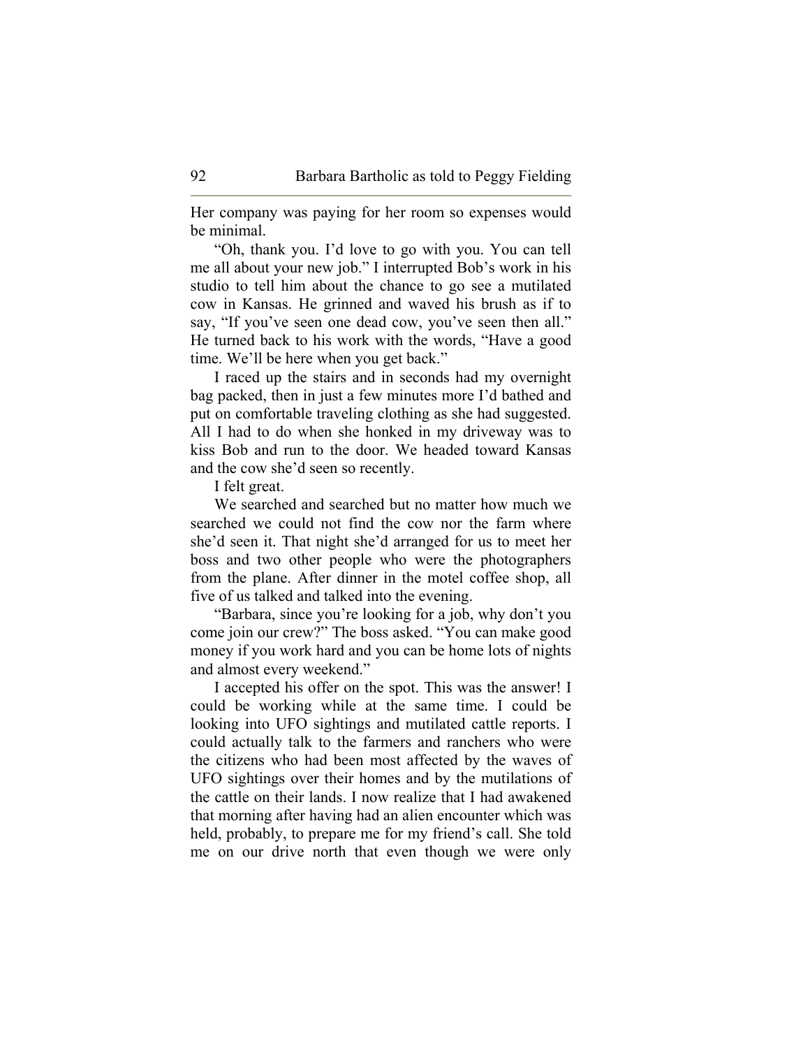Her company was paying for her room so expenses would be minimal.

"Oh, thank you. I'd love to go with you. You can tell me all about your new job." I interrupted Bob's work in his studio to tell him about the chance to go see a mutilated cow in Kansas. He grinned and waved his brush as if to say, "If you've seen one dead cow, you've seen then all." He turned back to his work with the words, "Have a good time. We'll be here when you get back."

I raced up the stairs and in seconds had my overnight bag packed, then in just a few minutes more I'd bathed and put on comfortable traveling clothing as she had suggested. All I had to do when she honked in my driveway was to kiss Bob and run to the door. We headed toward Kansas and the cow she'd seen so recently.

I felt great.

We searched and searched but no matter how much we searched we could not find the cow nor the farm where she'd seen it. That night she'd arranged for us to meet her boss and two other people who were the photographers from the plane. After dinner in the motel coffee shop, all five of us talked and talked into the evening.

"Barbara, since you're looking for a job, why don't you come join our crew?" The boss asked. "You can make good money if you work hard and you can be home lots of nights and almost every weekend."

I accepted his offer on the spot. This was the answer! I could be working while at the same time. I could be looking into UFO sightings and mutilated cattle reports. I could actually talk to the farmers and ranchers who were the citizens who had been most affected by the waves of UFO sightings over their homes and by the mutilations of the cattle on their lands. I now realize that I had awakened that morning after having had an alien encounter which was held, probably, to prepare me for my friend's call. She told me on our drive north that even though we were only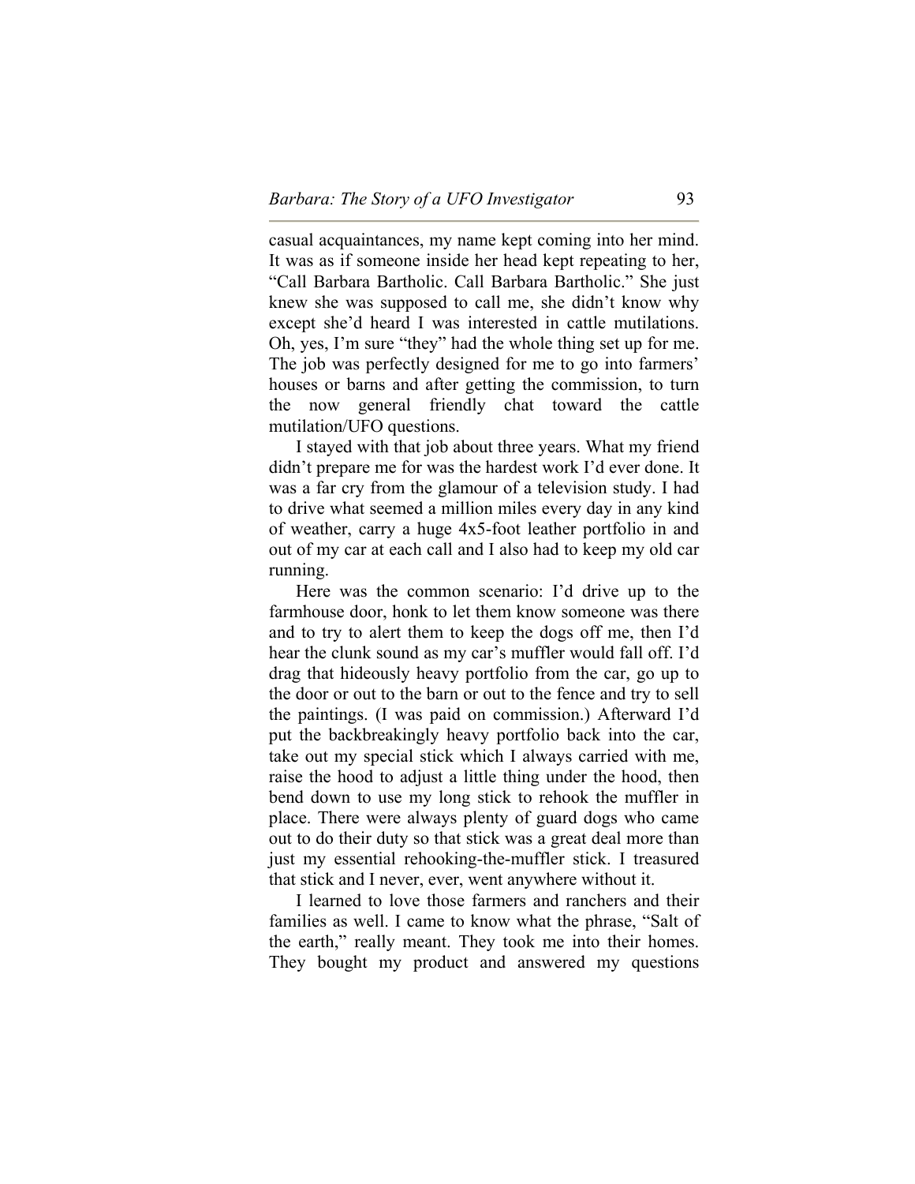casual acquaintances, my name kept coming into her mind. It was as if someone inside her head kept repeating to her, "Call Barbara Bartholic. Call Barbara Bartholic." She just knew she was supposed to call me, she didn't know why except she'd heard I was interested in cattle mutilations. Oh, yes, I'm sure "they" had the whole thing set up for me. The job was perfectly designed for me to go into farmers' houses or barns and after getting the commission, to turn the now general friendly chat toward the cattle mutilation/UFO questions.

I stayed with that job about three years. What my friend didn't prepare me for was the hardest work I'd ever done. It was a far cry from the glamour of a television study. I had to drive what seemed a million miles every day in any kind of weather, carry a huge 4x5-foot leather portfolio in and out of my car at each call and I also had to keep my old car running.

Here was the common scenario: I'd drive up to the farmhouse door, honk to let them know someone was there and to try to alert them to keep the dogs off me, then I'd hear the clunk sound as my car's muffler would fall off. I'd drag that hideously heavy portfolio from the car, go up to the door or out to the barn or out to the fence and try to sell the paintings. (I was paid on commission.) Afterward I'd put the backbreakingly heavy portfolio back into the car, take out my special stick which I always carried with me, raise the hood to adjust a little thing under the hood, then bend down to use my long stick to rehook the muffler in place. There were always plenty of guard dogs who came out to do their duty so that stick was a great deal more than just my essential rehooking-the-muffler stick. I treasured that stick and I never, ever, went anywhere without it.

I learned to love those farmers and ranchers and their families as well. I came to know what the phrase, "Salt of the earth," really meant. They took me into their homes. They bought my product and answered my questions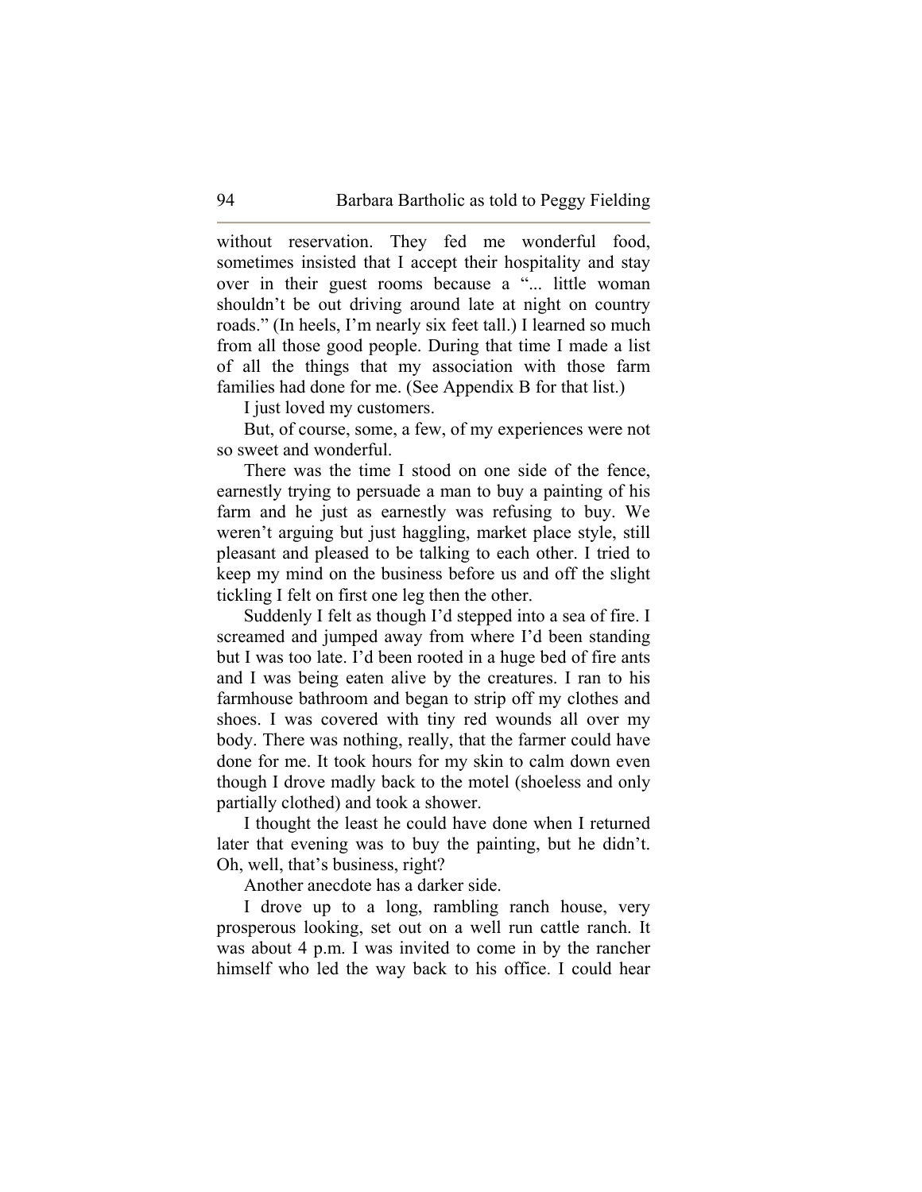without reservation. They fed me wonderful food, sometimes insisted that I accept their hospitality and stay over in their guest rooms because a "... little woman shouldn't be out driving around late at night on country roads." (In heels, I'm nearly six feet tall.) I learned so much from all those good people. During that time I made a list of all the things that my association with those farm families had done for me. (See Appendix B for that list.)

I just loved my customers.

But, of course, some, a few, of my experiences were not so sweet and wonderful.

There was the time I stood on one side of the fence, earnestly trying to persuade a man to buy a painting of his farm and he just as earnestly was refusing to buy. We weren't arguing but just haggling, market place style, still pleasant and pleased to be talking to each other. I tried to keep my mind on the business before us and off the slight tickling I felt on first one leg then the other.

Suddenly I felt as though I'd stepped into a sea of fire. I screamed and jumped away from where I'd been standing but I was too late. I'd been rooted in a huge bed of fire ants and I was being eaten alive by the creatures. I ran to his farmhouse bathroom and began to strip off my clothes and shoes. I was covered with tiny red wounds all over my body. There was nothing, really, that the farmer could have done for me. It took hours for my skin to calm down even though I drove madly back to the motel (shoeless and only partially clothed) and took a shower.

I thought the least he could have done when I returned later that evening was to buy the painting, but he didn't. Oh, well, that's business, right?

Another anecdote has a darker side.

I drove up to a long, rambling ranch house, very prosperous looking, set out on a well run cattle ranch. It was about 4 p.m. I was invited to come in by the rancher himself who led the way back to his office. I could hear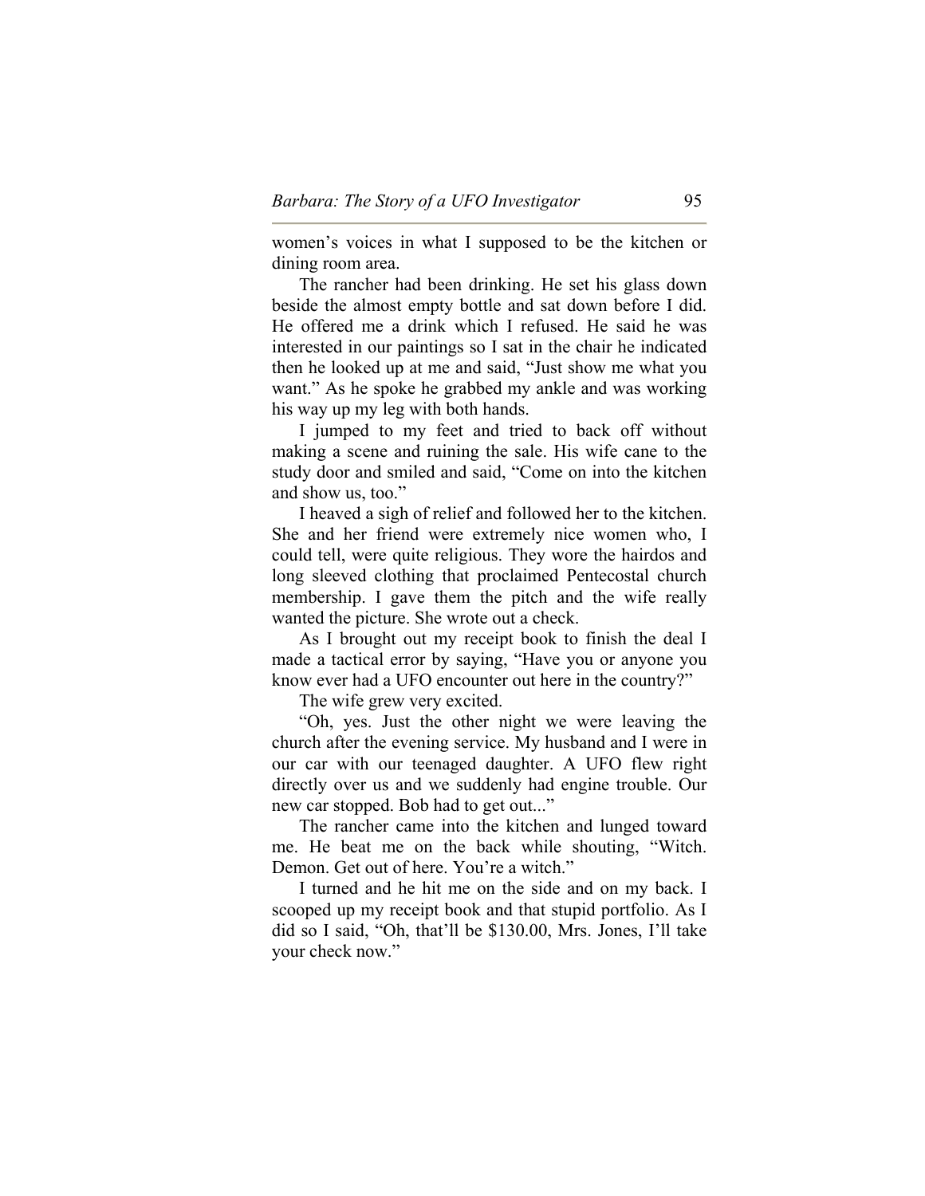women's voices in what I supposed to be the kitchen or dining room area.

The rancher had been drinking. He set his glass down beside the almost empty bottle and sat down before I did. He offered me a drink which I refused. He said he was interested in our paintings so I sat in the chair he indicated then he looked up at me and said, "Just show me what you want." As he spoke he grabbed my ankle and was working his way up my leg with both hands.

I jumped to my feet and tried to back off without making a scene and ruining the sale. His wife cane to the study door and smiled and said, "Come on into the kitchen and show us, too."

I heaved a sigh of relief and followed her to the kitchen. She and her friend were extremely nice women who, I could tell, were quite religious. They wore the hairdos and long sleeved clothing that proclaimed Pentecostal church membership. I gave them the pitch and the wife really wanted the picture. She wrote out a check.

As I brought out my receipt book to finish the deal I made a tactical error by saying, "Have you or anyone you know ever had a UFO encounter out here in the country?"

The wife grew very excited.

"Oh, yes. Just the other night we were leaving the church after the evening service. My husband and I were in our car with our teenaged daughter. A UFO flew right directly over us and we suddenly had engine trouble. Our new car stopped. Bob had to get out..."

The rancher came into the kitchen and lunged toward me. He beat me on the back while shouting, "Witch. Demon. Get out of here. You're a witch."

I turned and he hit me on the side and on my back. I scooped up my receipt book and that stupid portfolio. As I did so I said, "Oh, that'll be $130.00, Mrs. Jones, I'll take your check now."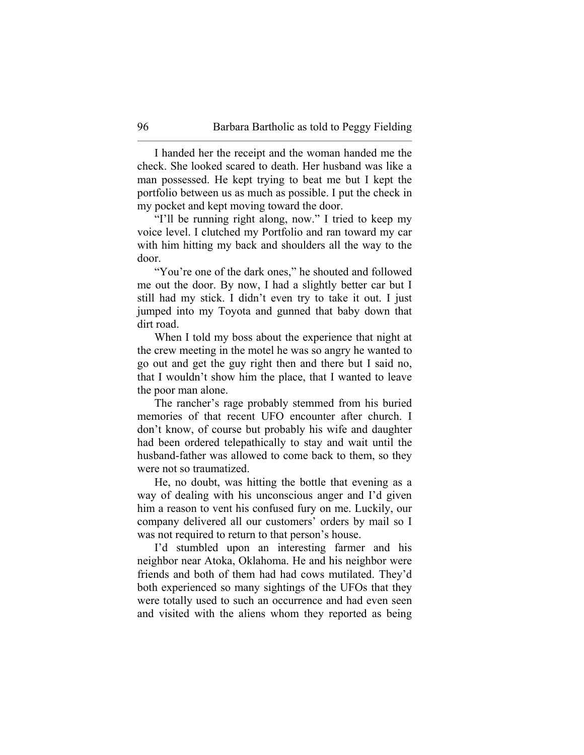I handed her the receipt and the woman handed me the check. She looked scared to death. Her husband was like a man possessed. He kept trying to beat me but I kept the portfolio between us as much as possible. I put the check in my pocket and kept moving toward the door.

"I'll be running right along, now." I tried to keep my voice level. I clutched my Portfolio and ran toward my car with him hitting my back and shoulders all the way to the door.

"You're one of the dark ones," he shouted and followed me out the door. By now, I had a slightly better car but I still had my stick. I didn't even try to take it out. I just jumped into my Toyota and gunned that baby down that dirt road.

When I told my boss about the experience that night at the crew meeting in the motel he was so angry he wanted to go out and get the guy right then and there but I said no, that I wouldn't show him the place, that I wanted to leave the poor man alone.

The rancher's rage probably stemmed from his buried memories of that recent UFO encounter after church. I don't know, of course but probably his wife and daughter had been ordered telepathically to stay and wait until the husband-father was allowed to come back to them, so they were not so traumatized.

He, no doubt, was hitting the bottle that evening as a way of dealing with his unconscious anger and I'd given him a reason to vent his confused fury on me. Luckily, our company delivered all our customers' orders by mail so I was not required to return to that person's house.

I'd stumbled upon an interesting farmer and his neighbor near Atoka, Oklahoma. He and his neighbor were friends and both of them had had cows mutilated. They'd both experienced so many sightings of the UFOs that they were totally used to such an occurrence and had even seen and visited with the aliens whom they reported as being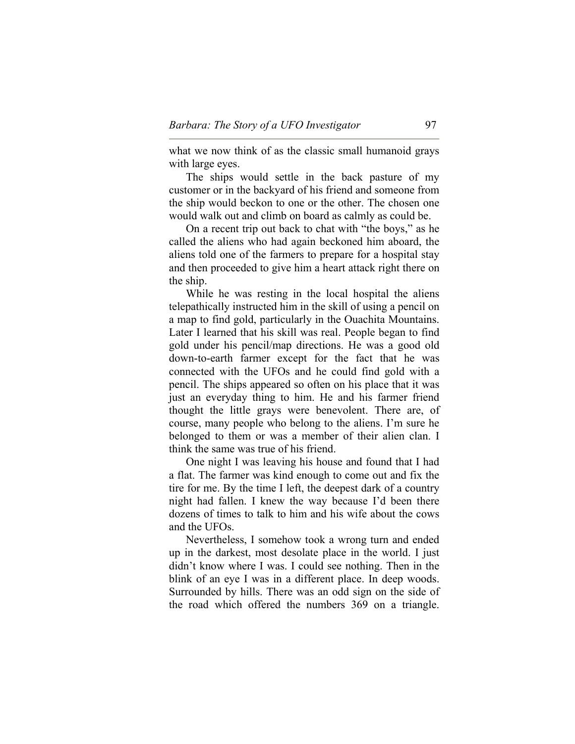what we now think of as the classic small humanoid grays with large eyes.

The ships would settle in the back pasture of my customer or in the backyard of his friend and someone from the ship would beckon to one or the other. The chosen one would walk out and climb on board as calmly as could be.

On a recent trip out back to chat with "the boys," as he called the aliens who had again beckoned him aboard, the aliens told one of the farmers to prepare for a hospital stay and then proceeded to give him a heart attack right there on the ship.

While he was resting in the local hospital the aliens telepathically instructed him in the skill of using a pencil on a map to find gold, particularly in the Ouachita Mountains. Later I learned that his skill was real. People began to find gold under his pencil/map directions. He was a good old down-to-earth farmer except for the fact that he was connected with the UFOs and he could find gold with a pencil. The ships appeared so often on his place that it was just an everyday thing to him. He and his farmer friend thought the little grays were benevolent. There are, of course, many people who belong to the aliens. I'm sure he belonged to them or was a member of their alien clan. I think the same was true of his friend.

One night I was leaving his house and found that I had a flat. The farmer was kind enough to come out and fix the tire for me. By the time I left, the deepest dark of a country night had fallen. I knew the way because I'd been there dozens of times to talk to him and his wife about the cows and the UFOs.

Nevertheless, I somehow took a wrong turn and ended up in the darkest, most desolate place in the world. I just didn't know where I was. I could see nothing. Then in the blink of an eye I was in a different place. In deep woods. Surrounded by hills. There was an odd sign on the side of the road which offered the numbers 369 on a triangle.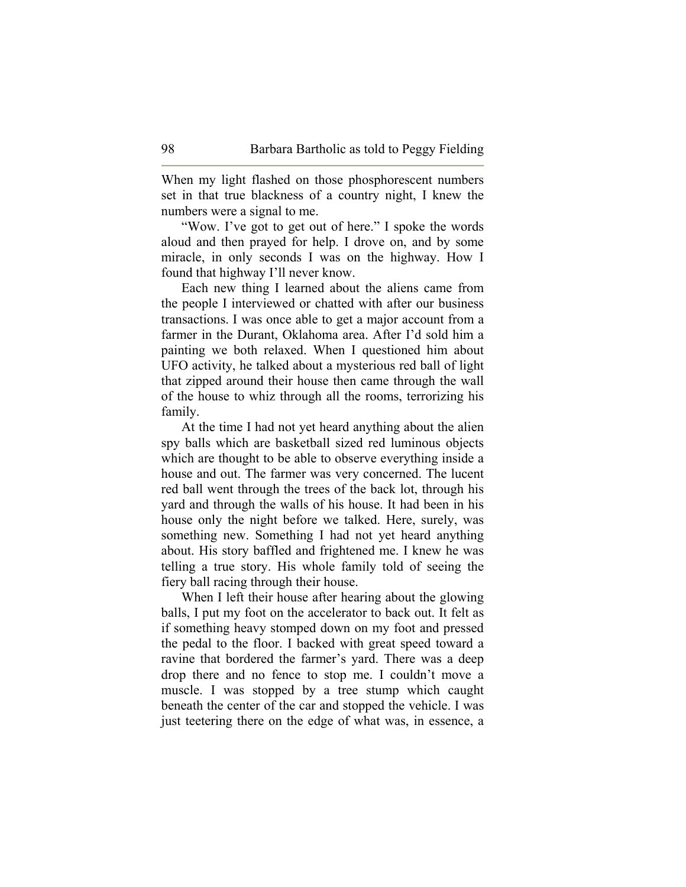When my light flashed on those phosphorescent numbers set in that true blackness of a country night, I knew the numbers were a signal to me.

"Wow. I've got to get out of here." I spoke the words aloud and then prayed for help. I drove on, and by some miracle, in only seconds I was on the highway. How I found that highway I'll never know.

Each new thing I learned about the aliens came from the people I interviewed or chatted with after our business transactions. I was once able to get a major account from a farmer in the Durant, Oklahoma area. After I'd sold him a painting we both relaxed. When I questioned him about UFO activity, he talked about a mysterious red ball of light that zipped around their house then came through the wall of the house to whiz through all the rooms, terrorizing his family.

At the time I had not yet heard anything about the alien spy balls which are basketball sized red luminous objects which are thought to be able to observe everything inside a house and out. The farmer was very concerned. The lucent red ball went through the trees of the back lot, through his yard and through the walls of his house. It had been in his house only the night before we talked. Here, surely, was something new. Something I had not yet heard anything about. His story baffled and frightened me. I knew he was telling a true story. His whole family told of seeing the fiery ball racing through their house.

When I left their house after hearing about the glowing balls, I put my foot on the accelerator to back out. It felt as if something heavy stomped down on my foot and pressed the pedal to the floor. I backed with great speed toward a ravine that bordered the farmer's yard. There was a deep drop there and no fence to stop me. I couldn't move a muscle. I was stopped by a tree stump which caught beneath the center of the car and stopped the vehicle. I was just teetering there on the edge of what was, in essence, a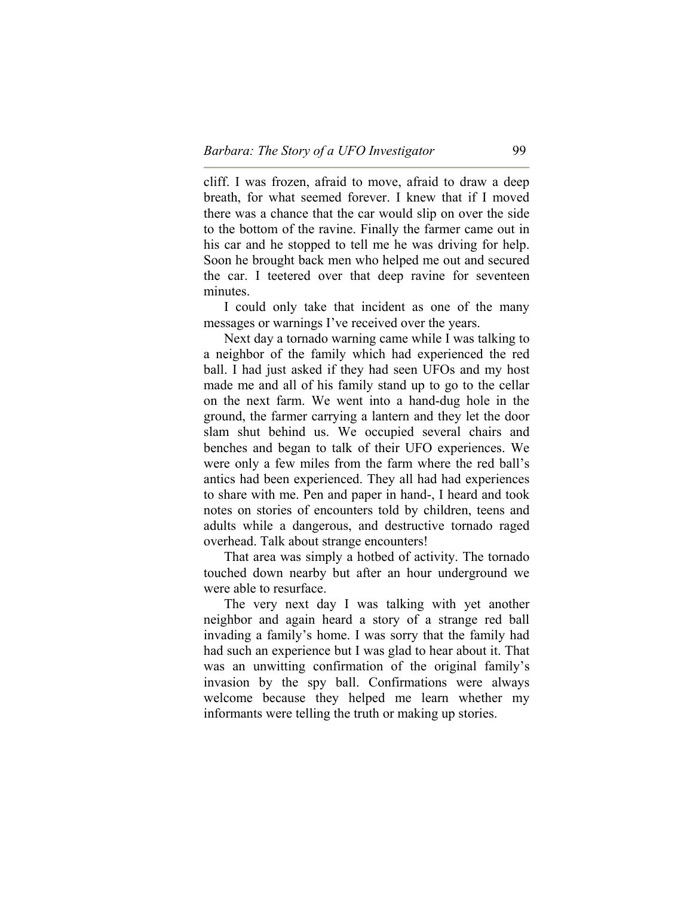cliff. I was frozen, afraid to move, afraid to draw a deep breath, for what seemed forever. I knew that if I moved there was a chance that the car would slip on over the side to the bottom of the ravine. Finally the farmer came out in his car and he stopped to tell me he was driving for help. Soon he brought back men who helped me out and secured the car. I teetered over that deep ravine for seventeen minutes.

I could only take that incident as one of the many messages or warnings I've received over the years.

Next day a tornado warning came while I was talking to a neighbor of the family which had experienced the red ball. I had just asked if they had seen UFOs and my host made me and all of his family stand up to go to the cellar on the next farm. We went into a hand-dug hole in the ground, the farmer carrying a lantern and they let the door slam shut behind us. We occupied several chairs and benches and began to talk of their UFO experiences. We were only a few miles from the farm where the red ball's antics had been experienced. They all had had experiences to share with me. Pen and paper in hand-, I heard and took notes on stories of encounters told by children, teens and adults while a dangerous, and destructive tornado raged overhead. Talk about strange encounters!

That area was simply a hotbed of activity. The tornado touched down nearby but after an hour underground we were able to resurface.

The very next day I was talking with yet another neighbor and again heard a story of a strange red ball invading a family's home. I was sorry that the family had had such an experience but I was glad to hear about it. That was an unwitting confirmation of the original family's invasion by the spy ball. Confirmations were always welcome because they helped me learn whether my informants were telling the truth or making up stories.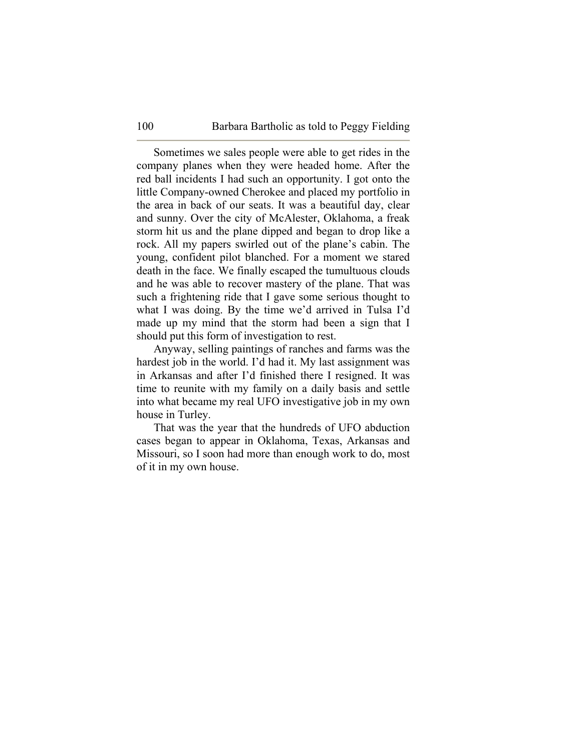Sometimes we sales people were able to get rides in the company planes when they were headed home. After the red ball incidents I had such an opportunity. I got onto the little Company-owned Cherokee and placed my portfolio in the area in back of our seats. It was a beautiful day, clear and sunny. Over the city of McAlester, Oklahoma, a freak storm hit us and the plane dipped and began to drop like a rock. All my papers swirled out of the plane's cabin. The young, confident pilot blanched. For a moment we stared death in the face. We finally escaped the tumultuous clouds and he was able to recover mastery of the plane. That was such a frightening ride that I gave some serious thought to what I was doing. By the time we'd arrived in Tulsa I'd made up my mind that the storm had been a sign that I should put this form of investigation to rest.

Anyway, selling paintings of ranches and farms was the hardest job in the world. I'd had it. My last assignment was in Arkansas and after I'd finished there I resigned. It was time to reunite with my family on a daily basis and settle into what became my real UFO investigative job in my own house in Turley.

That was the year that the hundreds of UFO abduction cases began to appear in Oklahoma, Texas, Arkansas and Missouri, so I soon had more than enough work to do, most of it in my own house.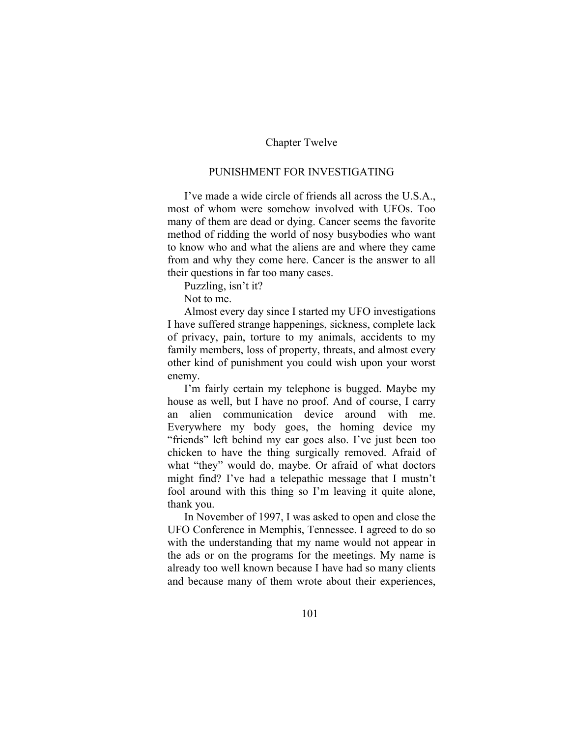# Chapter Twelve

## PUNISHMENT FOR INVESTIGATING

I've made a wide circle of friends all across the U.S.A., most of whom were somehow involved with UFOs. Too many of them are dead or dying. Cancer seems the favorite method of ridding the world of nosy busybodies who want to know who and what the aliens are and where they came from and why they come here. Cancer is the answer to all their questions in far too many cases.

Puzzling, isn't it?

Not to me.

Almost every day since I started my UFO investigations I have suffered strange happenings, sickness, complete lack of privacy, pain, torture to my animals, accidents to my family members, loss of property, threats, and almost every other kind of punishment you could wish upon your worst enemy.

I'm fairly certain my telephone is bugged. Maybe my house as well, but I have no proof. And of course, I carry an alien communication device around with me. Everywhere my body goes, the homing device my "friends" left behind my ear goes also. I've just been too chicken to have the thing surgically removed. Afraid of what "they" would do, maybe. Or afraid of what doctors might find? I've had a telepathic message that I mustn't fool around with this thing so I'm leaving it quite alone, thank you.

In November of 1997, I was asked to open and close the UFO Conference in Memphis, Tennessee. I agreed to do so with the understanding that my name would not appear in the ads or on the programs for the meetings. My name is already too well known because I have had so many clients and because many of them wrote about their experiences,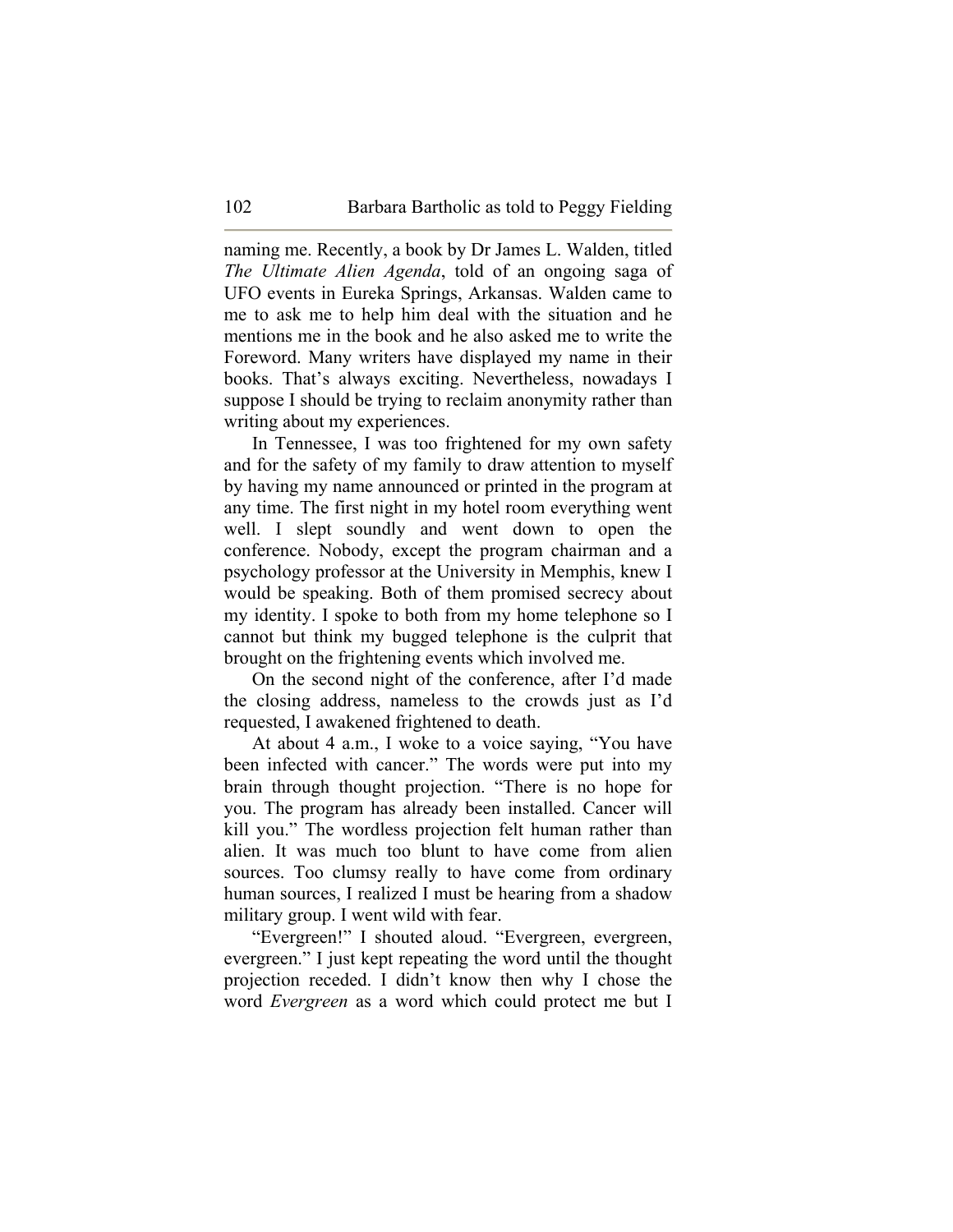naming me. Recently, a book by Dr James L. Walden, titled *The Ultimate Alien Agenda*, told of an ongoing saga of UFO events in Eureka Springs, Arkansas. Walden came to me to ask me to help him deal with the situation and he mentions me in the book and he also asked me to write the Foreword. Many writers have displayed my name in their books. That's always exciting. Nevertheless, nowadays I suppose I should be trying to reclaim anonymity rather than writing about my experiences.

In Tennessee, I was too frightened for my own safety and for the safety of my family to draw attention to myself by having my name announced or printed in the program at any time. The first night in my hotel room everything went well. I slept soundly and went down to open the conference. Nobody, except the program chairman and a psychology professor at the University in Memphis, knew I would be speaking. Both of them promised secrecy about my identity. I spoke to both from my home telephone so I cannot but think my bugged telephone is the culprit that brought on the frightening events which involved me.

On the second night of the conference, after I'd made the closing address, nameless to the crowds just as I'd requested, I awakened frightened to death.

At about 4 a.m., I woke to a voice saying, "You have been infected with cancer." The words were put into my brain through thought projection. "There is no hope for you. The program has already been installed. Cancer will kill you." The wordless projection felt human rather than alien. It was much too blunt to have come from alien sources. Too clumsy really to have come from ordinary human sources, I realized I must be hearing from a shadow military group. I went wild with fear.

"Evergreen!" I shouted aloud. "Evergreen, evergreen, evergreen." I just kept repeating the word until the thought projection receded. I didn't know then why I chose the word *Evergreen* as a word which could protect me but I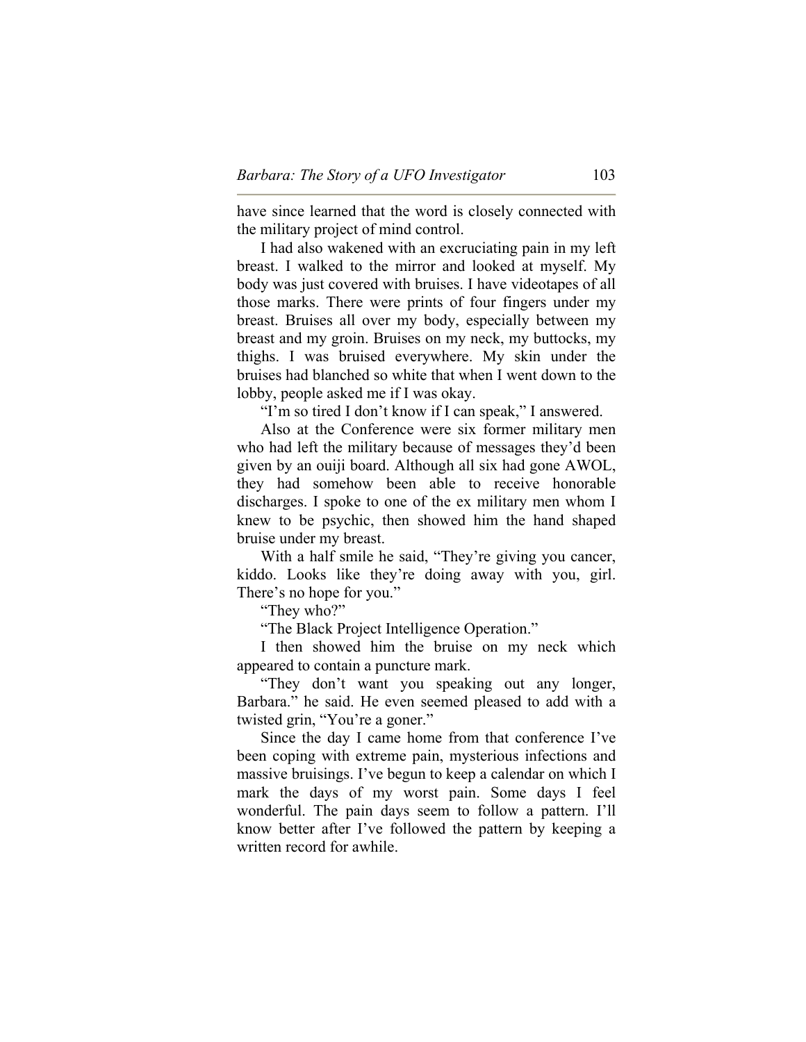have since learned that the word is closely connected with the military project of mind control.

I had also wakened with an excruciating pain in my left breast. I walked to the mirror and looked at myself. My body was just covered with bruises. I have videotapes of all those marks. There were prints of four fingers under my breast. Bruises all over my body, especially between my breast and my groin. Bruises on my neck, my buttocks, my thighs. I was bruised everywhere. My skin under the bruises had blanched so white that when I went down to the lobby, people asked me if I was okay.

"I'm so tired I don't know if I can speak," I answered.

Also at the Conference were six former military men who had left the military because of messages they'd been given by an ouiji board. Although all six had gone AWOL, they had somehow been able to receive honorable discharges. I spoke to one of the ex military men whom I knew to be psychic, then showed him the hand shaped bruise under my breast.

With a half smile he said, "They're giving you cancer, kiddo. Looks like they're doing away with you, girl. There's no hope for you."

"They who?"

"The Black Project Intelligence Operation."

I then showed him the bruise on my neck which appeared to contain a puncture mark.

"They don't want you speaking out any longer, Barbara." he said. He even seemed pleased to add with a twisted grin, "You're a goner."

Since the day I came home from that conference I've been coping with extreme pain, mysterious infections and massive bruisings. I've begun to keep a calendar on which I mark the days of my worst pain. Some days I feel wonderful. The pain days seem to follow a pattern. I'll know better after I've followed the pattern by keeping a written record for awhile.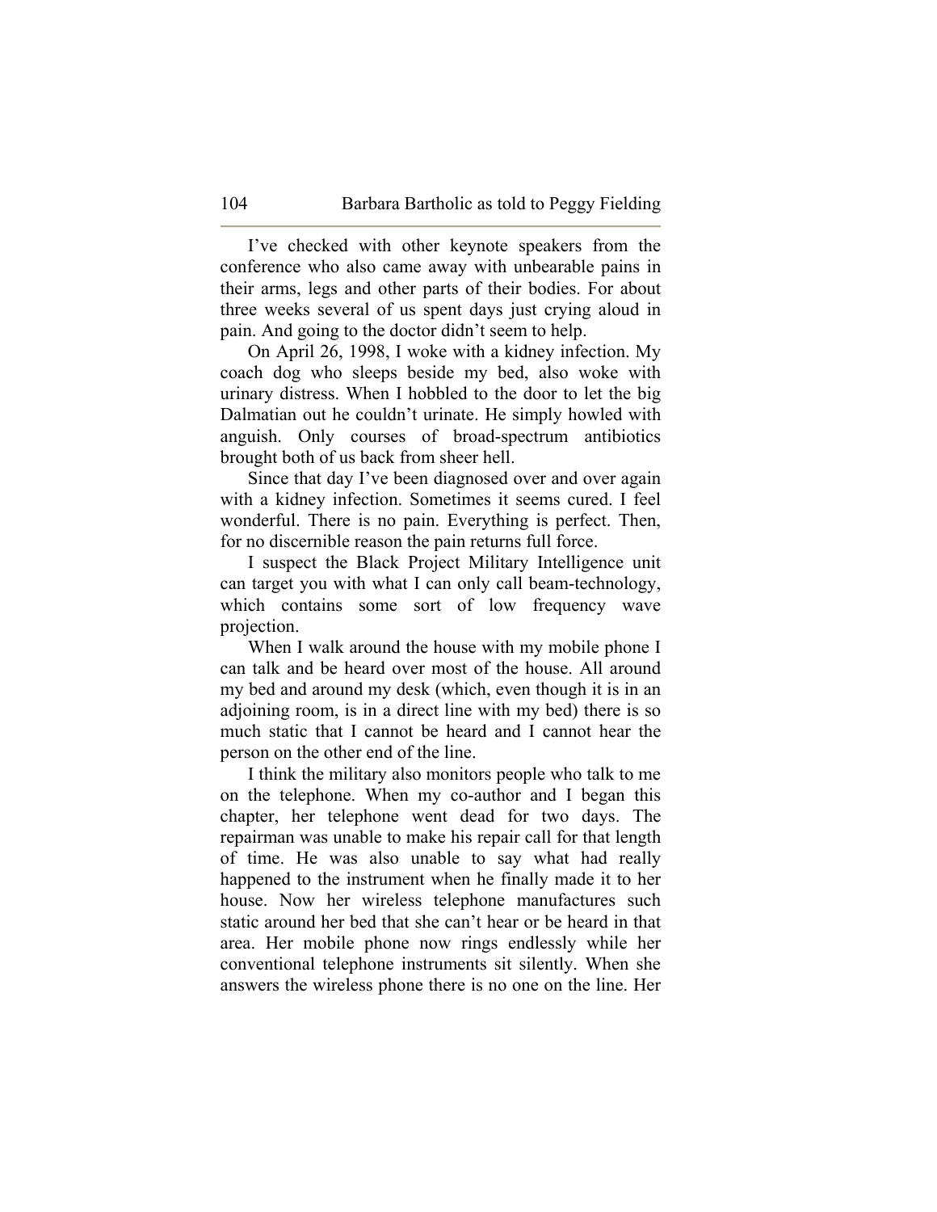I've checked with other keynote speakers from the conference who also came away with unbearable pains in their arms, legs and other parts of their bodies. For about three weeks several of us spent days just crying aloud in pain. And going to the doctor didn't seem to help.

On April 26, 1998, I woke with a kidney infection. My coach dog who sleeps beside my bed, also woke with urinary distress. When I hobbled to the door to let the big Dalmatian out he couldn't urinate. He simply howled with anguish. Only courses of broad-spectrum antibiotics brought both of us back from sheer hell.

Since that day I've been diagnosed over and over again with a kidney infection. Sometimes it seems cured. I feel wonderful. There is no pain. Everything is perfect. Then, for no discernible reason the pain returns full force.

I suspect the Black Project Military Intelligence unit can target you with what I can only call beam-technology, which contains some sort of low frequency wave projection.

When I walk around the house with my mobile phone I can talk and be heard over most of the house. All around my bed and around my desk (which, even though it is in an adjoining room, is in a direct line with my bed) there is so much static that I cannot be heard and I cannot hear the person on the other end of the line.

I think the military also monitors people who talk to me on the telephone. When my co-author and I began this chapter, her telephone went dead for two days. The repairman was unable to make his repair call for that length of time. He was also unable to say what had really happened to the instrument when he finally made it to her house. Now her wireless telephone manufactures such static around her bed that she can't hear or be heard in that area. Her mobile phone now rings endlessly while her conventional telephone instruments sit silently. When she answers the wireless phone there is no one on the line. Her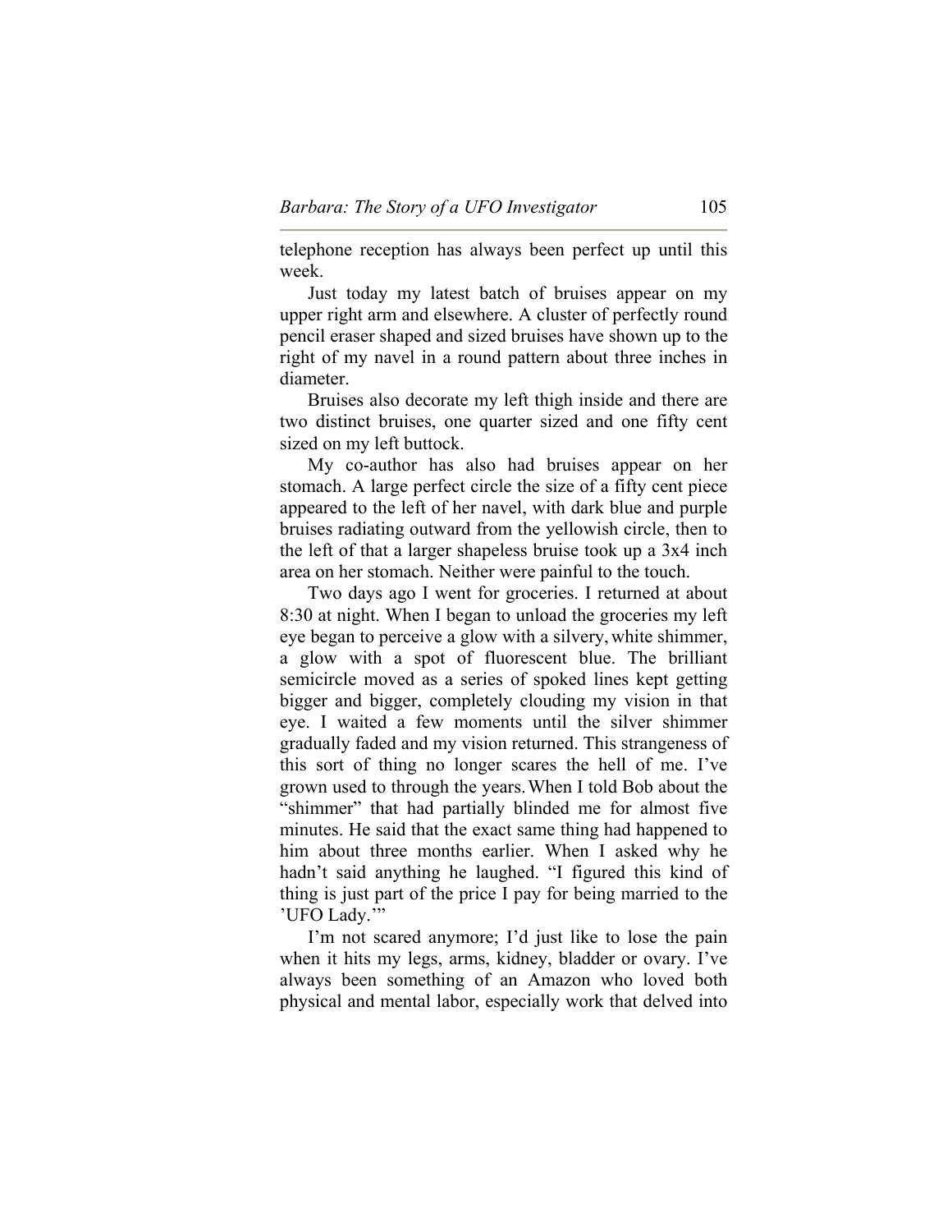telephone reception has always been perfect up until this week.

Just today my latest batch of bruises appear on my upper right arm and elsewhere. A cluster of perfectly round pencil eraser shaped and sized bruises have shown up to the right of my navel in a round pattern about three inches in diameter.

Bruises also decorate my left thigh inside and there are two distinct bruises, one quarter sized and one fifty cent sized on my left buttock.

My co-author has also had bruises appear on her stomach. A large perfect circle the size of a fifty cent piece appeared to the left of her navel, with dark blue and purple bruises radiating outward from the yellowish circle, then to the left of that a larger shapeless bruise took up a 3x4 inch area on her stomach. Neither were painful to the touch.

Two days ago I went for groceries. I returned at about 8:30 at night. When I began to unload the groceries my left eye began to perceive a glow with a silvery, white shimmer, a glow with a spot of fluorescent blue. The brilliant semicircle moved as a series of spoked lines kept getting bigger and bigger, completely clouding my vision in that eye. I waited a few moments until the silver shimmer gradually faded and my vision returned. This strangeness of this sort of thing no longer scares the hell of me. I've grown used to through the years. When I told Bob about the "shimmer" that had partially blinded me for almost five minutes. He said that the exact same thing had happened to him about three months earlier. When I asked why he hadn't said anything he laughed. "I figured this kind of thing is just part of the price I pay for being married to the 'UFO Lady.'"

I'm not scared anymore; I'd just like to lose the pain when it hits my legs, arms, kidney, bladder or ovary. I've always been something of an Amazon who loved both physical and mental labor, especially work that delved into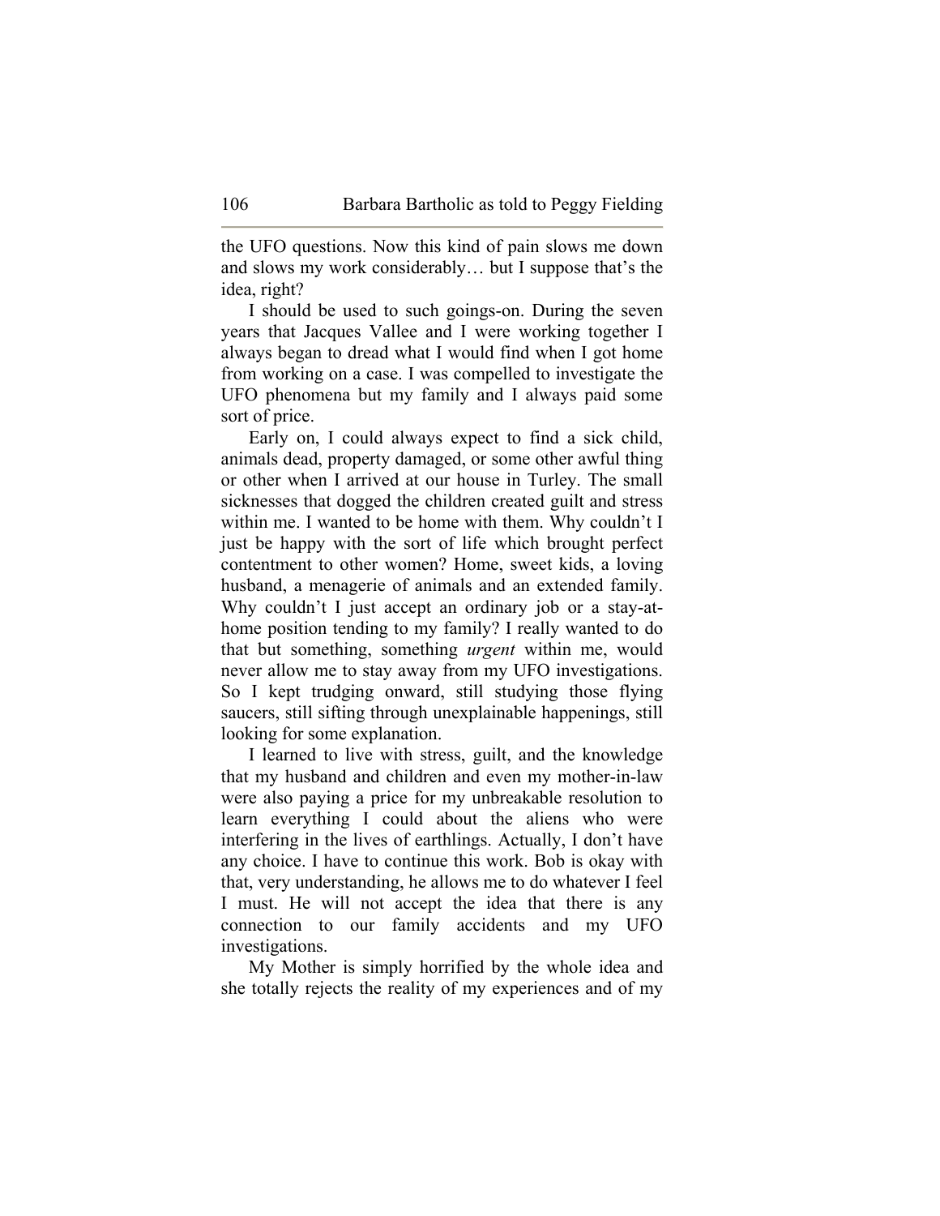the UFO questions. Now this kind of pain slows me down and slows my work considerably… but I suppose that's the idea, right?

I should be used to such goings-on. During the seven years that Jacques Vallee and I were working together I always began to dread what I would find when I got home from working on a case. I was compelled to investigate the UFO phenomena but my family and I always paid some sort of price.

Early on, I could always expect to find a sick child, animals dead, property damaged, or some other awful thing or other when I arrived at our house in Turley. The small sicknesses that dogged the children created guilt and stress within me. I wanted to be home with them. Why couldn't I just be happy with the sort of life which brought perfect contentment to other women? Home, sweet kids, a loving husband, a menagerie of animals and an extended family. Why couldn't I just accept an ordinary job or a stay-at-home position tending to my family? I really wanted to do that but something, something *urgent* within me, would never allow me to stay away from my UFO investigations. So I kept trudging onward, still studying those flying saucers, still sifting through unexplainable happenings, still looking for some explanation.

I learned to live with stress, guilt, and the knowledge that my husband and children and even my mother-in-law were also paying a price for my unbreakable resolution to learn everything I could about the aliens who were interfering in the lives of earthlings. Actually, I don't have any choice. I have to continue this work. Bob is okay with that, very understanding, he allows me to do whatever I feel I must. He will not accept the idea that there is any connection to our family accidents and my UFO investigations.

My Mother is simply horrified by the whole idea and she totally rejects the reality of my experiences and of my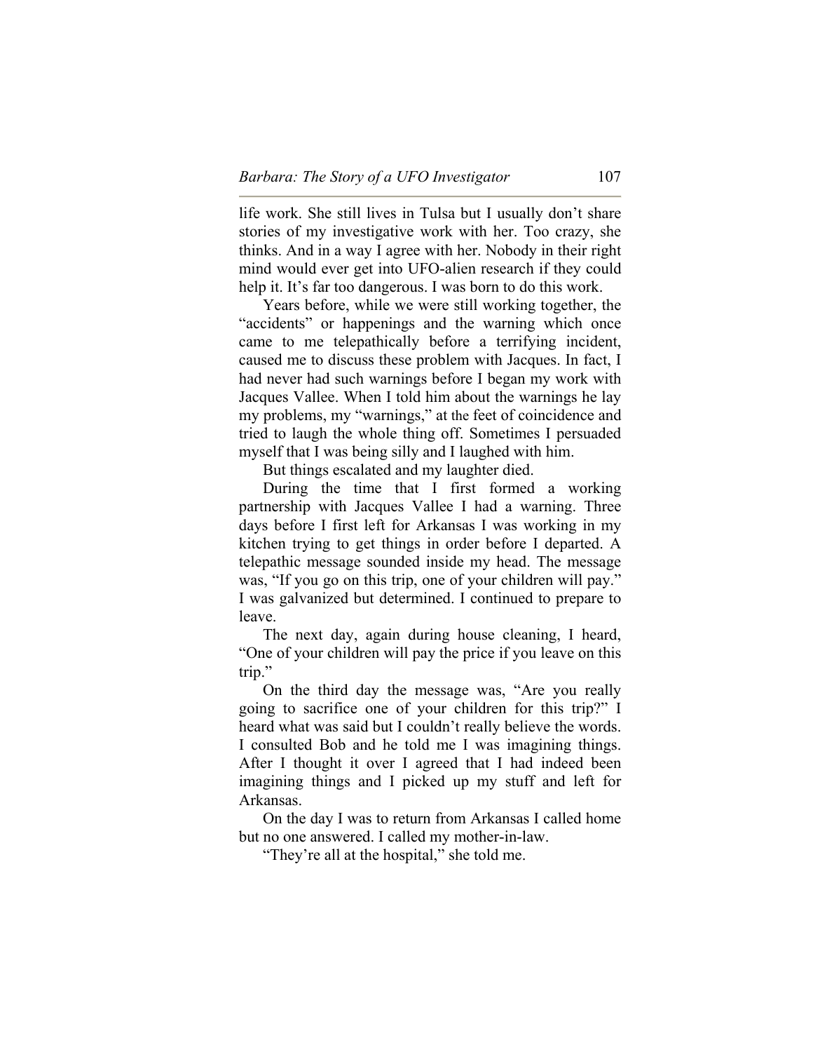life work. She still lives in Tulsa but I usually don't share stories of my investigative work with her. Too crazy, she thinks. And in a way I agree with her. Nobody in their right mind would ever get into UFO-alien research if they could help it. It's far too dangerous. I was born to do this work.

Years before, while we were still working together, the "accidents" or happenings and the warning which once came to me telepathically before a terrifying incident, caused me to discuss these problem with Jacques. In fact, I had never had such warnings before I began my work with Jacques Vallee. When I told him about the warnings he lay my problems, my "warnings," at the feet of coincidence and tried to laugh the whole thing off. Sometimes I persuaded myself that I was being silly and I laughed with him.

But things escalated and my laughter died.

During the time that I first formed a working partnership with Jacques Vallee I had a warning. Three days before I first left for Arkansas I was working in my kitchen trying to get things in order before I departed. A telepathic message sounded inside my head. The message was, "If you go on this trip, one of your children will pay." I was galvanized but determined. I continued to prepare to leave.

The next day, again during house cleaning, I heard, "One of your children will pay the price if you leave on this trip."

On the third day the message was, "Are you really going to sacrifice one of your children for this trip?" I heard what was said but I couldn't really believe the words. I consulted Bob and he told me I was imagining things. After I thought it over I agreed that I had indeed been imagining things and I picked up my stuff and left for Arkansas.

On the day I was to return from Arkansas I called home but no one answered. I called my mother-in-law.

"They're all at the hospital," she told me.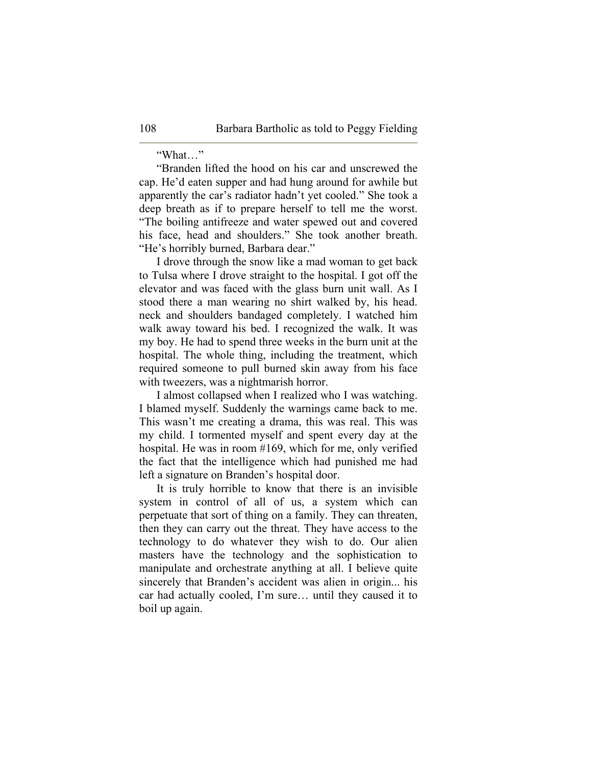"What…"

"Branden lifted the hood on his car and unscrewed the cap. He'd eaten supper and had hung around for awhile but apparently the car's radiator hadn't yet cooled." She took a deep breath as if to prepare herself to tell me the worst. "The boiling antifreeze and water spewed out and covered his face, head and shoulders." She took another breath. "He's horribly burned, Barbara dear."

I drove through the snow like a mad woman to get back to Tulsa where I drove straight to the hospital. I got off the elevator and was faced with the glass burn unit wall. As I stood there a man wearing no shirt walked by, his head. neck and shoulders bandaged completely. I watched him walk away toward his bed. I recognized the walk. It was my boy. He had to spend three weeks in the burn unit at the hospital. The whole thing, including the treatment, which required someone to pull burned skin away from his face with tweezers, was a nightmarish horror.

I almost collapsed when I realized who I was watching. I blamed myself. Suddenly the warnings came back to me. This wasn't me creating a drama, this was real. This was my child. I tormented myself and spent every day at the hospital. He was in room #169, which for me, only verified the fact that the intelligence which had punished me had left a signature on Branden's hospital door.

It is truly horrible to know that there is an invisible system in control of all of us, a system which can perpetuate that sort of thing on a family. They can threaten, then they can carry out the threat. They have access to the technology to do whatever they wish to do. Our alien masters have the technology and the sophistication to manipulate and orchestrate anything at all. I believe quite sincerely that Branden's accident was alien in origin... his car had actually cooled, I'm sure… until they caused it to boil up again.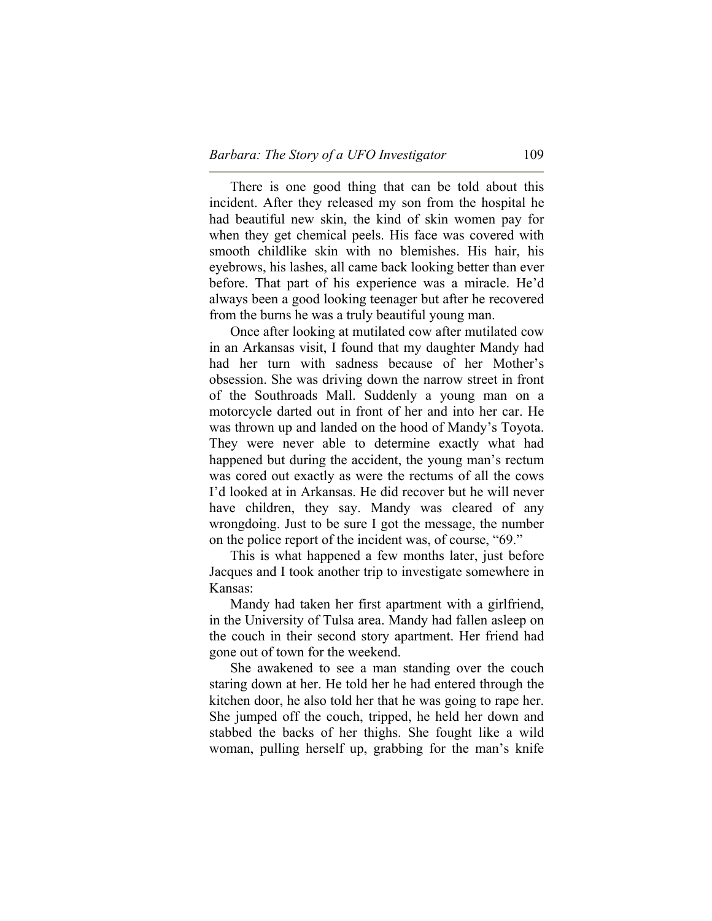There is one good thing that can be told about this incident. After they released my son from the hospital he had beautiful new skin, the kind of skin women pay for when they get chemical peels. His face was covered with smooth childlike skin with no blemishes. His hair, his eyebrows, his lashes, all came back looking better than ever before. That part of his experience was a miracle. He'd always been a good looking teenager but after he recovered from the burns he was a truly beautiful young man.

Once after looking at mutilated cow after mutilated cow in an Arkansas visit, I found that my daughter Mandy had had her turn with sadness because of her Mother's obsession. She was driving down the narrow street in front of the Southroads Mall. Suddenly a young man on a motorcycle darted out in front of her and into her car. He was thrown up and landed on the hood of Mandy's Toyota. They were never able to determine exactly what had happened but during the accident, the young man's rectum was cored out exactly as were the rectums of all the cows I'd looked at in Arkansas. He did recover but he will never have children, they say. Mandy was cleared of any wrongdoing. Just to be sure I got the message, the number on the police report of the incident was, of course, "69."

This is what happened a few months later, just before Jacques and I took another trip to investigate somewhere in Kansas:

Mandy had taken her first apartment with a girlfriend, in the University of Tulsa area. Mandy had fallen asleep on the couch in their second story apartment. Her friend had gone out of town for the weekend.

She awakened to see a man standing over the couch staring down at her. He told her he had entered through the kitchen door, he also told her that he was going to rape her. She jumped off the couch, tripped, he held her down and stabbed the backs of her thighs. She fought like a wild woman, pulling herself up, grabbing for the man's knife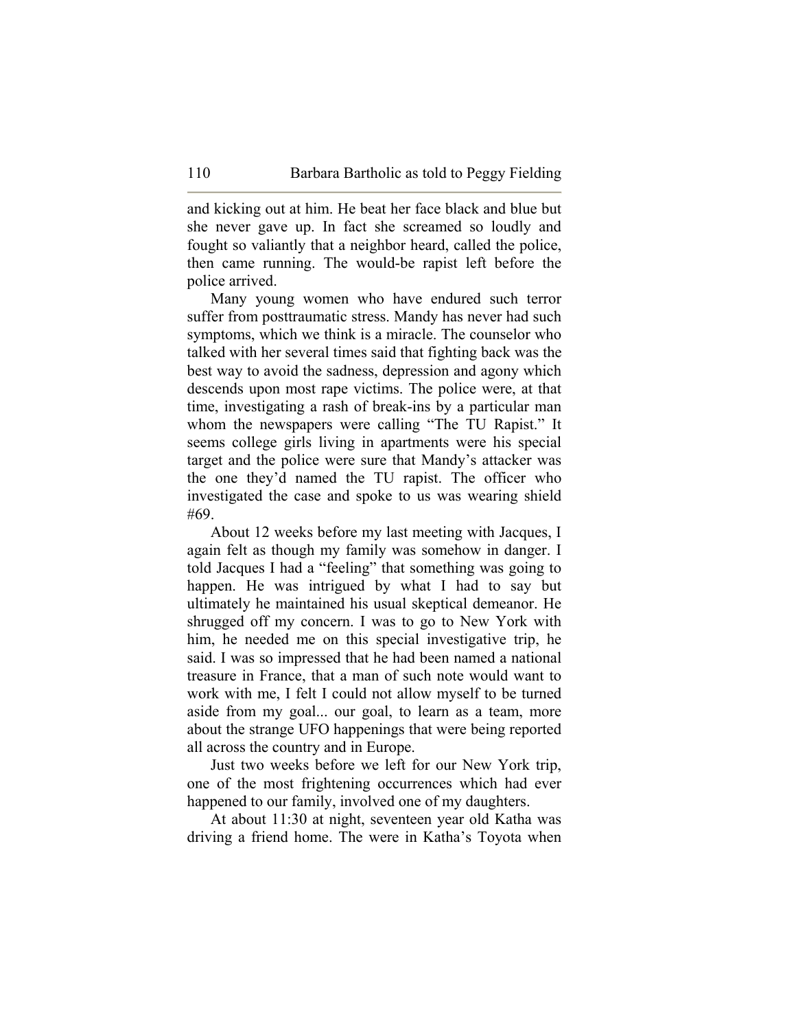and kicking out at him. He beat her face black and blue but she never gave up. In fact she screamed so loudly and fought so valiantly that a neighbor heard, called the police, then came running. The would-be rapist left before the police arrived.

Many young women who have endured such terror suffer from posttraumatic stress. Mandy has never had such symptoms, which we think is a miracle. The counselor who talked with her several times said that fighting back was the best way to avoid the sadness, depression and agony which descends upon most rape victims. The police were, at that time, investigating a rash of break-ins by a particular man whom the newspapers were calling "The TU Rapist." It seems college girls living in apartments were his special target and the police were sure that Mandy's attacker was the one they'd named the TU rapist. The officer who investigated the case and spoke to us was wearing shield #69.

About 12 weeks before my last meeting with Jacques, I again felt as though my family was somehow in danger. I told Jacques I had a "feeling" that something was going to happen. He was intrigued by what I had to say but ultimately he maintained his usual skeptical demeanor. He shrugged off my concern. I was to go to New York with him, he needed me on this special investigative trip, he said. I was so impressed that he had been named a national treasure in France, that a man of such note would want to work with me, I felt I could not allow myself to be turned aside from my goal... our goal, to learn as a team, more about the strange UFO happenings that were being reported all across the country and in Europe.

Just two weeks before we left for our New York trip, one of the most frightening occurrences which had ever happened to our family, involved one of my daughters.

At about 11:30 at night, seventeen year old Katha was driving a friend home. The were in Katha's Toyota when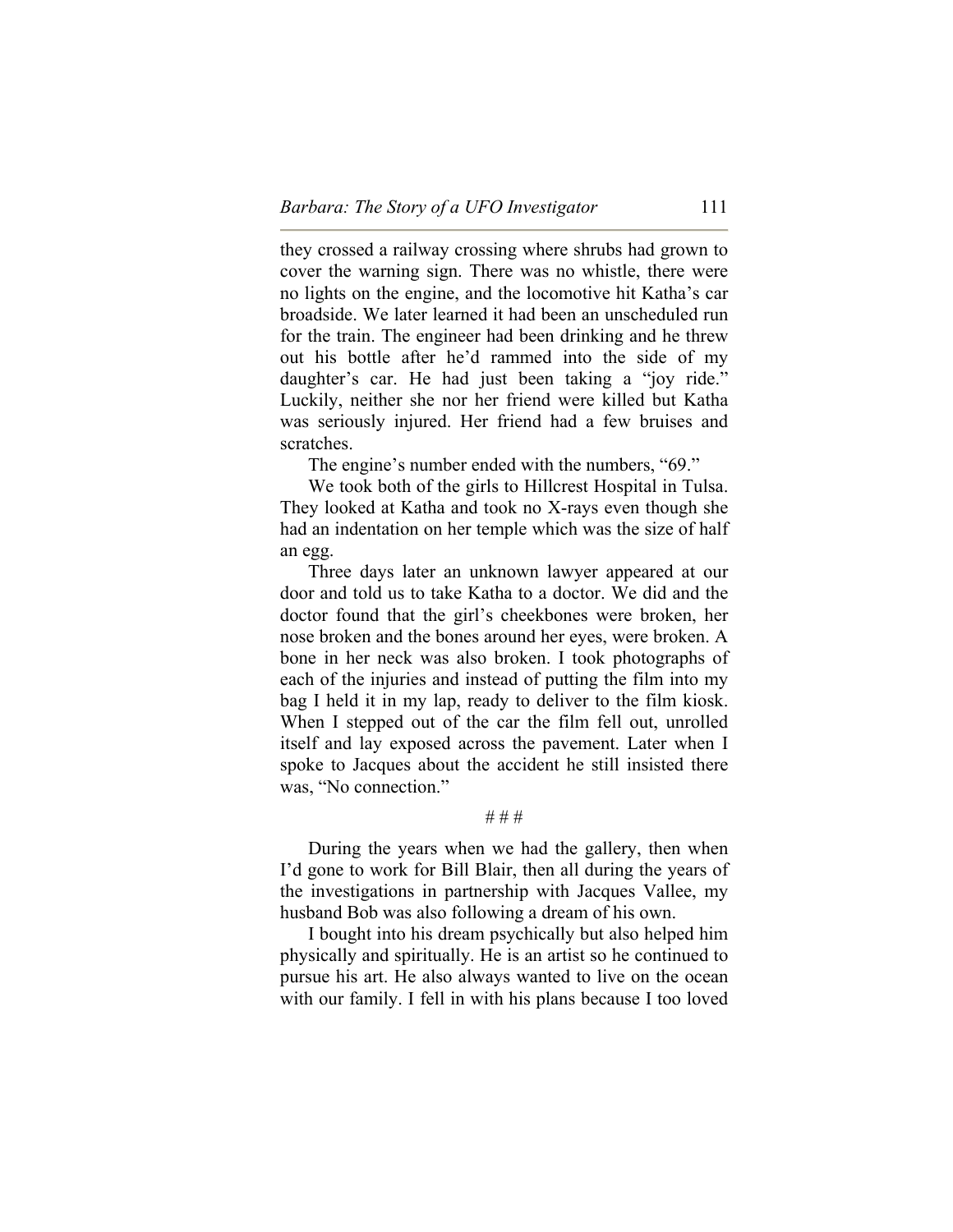they crossed a railway crossing where shrubs had grown to cover the warning sign. There was no whistle, there were no lights on the engine, and the locomotive hit Katha's car broadside. We later learned it had been an unscheduled run for the train. The engineer had been drinking and he threw out his bottle after he'd rammed into the side of my daughter's car. He had just been taking a "joy ride." Luckily, neither she nor her friend were killed but Katha was seriously injured. Her friend had a few bruises and scratches.

The engine's number ended with the numbers, "69."

We took both of the girls to Hillcrest Hospital in Tulsa. They looked at Katha and took no X-rays even though she had an indentation on her temple which was the size of half an egg.

Three days later an unknown lawyer appeared at our door and told us to take Katha to a doctor. We did and the doctor found that the girl's cheekbones were broken, her nose broken and the bones around her eyes, were broken. A bone in her neck was also broken. I took photographs of each of the injuries and instead of putting the film into my bag I held it in my lap, ready to deliver to the film kiosk. When I stepped out of the car the film fell out, unrolled itself and lay exposed across the pavement. Later when I spoke to Jacques about the accident he still insisted there was, "No connection."

# # #

During the years when we had the gallery, then when I'd gone to work for Bill Blair, then all during the years of the investigations in partnership with Jacques Vallee, my husband Bob was also following a dream of his own.

I bought into his dream psychically but also helped him physically and spiritually. He is an artist so he continued to pursue his art. He also always wanted to live on the ocean with our family. I fell in with his plans because I too loved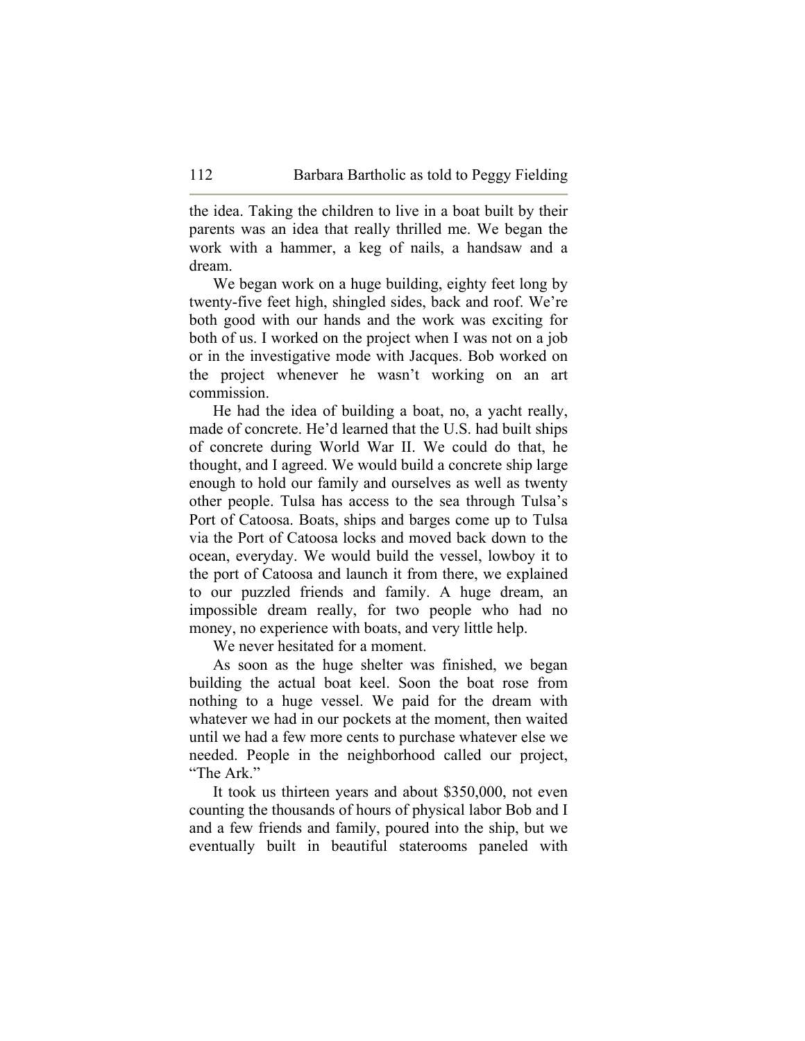the idea. Taking the children to live in a boat built by their parents was an idea that really thrilled me. We began the work with a hammer, a keg of nails, a handsaw and a dream.

We began work on a huge building, eighty feet long by twenty-five feet high, shingled sides, back and roof. We're both good with our hands and the work was exciting for both of us. I worked on the project when I was not on a job or in the investigative mode with Jacques. Bob worked on the project whenever he wasn't working on an art commission.

He had the idea of building a boat, no, a yacht really, made of concrete. He'd learned that the U.S. had built ships of concrete during World War II. We could do that, he thought, and I agreed. We would build a concrete ship large enough to hold our family and ourselves as well as twenty other people. Tulsa has access to the sea through Tulsa's Port of Catoosa. Boats, ships and barges come up to Tulsa via the Port of Catoosa locks and moved back down to the ocean, everyday. We would build the vessel, lowboy it to the port of Catoosa and launch it from there, we explained to our puzzled friends and family. A huge dream, an impossible dream really, for two people who had no money, no experience with boats, and very little help.

We never hesitated for a moment.

As soon as the huge shelter was finished, we began building the actual boat keel. Soon the boat rose from nothing to a huge vessel. We paid for the dream with whatever we had in our pockets at the moment, then waited until we had a few more cents to purchase whatever else we needed. People in the neighborhood called our project, "The Ark."

It took us thirteen years and about $350,000, not even counting the thousands of hours of physical labor Bob and I and a few friends and family, poured into the ship, but we eventually built in beautiful staterooms paneled with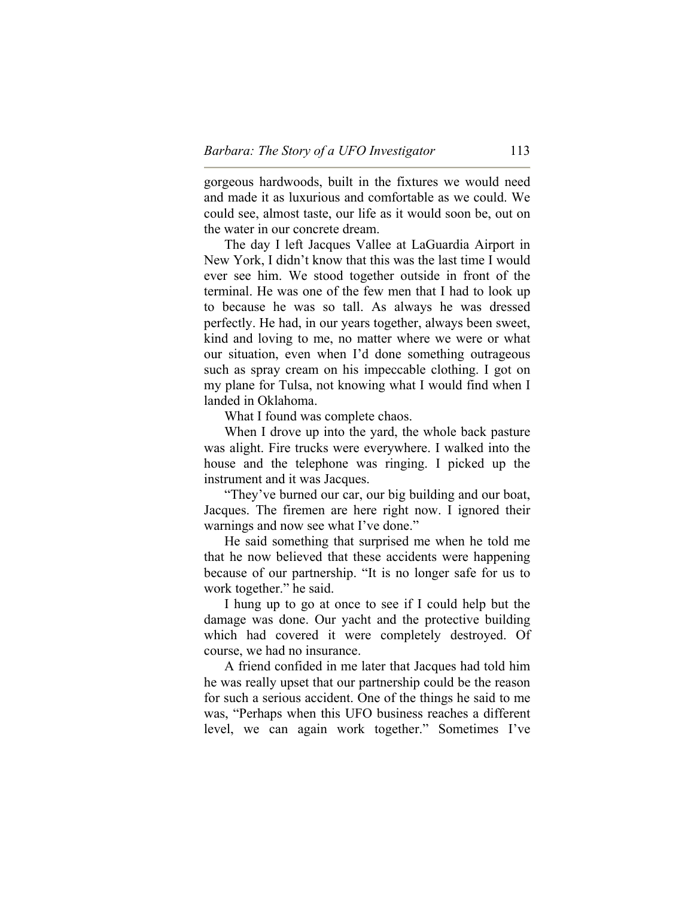gorgeous hardwoods, built in the fixtures we would need and made it as luxurious and comfortable as we could. We could see, almost taste, our life as it would soon be, out on the water in our concrete dream.

The day I left Jacques Vallee at LaGuardia Airport in New York, I didn't know that this was the last time I would ever see him. We stood together outside in front of the terminal. He was one of the few men that I had to look up to because he was so tall. As always he was dressed perfectly. He had, in our years together, always been sweet, kind and loving to me, no matter where we were or what our situation, even when I'd done something outrageous such as spray cream on his impeccable clothing. I got on my plane for Tulsa, not knowing what I would find when I landed in Oklahoma.

What I found was complete chaos.

When I drove up into the yard, the whole back pasture was alight. Fire trucks were everywhere. I walked into the house and the telephone was ringing. I picked up the instrument and it was Jacques.

"They've burned our car, our big building and our boat, Jacques. The firemen are here right now. I ignored their warnings and now see what I've done."

He said something that surprised me when he told me that he now believed that these accidents were happening because of our partnership. "It is no longer safe for us to work together." he said.

I hung up to go at once to see if I could help but the damage was done. Our yacht and the protective building which had covered it were completely destroyed. Of course, we had no insurance.

A friend confided in me later that Jacques had told him he was really upset that our partnership could be the reason for such a serious accident. One of the things he said to me was, "Perhaps when this UFO business reaches a different level, we can again work together." Sometimes I've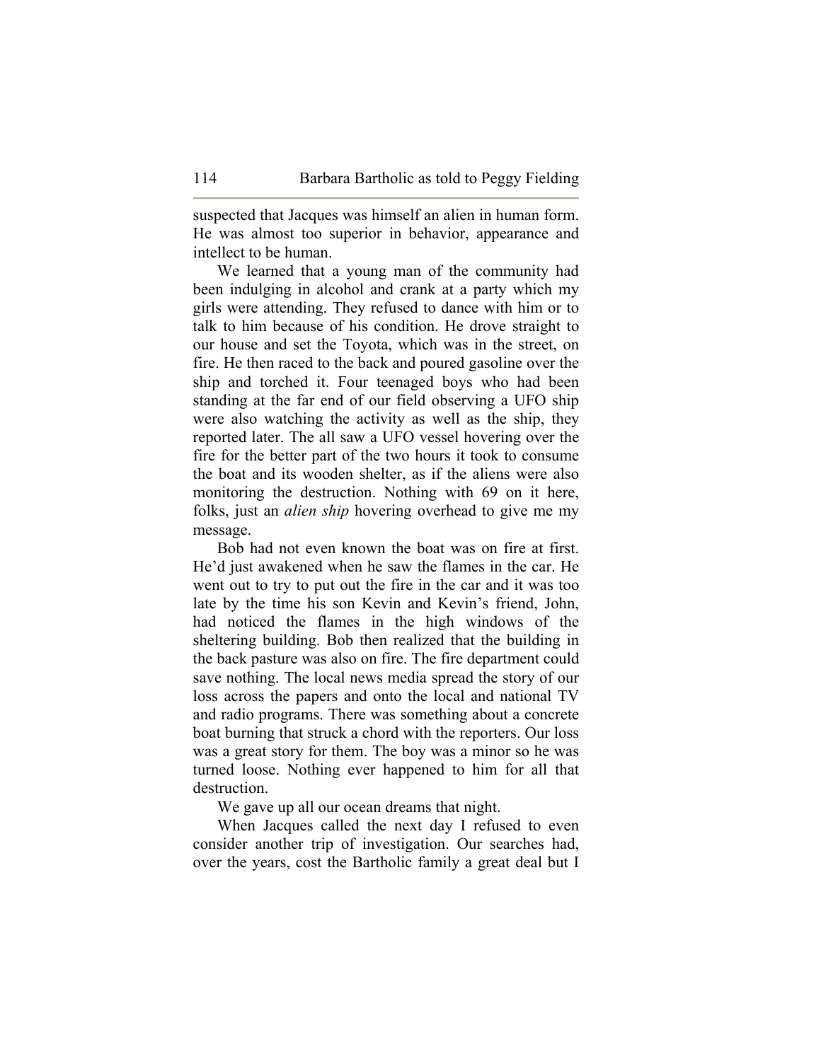suspected that Jacques was himself an alien in human form. He was almost too superior in behavior, appearance and intellect to be human.

We learned that a young man of the community had been indulging in alcohol and crank at a party which my girls were attending. They refused to dance with him or to talk to him because of his condition. He drove straight to our house and set the Toyota, which was in the street, on fire. He then raced to the back and poured gasoline over the ship and torched it. Four teenaged boys who had been standing at the far end of our field observing a UFO ship were also watching the activity as well as the ship, they reported later. The all saw a UFO vessel hovering over the fire for the better part of the two hours it took to consume the boat and its wooden shelter, as if the aliens were also monitoring the destruction. Nothing with 69 on it here, folks, just an *alien ship* hovering overhead to give me my message.

Bob had not even known the boat was on fire at first. He'd just awakened when he saw the flames in the car. He went out to try to put out the fire in the car and it was too late by the time his son Kevin and Kevin's friend, John, had noticed the flames in the high windows of the sheltering building. Bob then realized that the building in the back pasture was also on fire. The fire department could save nothing. The local news media spread the story of our loss across the papers and onto the local and national TV and radio programs. There was something about a concrete boat burning that struck a chord with the reporters. Our loss was a great story for them. The boy was a minor so he was turned loose. Nothing ever happened to him for all that destruction.

We gave up all our ocean dreams that night.

When Jacques called the next day I refused to even consider another trip of investigation. Our searches had, over the years, cost the Bartholic family a great deal but I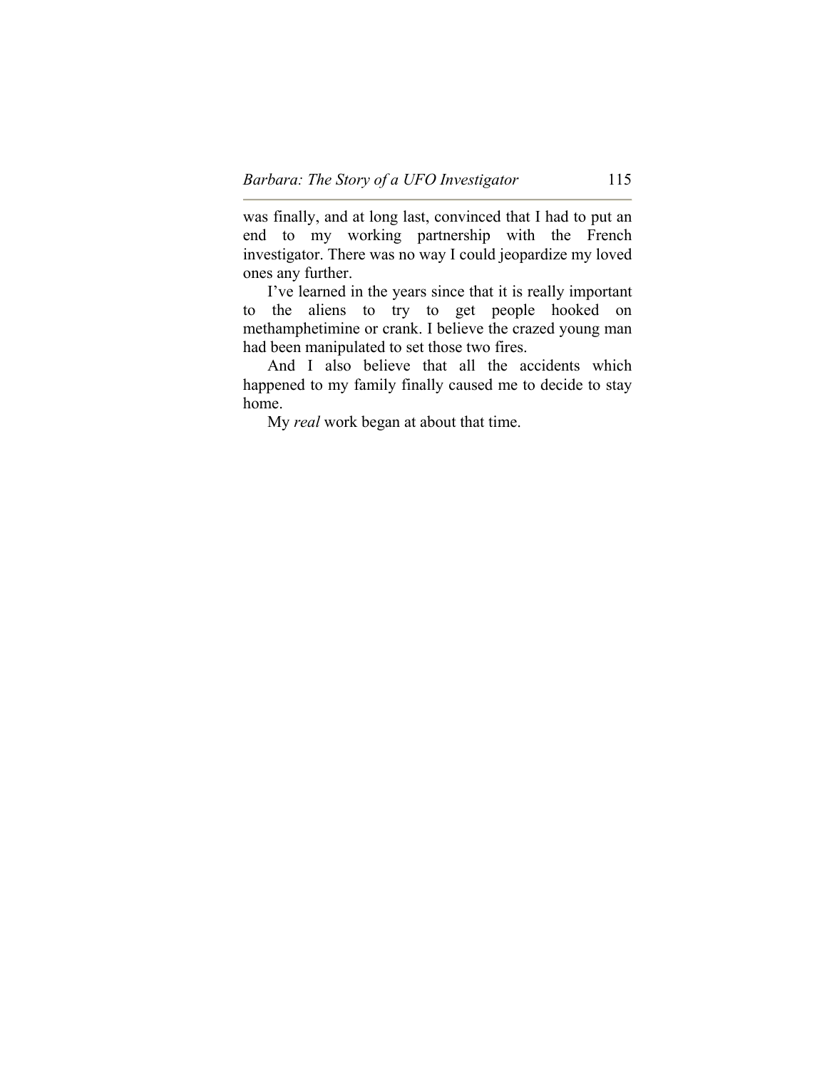was finally, and at long last, convinced that I had to put an end to my working partnership with the French investigator. There was no way I could jeopardize my loved ones any further.

I've learned in the years since that it is really important to the aliens to try to get people hooked on methamphetimine or crank. I believe the crazed young man had been manipulated to set those two fires.

And I also believe that all the accidents which happened to my family finally caused me to decide to stay home.

My *real* work began at about that time.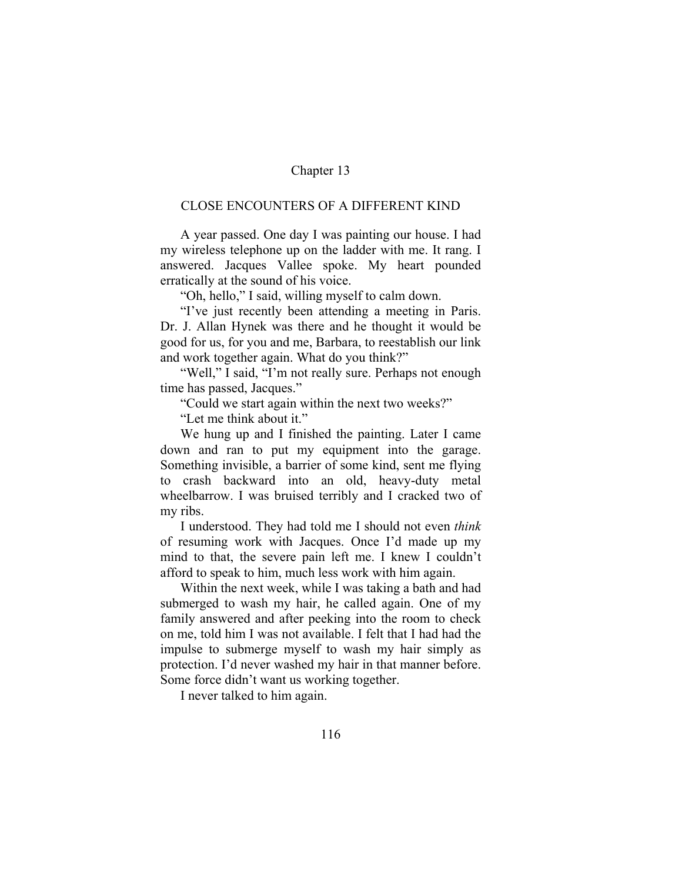# Chapter 13

## CLOSE ENCOUNTERS OF A DIFFERENT KIND

A year passed. One day I was painting our house. I had my wireless telephone up on the ladder with me. It rang. I answered. Jacques Vallee spoke. My heart pounded erratically at the sound of his voice.

"Oh, hello," I said, willing myself to calm down.

"I've just recently been attending a meeting in Paris. Dr. J. Allan Hynek was there and he thought it would be good for us, for you and me, Barbara, to reestablish our link and work together again. What do you think?"

"Well," I said, "I'm not really sure. Perhaps not enough time has passed, Jacques."

"Could we start again within the next two weeks?"

"Let me think about it."

We hung up and I finished the painting. Later I came down and ran to put my equipment into the garage. Something invisible, a barrier of some kind, sent me flying to crash backward into an old, heavy-duty metal wheelbarrow. I was bruised terribly and I cracked two of my ribs.

I understood. They had told me I should not even *think* of resuming work with Jacques. Once I'd made up my mind to that, the severe pain left me. I knew I couldn't afford to speak to him, much less work with him again.

Within the next week, while I was taking a bath and had submerged to wash my hair, he called again. One of my family answered and after peeking into the room to check on me, told him I was not available. I felt that I had had the impulse to submerge myself to wash my hair simply as protection. I'd never washed my hair in that manner before. Some force didn't want us working together.

I never talked to him again.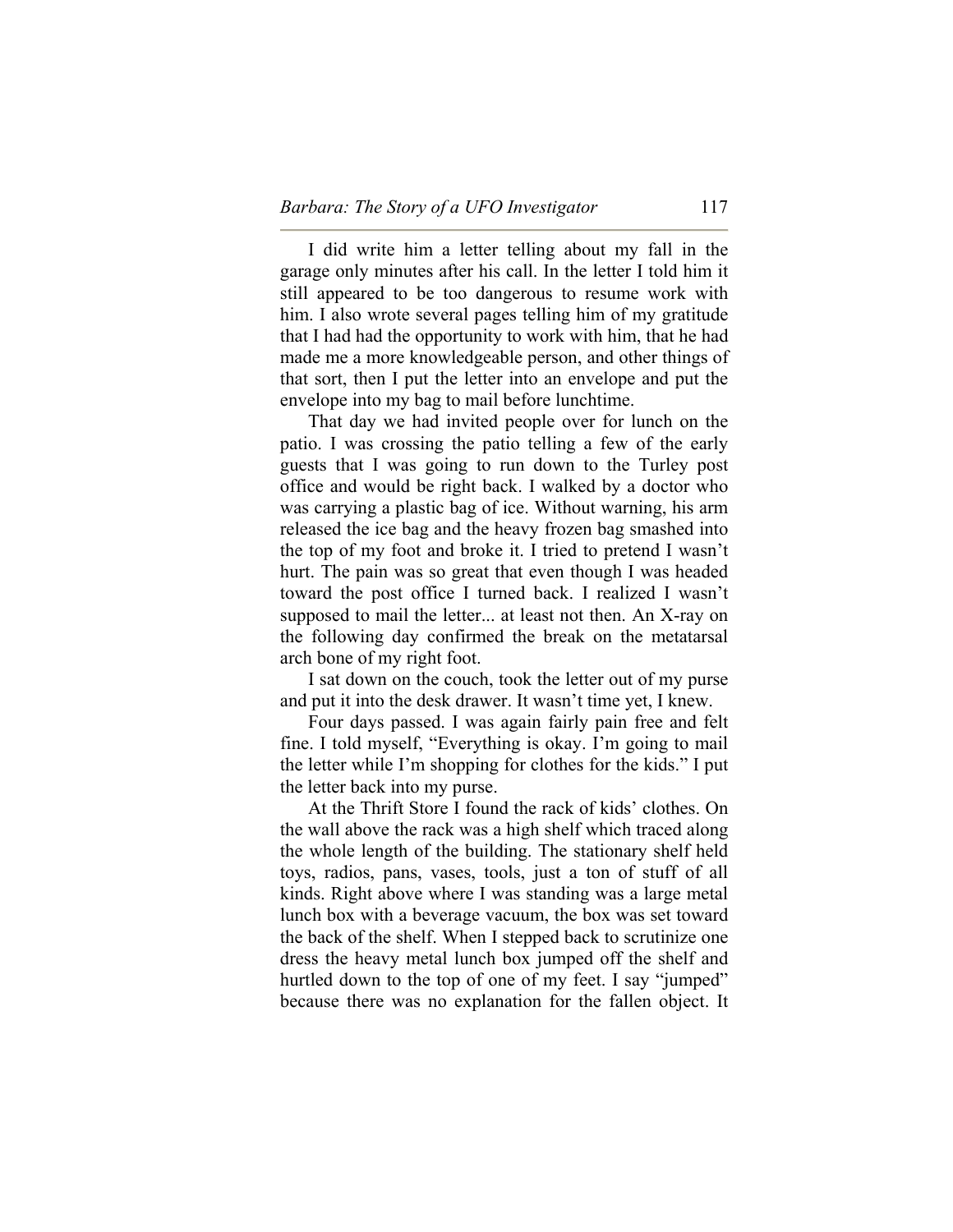I did write him a letter telling about my fall in the garage only minutes after his call. In the letter I told him it still appeared to be too dangerous to resume work with him. I also wrote several pages telling him of my gratitude that I had had the opportunity to work with him, that he had made me a more knowledgeable person, and other things of that sort, then I put the letter into an envelope and put the envelope into my bag to mail before lunchtime.

That day we had invited people over for lunch on the patio. I was crossing the patio telling a few of the early guests that I was going to run down to the Turley post office and would be right back. I walked by a doctor who was carrying a plastic bag of ice. Without warning, his arm released the ice bag and the heavy frozen bag smashed into the top of my foot and broke it. I tried to pretend I wasn't hurt. The pain was so great that even though I was headed toward the post office I turned back. I realized I wasn't supposed to mail the letter... at least not then. An X-ray on the following day confirmed the break on the metatarsal arch bone of my right foot.

I sat down on the couch, took the letter out of my purse and put it into the desk drawer. It wasn't time yet, I knew.

Four days passed. I was again fairly pain free and felt fine. I told myself, "Everything is okay. I'm going to mail the letter while I'm shopping for clothes for the kids." I put the letter back into my purse.

At the Thrift Store I found the rack of kids' clothes. On the wall above the rack was a high shelf which traced along the whole length of the building. The stationary shelf held toys, radios, pans, vases, tools, just a ton of stuff of all kinds. Right above where I was standing was a large metal lunch box with a beverage vacuum, the box was set toward the back of the shelf. When I stepped back to scrutinize one dress the heavy metal lunch box jumped off the shelf and hurtled down to the top of one of my feet. I say "jumped" because there was no explanation for the fallen object. It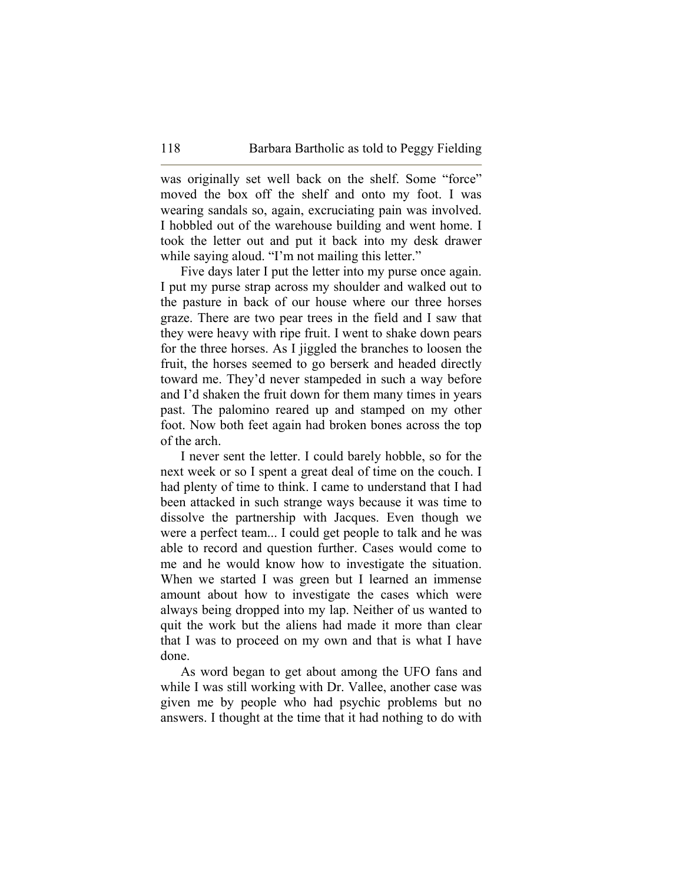was originally set well back on the shelf. Some "force" moved the box off the shelf and onto my foot. I was wearing sandals so, again, excruciating pain was involved. I hobbled out of the warehouse building and went home. I took the letter out and put it back into my desk drawer while saying aloud. "I'm not mailing this letter."

Five days later I put the letter into my purse once again. I put my purse strap across my shoulder and walked out to the pasture in back of our house where our three horses graze. There are two pear trees in the field and I saw that they were heavy with ripe fruit. I went to shake down pears for the three horses. As I jiggled the branches to loosen the fruit, the horses seemed to go berserk and headed directly toward me. They'd never stampeded in such a way before and I'd shaken the fruit down for them many times in years past. The palomino reared up and stamped on my other foot. Now both feet again had broken bones across the top of the arch.

I never sent the letter. I could barely hobble, so for the next week or so I spent a great deal of time on the couch. I had plenty of time to think. I came to understand that I had been attacked in such strange ways because it was time to dissolve the partnership with Jacques. Even though we were a perfect team... I could get people to talk and he was able to record and question further. Cases would come to me and he would know how to investigate the situation. When we started I was green but I learned an immense amount about how to investigate the cases which were always being dropped into my lap. Neither of us wanted to quit the work but the aliens had made it more than clear that I was to proceed on my own and that is what I have done.

As word began to get about among the UFO fans and while I was still working with Dr. Vallee, another case was given me by people who had psychic problems but no answers. I thought at the time that it had nothing to do with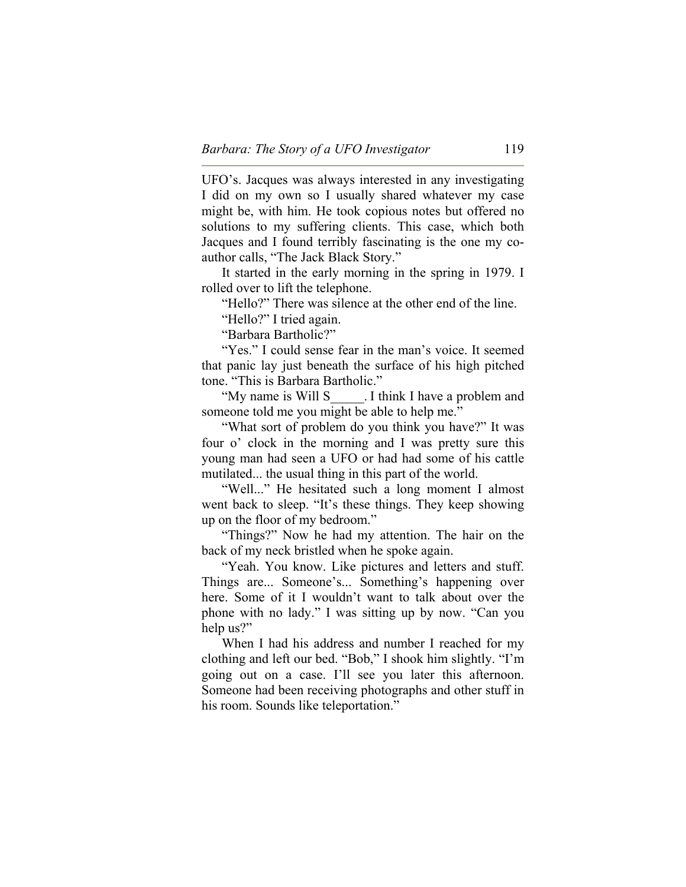UFO's. Jacques was always interested in any investigating I did on my own so I usually shared whatever my case might be, with him. He took copious notes but offered no solutions to my suffering clients. This case, which both Jacques and I found terribly fascinating is the one my co-author calls, "The Jack Black Story."

It started in the early morning in the spring in 1979. I rolled over to lift the telephone.

"Hello?" There was silence at the other end of the line.

"Hello?" I tried again.

"Barbara Bartholic?"

"Yes." I could sense fear in the man's voice. It seemed that panic lay just beneath the surface of his high pitched tone. "This is Barbara Bartholic."

"My name is Will S_____. I think I have a problem and someone told me you might be able to help me."

"What sort of problem do you think you have?" It was four o' clock in the morning and I was pretty sure this young man had seen a UFO or had had some of his cattle mutilated... the usual thing in this part of the world.

"Well..." He hesitated such a long moment I almost went back to sleep. "It's these things. They keep showing up on the floor of my bedroom."

"Things?" Now he had my attention. The hair on the back of my neck bristled when he spoke again.

"Yeah. You know. Like pictures and letters and stuff. Things are... Someone's... Something's happening over here. Some of it I wouldn't want to talk about over the phone with no lady." I was sitting up by now. "Can you help us?"

When I had his address and number I reached for my clothing and left our bed. "Bob," I shook him slightly. "I'm going out on a case. I'll see you later this afternoon. Someone had been receiving photographs and other stuff in his room. Sounds like teleportation."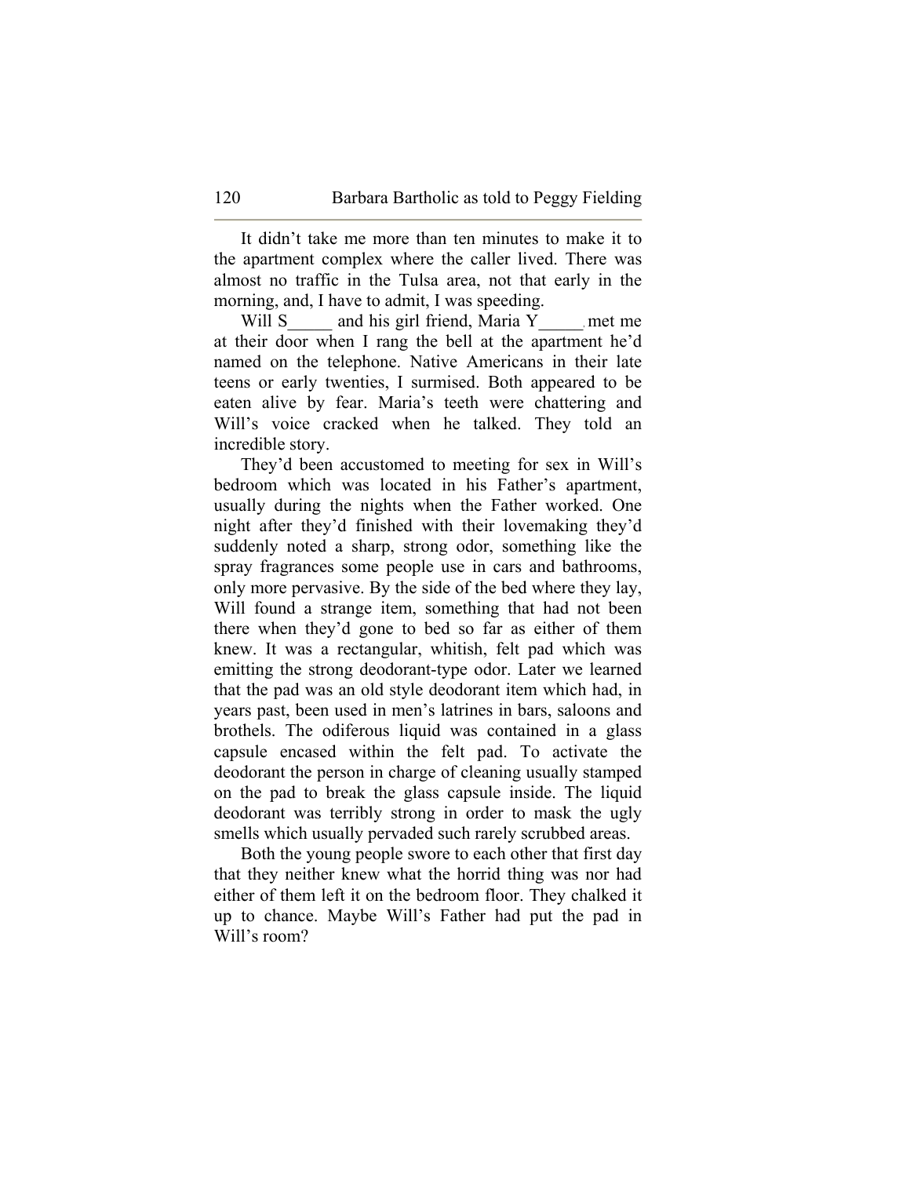It didn't take me more than ten minutes to make it to the apartment complex where the caller lived. There was almost no traffic in the Tulsa area, not that early in the morning, and, I have to admit, I was speeding.

Will S_____ and his girl friend, Maria Y_____ met me at their door when I rang the bell at the apartment he'd named on the telephone. Native Americans in their late teens or early twenties, I surmised. Both appeared to be eaten alive by fear. Maria's teeth were chattering and Will's voice cracked when he talked. They told an incredible story.

They'd been accustomed to meeting for sex in Will's bedroom which was located in his Father's apartment, usually during the nights when the Father worked. One night after they'd finished with their lovemaking they'd suddenly noted a sharp, strong odor, something like the spray fragrances some people use in cars and bathrooms, only more pervasive. By the side of the bed where they lay, Will found a strange item, something that had not been there when they'd gone to bed so far as either of them knew. It was a rectangular, whitish, felt pad which was emitting the strong deodorant-type odor. Later we learned that the pad was an old style deodorant item which had, in years past, been used in men's latrines in bars, saloons and brothels. The odiferous liquid was contained in a glass capsule encased within the felt pad. To activate the deodorant the person in charge of cleaning usually stamped on the pad to break the glass capsule inside. The liquid deodorant was terribly strong in order to mask the ugly smells which usually pervaded such rarely scrubbed areas.

Both the young people swore to each other that first day that they neither knew what the horrid thing was nor had either of them left it on the bedroom floor. They chalked it up to chance. Maybe Will's Father had put the pad in Will's room?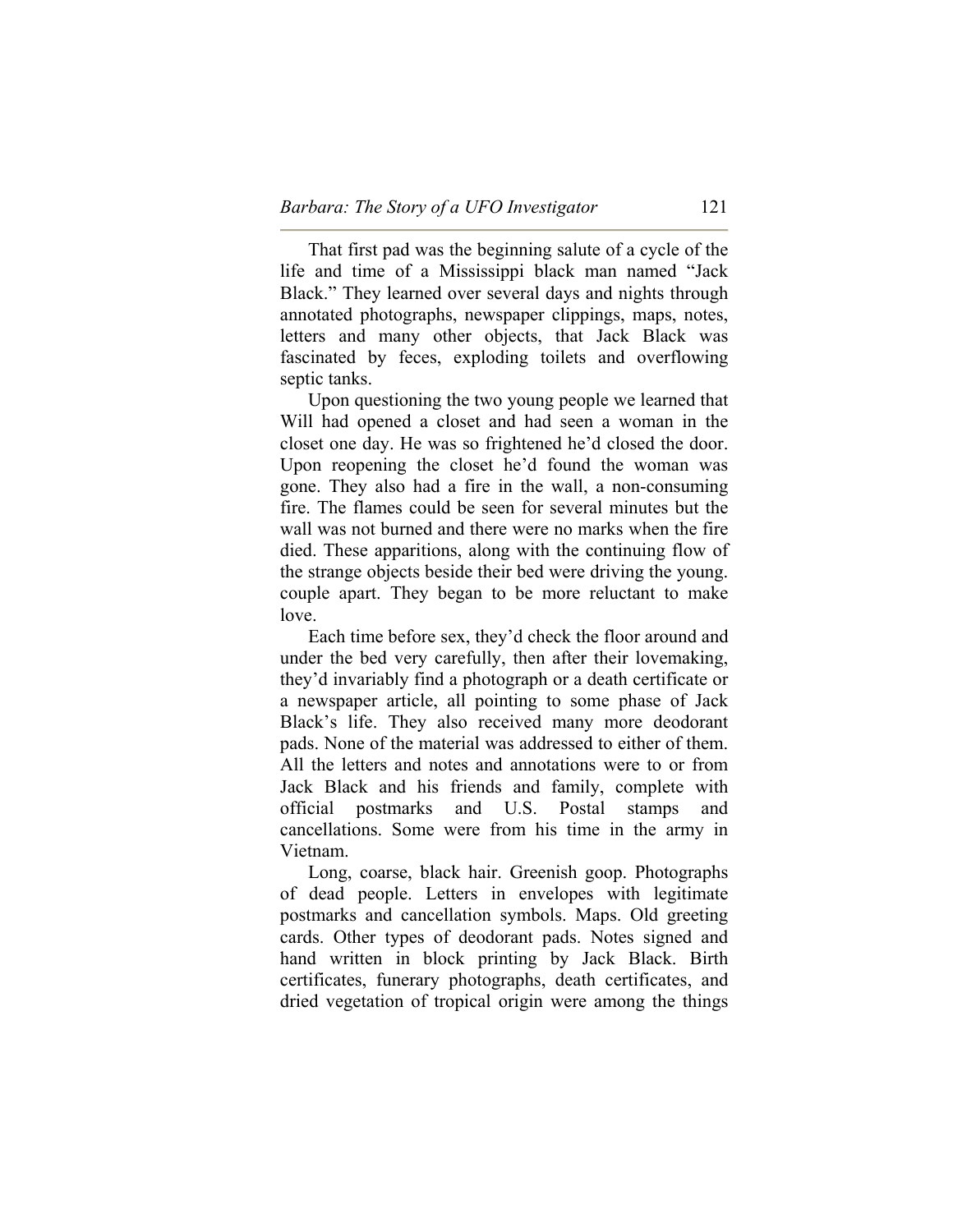That first pad was the beginning salute of a cycle of the life and time of a Mississippi black man named "Jack Black." They learned over several days and nights through annotated photographs, newspaper clippings, maps, notes, letters and many other objects, that Jack Black was fascinated by feces, exploding toilets and overflowing septic tanks.

Upon questioning the two young people we learned that Will had opened a closet and had seen a woman in the closet one day. He was so frightened he'd closed the door. Upon reopening the closet he'd found the woman was gone. They also had a fire in the wall, a non-consuming fire. The flames could be seen for several minutes but the wall was not burned and there were no marks when the fire died. These apparitions, along with the continuing flow of the strange objects beside their bed were driving the young. couple apart. They began to be more reluctant to make love.

Each time before sex, they'd check the floor around and under the bed very carefully, then after their lovemaking, they'd invariably find a photograph or a death certificate or a newspaper article, all pointing to some phase of Jack Black's life. They also received many more deodorant pads. None of the material was addressed to either of them. All the letters and notes and annotations were to or from Jack Black and his friends and family, complete with official postmarks and U.S. Postal stamps and cancellations. Some were from his time in the army in Vietnam.

Long, coarse, black hair. Greenish goop. Photographs of dead people. Letters in envelopes with legitimate postmarks and cancellation symbols. Maps. Old greeting cards. Other types of deodorant pads. Notes signed and hand written in block printing by Jack Black. Birth certificates, funerary photographs, death certificates, and dried vegetation of tropical origin were among the things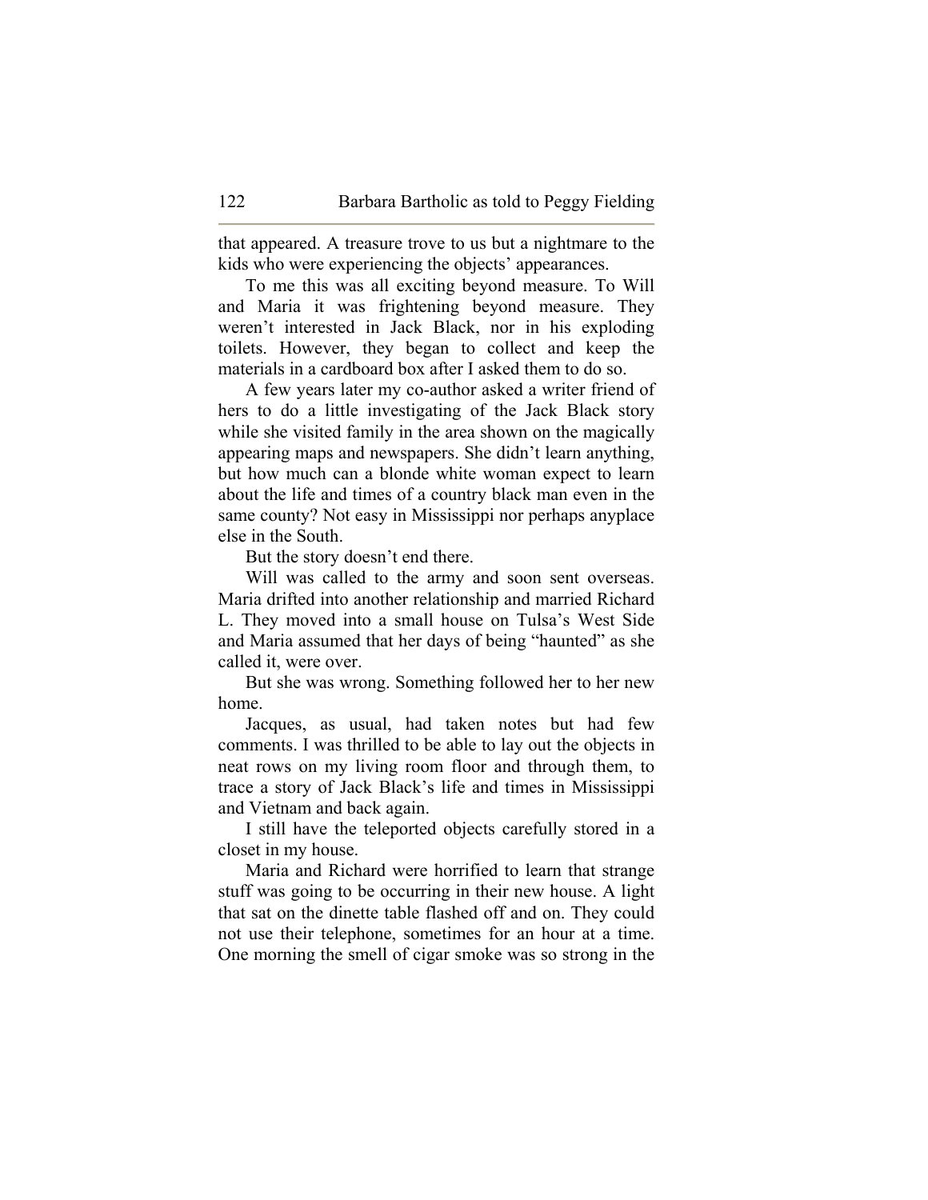that appeared. A treasure trove to us but a nightmare to the kids who were experiencing the objects' appearances.

To me this was all exciting beyond measure. To Will and Maria it was frightening beyond measure. They weren't interested in Jack Black, nor in his exploding toilets. However, they began to collect and keep the materials in a cardboard box after I asked them to do so.

A few years later my co-author asked a writer friend of hers to do a little investigating of the Jack Black story while she visited family in the area shown on the magically appearing maps and newspapers. She didn't learn anything, but how much can a blonde white woman expect to learn about the life and times of a country black man even in the same county? Not easy in Mississippi nor perhaps anyplace else in the South.

But the story doesn't end there.

Will was called to the army and soon sent overseas. Maria drifted into another relationship and married Richard L. They moved into a small house on Tulsa's West Side and Maria assumed that her days of being "haunted" as she called it, were over.

But she was wrong. Something followed her to her new home.

Jacques, as usual, had taken notes but had few comments. I was thrilled to be able to lay out the objects in neat rows on my living room floor and through them, to trace a story of Jack Black's life and times in Mississippi and Vietnam and back again.

I still have the teleported objects carefully stored in a closet in my house.

Maria and Richard were horrified to learn that strange stuff was going to be occurring in their new house. A light that sat on the dinette table flashed off and on. They could not use their telephone, sometimes for an hour at a time. One morning the smell of cigar smoke was so strong in the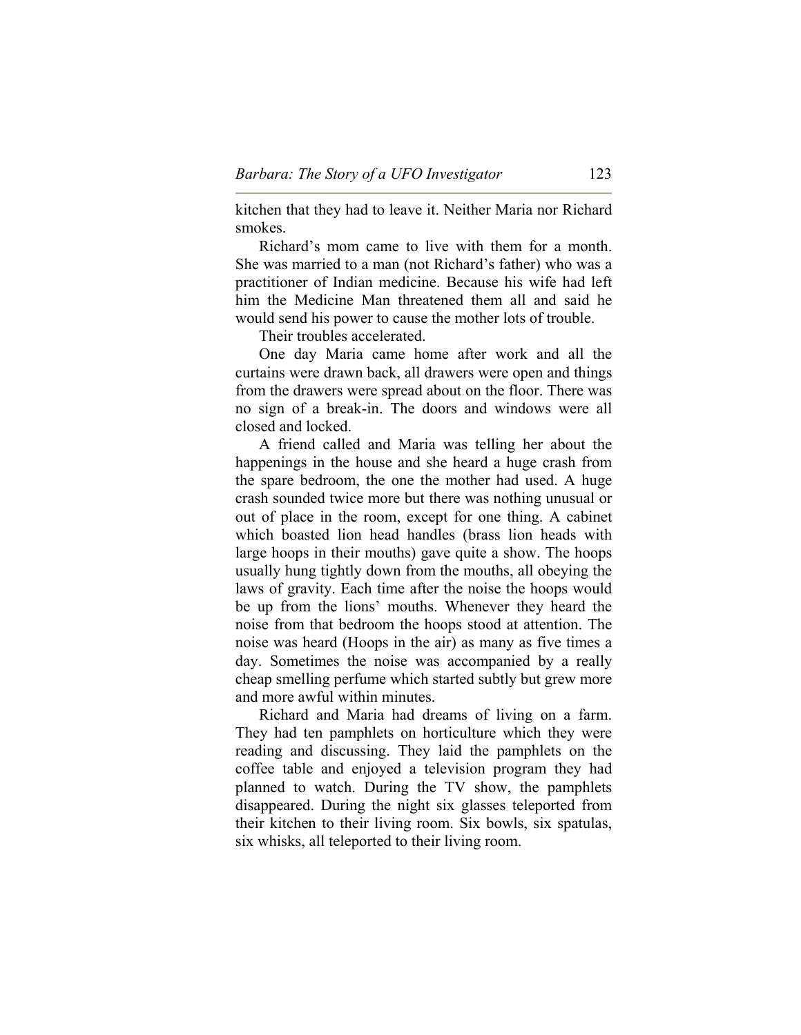kitchen that they had to leave it. Neither Maria nor Richard smokes.

Richard's mom came to live with them for a month. She was married to a man (not Richard's father) who was a practitioner of Indian medicine. Because his wife had left him the Medicine Man threatened them all and said he would send his power to cause the mother lots of trouble.

Their troubles accelerated.

One day Maria came home after work and all the curtains were drawn back, all drawers were open and things from the drawers were spread about on the floor. There was no sign of a break-in. The doors and windows were all closed and locked.

A friend called and Maria was telling her about the happenings in the house and she heard a huge crash from the spare bedroom, the one the mother had used. A huge crash sounded twice more but there was nothing unusual or out of place in the room, except for one thing. A cabinet which boasted lion head handles (brass lion heads with large hoops in their mouths) gave quite a show. The hoops usually hung tightly down from the mouths, all obeying the laws of gravity. Each time after the noise the hoops would be up from the lions' mouths. Whenever they heard the noise from that bedroom the hoops stood at attention. The noise was heard (Hoops in the air) as many as five times a day. Sometimes the noise was accompanied by a really cheap smelling perfume which started subtly but grew more and more awful within minutes.

Richard and Maria had dreams of living on a farm. They had ten pamphlets on horticulture which they were reading and discussing. They laid the pamphlets on the coffee table and enjoyed a television program they had planned to watch. During the TV show, the pamphlets disappeared. During the night six glasses teleported from their kitchen to their living room. Six bowls, six spatulas, six whisks, all teleported to their living room.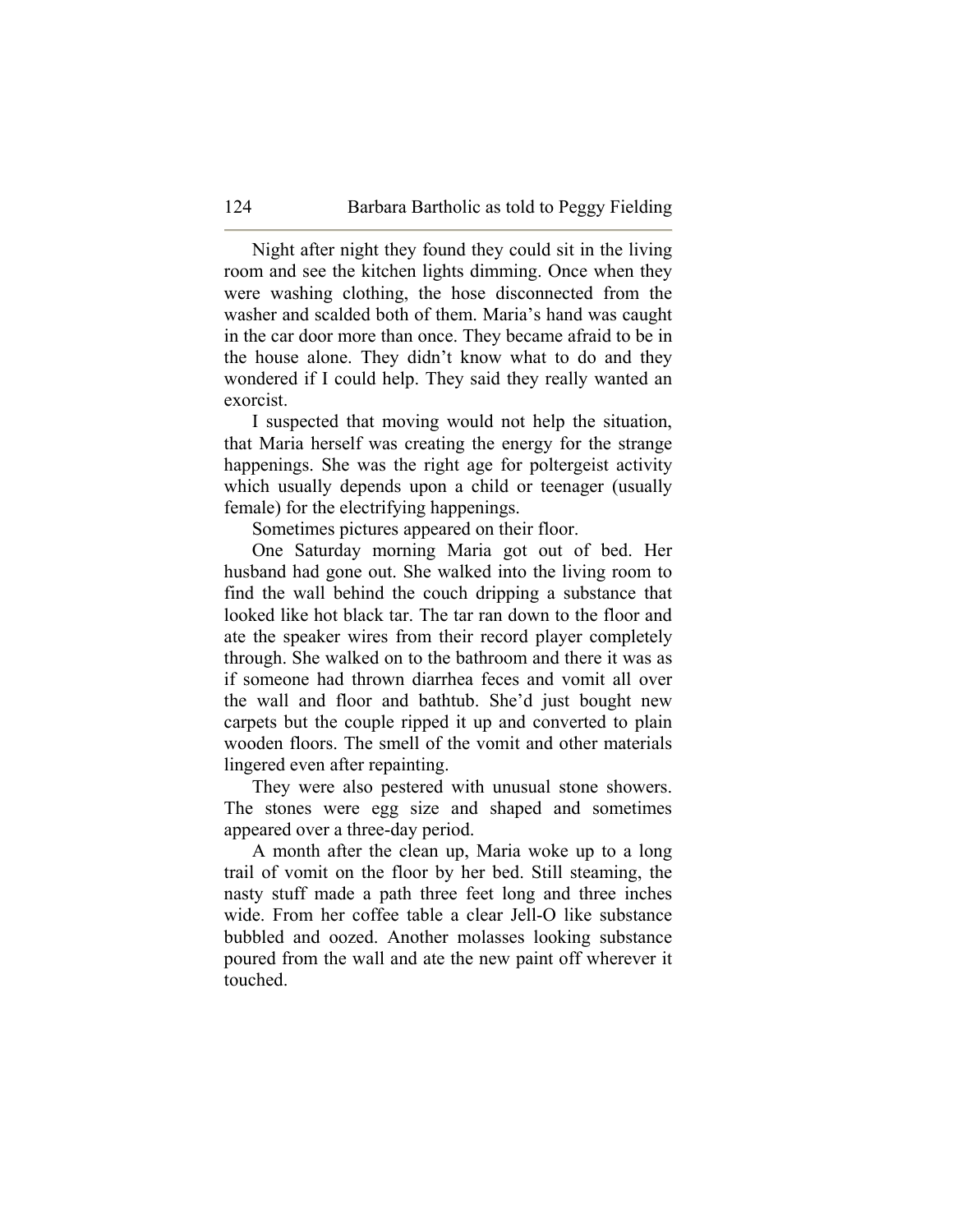Night after night they found they could sit in the living room and see the kitchen lights dimming. Once when they were washing clothing, the hose disconnected from the washer and scalded both of them. Maria's hand was caught in the car door more than once. They became afraid to be in the house alone. They didn't know what to do and they wondered if I could help. They said they really wanted an exorcist.

I suspected that moving would not help the situation, that Maria herself was creating the energy for the strange happenings. She was the right age for poltergeist activity which usually depends upon a child or teenager (usually female) for the electrifying happenings.

Sometimes pictures appeared on their floor.

One Saturday morning Maria got out of bed. Her husband had gone out. She walked into the living room to find the wall behind the couch dripping a substance that looked like hot black tar. The tar ran down to the floor and ate the speaker wires from their record player completely through. She walked on to the bathroom and there it was as if someone had thrown diarrhea feces and vomit all over the wall and floor and bathtub. She'd just bought new carpets but the couple ripped it up and converted to plain wooden floors. The smell of the vomit and other materials lingered even after repainting.

They were also pestered with unusual stone showers. The stones were egg size and shaped and sometimes appeared over a three-day period.

A month after the clean up, Maria woke up to a long trail of vomit on the floor by her bed. Still steaming, the nasty stuff made a path three feet long and three inches wide. From her coffee table a clear Jell-O like substance bubbled and oozed. Another molasses looking substance poured from the wall and ate the new paint off wherever it touched.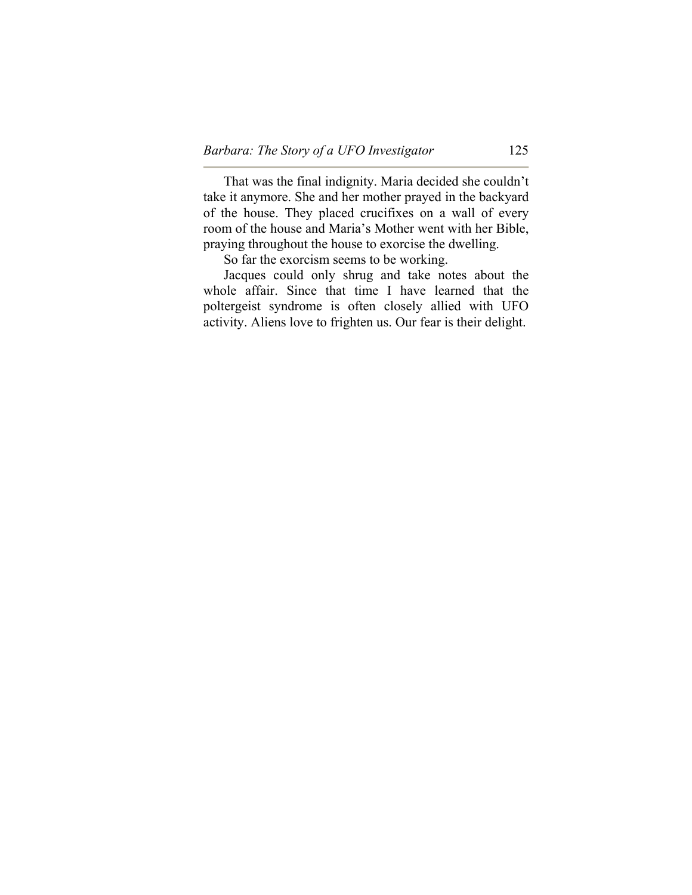That was the final indignity. Maria decided she couldn't take it anymore. She and her mother prayed in the backyard of the house. They placed crucifixes on a wall of every room of the house and Maria's Mother went with her Bible, praying throughout the house to exorcise the dwelling.

So far the exorcism seems to be working.

Jacques could only shrug and take notes about the whole affair. Since that time I have learned that the poltergeist syndrome is often closely allied with UFO activity. Aliens love to frighten us. Our fear is their delight.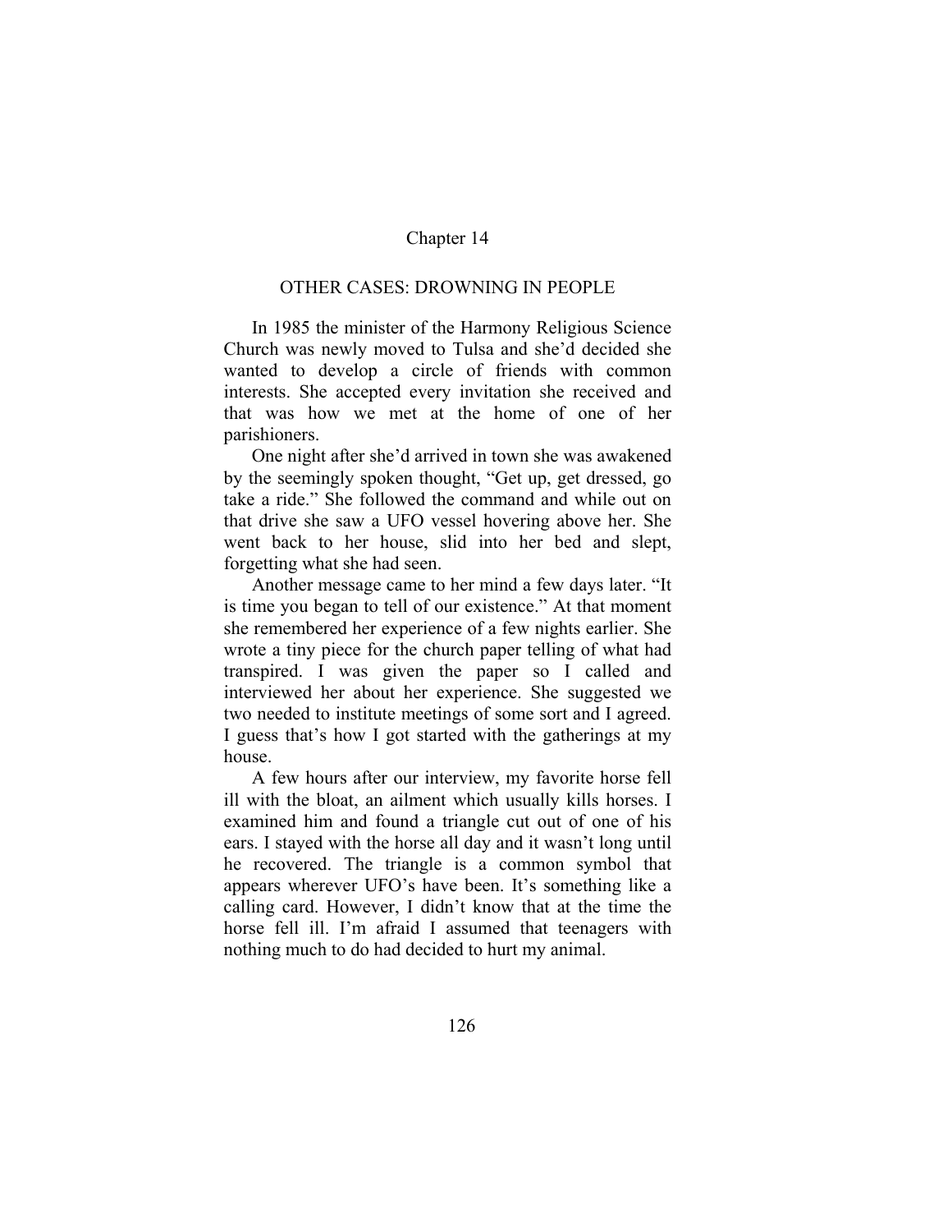# Chapter 14

## OTHER CASES: DROWNING IN PEOPLE

In 1985 the minister of the Harmony Religious Science Church was newly moved to Tulsa and she'd decided she wanted to develop a circle of friends with common interests. She accepted every invitation she received and that was how we met at the home of one of her parishioners.

One night after she'd arrived in town she was awakened by the seemingly spoken thought, "Get up, get dressed, go take a ride." She followed the command and while out on that drive she saw a UFO vessel hovering above her. She went back to her house, slid into her bed and slept, forgetting what she had seen.

Another message came to her mind a few days later. "It is time you began to tell of our existence." At that moment she remembered her experience of a few nights earlier. She wrote a tiny piece for the church paper telling of what had transpired. I was given the paper so I called and interviewed her about her experience. She suggested we two needed to institute meetings of some sort and I agreed. I guess that's how I got started with the gatherings at my house.

A few hours after our interview, my favorite horse fell ill with the bloat, an ailment which usually kills horses. I examined him and found a triangle cut out of one of his ears. I stayed with the horse all day and it wasn't long until he recovered. The triangle is a common symbol that appears wherever UFO's have been. It's something like a calling card. However, I didn't know that at the time the horse fell ill. I'm afraid I assumed that teenagers with nothing much to do had decided to hurt my animal.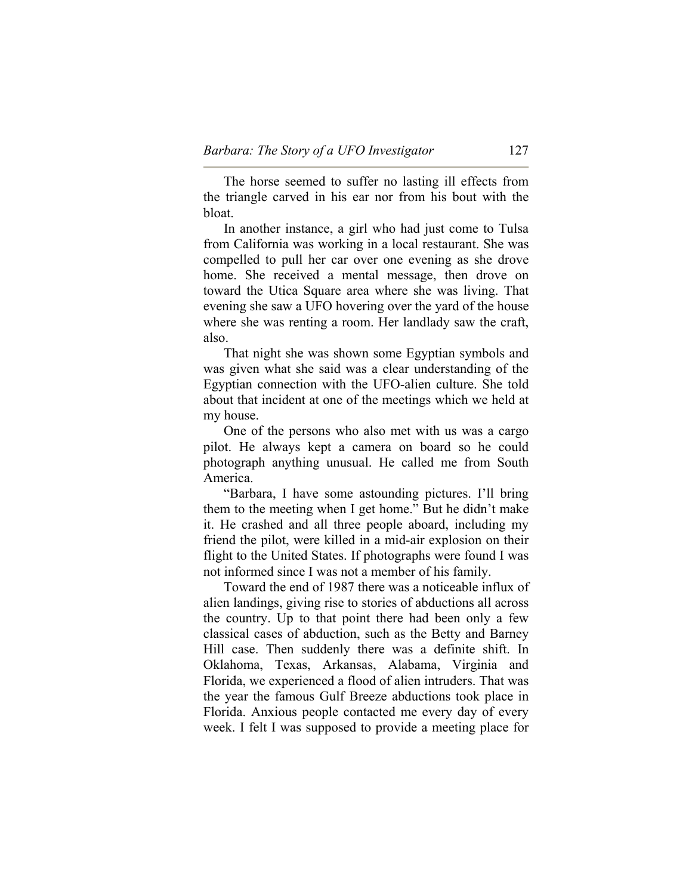The horse seemed to suffer no lasting ill effects from the triangle carved in his ear nor from his bout with the bloat.

In another instance, a girl who had just come to Tulsa from California was working in a local restaurant. She was compelled to pull her car over one evening as she drove home. She received a mental message, then drove on toward the Utica Square area where she was living. That evening she saw a UFO hovering over the yard of the house where she was renting a room. Her landlady saw the craft, also.

That night she was shown some Egyptian symbols and was given what she said was a clear understanding of the Egyptian connection with the UFO-alien culture. She told about that incident at one of the meetings which we held at my house.

One of the persons who also met with us was a cargo pilot. He always kept a camera on board so he could photograph anything unusual. He called me from South America.

"Barbara, I have some astounding pictures. I'll bring them to the meeting when I get home." But he didn't make it. He crashed and all three people aboard, including my friend the pilot, were killed in a mid-air explosion on their flight to the United States. If photographs were found I was not informed since I was not a member of his family.

Toward the end of 1987 there was a noticeable influx of alien landings, giving rise to stories of abductions all across the country. Up to that point there had been only a few classical cases of abduction, such as the Betty and Barney Hill case. Then suddenly there was a definite shift. In Oklahoma, Texas, Arkansas, Alabama, Virginia and Florida, we experienced a flood of alien intruders. That was the year the famous Gulf Breeze abductions took place in Florida. Anxious people contacted me every day of every week. I felt I was supposed to provide a meeting place for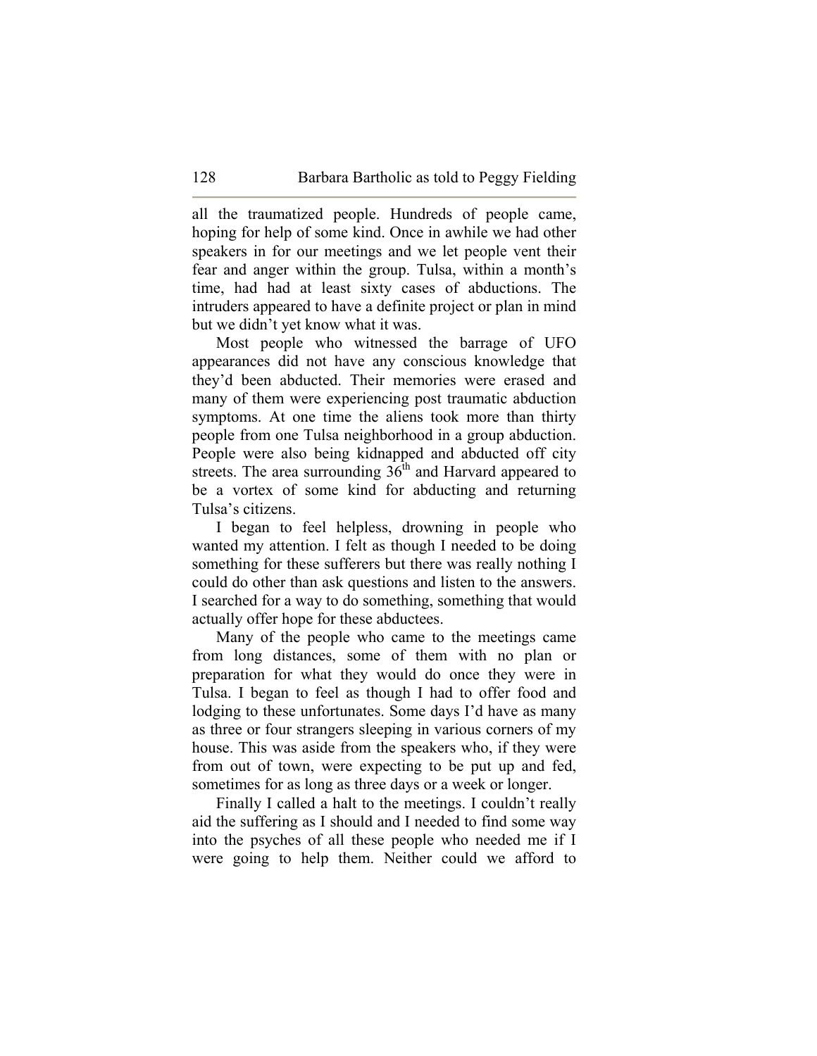all the traumatized people. Hundreds of people came, hoping for help of some kind. Once in awhile we had other speakers in for our meetings and we let people vent their fear and anger within the group. Tulsa, within a month's time, had had at least sixty cases of abductions. The intruders appeared to have a definite project or plan in mind but we didn't yet know what it was.

Most people who witnessed the barrage of UFO appearances did not have any conscious knowledge that they'd been abducted. Their memories were erased and many of them were experiencing post traumatic abduction symptoms. At one time the aliens took more than thirty people from one Tulsa neighborhood in a group abduction. People were also being kidnapped and abducted off city streets. The area surrounding 36th and Harvard appeared to be a vortex of some kind for abducting and returning Tulsa's citizens.

I began to feel helpless, drowning in people who wanted my attention. I felt as though I needed to be doing something for these sufferers but there was really nothing I could do other than ask questions and listen to the answers. I searched for a way to do something, something that would actually offer hope for these abductees.

Many of the people who came to the meetings came from long distances, some of them with no plan or preparation for what they would do once they were in Tulsa. I began to feel as though I had to offer food and lodging to these unfortunates. Some days I'd have as many as three or four strangers sleeping in various corners of my house. This was aside from the speakers who, if they were from out of town, were expecting to be put up and fed, sometimes for as long as three days or a week or longer.

Finally I called a halt to the meetings. I couldn't really aid the suffering as I should and I needed to find some way into the psyches of all these people who needed me if I were going to help them. Neither could we afford to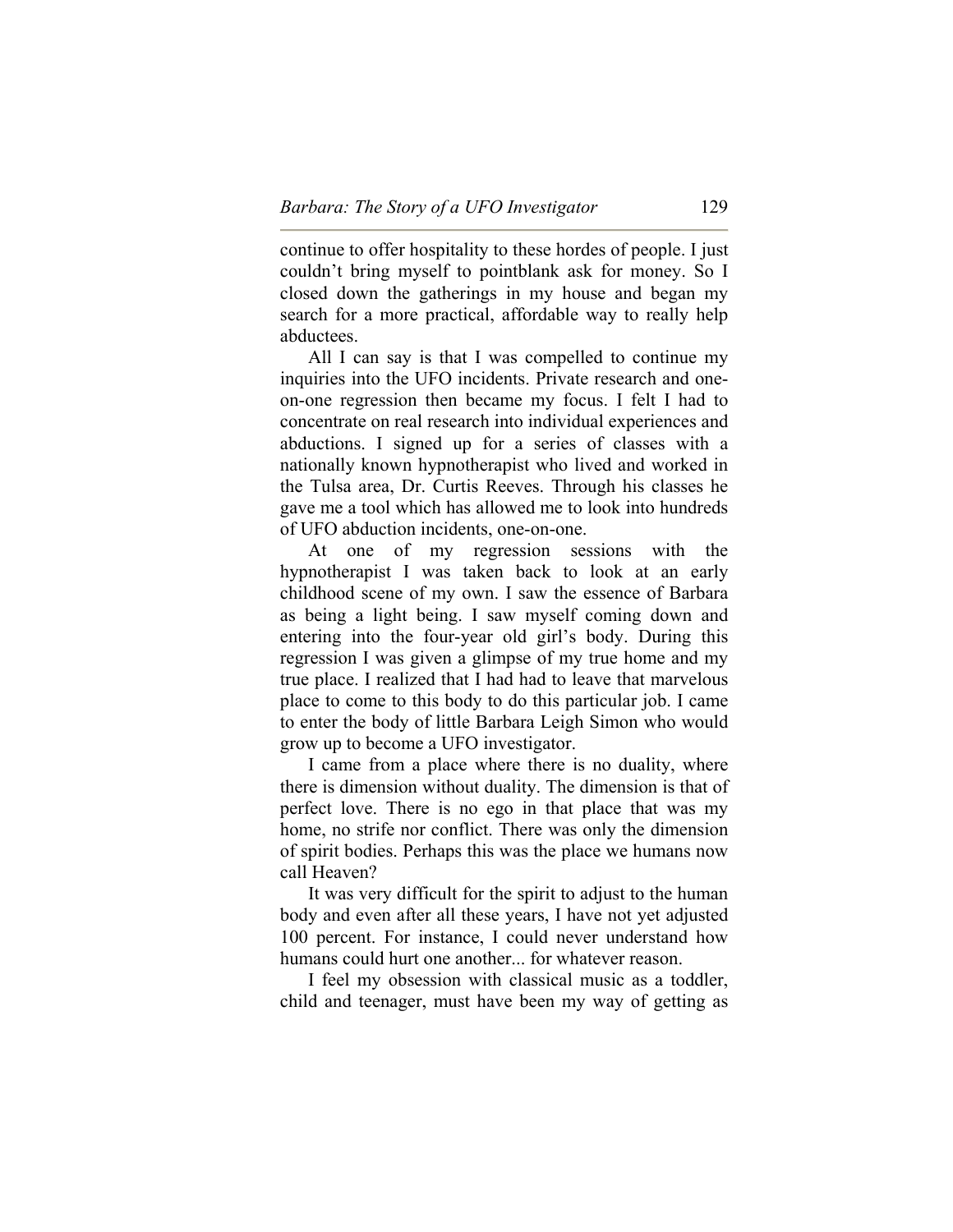continue to offer hospitality to these hordes of people. I just couldn't bring myself to pointblank ask for money. So I closed down the gatherings in my house and began my search for a more practical, affordable way to really help abductees.

All I can say is that I was compelled to continue my inquiries into the UFO incidents. Private research and one-on-one regression then became my focus. I felt I had to concentrate on real research into individual experiences and abductions. I signed up for a series of classes with a nationally known hypnotherapist who lived and worked in the Tulsa area, Dr. Curtis Reeves. Through his classes he gave me a tool which has allowed me to look into hundreds of UFO abduction incidents, one-on-one.

At one of my regression sessions with the hypnotherapist I was taken back to look at an early childhood scene of my own. I saw the essence of Barbara as being a light being. I saw myself coming down and entering into the four-year old girl's body. During this regression I was given a glimpse of my true home and my true place. I realized that I had had to leave that marvelous place to come to this body to do this particular job. I came to enter the body of little Barbara Leigh Simon who would grow up to become a UFO investigator.

I came from a place where there is no duality, where there is dimension without duality. The dimension is that of perfect love. There is no ego in that place that was my home, no strife nor conflict. There was only the dimension of spirit bodies. Perhaps this was the place we humans now call Heaven?

It was very difficult for the spirit to adjust to the human body and even after all these years, I have not yet adjusted 100 percent. For instance, I could never understand how humans could hurt one another... for whatever reason.

I feel my obsession with classical music as a toddler, child and teenager, must have been my way of getting as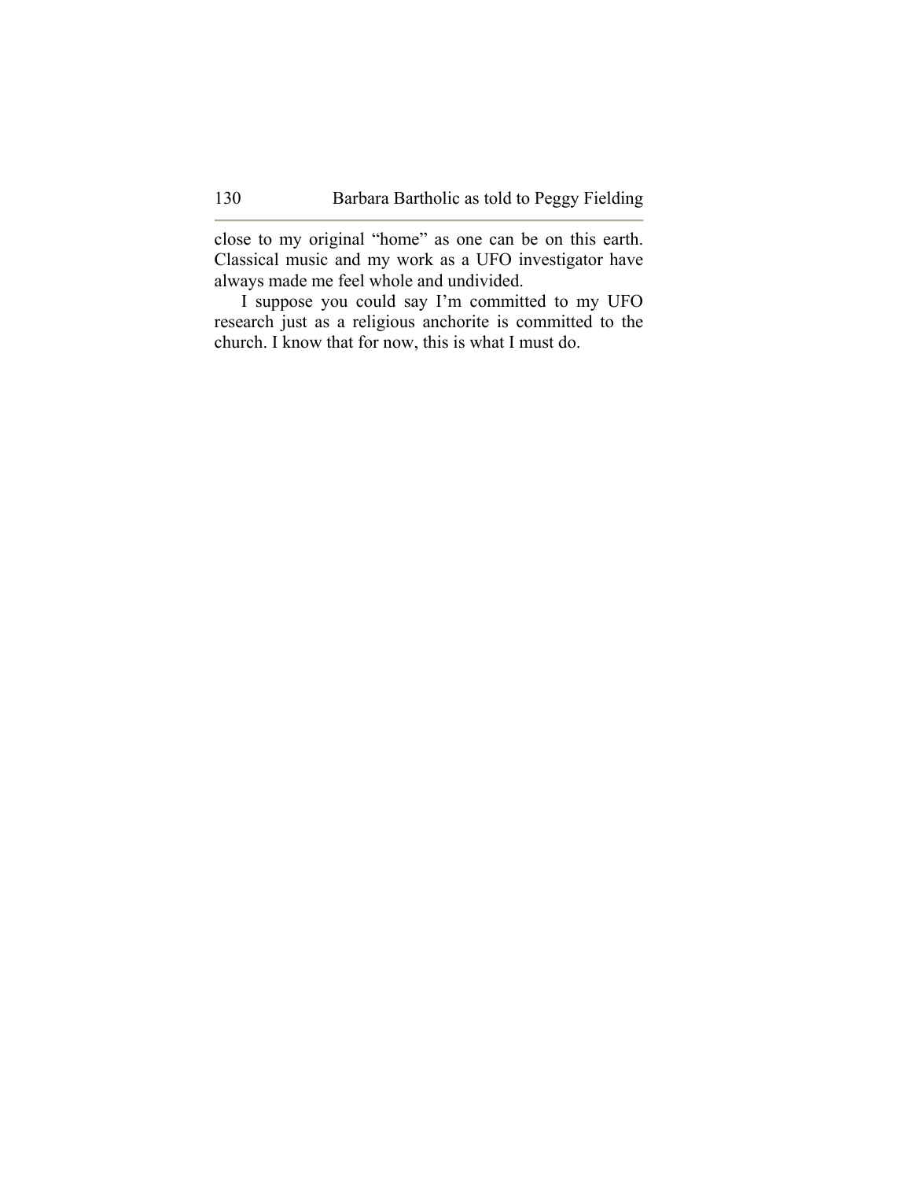close to my original "home" as one can be on this earth. Classical music and my work as a UFO investigator have always made me feel whole and undivided.

I suppose you could say I'm committed to my UFO research just as a religious anchorite is committed to the church. I know that for now, this is what I must do.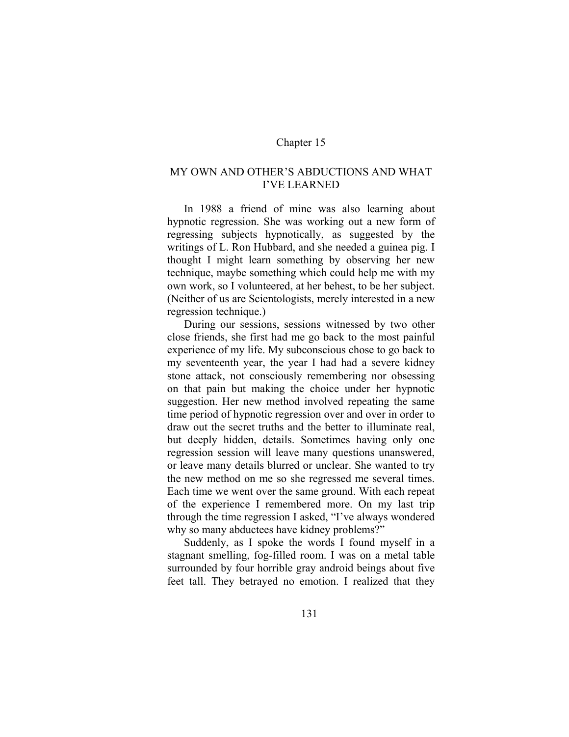Chapter 15

## MY OWN AND OTHER'S ABDUCTIONS AND WHAT I'VE LEARNED

In 1988 a friend of mine was also learning about hypnotic regression. She was working out a new form of regressing subjects hypnotically, as suggested by the writings of L. Ron Hubbard, and she needed a guinea pig. I thought I might learn something by observing her new technique, maybe something which could help me with my own work, so I volunteered, at her behest, to be her subject. (Neither of us are Scientologists, merely interested in a new regression technique.)

During our sessions, sessions witnessed by two other close friends, she first had me go back to the most painful experience of my life. My subconscious chose to go back to my seventeenth year, the year I had had a severe kidney stone attack, not consciously remembering nor obsessing on that pain but making the choice under her hypnotic suggestion. Her new method involved repeating the same time period of hypnotic regression over and over in order to draw out the secret truths and the better to illuminate real, but deeply hidden, details. Sometimes having only one regression session will leave many questions unanswered, or leave many details blurred or unclear. She wanted to try the new method on me so she regressed me several times. Each time we went over the same ground. With each repeat of the experience I remembered more. On my last trip through the time regression I asked, "I've always wondered why so many abductees have kidney problems?"

Suddenly, as I spoke the words I found myself in a stagnant smelling, fog-filled room. I was on a metal table surrounded by four horrible gray android beings about five feet tall. They betrayed no emotion. I realized that they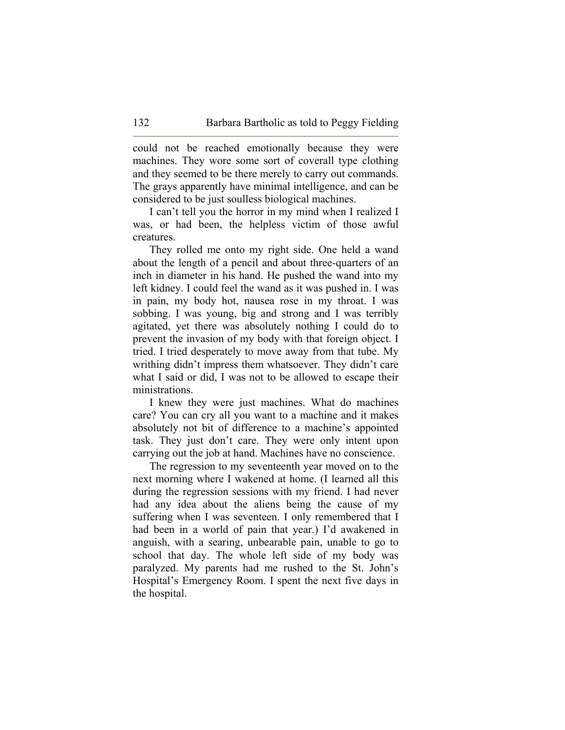could not be reached emotionally because they were machines. They wore some sort of coverall type clothing and they seemed to be there merely to carry out commands. The grays apparently have minimal intelligence, and can be considered to be just soulless biological machines.

I can't tell you the horror in my mind when I realized I was, or had been, the helpless victim of those awful creatures.

They rolled me onto my right side. One held a wand about the length of a pencil and about three-quarters of an inch in diameter in his hand. He pushed the wand into my left kidney. I could feel the wand as it was pushed in. I was in pain, my body hot, nausea rose in my throat. I was sobbing. I was young, big and strong and I was terribly agitated, yet there was absolutely nothing I could do to prevent the invasion of my body with that foreign object. I tried. I tried desperately to move away from that tube. My writhing didn't impress them whatsoever. They didn't care what I said or did, I was not to be allowed to escape their ministrations.

I knew they were just machines. What do machines care? You can cry all you want to a machine and it makes absolutely not bit of difference to a machine's appointed task. They just don't care. They were only intent upon carrying out the job at hand. Machines have no conscience.

The regression to my seventeenth year moved on to the next morning where I wakened at home. (I learned all this during the regression sessions with my friend. I had never had any idea about the aliens being the cause of my suffering when I was seventeen. I only remembered that I had been in a world of pain that year.) I'd awakened in anguish, with a searing, unbearable pain, unable to go to school that day. The whole left side of my body was paralyzed. My parents had me rushed to the St. John's Hospital's Emergency Room. I spent the next five days in the hospital.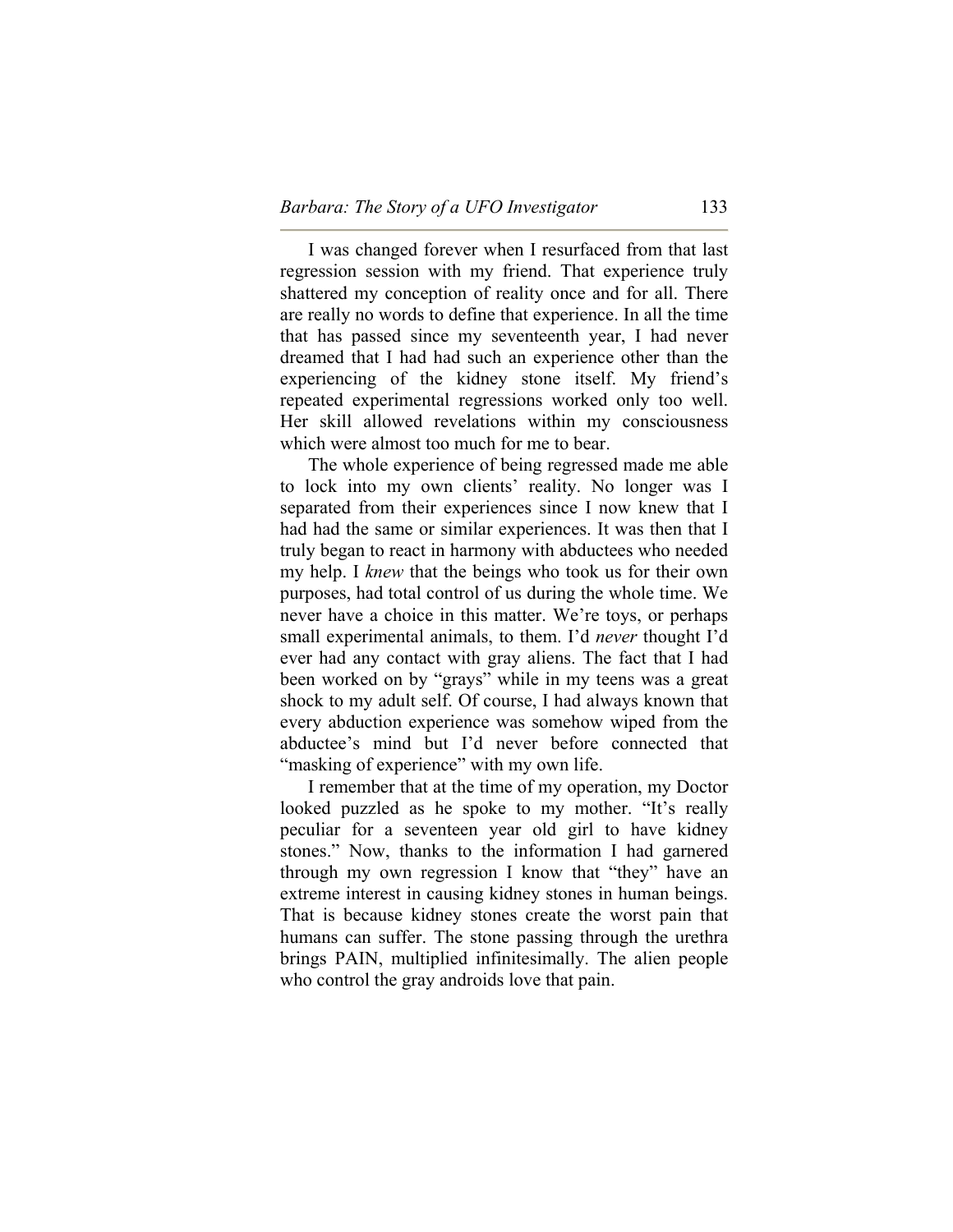I was changed forever when I resurfaced from that last regression session with my friend. That experience truly shattered my conception of reality once and for all. There are really no words to define that experience. In all the time that has passed since my seventeenth year, I had never dreamed that I had had such an experience other than the experiencing of the kidney stone itself. My friend's repeated experimental regressions worked only too well. Her skill allowed revelations within my consciousness which were almost too much for me to bear.

The whole experience of being regressed made me able to lock into my own clients' reality. No longer was I separated from their experiences since I now knew that I had had the same or similar experiences. It was then that I truly began to react in harmony with abductees who needed my help. I *knew* that the beings who took us for their own purposes, had total control of us during the whole time. We never have a choice in this matter. We're toys, or perhaps small experimental animals, to them. I'd *never* thought I'd ever had any contact with gray aliens. The fact that I had been worked on by "grays" while in my teens was a great shock to my adult self. Of course, I had always known that every abduction experience was somehow wiped from the abductee's mind but I'd never before connected that "masking of experience" with my own life.

I remember that at the time of my operation, my Doctor looked puzzled as he spoke to my mother. "It's really peculiar for a seventeen year old girl to have kidney stones." Now, thanks to the information I had garnered through my own regression I know that "they" have an extreme interest in causing kidney stones in human beings. That is because kidney stones create the worst pain that humans can suffer. The stone passing through the urethra brings PAIN, multiplied infinitesimally. The alien people who control the gray androids love that pain.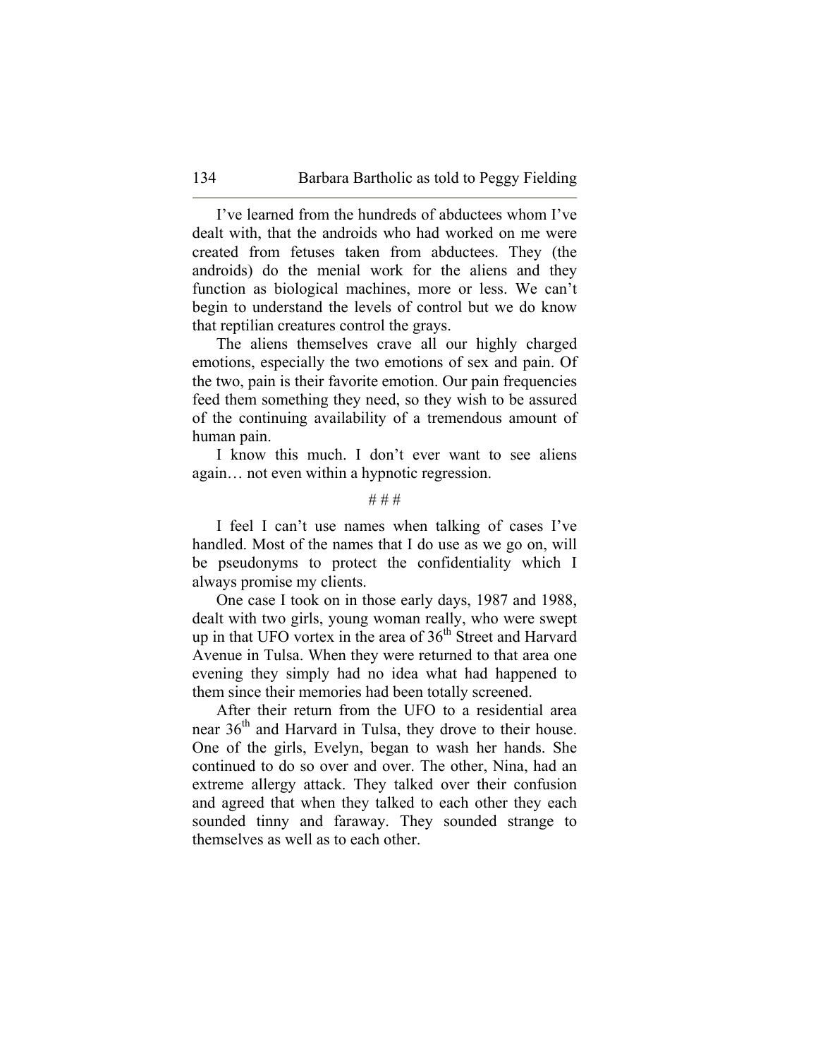I've learned from the hundreds of abductees whom I've dealt with, that the androids who had worked on me were created from fetuses taken from abductees. They (the androids) do the menial work for the aliens and they function as biological machines, more or less. We can't begin to understand the levels of control but we do know that reptilian creatures control the grays.

The aliens themselves crave all our highly charged emotions, especially the two emotions of sex and pain. Of the two, pain is their favorite emotion. Our pain frequencies feed them something they need, so they wish to be assured of the continuing availability of a tremendous amount of human pain.

I know this much. I don't ever want to see aliens again… not even within a hypnotic regression.

# # #

I feel I can't use names when talking of cases I've handled. Most of the names that I do use as we go on, will be pseudonyms to protect the confidentiality which I always promise my clients.

One case I took on in those early days, 1987 and 1988, dealt with two girls, young woman really, who were swept up in that UFO vortex in the area of 36th Street and Harvard Avenue in Tulsa. When they were returned to that area one evening they simply had no idea what had happened to them since their memories had been totally screened.

After their return from the UFO to a residential area near 36th and Harvard in Tulsa, they drove to their house. One of the girls, Evelyn, began to wash her hands. She continued to do so over and over. The other, Nina, had an extreme allergy attack. They talked over their confusion and agreed that when they talked to each other they each sounded tinny and faraway. They sounded strange to themselves as well as to each other.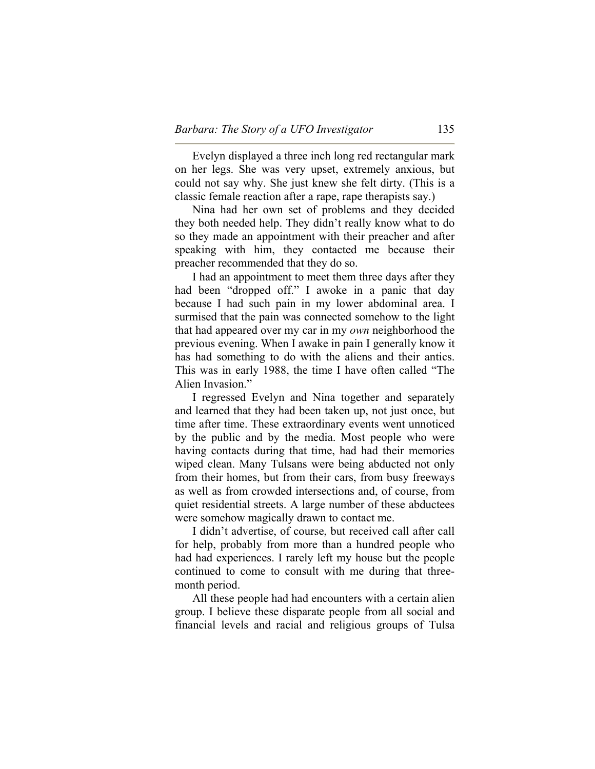Evelyn displayed a three inch long red rectangular mark on her legs. She was very upset, extremely anxious, but could not say why. She just knew she felt dirty. (This is a classic female reaction after a rape, rape therapists say.)

Nina had her own set of problems and they decided they both needed help. They didn't really know what to do so they made an appointment with their preacher and after speaking with him, they contacted me because their preacher recommended that they do so.

I had an appointment to meet them three days after they had been "dropped off." I awoke in a panic that day because I had such pain in my lower abdominal area. I surmised that the pain was connected somehow to the light that had appeared over my car in my *own* neighborhood the previous evening. When I awake in pain I generally know it has had something to do with the aliens and their antics. This was in early 1988, the time I have often called "The Alien Invasion."

I regressed Evelyn and Nina together and separately and learned that they had been taken up, not just once, but time after time. These extraordinary events went unnoticed by the public and by the media. Most people who were having contacts during that time, had had their memories wiped clean. Many Tulsans were being abducted not only from their homes, but from their cars, from busy freeways as well as from crowded intersections and, of course, from quiet residential streets. A large number of these abductees were somehow magically drawn to contact me.

I didn't advertise, of course, but received call after call for help, probably from more than a hundred people who had had experiences. I rarely left my house but the people continued to come to consult with me during that three-month period.

All these people had had encounters with a certain alien group. I believe these disparate people from all social and financial levels and racial and religious groups of Tulsa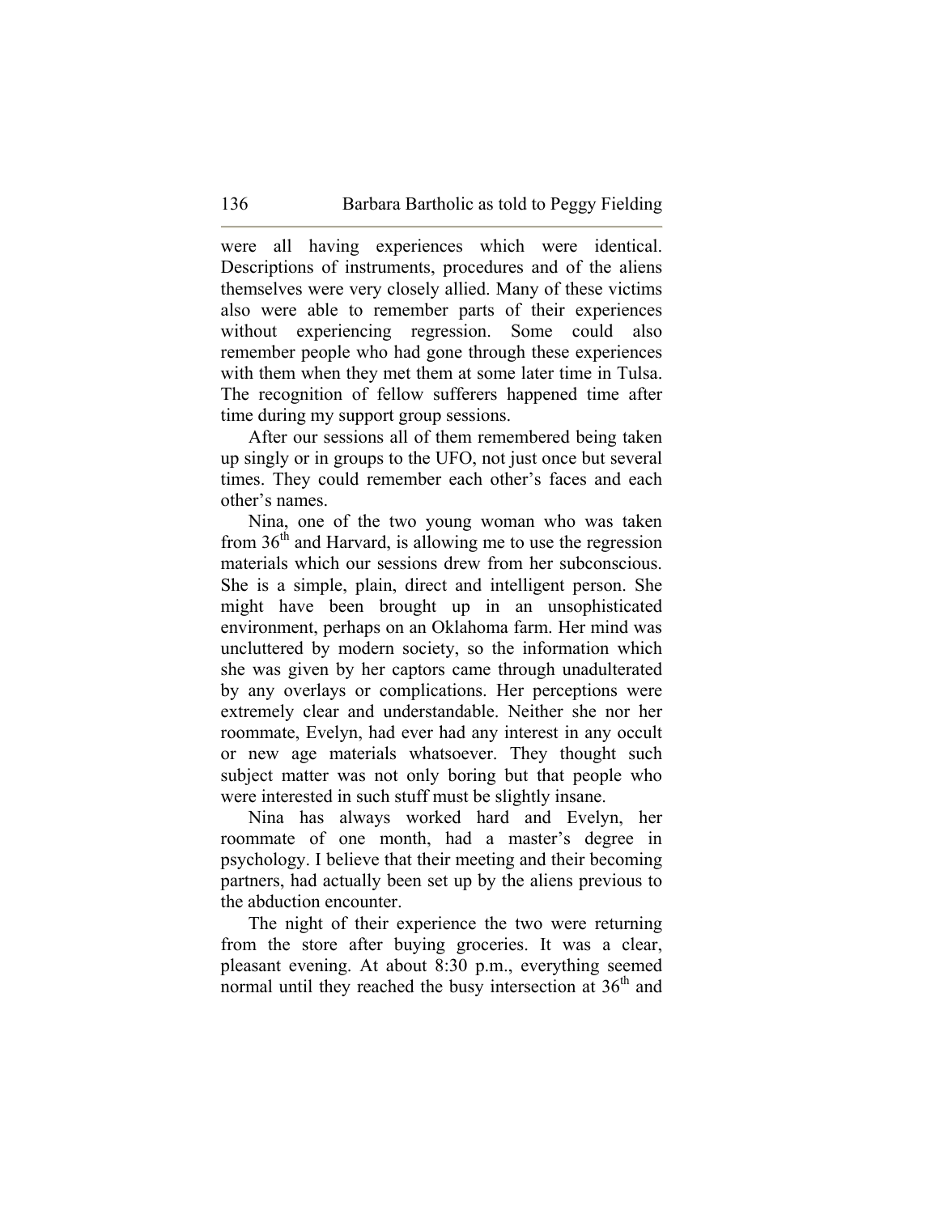were all having experiences which were identical. Descriptions of instruments, procedures and of the aliens themselves were very closely allied. Many of these victims also were able to remember parts of their experiences without experiencing regression. Some could also remember people who had gone through these experiences with them when they met them at some later time in Tulsa. The recognition of fellow sufferers happened time after time during my support group sessions.

After our sessions all of them remembered being taken up singly or in groups to the UFO, not just once but several times. They could remember each other's faces and each other's names.

Nina, one of the two young woman who was taken from 36th and Harvard, is allowing me to use the regression materials which our sessions drew from her subconscious. She is a simple, plain, direct and intelligent person. She might have been brought up in an unsophisticated environment, perhaps on an Oklahoma farm. Her mind was uncluttered by modern society, so the information which she was given by her captors came through unadulterated by any overlays or complications. Her perceptions were extremely clear and understandable. Neither she nor her roommate, Evelyn, had ever had any interest in any occult or new age materials whatsoever. They thought such subject matter was not only boring but that people who were interested in such stuff must be slightly insane.

Nina has always worked hard and Evelyn, her roommate of one month, had a master's degree in psychology. I believe that their meeting and their becoming partners, had actually been set up by the aliens previous to the abduction encounter.

The night of their experience the two were returning from the store after buying groceries. It was a clear, pleasant evening. At about 8:30 p.m., everything seemed normal until they reached the busy intersection at 36th and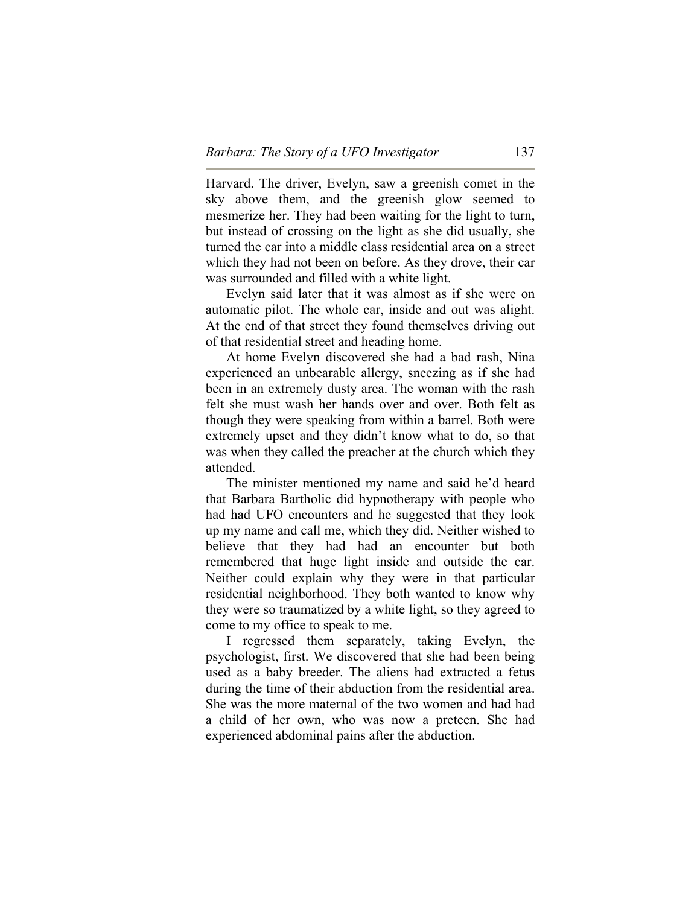Harvard. The driver, Evelyn, saw a greenish comet in the sky above them, and the greenish glow seemed to mesmerize her. They had been waiting for the light to turn, but instead of crossing on the light as she did usually, she turned the car into a middle class residential area on a street which they had not been on before. As they drove, their car was surrounded and filled with a white light.

Evelyn said later that it was almost as if she were on automatic pilot. The whole car, inside and out was alight. At the end of that street they found themselves driving out of that residential street and heading home.

At home Evelyn discovered she had a bad rash, Nina experienced an unbearable allergy, sneezing as if she had been in an extremely dusty area. The woman with the rash felt she must wash her hands over and over. Both felt as though they were speaking from within a barrel. Both were extremely upset and they didn't know what to do, so that was when they called the preacher at the church which they attended.

The minister mentioned my name and said he'd heard that Barbara Bartholic did hypnotherapy with people who had had UFO encounters and he suggested that they look up my name and call me, which they did. Neither wished to believe that they had had an encounter but both remembered that huge light inside and outside the car. Neither could explain why they were in that particular residential neighborhood. They both wanted to know why they were so traumatized by a white light, so they agreed to come to my office to speak to me.

I regressed them separately, taking Evelyn, the psychologist, first. We discovered that she had been being used as a baby breeder. The aliens had extracted a fetus during the time of their abduction from the residential area. She was the more maternal of the two women and had had a child of her own, who was now a preteen. She had experienced abdominal pains after the abduction.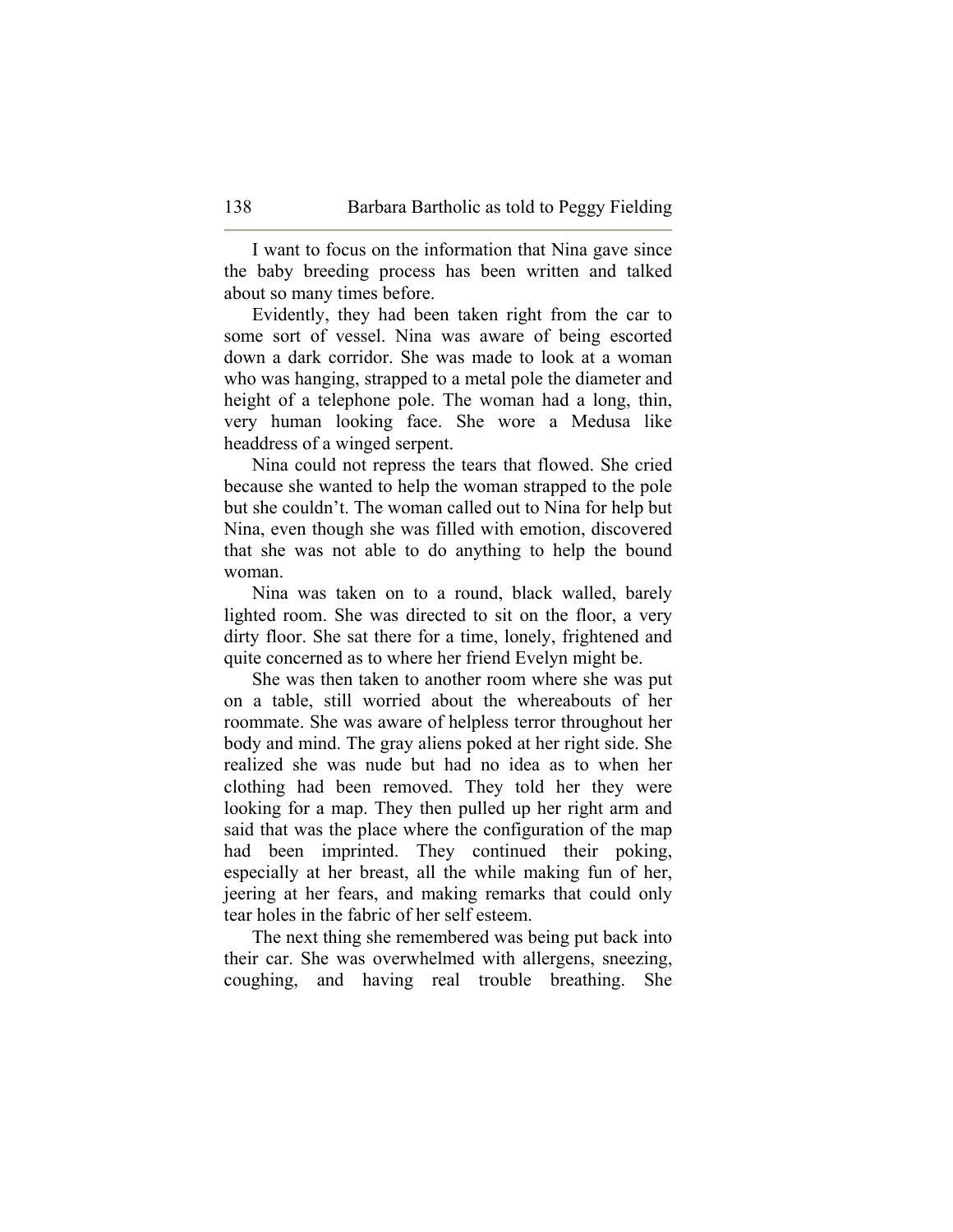I want to focus on the information that Nina gave since the baby breeding process has been written and talked about so many times before.

Evidently, they had been taken right from the car to some sort of vessel. Nina was aware of being escorted down a dark corridor. She was made to look at a woman who was hanging, strapped to a metal pole the diameter and height of a telephone pole. The woman had a long, thin, very human looking face. She wore a Medusa like headdress of a winged serpent.

Nina could not repress the tears that flowed. She cried because she wanted to help the woman strapped to the pole but she couldn't. The woman called out to Nina for help but Nina, even though she was filled with emotion, discovered that she was not able to do anything to help the bound woman.

Nina was taken on to a round, black walled, barely lighted room. She was directed to sit on the floor, a very dirty floor. She sat there for a time, lonely, frightened and quite concerned as to where her friend Evelyn might be.

She was then taken to another room where she was put on a table, still worried about the whereabouts of her roommate. She was aware of helpless terror throughout her body and mind. The gray aliens poked at her right side. She realized she was nude but had no idea as to when her clothing had been removed. They told her they were looking for a map. They then pulled up her right arm and said that was the place where the configuration of the map had been imprinted. They continued their poking, especially at her breast, all the while making fun of her, jeering at her fears, and making remarks that could only tear holes in the fabric of her self esteem.

The next thing she remembered was being put back into their car. She was overwhelmed with allergens, sneezing, coughing, and having real trouble breathing. She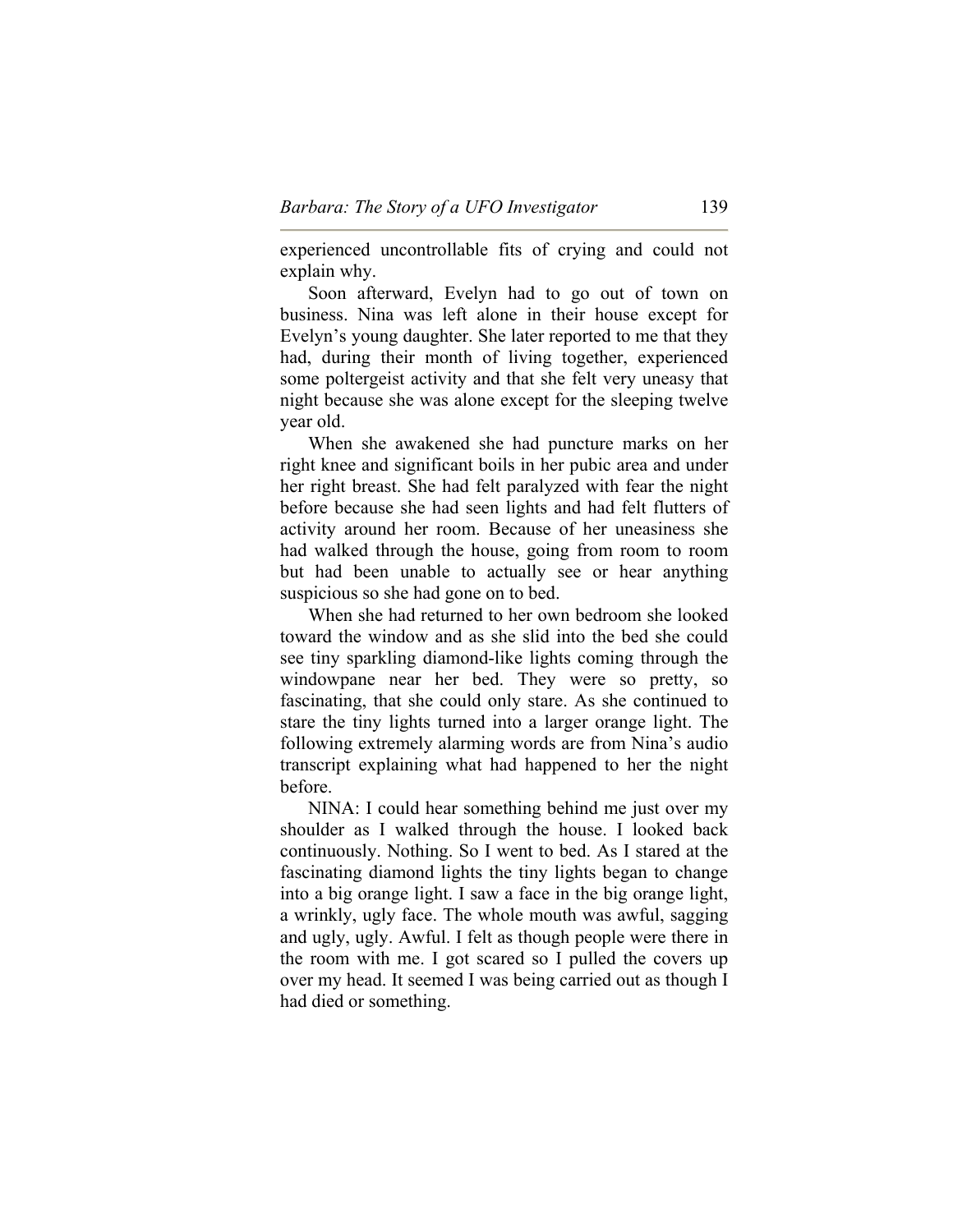experienced uncontrollable fits of crying and could not explain why.

Soon afterward, Evelyn had to go out of town on business. Nina was left alone in their house except for Evelyn's young daughter. She later reported to me that they had, during their month of living together, experienced some poltergeist activity and that she felt very uneasy that night because she was alone except for the sleeping twelve year old.

When she awakened she had puncture marks on her right knee and significant boils in her pubic area and under her right breast. She had felt paralyzed with fear the night before because she had seen lights and had felt flutters of activity around her room. Because of her uneasiness she had walked through the house, going from room to room but had been unable to actually see or hear anything suspicious so she had gone on to bed.

When she had returned to her own bedroom she looked toward the window and as she slid into the bed she could see tiny sparkling diamond-like lights coming through the windowpane near her bed. They were so pretty, so fascinating, that she could only stare. As she continued to stare the tiny lights turned into a larger orange light. The following extremely alarming words are from Nina's audio transcript explaining what had happened to her the night before.

NINA: I could hear something behind me just over my shoulder as I walked through the house. I looked back continuously. Nothing. So I went to bed. As I stared at the fascinating diamond lights the tiny lights began to change into a big orange light. I saw a face in the big orange light, a wrinkly, ugly face. The whole mouth was awful, sagging and ugly, ugly. Awful. I felt as though people were there in the room with me. I got scared so I pulled the covers up over my head. It seemed I was being carried out as though I had died or something.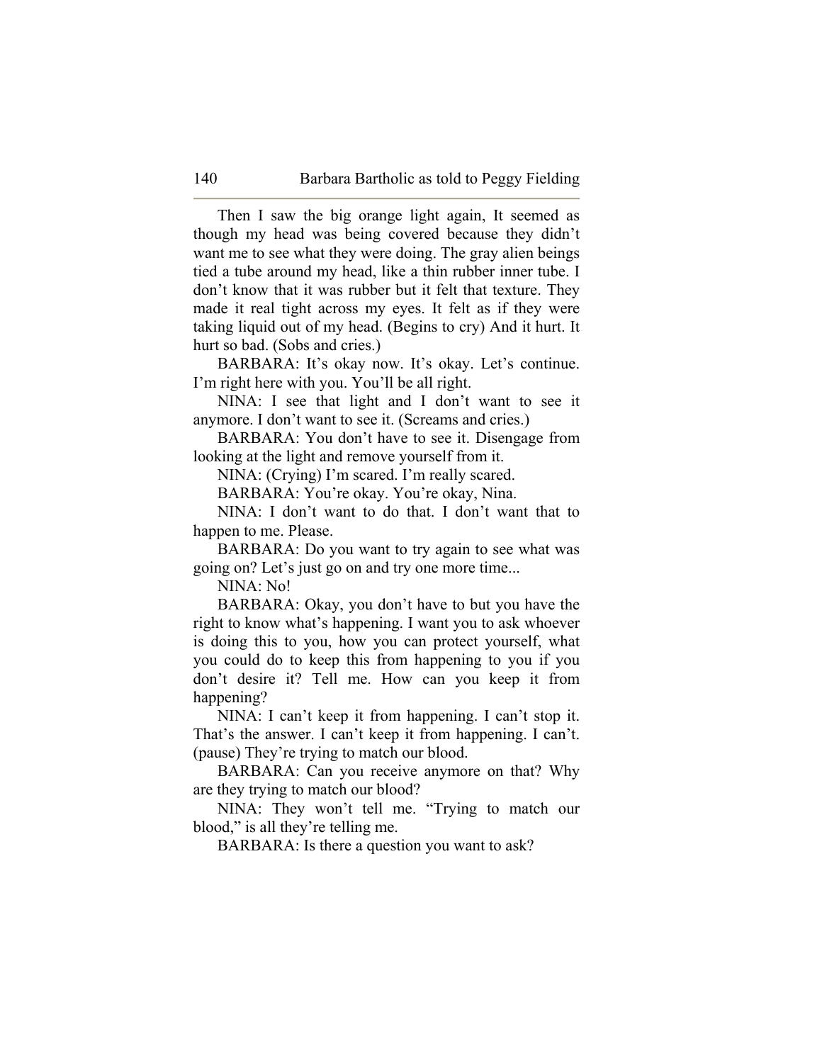Then I saw the big orange light again, It seemed as though my head was being covered because they didn't want me to see what they were doing. The gray alien beings tied a tube around my head, like a thin rubber inner tube. I don't know that it was rubber but it felt that texture. They made it real tight across my eyes. It felt as if they were taking liquid out of my head. (Begins to cry) And it hurt. It hurt so bad. (Sobs and cries.)

BARBARA: It's okay now. It's okay. Let's continue. I'm right here with you. You'll be all right.

NINA: I see that light and I don't want to see it anymore. I don't want to see it. (Screams and cries.)

BARBARA: You don't have to see it. Disengage from looking at the light and remove yourself from it.

NINA: (Crying) I'm scared. I'm really scared.

BARBARA: You're okay. You're okay, Nina.

NINA: I don't want to do that. I don't want that to happen to me. Please.

BARBARA: Do you want to try again to see what was going on? Let's just go on and try one more time...

NINA: No!

BARBARA: Okay, you don't have to but you have the right to know what's happening. I want you to ask whoever is doing this to you, how you can protect yourself, what you could do to keep this from happening to you if you don't desire it? Tell me. How can you keep it from happening?

NINA: I can't keep it from happening. I can't stop it. That's the answer. I can't keep it from happening. I can't. (pause) They're trying to match our blood.

BARBARA: Can you receive anymore on that? Why are they trying to match our blood?

NINA: They won't tell me. "Trying to match our blood," is all they're telling me.

BARBARA: Is there a question you want to ask?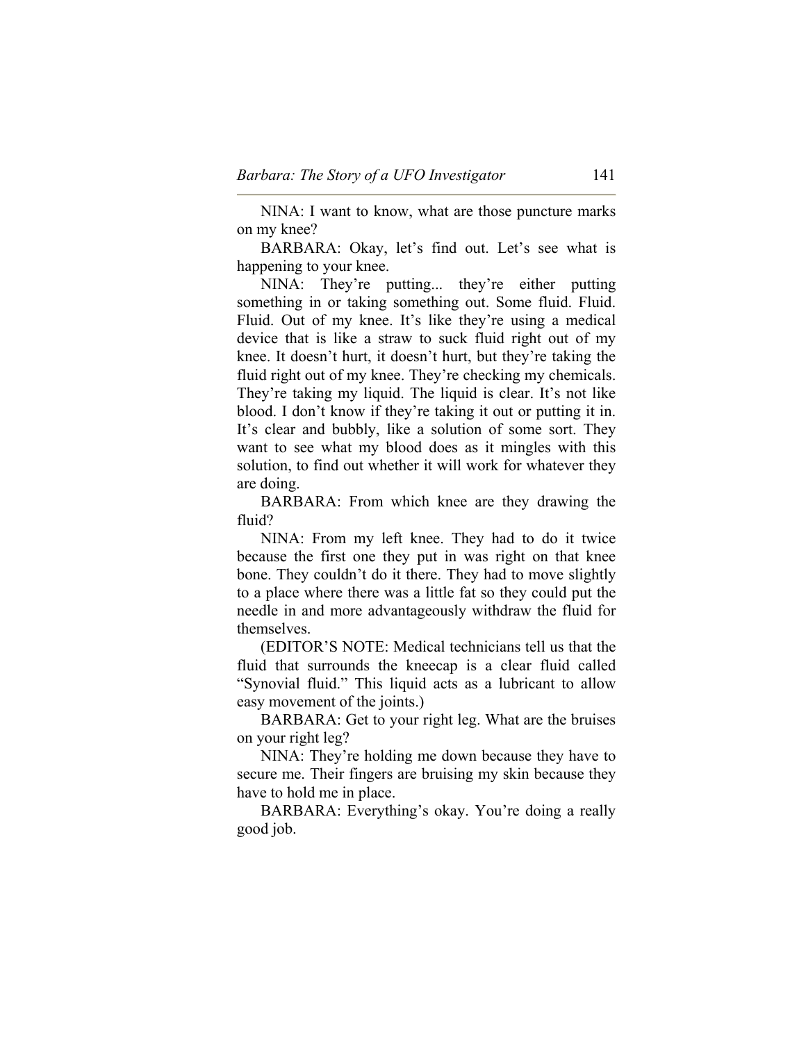NINA: I want to know, what are those puncture marks on my knee?

BARBARA: Okay, let's find out. Let's see what is happening to your knee.

NINA: They're putting... they're either putting something in or taking something out. Some fluid. Fluid. Fluid. Out of my knee. It's like they're using a medical device that is like a straw to suck fluid right out of my knee. It doesn't hurt, it doesn't hurt, but they're taking the fluid right out of my knee. They're checking my chemicals. They're taking my liquid. The liquid is clear. It's not like blood. I don't know if they're taking it out or putting it in. It's clear and bubbly, like a solution of some sort. They want to see what my blood does as it mingles with this solution, to find out whether it will work for whatever they are doing.

BARBARA: From which knee are they drawing the fluid?

NINA: From my left knee. They had to do it twice because the first one they put in was right on that knee bone. They couldn't do it there. They had to move slightly to a place where there was a little fat so they could put the needle in and more advantageously withdraw the fluid for themselves.

(EDITOR'S NOTE: Medical technicians tell us that the fluid that surrounds the kneecap is a clear fluid called "Synovial fluid." This liquid acts as a lubricant to allow easy movement of the joints.)

BARBARA: Get to your right leg. What are the bruises on your right leg?

NINA: They're holding me down because they have to secure me. Their fingers are bruising my skin because they have to hold me in place.

BARBARA: Everything's okay. You're doing a really good job.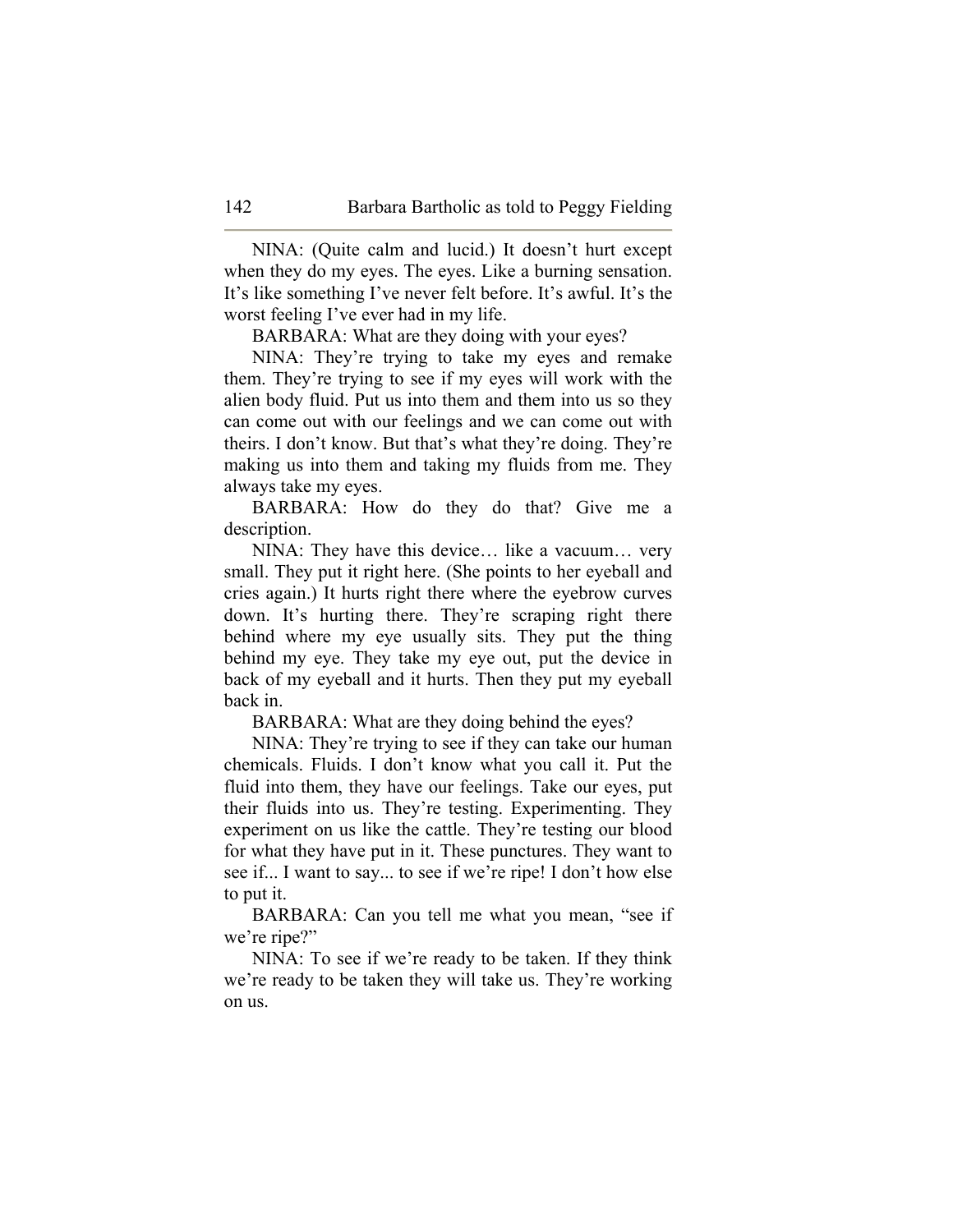NINA: (Quite calm and lucid.) It doesn't hurt except when they do my eyes. The eyes. Like a burning sensation. It's like something I've never felt before. It's awful. It's the worst feeling I've ever had in my life.

BARBARA: What are they doing with your eyes?

NINA: They're trying to take my eyes and remake them. They're trying to see if my eyes will work with the alien body fluid. Put us into them and them into us so they can come out with our feelings and we can come out with theirs. I don't know. But that's what they're doing. They're making us into them and taking my fluids from me. They always take my eyes.

BARBARA: How do they do that? Give me a description.

NINA: They have this device… like a vacuum… very small. They put it right here. (She points to her eyeball and cries again.) It hurts right there where the eyebrow curves down. It's hurting there. They're scraping right there behind where my eye usually sits. They put the thing behind my eye. They take my eye out, put the device in back of my eyeball and it hurts. Then they put my eyeball back in.

BARBARA: What are they doing behind the eyes?

NINA: They're trying to see if they can take our human chemicals. Fluids. I don't know what you call it. Put the fluid into them, they have our feelings. Take our eyes, put their fluids into us. They're testing. Experimenting. They experiment on us like the cattle. They're testing our blood for what they have put in it. These punctures. They want to see if... I want to say... to see if we're ripe! I don't how else to put it.

BARBARA: Can you tell me what you mean, "see if we're ripe?"

NINA: To see if we're ready to be taken. If they think we're ready to be taken they will take us. They're working on us.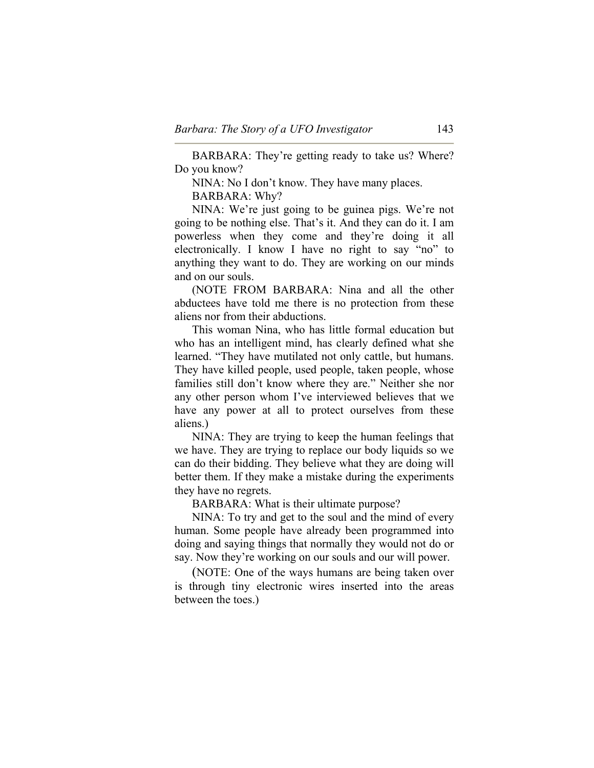BARBARA: They're getting ready to take us? Where? Do you know?

NINA: No I don't know. They have many places.

BARBARA: Why?

NINA: We're just going to be guinea pigs. We're not going to be nothing else. That's it. And they can do it. I am powerless when they come and they're doing it all electronically. I know I have no right to say "no" to anything they want to do. They are working on our minds and on our souls.

(NOTE FROM BARBARA: Nina and all the other abductees have told me there is no protection from these aliens nor from their abductions.

This woman Nina, who has little formal education but who has an intelligent mind, has clearly defined what she learned. "They have mutilated not only cattle, but humans. They have killed people, used people, taken people, whose families still don't know where they are." Neither she nor any other person whom I've interviewed believes that we have any power at all to protect ourselves from these aliens.)

NINA: They are trying to keep the human feelings that we have. They are trying to replace our body liquids so we can do their bidding. They believe what they are doing will better them. If they make a mistake during the experiments they have no regrets.

BARBARA: What is their ultimate purpose?

NINA: To try and get to the soul and the mind of every human. Some people have already been programmed into doing and saying things that normally they would not do or say. Now they're working on our souls and our will power.

(NOTE: One of the ways humans are being taken over is through tiny electronic wires inserted into the areas between the toes.)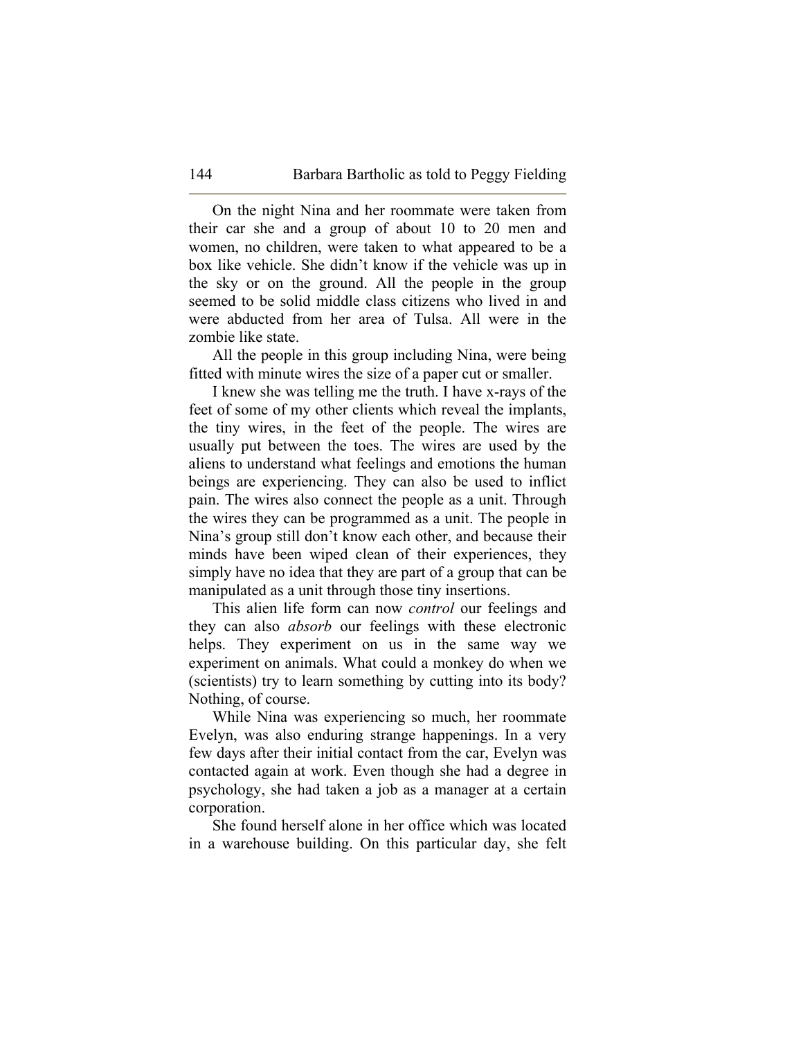On the night Nina and her roommate were taken from their car she and a group of about 10 to 20 men and women, no children, were taken to what appeared to be a box like vehicle. She didn't know if the vehicle was up in the sky or on the ground. All the people in the group seemed to be solid middle class citizens who lived in and were abducted from her area of Tulsa. All were in the zombie like state.

All the people in this group including Nina, were being fitted with minute wires the size of a paper cut or smaller.

I knew she was telling me the truth. I have x-rays of the feet of some of my other clients which reveal the implants, the tiny wires, in the feet of the people. The wires are usually put between the toes. The wires are used by the aliens to understand what feelings and emotions the human beings are experiencing. They can also be used to inflict pain. The wires also connect the people as a unit. Through the wires they can be programmed as a unit. The people in Nina's group still don't know each other, and because their minds have been wiped clean of their experiences, they simply have no idea that they are part of a group that can be manipulated as a unit through those tiny insertions.

This alien life form can now *control* our feelings and they can also *absorb* our feelings with these electronic helps. They experiment on us in the same way we experiment on animals. What could a monkey do when we (scientists) try to learn something by cutting into its body? Nothing, of course.

While Nina was experiencing so much, her roommate Evelyn, was also enduring strange happenings. In a very few days after their initial contact from the car, Evelyn was contacted again at work. Even though she had a degree in psychology, she had taken a job as a manager at a certain corporation.

She found herself alone in her office which was located in a warehouse building. On this particular day, she felt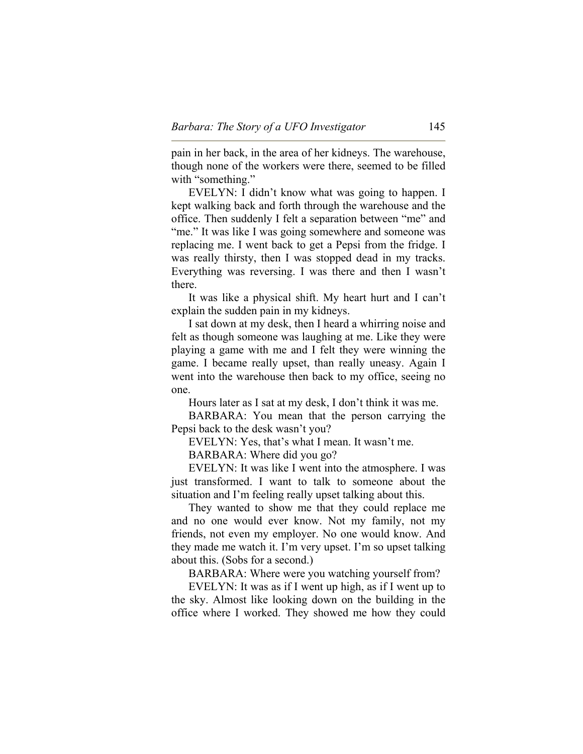pain in her back, in the area of her kidneys. The warehouse, though none of the workers were there, seemed to be filled with "something."

EVELYN: I didn't know what was going to happen. I kept walking back and forth through the warehouse and the office. Then suddenly I felt a separation between "me" and "me." It was like I was going somewhere and someone was replacing me. I went back to get a Pepsi from the fridge. I was really thirsty, then I was stopped dead in my tracks. Everything was reversing. I was there and then I wasn't there.

It was like a physical shift. My heart hurt and I can't explain the sudden pain in my kidneys.

I sat down at my desk, then I heard a whirring noise and felt as though someone was laughing at me. Like they were playing a game with me and I felt they were winning the game. I became really upset, than really uneasy. Again I went into the warehouse then back to my office, seeing no one.

Hours later as I sat at my desk, I don't think it was me.

BARBARA: You mean that the person carrying the Pepsi back to the desk wasn't you?

EVELYN: Yes, that's what I mean. It wasn't me.

BARBARA: Where did you go?

EVELYN: It was like I went into the atmosphere. I was just transformed. I want to talk to someone about the situation and I'm feeling really upset talking about this.

They wanted to show me that they could replace me and no one would ever know. Not my family, not my friends, not even my employer. No one would know. And they made me watch it. I'm very upset. I'm so upset talking about this. (Sobs for a second.)

BARBARA: Where were you watching yourself from?

EVELYN: It was as if I went up high, as if I went up to the sky. Almost like looking down on the building in the office where I worked. They showed me how they could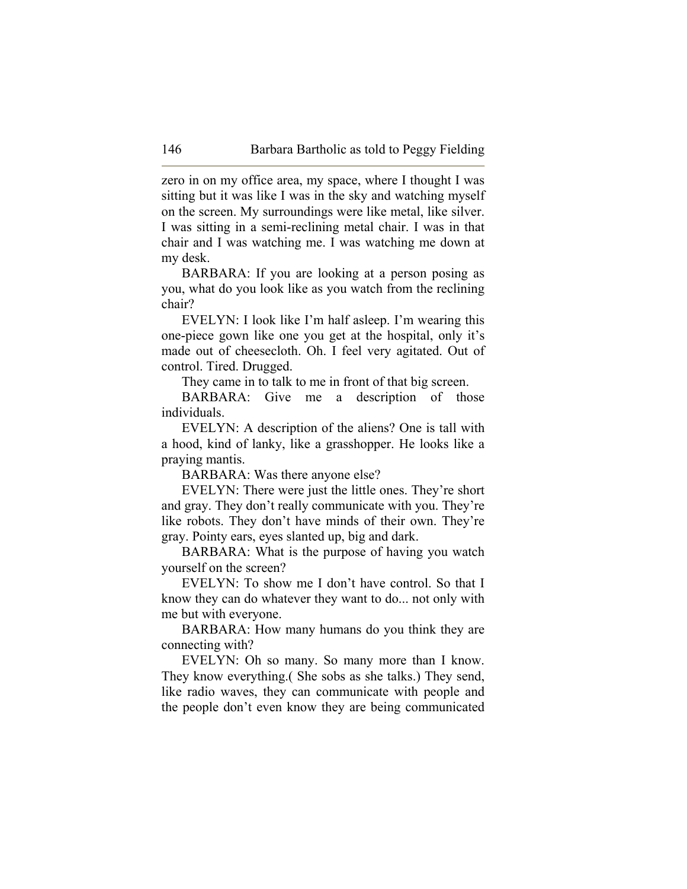zero in on my office area, my space, where I thought I was sitting but it was like I was in the sky and watching myself on the screen. My surroundings were like metal, like silver. I was sitting in a semi-reclining metal chair. I was in that chair and I was watching me. I was watching me down at my desk.

BARBARA: If you are looking at a person posing as you, what do you look like as you watch from the reclining chair?

EVELYN: I look like I'm half asleep. I'm wearing this one-piece gown like one you get at the hospital, only it's made out of cheesecloth. Oh. I feel very agitated. Out of control. Tired. Drugged.

They came in to talk to me in front of that big screen.

BARBARA: Give me a description of those individuals.

EVELYN: A description of the aliens? One is tall with a hood, kind of lanky, like a grasshopper. He looks like a praying mantis.

BARBARA: Was there anyone else?

EVELYN: There were just the little ones. They're short and gray. They don't really communicate with you. They're like robots. They don't have minds of their own. They're gray. Pointy ears, eyes slanted up, big and dark.

BARBARA: What is the purpose of having you watch yourself on the screen?

EVELYN: To show me I don't have control. So that I know they can do whatever they want to do... not only with me but with everyone.

BARBARA: How many humans do you think they are connecting with?

EVELYN: Oh so many. So many more than I know. They know everything.( She sobs as she talks.) They send, like radio waves, they can communicate with people and the people don't even know they are being communicated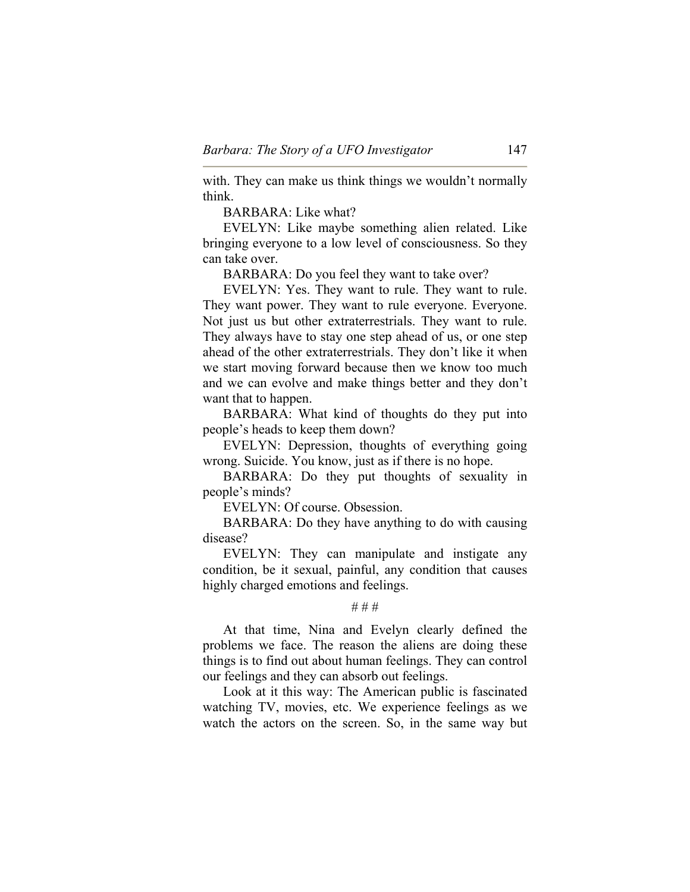with. They can make us think things we wouldn't normally think.

BARBARA: Like what?

EVELYN: Like maybe something alien related. Like bringing everyone to a low level of consciousness. So they can take over.

BARBARA: Do you feel they want to take over?

EVELYN: Yes. They want to rule. They want to rule. They want power. They want to rule everyone. Everyone. Not just us but other extraterrestrials. They want to rule. They always have to stay one step ahead of us, or one step ahead of the other extraterrestrials. They don't like it when we start moving forward because then we know too much and we can evolve and make things better and they don't want that to happen.

BARBARA: What kind of thoughts do they put into people's heads to keep them down?

EVELYN: Depression, thoughts of everything going wrong. Suicide. You know, just as if there is no hope.

BARBARA: Do they put thoughts of sexuality in people's minds?

EVELYN: Of course. Obsession.

BARBARA: Do they have anything to do with causing disease?

EVELYN: They can manipulate and instigate any condition, be it sexual, painful, any condition that causes highly charged emotions and feelings.

# # #

At that time, Nina and Evelyn clearly defined the problems we face. The reason the aliens are doing these things is to find out about human feelings. They can control our feelings and they can absorb out feelings.

Look at it this way: The American public is fascinated watching TV, movies, etc. We experience feelings as we watch the actors on the screen. So, in the same way but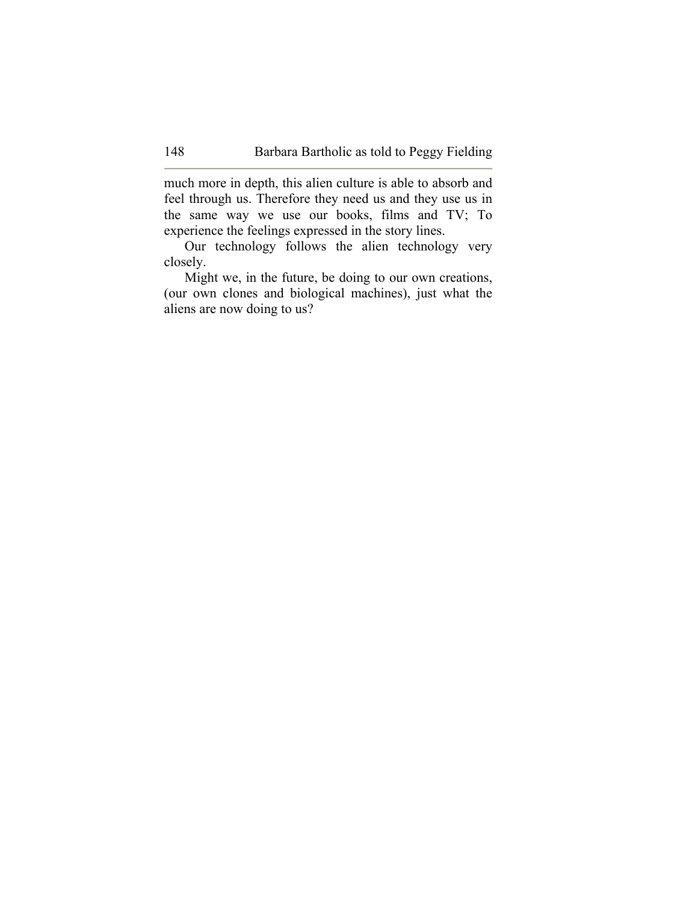much more in depth, this alien culture is able to absorb and feel through us. Therefore they need us and they use us in the same way we use our books, films and TV; To experience the feelings expressed in the story lines.

Our technology follows the alien technology very closely.

Might we, in the future, be doing to our own creations, (our own clones and biological machines), just what the aliens are now doing to us?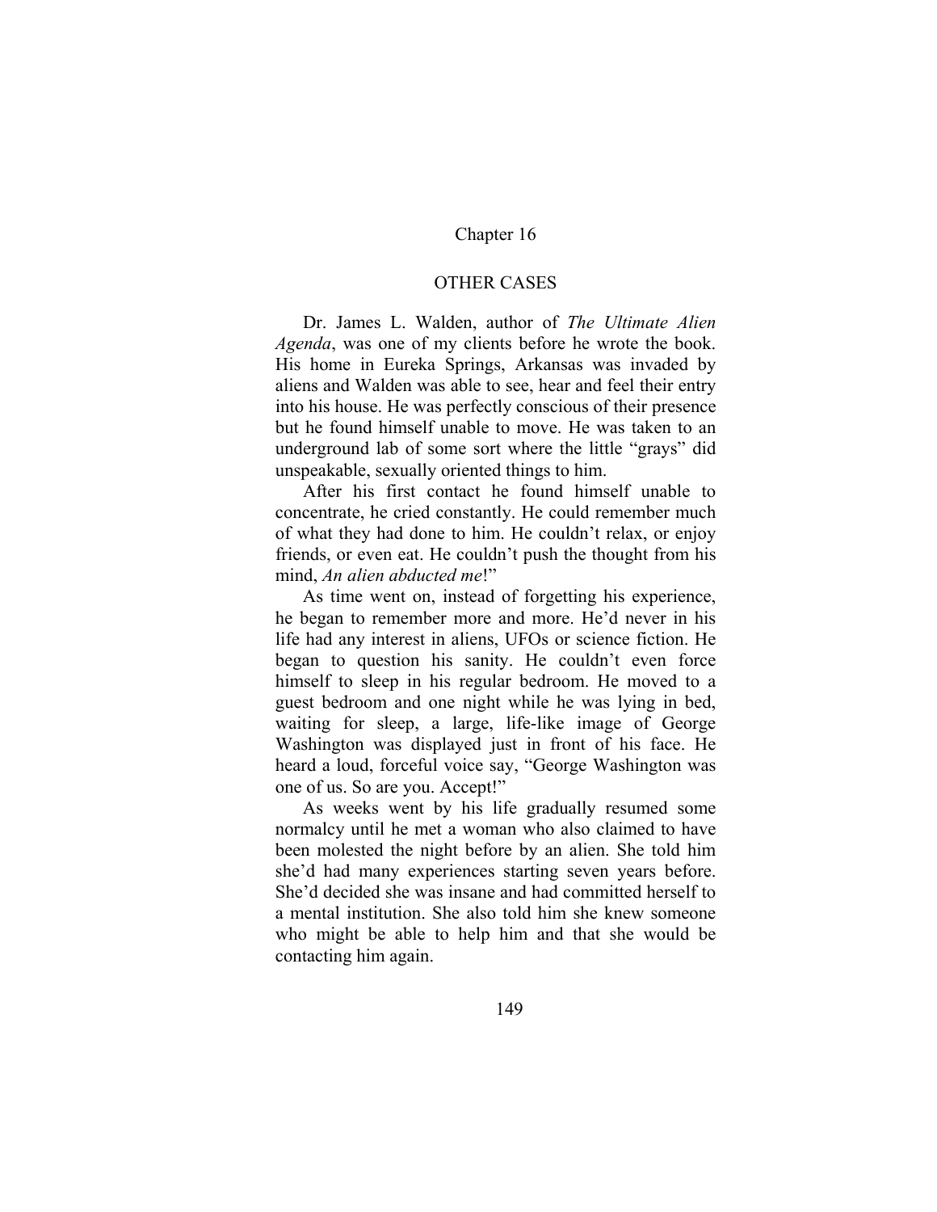# Chapter 16

## OTHER CASES

Dr. James L. Walden, author of *The Ultimate Alien Agenda*, was one of my clients before he wrote the book. His home in Eureka Springs, Arkansas was invaded by aliens and Walden was able to see, hear and feel their entry into his house. He was perfectly conscious of their presence but he found himself unable to move. He was taken to an underground lab of some sort where the little "grays" did unspeakable, sexually oriented things to him.

After his first contact he found himself unable to concentrate, he cried constantly. He could remember much of what they had done to him. He couldn't relax, or enjoy friends, or even eat. He couldn't push the thought from his mind, *An alien abducted me*!"

As time went on, instead of forgetting his experience, he began to remember more and more. He'd never in his life had any interest in aliens, UFOs or science fiction. He began to question his sanity. He couldn't even force himself to sleep in his regular bedroom. He moved to a guest bedroom and one night while he was lying in bed, waiting for sleep, a large, life-like image of George Washington was displayed just in front of his face. He heard a loud, forceful voice say, "George Washington was one of us. So are you. Accept!"

As weeks went by his life gradually resumed some normalcy until he met a woman who also claimed to have been molested the night before by an alien. She told him she'd had many experiences starting seven years before. She'd decided she was insane and had committed herself to a mental institution. She also told him she knew someone who might be able to help him and that she would be contacting him again.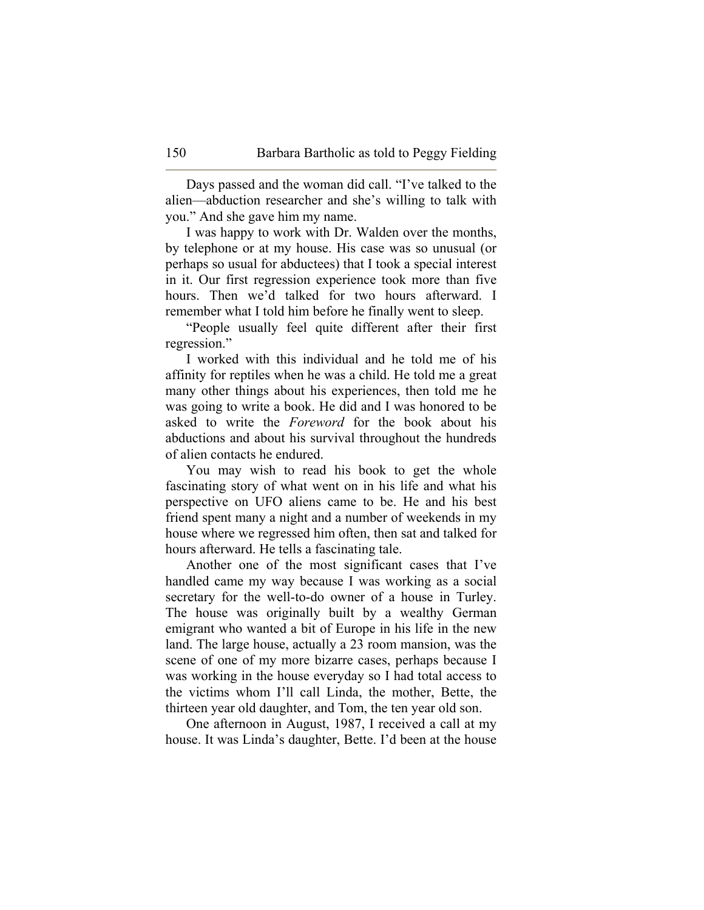Days passed and the woman did call. "I've talked to the alien—abduction researcher and she's willing to talk with you." And she gave him my name.

I was happy to work with Dr. Walden over the months, by telephone or at my house. His case was so unusual (or perhaps so usual for abductees) that I took a special interest in it. Our first regression experience took more than five hours. Then we'd talked for two hours afterward. I remember what I told him before he finally went to sleep.

"People usually feel quite different after their first regression."

I worked with this individual and he told me of his affinity for reptiles when he was a child. He told me a great many other things about his experiences, then told me he was going to write a book. He did and I was honored to be asked to write the *Foreword* for the book about his abductions and about his survival throughout the hundreds of alien contacts he endured.

You may wish to read his book to get the whole fascinating story of what went on in his life and what his perspective on UFO aliens came to be. He and his best friend spent many a night and a number of weekends in my house where we regressed him often, then sat and talked for hours afterward. He tells a fascinating tale.

Another one of the most significant cases that I've handled came my way because I was working as a social secretary for the well-to-do owner of a house in Turley. The house was originally built by a wealthy German emigrant who wanted a bit of Europe in his life in the new land. The large house, actually a 23 room mansion, was the scene of one of my more bizarre cases, perhaps because I was working in the house everyday so I had total access to the victims whom I'll call Linda, the mother, Bette, the thirteen year old daughter, and Tom, the ten year old son.

One afternoon in August, 1987, I received a call at my house. It was Linda's daughter, Bette. I'd been at the house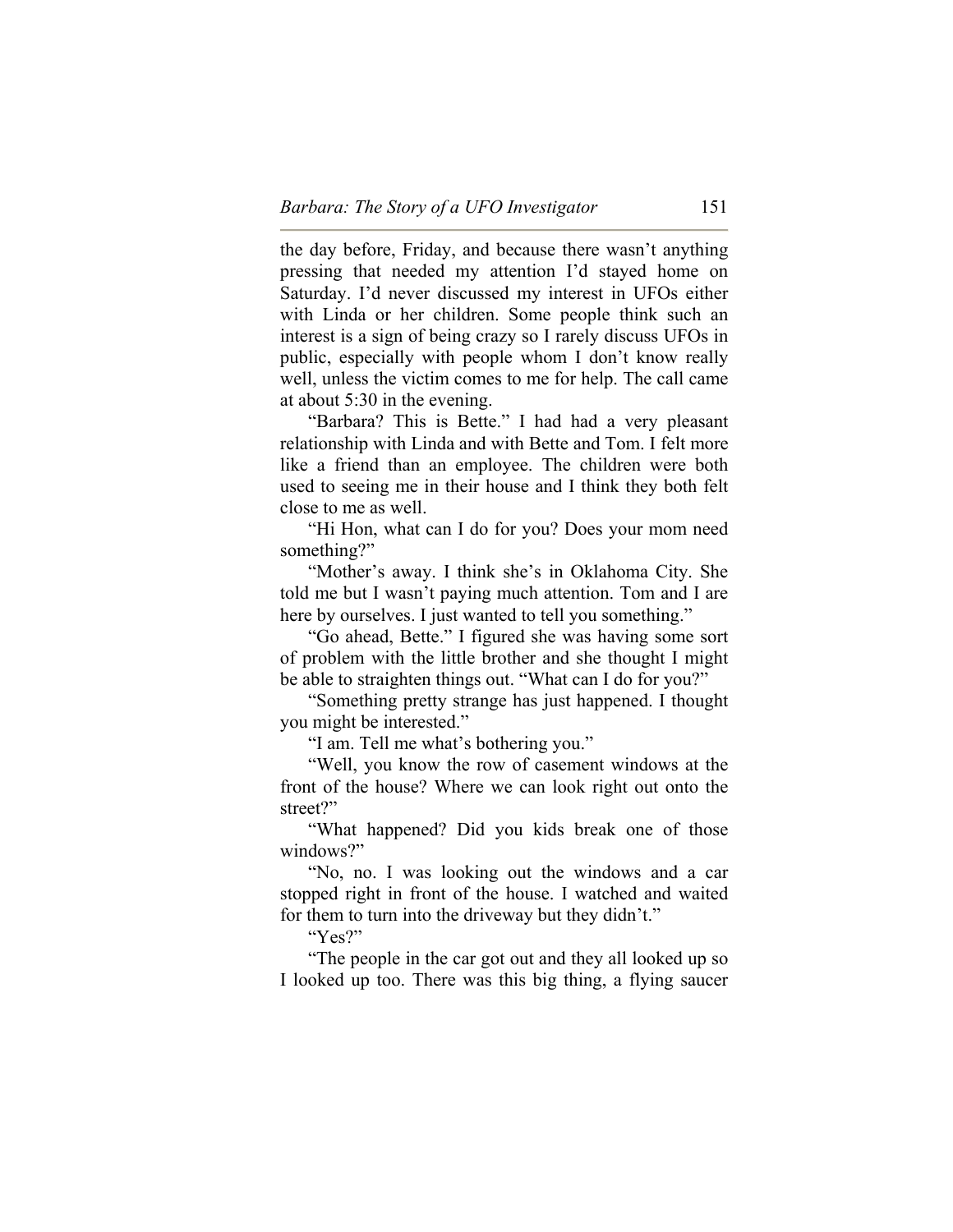the day before, Friday, and because there wasn't anything pressing that needed my attention I'd stayed home on Saturday. I'd never discussed my interest in UFOs either with Linda or her children. Some people think such an interest is a sign of being crazy so I rarely discuss UFOs in public, especially with people whom I don't know really well, unless the victim comes to me for help. The call came at about 5:30 in the evening.

"Barbara? This is Bette." I had had a very pleasant relationship with Linda and with Bette and Tom. I felt more like a friend than an employee. The children were both used to seeing me in their house and I think they both felt close to me as well.

"Hi Hon, what can I do for you? Does your mom need something?"

"Mother's away. I think she's in Oklahoma City. She told me but I wasn't paying much attention. Tom and I are here by ourselves. I just wanted to tell you something."

"Go ahead, Bette." I figured she was having some sort of problem with the little brother and she thought I might be able to straighten things out. "What can I do for you?"

"Something pretty strange has just happened. I thought you might be interested."

"I am. Tell me what's bothering you."

"Well, you know the row of casement windows at the front of the house? Where we can look right out onto the street?"

"What happened? Did you kids break one of those windows?"

"No, no. I was looking out the windows and a car stopped right in front of the house. I watched and waited for them to turn into the driveway but they didn't."

"Yes?"

"The people in the car got out and they all looked up so I looked up too. There was this big thing, a flying saucer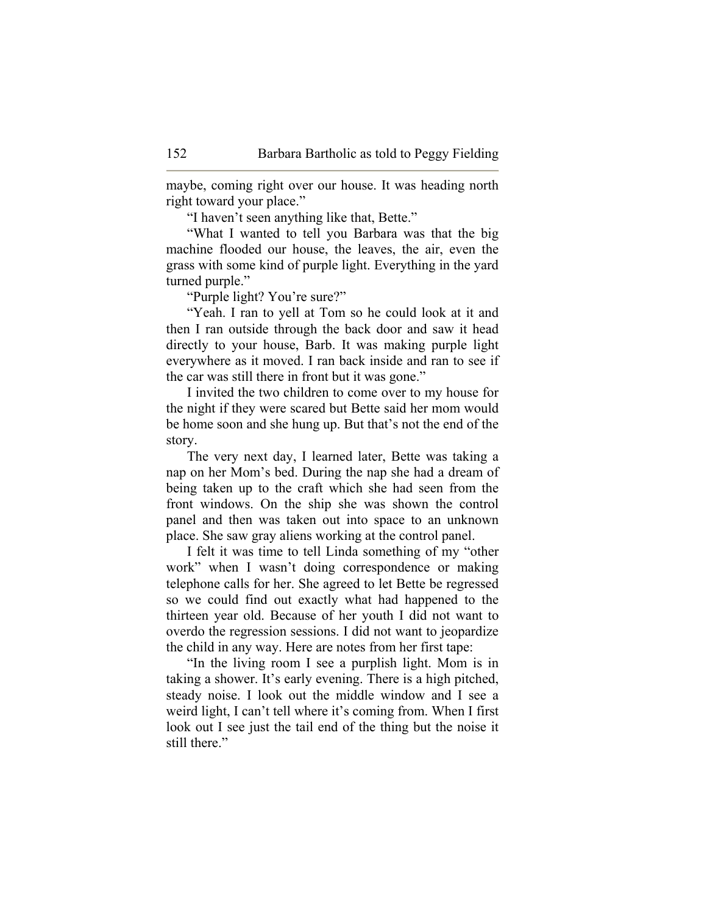maybe, coming right over our house. It was heading north right toward your place."

"I haven't seen anything like that, Bette."

"What I wanted to tell you Barbara was that the big machine flooded our house, the leaves, the air, even the grass with some kind of purple light. Everything in the yard turned purple."

"Purple light? You're sure?"

"Yeah. I ran to yell at Tom so he could look at it and then I ran outside through the back door and saw it head directly to your house, Barb. It was making purple light everywhere as it moved. I ran back inside and ran to see if the car was still there in front but it was gone."

I invited the two children to come over to my house for the night if they were scared but Bette said her mom would be home soon and she hung up. But that's not the end of the story.

The very next day, I learned later, Bette was taking a nap on her Mom's bed. During the nap she had a dream of being taken up to the craft which she had seen from the front windows. On the ship she was shown the control panel and then was taken out into space to an unknown place. She saw gray aliens working at the control panel.

I felt it was time to tell Linda something of my "other work" when I wasn't doing correspondence or making telephone calls for her. She agreed to let Bette be regressed so we could find out exactly what had happened to the thirteen year old. Because of her youth I did not want to overdo the regression sessions. I did not want to jeopardize the child in any way. Here are notes from her first tape:

"In the living room I see a purplish light. Mom is in taking a shower. It's early evening. There is a high pitched, steady noise. I look out the middle window and I see a weird light, I can't tell where it's coming from. When I first look out I see just the tail end of the thing but the noise it still there."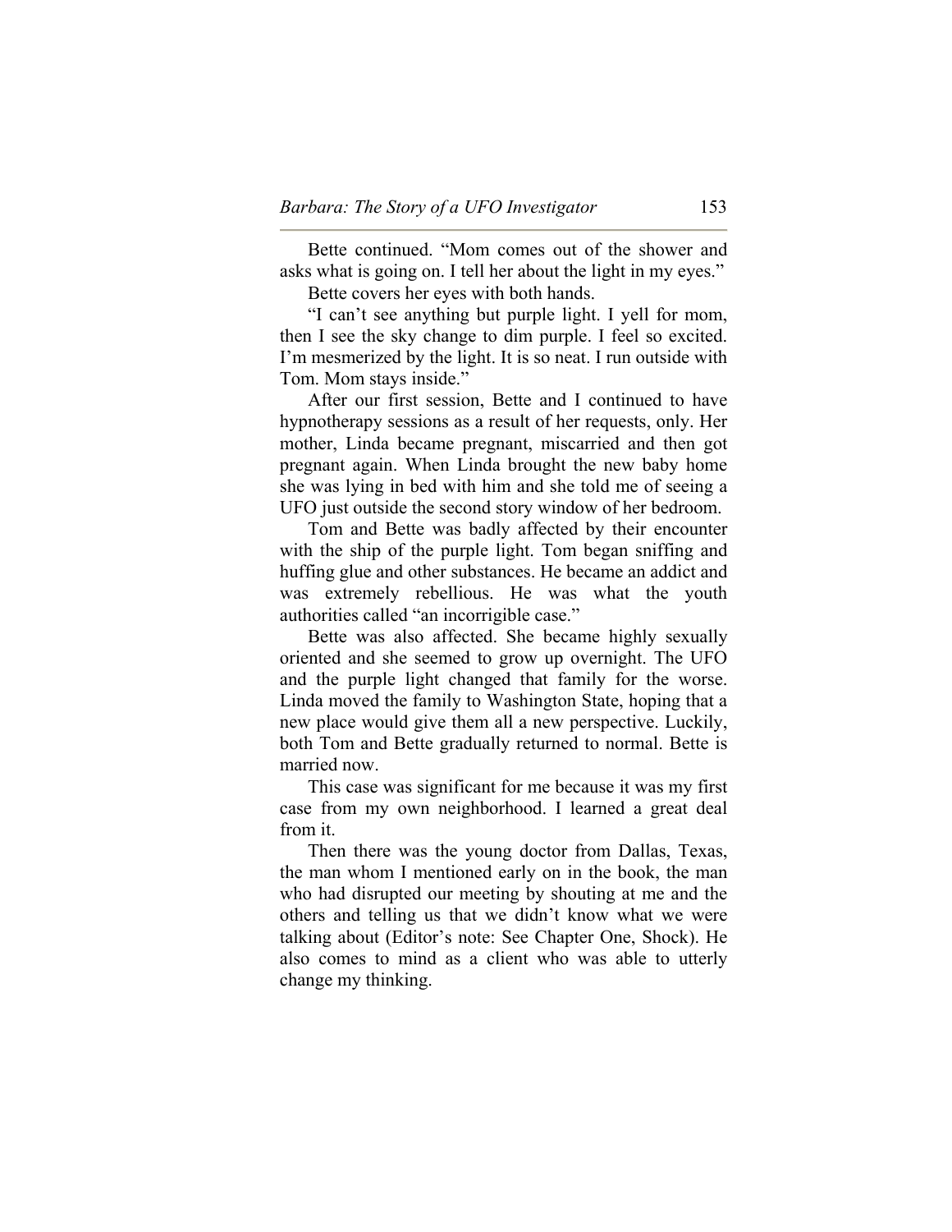Bette continued. "Mom comes out of the shower and asks what is going on. I tell her about the light in my eyes."

Bette covers her eyes with both hands.

"I can't see anything but purple light. I yell for mom, then I see the sky change to dim purple. I feel so excited. I'm mesmerized by the light. It is so neat. I run outside with Tom. Mom stays inside."

After our first session, Bette and I continued to have hypnotherapy sessions as a result of her requests, only. Her mother, Linda became pregnant, miscarried and then got pregnant again. When Linda brought the new baby home she was lying in bed with him and she told me of seeing a UFO just outside the second story window of her bedroom.

Tom and Bette was badly affected by their encounter with the ship of the purple light. Tom began sniffing and huffing glue and other substances. He became an addict and was extremely rebellious. He was what the youth authorities called "an incorrigible case."

Bette was also affected. She became highly sexually oriented and she seemed to grow up overnight. The UFO and the purple light changed that family for the worse. Linda moved the family to Washington State, hoping that a new place would give them all a new perspective. Luckily, both Tom and Bette gradually returned to normal. Bette is married now.

This case was significant for me because it was my first case from my own neighborhood. I learned a great deal from it.

Then there was the young doctor from Dallas, Texas, the man whom I mentioned early on in the book, the man who had disrupted our meeting by shouting at me and the others and telling us that we didn't know what we were talking about (Editor's note: See Chapter One, Shock). He also comes to mind as a client who was able to utterly change my thinking.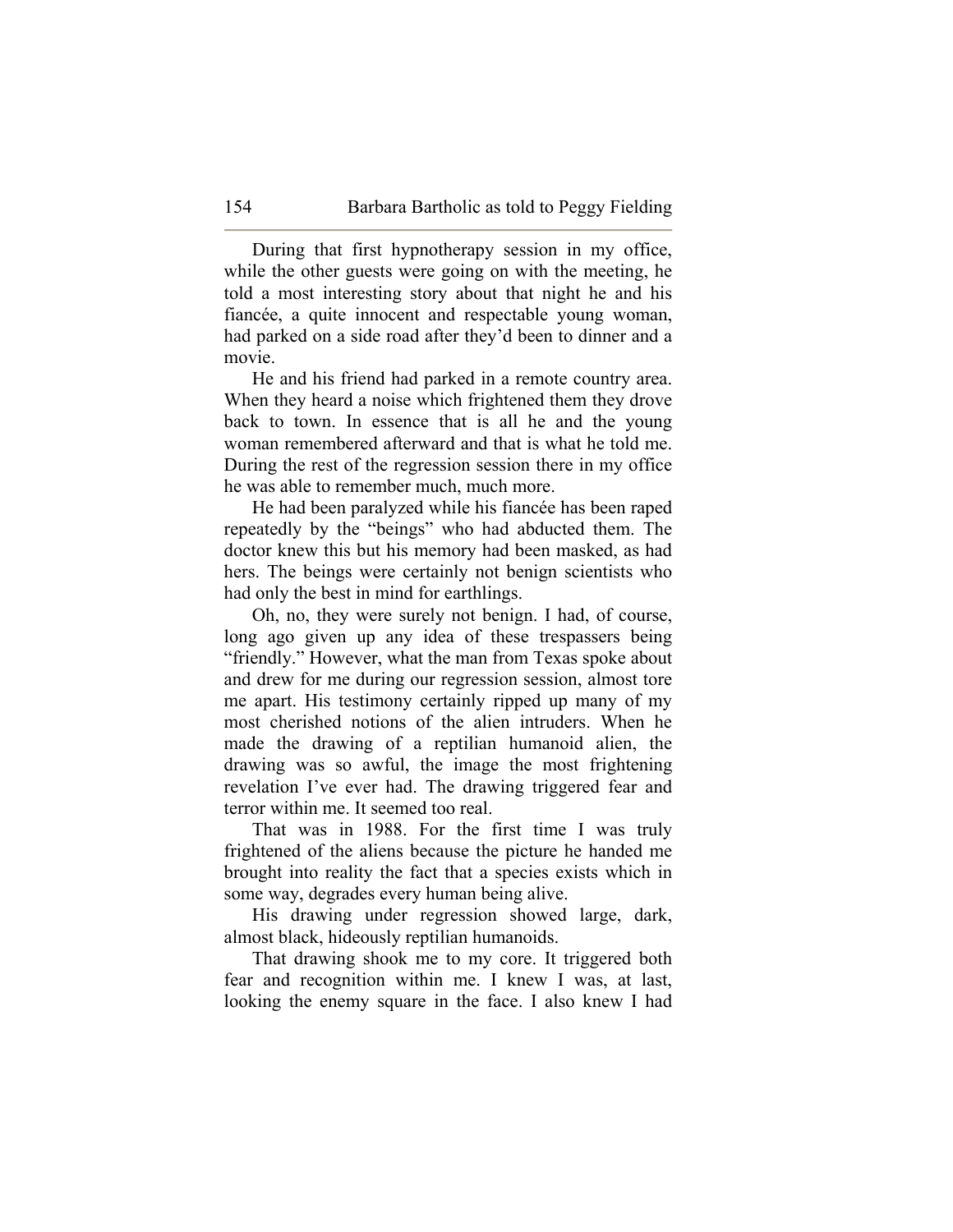During that first hypnotherapy session in my office, while the other guests were going on with the meeting, he told a most interesting story about that night he and his fiancée, a quite innocent and respectable young woman, had parked on a side road after they'd been to dinner and a movie.

He and his friend had parked in a remote country area. When they heard a noise which frightened them they drove back to town. In essence that is all he and the young woman remembered afterward and that is what he told me. During the rest of the regression session there in my office he was able to remember much, much more.

He had been paralyzed while his fiancée has been raped repeatedly by the "beings" who had abducted them. The doctor knew this but his memory had been masked, as had hers. The beings were certainly not benign scientists who had only the best in mind for earthlings.

Oh, no, they were surely not benign. I had, of course, long ago given up any idea of these trespassers being "friendly." However, what the man from Texas spoke about and drew for me during our regression session, almost tore me apart. His testimony certainly ripped up many of my most cherished notions of the alien intruders. When he made the drawing of a reptilian humanoid alien, the drawing was so awful, the image the most frightening revelation I've ever had. The drawing triggered fear and terror within me. It seemed too real.

That was in 1988. For the first time I was truly frightened of the aliens because the picture he handed me brought into reality the fact that a species exists which in some way, degrades every human being alive.

His drawing under regression showed large, dark, almost black, hideously reptilian humanoids.

That drawing shook me to my core. It triggered both fear and recognition within me. I knew I was, at last, looking the enemy square in the face. I also knew I had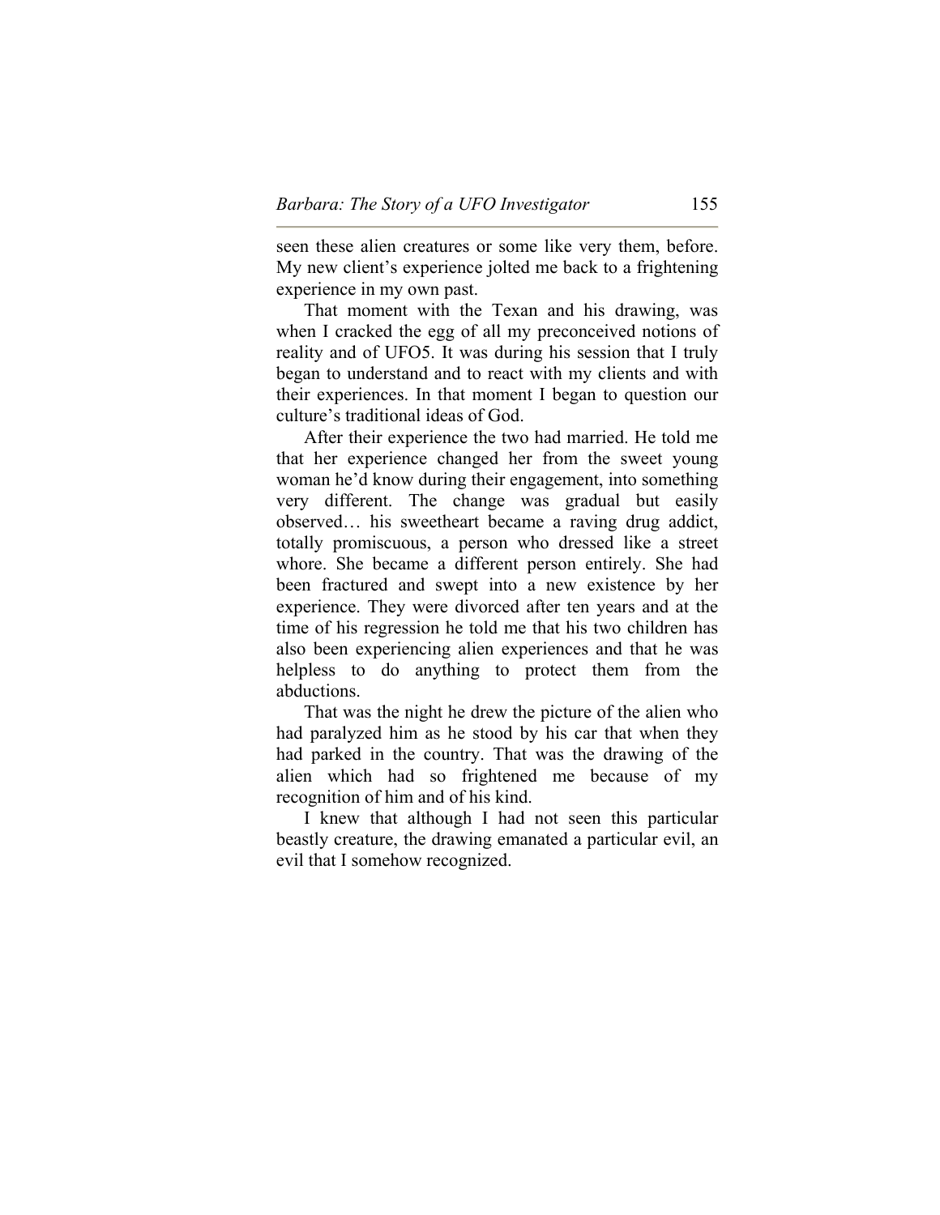seen these alien creatures or some like very them, before. My new client's experience jolted me back to a frightening experience in my own past.

That moment with the Texan and his drawing, was when I cracked the egg of all my preconceived notions of reality and of UFO5. It was during his session that I truly began to understand and to react with my clients and with their experiences. In that moment I began to question our culture's traditional ideas of God.

After their experience the two had married. He told me that her experience changed her from the sweet young woman he'd know during their engagement, into something very different. The change was gradual but easily observed… his sweetheart became a raving drug addict, totally promiscuous, a person who dressed like a street whore. She became a different person entirely. She had been fractured and swept into a new existence by her experience. They were divorced after ten years and at the time of his regression he told me that his two children has also been experiencing alien experiences and that he was helpless to do anything to protect them from the abductions.

That was the night he drew the picture of the alien who had paralyzed him as he stood by his car that when they had parked in the country. That was the drawing of the alien which had so frightened me because of my recognition of him and of his kind.

I knew that although I had not seen this particular beastly creature, the drawing emanated a particular evil, an evil that I somehow recognized.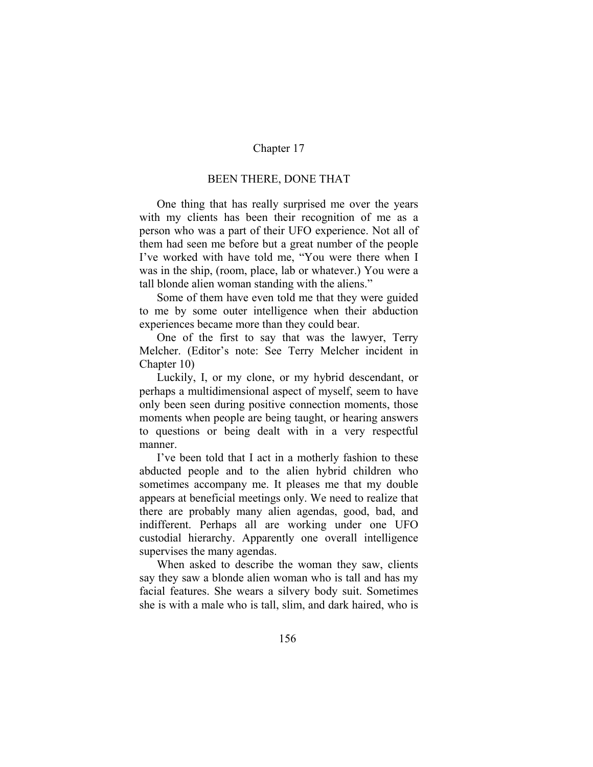# Chapter 17

## BEEN THERE, DONE THAT

One thing that has really surprised me over the years with my clients has been their recognition of me as a person who was a part of their UFO experience. Not all of them had seen me before but a great number of the people I've worked with have told me, "You were there when I was in the ship, (room, place, lab or whatever.) You were a tall blonde alien woman standing with the aliens."

Some of them have even told me that they were guided to me by some outer intelligence when their abduction experiences became more than they could bear.

One of the first to say that was the lawyer, Terry Melcher. (Editor's note: See Terry Melcher incident in Chapter 10)

Luckily, I, or my clone, or my hybrid descendant, or perhaps a multidimensional aspect of myself, seem to have only been seen during positive connection moments, those moments when people are being taught, or hearing answers to questions or being dealt with in a very respectful manner.

I've been told that I act in a motherly fashion to these abducted people and to the alien hybrid children who sometimes accompany me. It pleases me that my double appears at beneficial meetings only. We need to realize that there are probably many alien agendas, good, bad, and indifferent. Perhaps all are working under one UFO custodial hierarchy. Apparently one overall intelligence supervises the many agendas.

When asked to describe the woman they saw, clients say they saw a blonde alien woman who is tall and has my facial features. She wears a silvery body suit. Sometimes she is with a male who is tall, slim, and dark haired, who is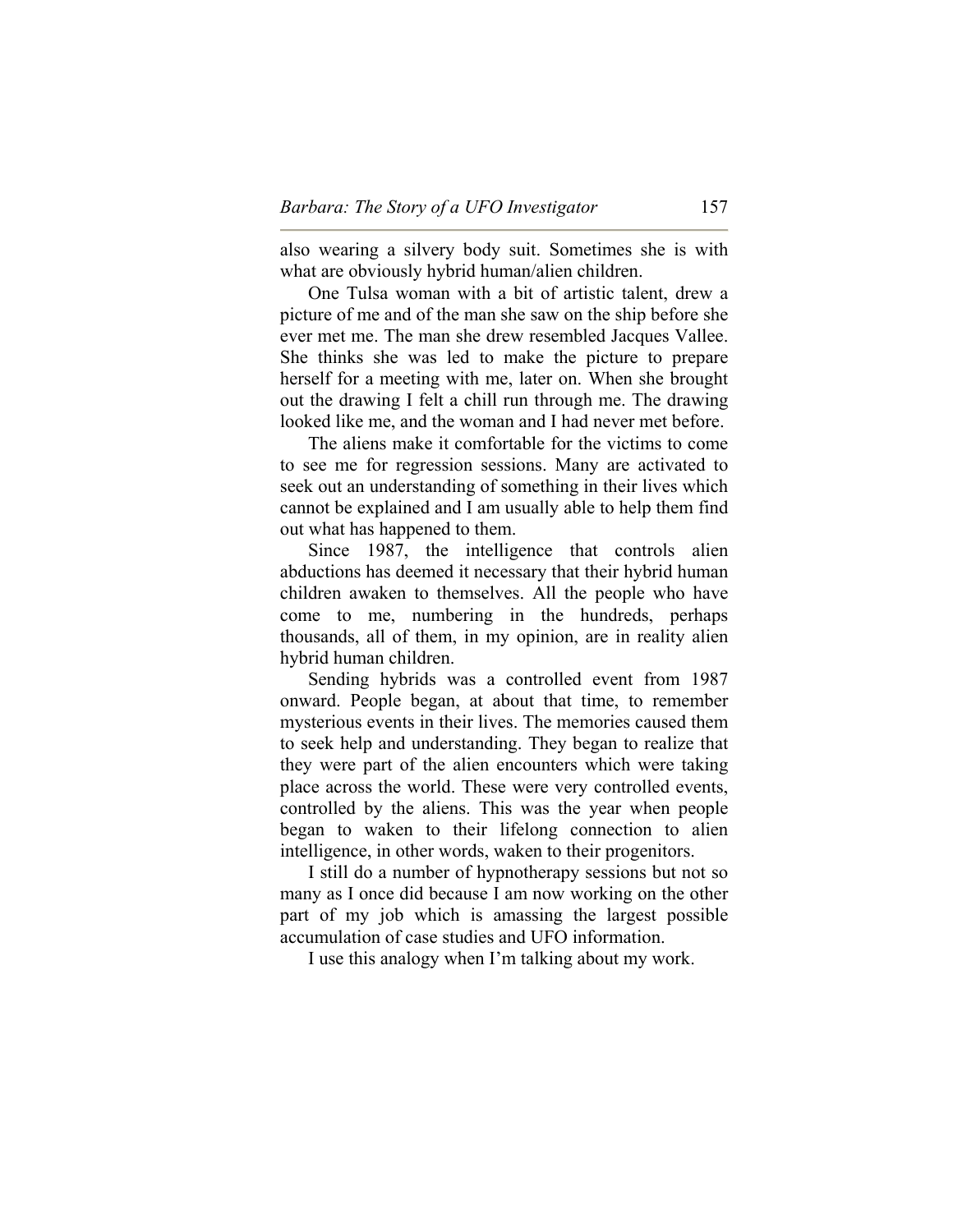also wearing a silvery body suit. Sometimes she is with what are obviously hybrid human/alien children.

One Tulsa woman with a bit of artistic talent, drew a picture of me and of the man she saw on the ship before she ever met me. The man she drew resembled Jacques Vallee. She thinks she was led to make the picture to prepare herself for a meeting with me, later on. When she brought out the drawing I felt a chill run through me. The drawing looked like me, and the woman and I had never met before.

The aliens make it comfortable for the victims to come to see me for regression sessions. Many are activated to seek out an understanding of something in their lives which cannot be explained and I am usually able to help them find out what has happened to them.

Since 1987, the intelligence that controls alien abductions has deemed it necessary that their hybrid human children awaken to themselves. All the people who have come to me, numbering in the hundreds, perhaps thousands, all of them, in my opinion, are in reality alien hybrid human children.

Sending hybrids was a controlled event from 1987 onward. People began, at about that time, to remember mysterious events in their lives. The memories caused them to seek help and understanding. They began to realize that they were part of the alien encounters which were taking place across the world. These were very controlled events, controlled by the aliens. This was the year when people began to waken to their lifelong connection to alien intelligence, in other words, waken to their progenitors.

I still do a number of hypnotherapy sessions but not so many as I once did because I am now working on the other part of my job which is amassing the largest possible accumulation of case studies and UFO information.

I use this analogy when I'm talking about my work.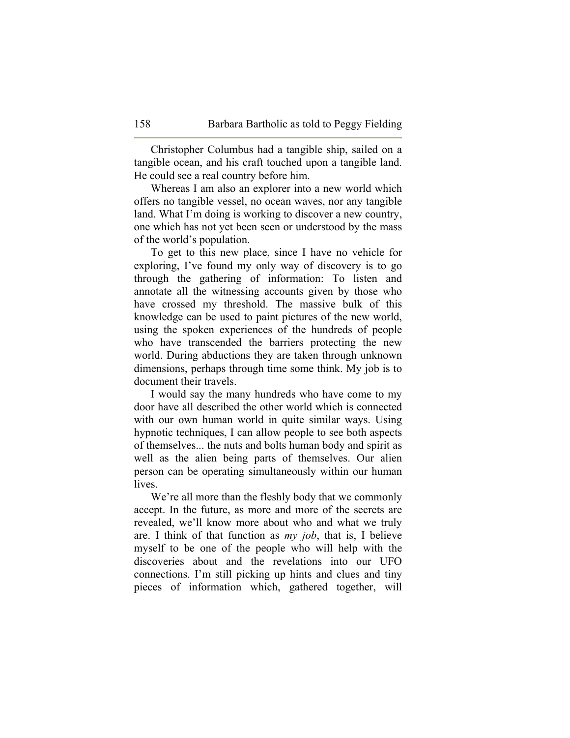Christopher Columbus had a tangible ship, sailed on a tangible ocean, and his craft touched upon a tangible land. He could see a real country before him.

Whereas I am also an explorer into a new world which offers no tangible vessel, no ocean waves, nor any tangible land. What I'm doing is working to discover a new country, one which has not yet been seen or understood by the mass of the world's population.

To get to this new place, since I have no vehicle for exploring, I've found my only way of discovery is to go through the gathering of information: To listen and annotate all the witnessing accounts given by those who have crossed my threshold. The massive bulk of this knowledge can be used to paint pictures of the new world, using the spoken experiences of the hundreds of people who have transcended the barriers protecting the new world. During abductions they are taken through unknown dimensions, perhaps through time some think. My job is to document their travels.

I would say the many hundreds who have come to my door have all described the other world which is connected with our own human world in quite similar ways. Using hypnotic techniques, I can allow people to see both aspects of themselves... the nuts and bolts human body and spirit as well as the alien being parts of themselves. Our alien person can be operating simultaneously within our human lives.

We're all more than the fleshly body that we commonly accept. In the future, as more and more of the secrets are revealed, we'll know more about who and what we truly are. I think of that function as *my job*, that is, I believe myself to be one of the people who will help with the discoveries about and the revelations into our UFO connections. I'm still picking up hints and clues and tiny pieces of information which, gathered together, will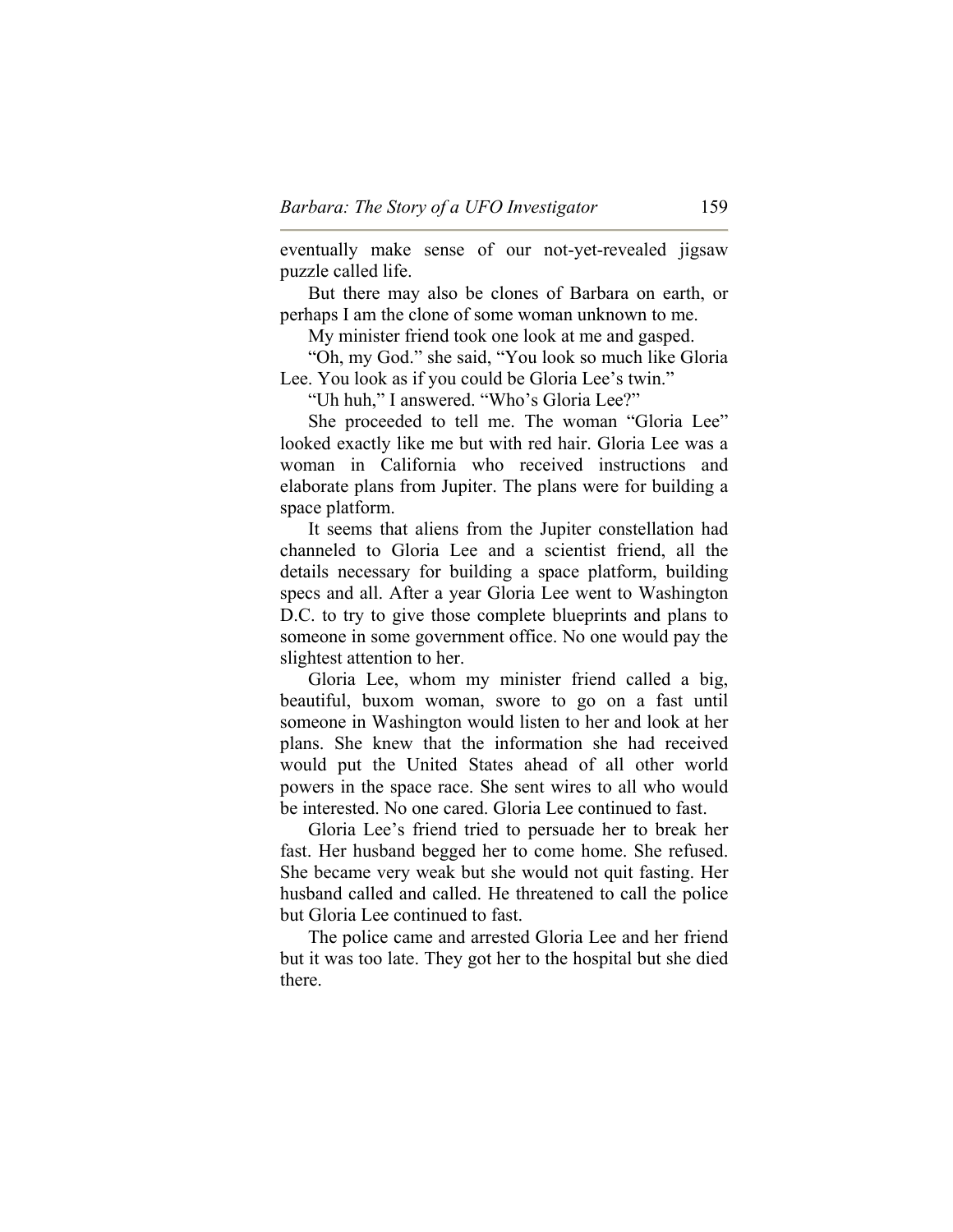eventually make sense of our not-yet-revealed jigsaw puzzle called life.

But there may also be clones of Barbara on earth, or perhaps I am the clone of some woman unknown to me.

My minister friend took one look at me and gasped.

"Oh, my God." she said, "You look so much like Gloria Lee. You look as if you could be Gloria Lee's twin."

"Uh huh," I answered. "Who's Gloria Lee?"

She proceeded to tell me. The woman "Gloria Lee" looked exactly like me but with red hair. Gloria Lee was a woman in California who received instructions and elaborate plans from Jupiter. The plans were for building a space platform.

It seems that aliens from the Jupiter constellation had channeled to Gloria Lee and a scientist friend, all the details necessary for building a space platform, building specs and all. After a year Gloria Lee went to Washington D.C. to try to give those complete blueprints and plans to someone in some government office. No one would pay the slightest attention to her.

Gloria Lee, whom my minister friend called a big, beautiful, buxom woman, swore to go on a fast until someone in Washington would listen to her and look at her plans. She knew that the information she had received would put the United States ahead of all other world powers in the space race. She sent wires to all who would be interested. No one cared. Gloria Lee continued to fast.

Gloria Lee's friend tried to persuade her to break her fast. Her husband begged her to come home. She refused. She became very weak but she would not quit fasting. Her husband called and called. He threatened to call the police but Gloria Lee continued to fast.

The police came and arrested Gloria Lee and her friend but it was too late. They got her to the hospital but she died there.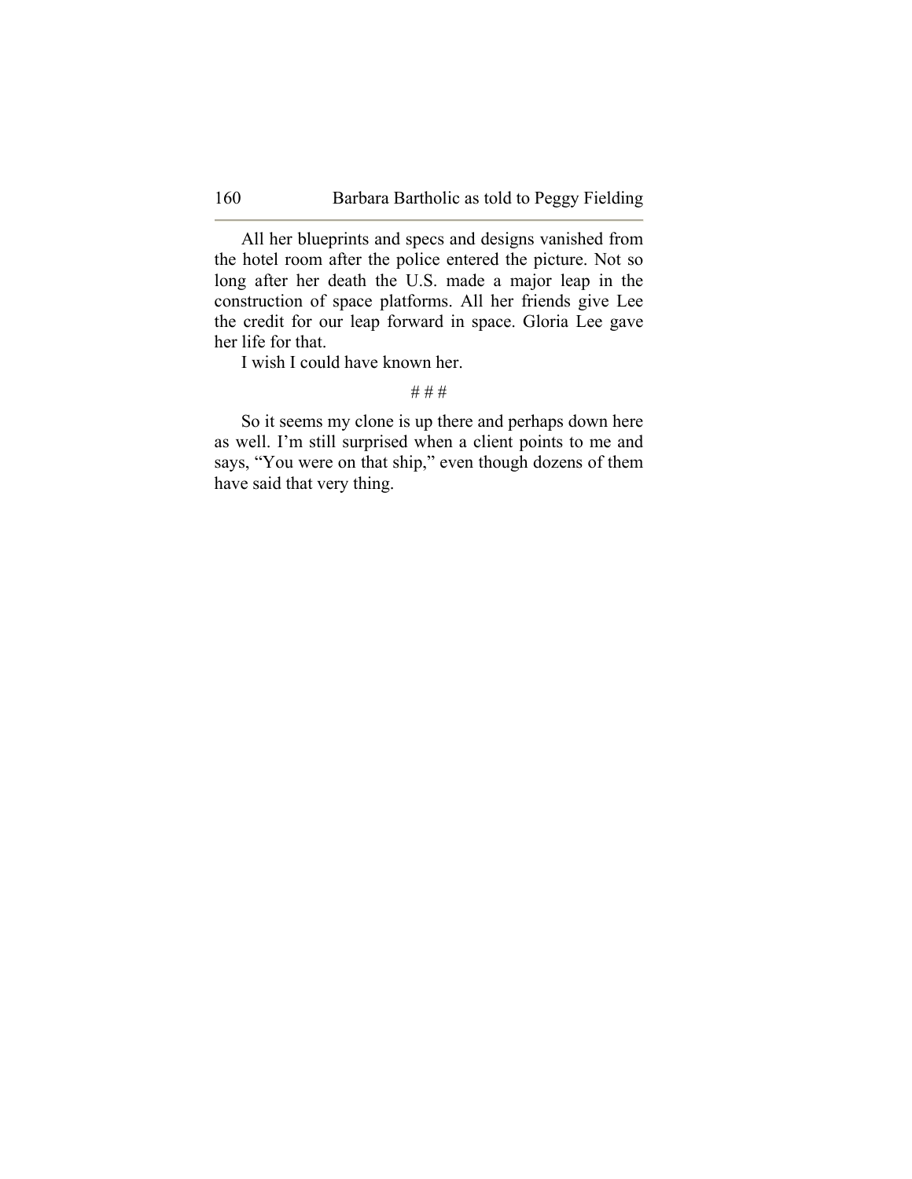All her blueprints and specs and designs vanished from the hotel room after the police entered the picture. Not so long after her death the U.S. made a major leap in the construction of space platforms. All her friends give Lee the credit for our leap forward in space. Gloria Lee gave her life for that.

I wish I could have known her.

# # #

So it seems my clone is up there and perhaps down here as well. I'm still surprised when a client points to me and says, "You were on that ship," even though dozens of them have said that very thing.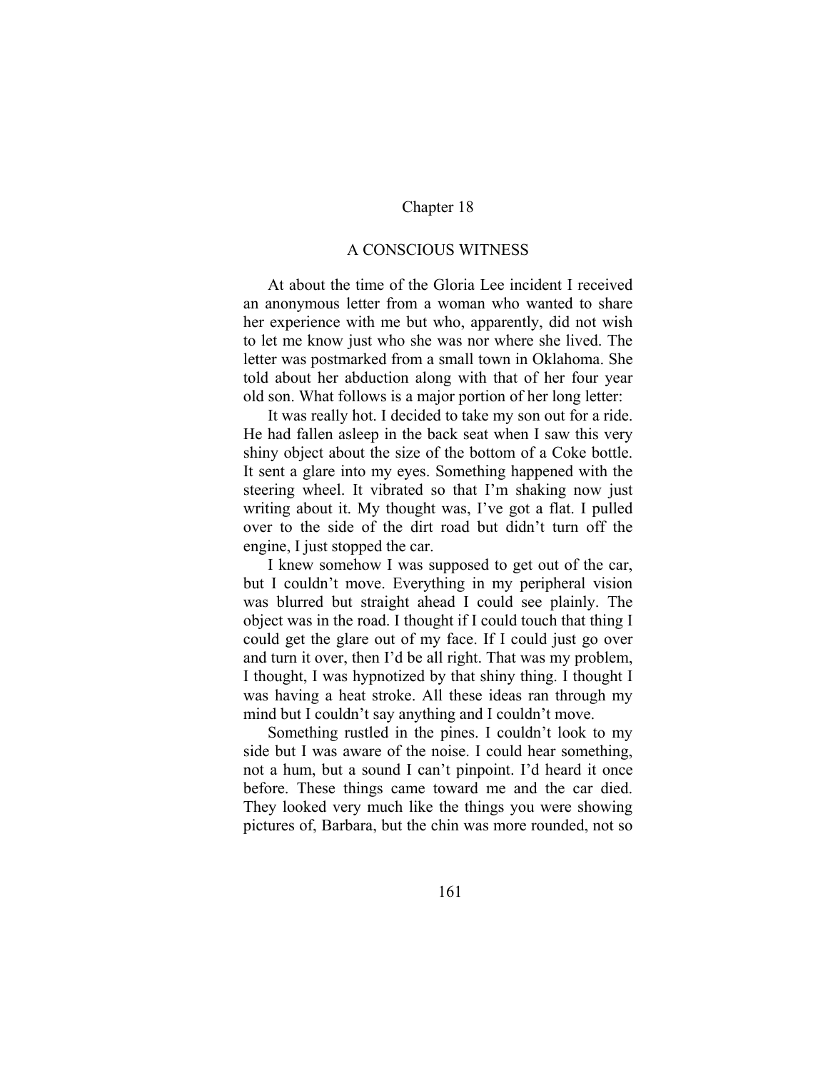# Chapter 18

## A CONSCIOUS WITNESS

At about the time of the Gloria Lee incident I received an anonymous letter from a woman who wanted to share her experience with me but who, apparently, did not wish to let me know just who she was nor where she lived. The letter was postmarked from a small town in Oklahoma. She told about her abduction along with that of her four year old son. What follows is a major portion of her long letter:

It was really hot. I decided to take my son out for a ride. He had fallen asleep in the back seat when I saw this very shiny object about the size of the bottom of a Coke bottle. It sent a glare into my eyes. Something happened with the steering wheel. It vibrated so that I'm shaking now just writing about it. My thought was, I've got a flat. I pulled over to the side of the dirt road but didn't turn off the engine, I just stopped the car.

I knew somehow I was supposed to get out of the car, but I couldn't move. Everything in my peripheral vision was blurred but straight ahead I could see plainly. The object was in the road. I thought if I could touch that thing I could get the glare out of my face. If I could just go over and turn it over, then I'd be all right. That was my problem, I thought, I was hypnotized by that shiny thing. I thought I was having a heat stroke. All these ideas ran through my mind but I couldn't say anything and I couldn't move.

Something rustled in the pines. I couldn't look to my side but I was aware of the noise. I could hear something, not a hum, but a sound I can't pinpoint. I'd heard it once before. These things came toward me and the car died. They looked very much like the things you were showing pictures of, Barbara, but the chin was more rounded, not so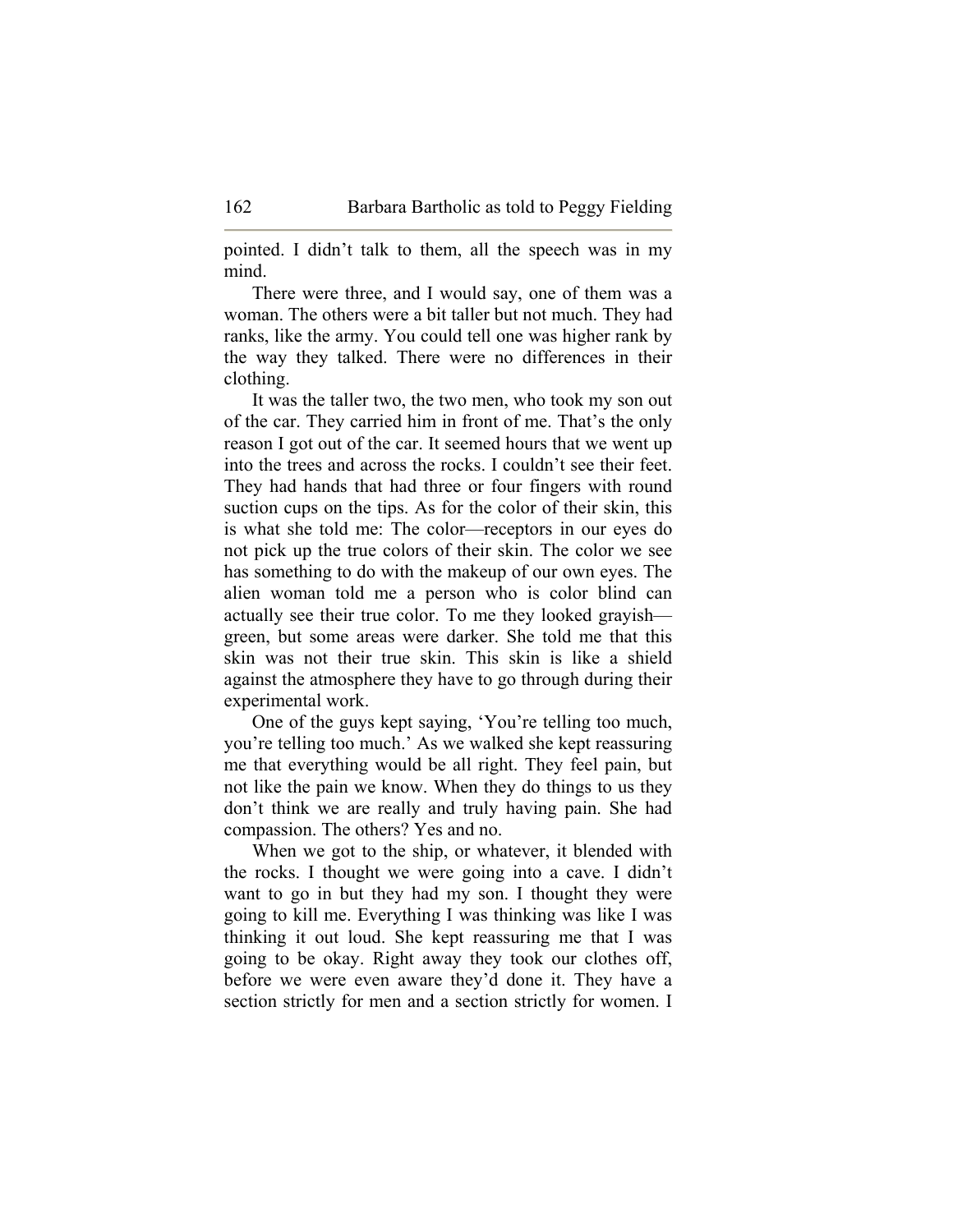pointed. I didn't talk to them, all the speech was in my mind.

There were three, and I would say, one of them was a woman. The others were a bit taller but not much. They had ranks, like the army. You could tell one was higher rank by the way they talked. There were no differences in their clothing.

It was the taller two, the two men, who took my son out of the car. They carried him in front of me. That's the only reason I got out of the car. It seemed hours that we went up into the trees and across the rocks. I couldn't see their feet. They had hands that had three or four fingers with round suction cups on the tips. As for the color of their skin, this is what she told me: The color—receptors in our eyes do not pick up the true colors of their skin. The color we see has something to do with the makeup of our own eyes. The alien woman told me a person who is color blind can actually see their true color. To me they looked grayish—green, but some areas were darker. She told me that this skin was not their true skin. This skin is like a shield against the atmosphere they have to go through during their experimental work.

One of the guys kept saying, 'You're telling too much, you're telling too much.' As we walked she kept reassuring me that everything would be all right. They feel pain, but not like the pain we know. When they do things to us they don't think we are really and truly having pain. She had compassion. The others? Yes and no.

When we got to the ship, or whatever, it blended with the rocks. I thought we were going into a cave. I didn't want to go in but they had my son. I thought they were going to kill me. Everything I was thinking was like I was thinking it out loud. She kept reassuring me that I was going to be okay. Right away they took our clothes off, before we were even aware they'd done it. They have a section strictly for men and a section strictly for women. I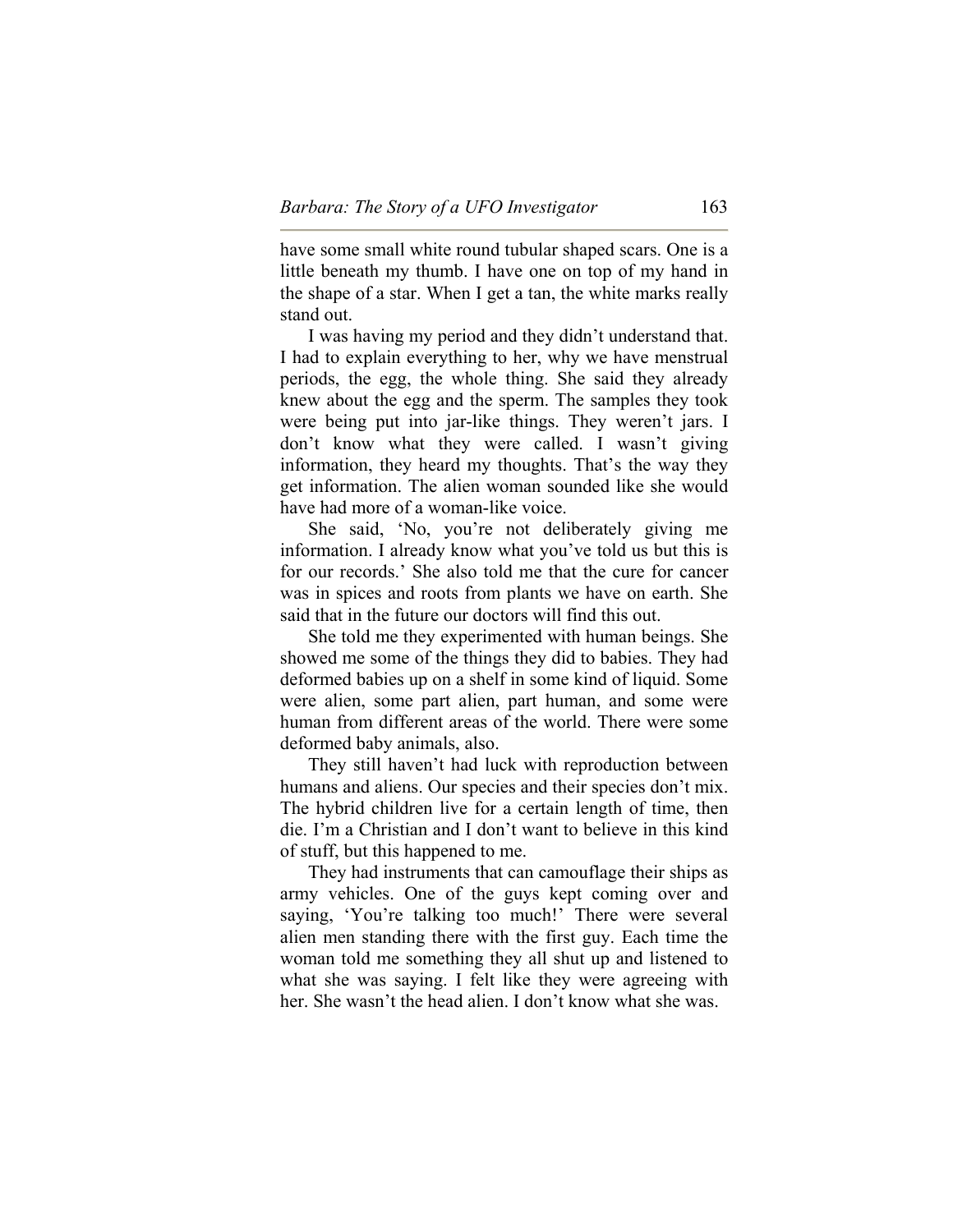have some small white round tubular shaped scars. One is a little beneath my thumb. I have one on top of my hand in the shape of a star. When I get a tan, the white marks really stand out.

I was having my period and they didn't understand that. I had to explain everything to her, why we have menstrual periods, the egg, the whole thing. She said they already knew about the egg and the sperm. The samples they took were being put into jar-like things. They weren't jars. I don't know what they were called. I wasn't giving information, they heard my thoughts. That's the way they get information. The alien woman sounded like she would have had more of a woman-like voice.

She said, 'No, you're not deliberately giving me information. I already know what you've told us but this is for our records.' She also told me that the cure for cancer was in spices and roots from plants we have on earth. She said that in the future our doctors will find this out.

She told me they experimented with human beings. She showed me some of the things they did to babies. They had deformed babies up on a shelf in some kind of liquid. Some were alien, some part alien, part human, and some were human from different areas of the world. There were some deformed baby animals, also.

They still haven't had luck with reproduction between humans and aliens. Our species and their species don't mix. The hybrid children live for a certain length of time, then die. I'm a Christian and I don't want to believe in this kind of stuff, but this happened to me.

They had instruments that can camouflage their ships as army vehicles. One of the guys kept coming over and saying, 'You're talking too much!' There were several alien men standing there with the first guy. Each time the woman told me something they all shut up and listened to what she was saying. I felt like they were agreeing with her. She wasn't the head alien. I don't know what she was.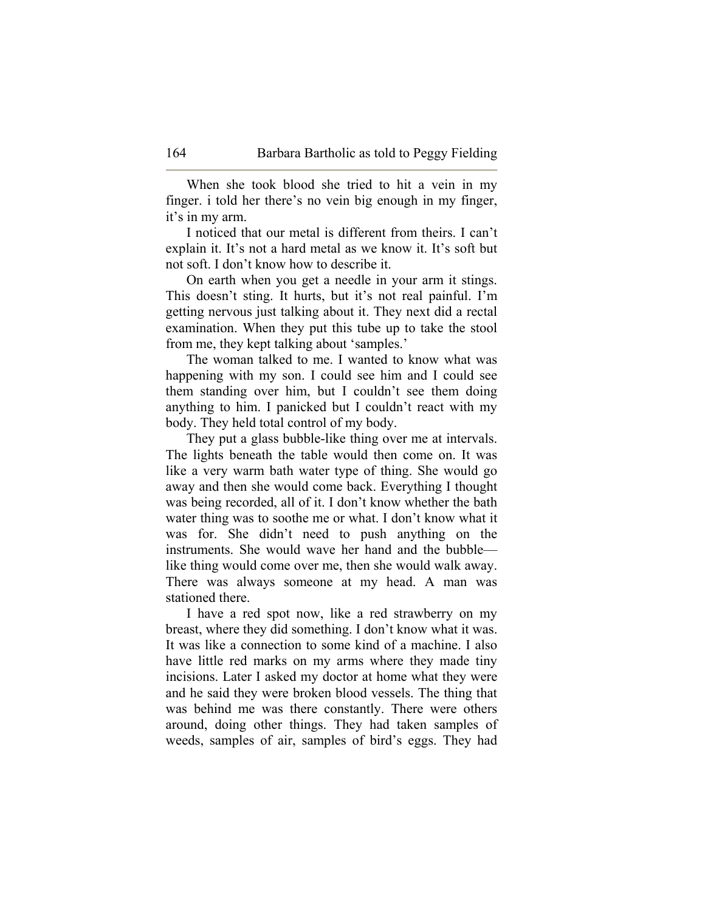When she took blood she tried to hit a vein in my finger. i told her there's no vein big enough in my finger, it's in my arm.

I noticed that our metal is different from theirs. I can't explain it. It's not a hard metal as we know it. It's soft but not soft. I don't know how to describe it.

On earth when you get a needle in your arm it stings. This doesn't sting. It hurts, but it's not real painful. I'm getting nervous just talking about it. They next did a rectal examination. When they put this tube up to take the stool from me, they kept talking about 'samples.'

The woman talked to me. I wanted to know what was happening with my son. I could see him and I could see them standing over him, but I couldn't see them doing anything to him. I panicked but I couldn't react with my body. They held total control of my body.

They put a glass bubble-like thing over me at intervals. The lights beneath the table would then come on. It was like a very warm bath water type of thing. She would go away and then she would come back. Everything I thought was being recorded, all of it. I don't know whether the bath water thing was to soothe me or what. I don't know what it was for. She didn't need to push anything on the instruments. She would wave her hand and the bubble—like thing would come over me, then she would walk away. There was always someone at my head. A man was stationed there.

I have a red spot now, like a red strawberry on my breast, where they did something. I don't know what it was. It was like a connection to some kind of a machine. I also have little red marks on my arms where they made tiny incisions. Later I asked my doctor at home what they were and he said they were broken blood vessels. The thing that was behind me was there constantly. There were others around, doing other things. They had taken samples of weeds, samples of air, samples of bird's eggs. They had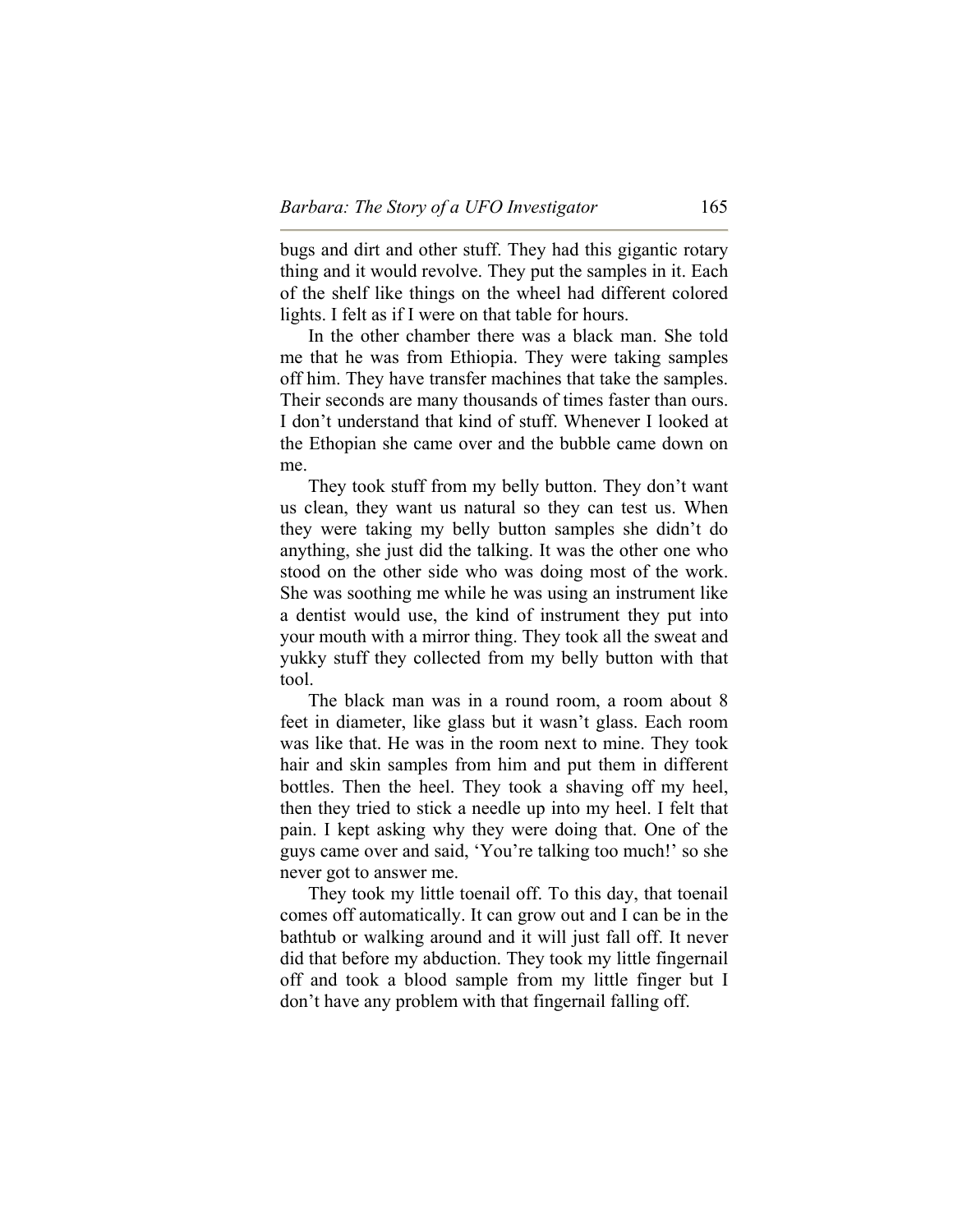bugs and dirt and other stuff. They had this gigantic rotary thing and it would revolve. They put the samples in it. Each of the shelf like things on the wheel had different colored lights. I felt as if I were on that table for hours.

In the other chamber there was a black man. She told me that he was from Ethiopia. They were taking samples off him. They have transfer machines that take the samples. Their seconds are many thousands of times faster than ours. I don't understand that kind of stuff. Whenever I looked at the Ethopian she came over and the bubble came down on me.

They took stuff from my belly button. They don't want us clean, they want us natural so they can test us. When they were taking my belly button samples she didn't do anything, she just did the talking. It was the other one who stood on the other side who was doing most of the work. She was soothing me while he was using an instrument like a dentist would use, the kind of instrument they put into your mouth with a mirror thing. They took all the sweat and yukky stuff they collected from my belly button with that tool.

The black man was in a round room, a room about 8 feet in diameter, like glass but it wasn't glass. Each room was like that. He was in the room next to mine. They took hair and skin samples from him and put them in different bottles. Then the heel. They took a shaving off my heel, then they tried to stick a needle up into my heel. I felt that pain. I kept asking why they were doing that. One of the guys came over and said, 'You're talking too much!' so she never got to answer me.

They took my little toenail off. To this day, that toenail comes off automatically. It can grow out and I can be in the bathtub or walking around and it will just fall off. It never did that before my abduction. They took my little fingernail off and took a blood sample from my little finger but I don't have any problem with that fingernail falling off.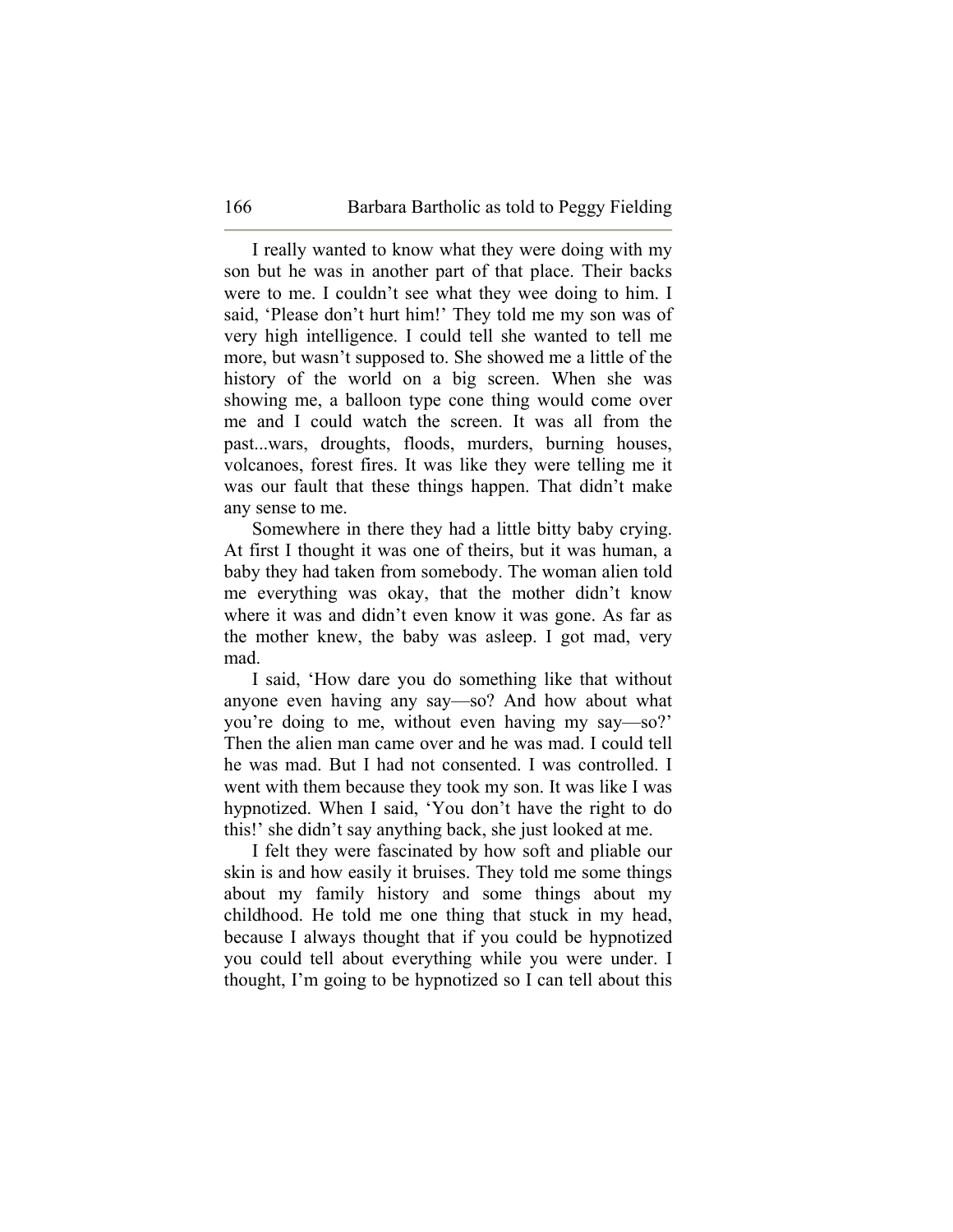I really wanted to know what they were doing with my son but he was in another part of that place. Their backs were to me. I couldn't see what they wee doing to him. I said, 'Please don't hurt him!' They told me my son was of very high intelligence. I could tell she wanted to tell me more, but wasn't supposed to. She showed me a little of the history of the world on a big screen. When she was showing me, a balloon type cone thing would come over me and I could watch the screen. It was all from the past...wars, droughts, floods, murders, burning houses, volcanoes, forest fires. It was like they were telling me it was our fault that these things happen. That didn't make any sense to me.

Somewhere in there they had a little bitty baby crying. At first I thought it was one of theirs, but it was human, a baby they had taken from somebody. The woman alien told me everything was okay, that the mother didn't know where it was and didn't even know it was gone. As far as the mother knew, the baby was asleep. I got mad, very mad.

I said, 'How dare you do something like that without anyone even having any say—so? And how about what you're doing to me, without even having my say—so?' Then the alien man came over and he was mad. I could tell he was mad. But I had not consented. I was controlled. I went with them because they took my son. It was like I was hypnotized. When I said, 'You don't have the right to do this!' she didn't say anything back, she just looked at me.

I felt they were fascinated by how soft and pliable our skin is and how easily it bruises. They told me some things about my family history and some things about my childhood. He told me one thing that stuck in my head, because I always thought that if you could be hypnotized you could tell about everything while you were under. I thought, I'm going to be hypnotized so I can tell about this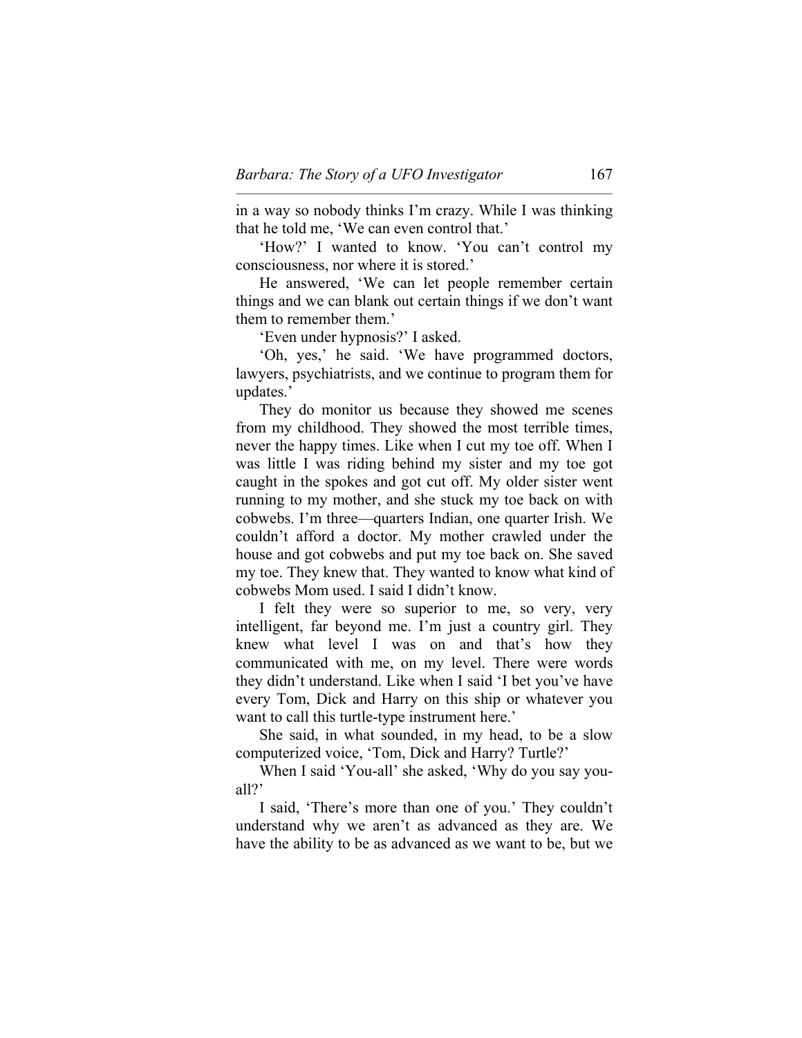in a way so nobody thinks I'm crazy. While I was thinking that he told me, 'We can even control that.'

'How?' I wanted to know. 'You can't control my consciousness, nor where it is stored.'

He answered, 'We can let people remember certain things and we can blank out certain things if we don't want them to remember them.'

'Even under hypnosis?' I asked.

'Oh, yes,' he said. 'We have programmed doctors, lawyers, psychiatrists, and we continue to program them for updates.'

They do monitor us because they showed me scenes from my childhood. They showed the most terrible times, never the happy times. Like when I cut my toe off. When I was little I was riding behind my sister and my toe got caught in the spokes and got cut off. My older sister went running to my mother, and she stuck my toe back on with cobwebs. I'm three—quarters Indian, one quarter Irish. We couldn't afford a doctor. My mother crawled under the house and got cobwebs and put my toe back on. She saved my toe. They knew that. They wanted to know what kind of cobwebs Mom used. I said I didn't know.

I felt they were so superior to me, so very, very intelligent, far beyond me. I'm just a country girl. They knew what level I was on and that's how they communicated with me, on my level. There were words they didn't understand. Like when I said 'I bet you've have every Tom, Dick and Harry on this ship or whatever you want to call this turtle-type instrument here.'

She said, in what sounded, in my head, to be a slow computerized voice, 'Tom, Dick and Harry? Turtle?'

When I said 'You-all' she asked, 'Why do you say you-all?'

I said, 'There's more than one of you.' They couldn't understand why we aren't as advanced as they are. We have the ability to be as advanced as we want to be, but we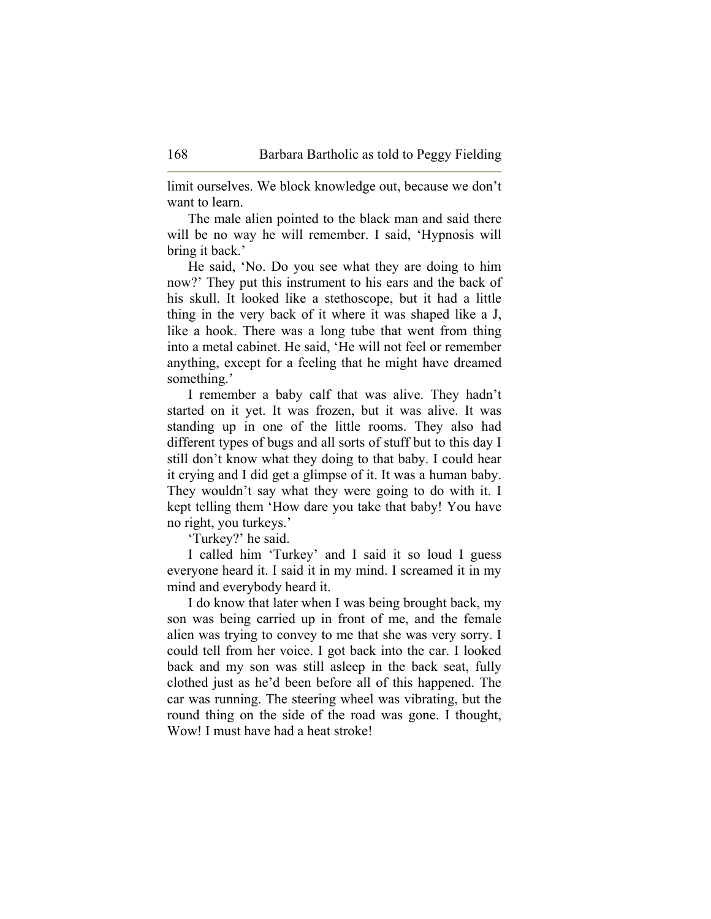limit ourselves. We block knowledge out, because we don't want to learn.

The male alien pointed to the black man and said there will be no way he will remember. I said, 'Hypnosis will bring it back.'

He said, 'No. Do you see what they are doing to him now?' They put this instrument to his ears and the back of his skull. It looked like a stethoscope, but it had a little thing in the very back of it where it was shaped like a J, like a hook. There was a long tube that went from thing into a metal cabinet. He said, 'He will not feel or remember anything, except for a feeling that he might have dreamed something.'

I remember a baby calf that was alive. They hadn't started on it yet. It was frozen, but it was alive. It was standing up in one of the little rooms. They also had different types of bugs and all sorts of stuff but to this day I still don't know what they doing to that baby. I could hear it crying and I did get a glimpse of it. It was a human baby. They wouldn't say what they were going to do with it. I kept telling them 'How dare you take that baby! You have no right, you turkeys.'

'Turkey?' he said.

I called him 'Turkey' and I said it so loud I guess everyone heard it. I said it in my mind. I screamed it in my mind and everybody heard it.

I do know that later when I was being brought back, my son was being carried up in front of me, and the female alien was trying to convey to me that she was very sorry. I could tell from her voice. I got back into the car. I looked back and my son was still asleep in the back seat, fully clothed just as he'd been before all of this happened. The car was running. The steering wheel was vibrating, but the round thing on the side of the road was gone. I thought, Wow! I must have had a heat stroke!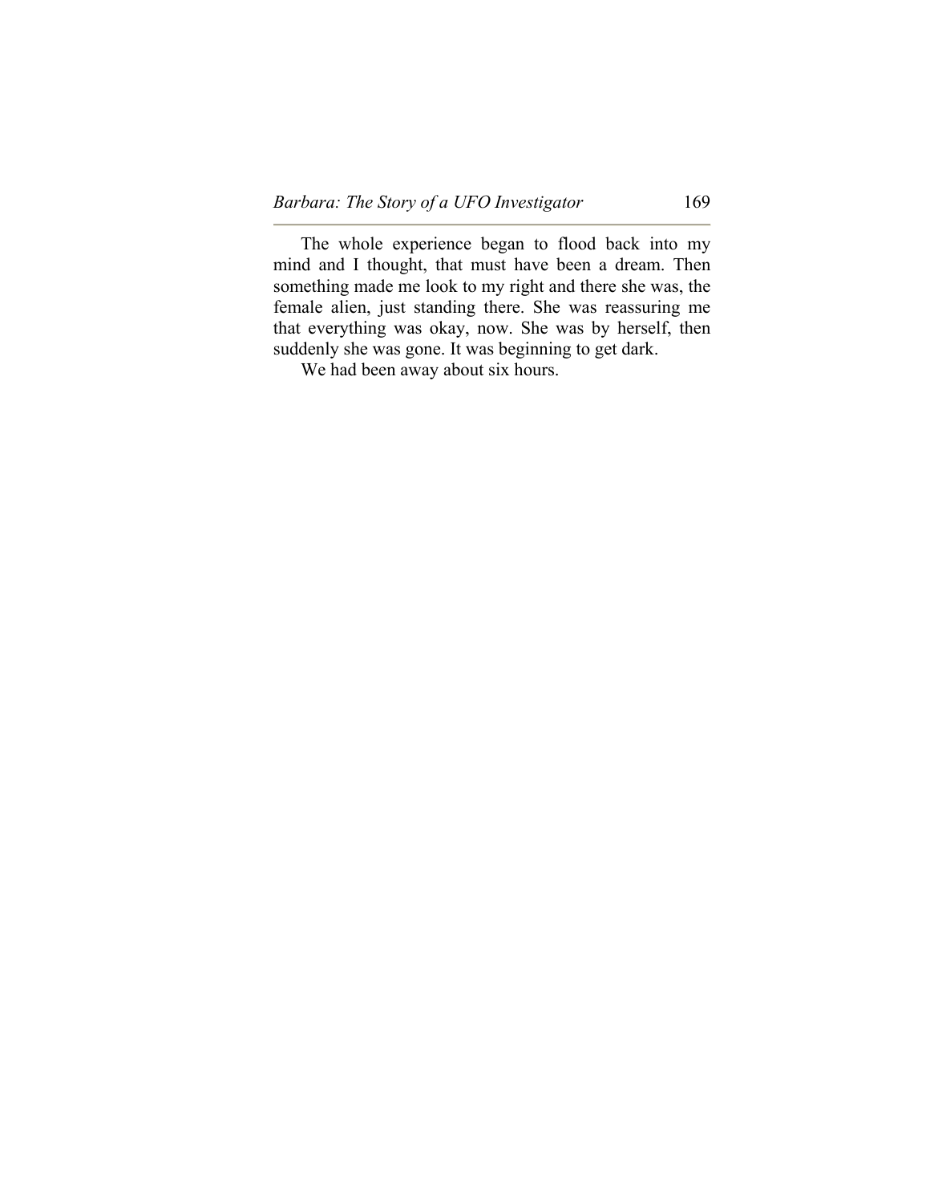The whole experience began to flood back into my mind and I thought, that must have been a dream. Then something made me look to my right and there she was, the female alien, just standing there. She was reassuring me that everything was okay, now. She was by herself, then suddenly she was gone. It was beginning to get dark.

We had been away about six hours.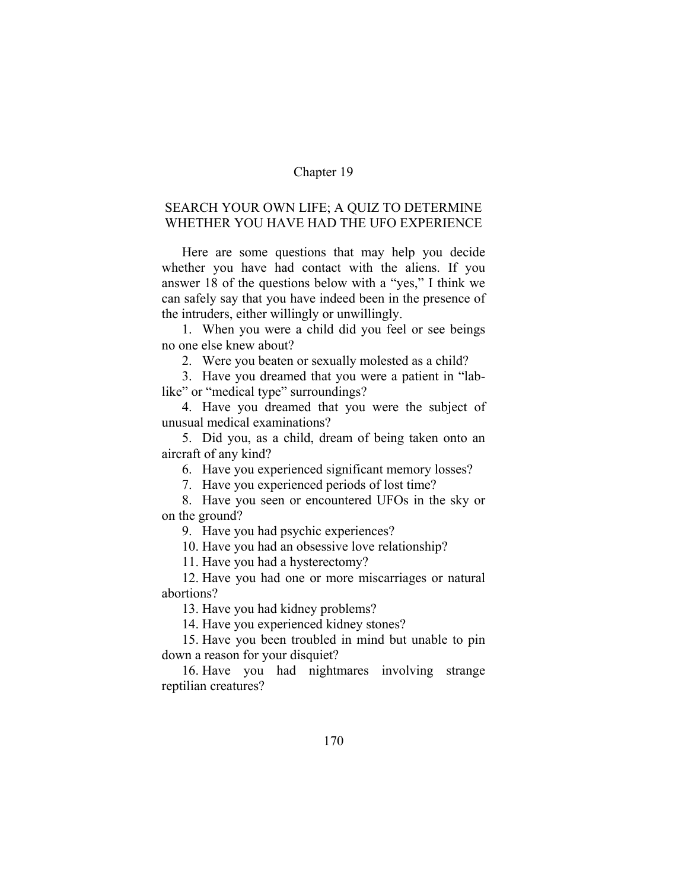Chapter 19

# SEARCH YOUR OWN LIFE; A QUIZ TO DETERMINE WHETHER YOU HAVE HAD THE UFO EXPERIENCE

Here are some questions that may help you decide whether you have had contact with the aliens. If you answer 18 of the questions below with a "yes," I think we can safely say that you have indeed been in the presence of the intruders, either willingly or unwillingly.

1. When you were a child did you feel or see beings no one else knew about?
2. Were you beaten or sexually molested as a child?
3. Have you dreamed that you were a patient in "lab-like" or "medical type" surroundings?
4. Have you dreamed that you were the subject of unusual medical examinations?
5. Did you, as a child, dream of being taken onto an aircraft of any kind?
6. Have you experienced significant memory losses?
7. Have you experienced periods of lost time?
8. Have you seen or encountered UFOs in the sky or on the ground?
9. Have you had psychic experiences?
10. Have you had an obsessive love relationship?
11. Have you had a hysterectomy?
12. Have you had one or more miscarriages or natural abortions?
13. Have you had kidney problems?
14. Have you experienced kidney stones?
15. Have you been troubled in mind but unable to pin down a reason for your disquiet?
16. Have you had nightmares involving strange reptilian creatures?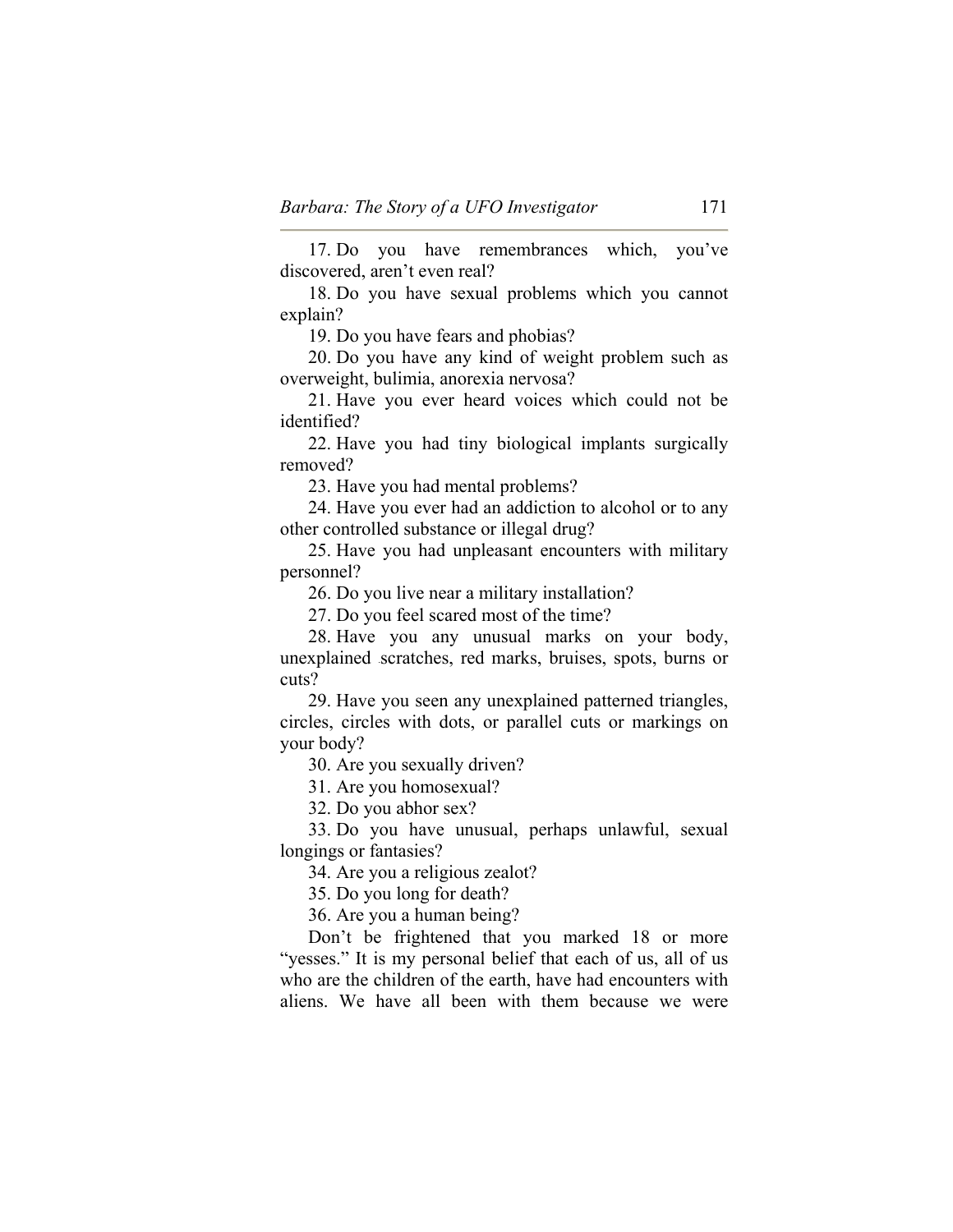17. Do you have remembrances which, you've discovered, aren't even real?

18. Do you have sexual problems which you cannot explain?

19. Do you have fears and phobias?

20. Do you have any kind of weight problem such as overweight, bulimia, anorexia nervosa?

21. Have you ever heard voices which could not be identified?

22. Have you had tiny biological implants surgically removed?

23. Have you had mental problems?

24. Have you ever had an addiction to alcohol or to any other controlled substance or illegal drug?

25. Have you had unpleasant encounters with military personnel?

26. Do you live near a military installation?

27. Do you feel scared most of the time?

28. Have you any unusual marks on your body, unexplained scratches, red marks, bruises, spots, burns or cuts?

29. Have you seen any unexplained patterned triangles, circles, circles with dots, or parallel cuts or markings on your body?

30. Are you sexually driven?

31. Are you homosexual?

32. Do you abhor sex?

33. Do you have unusual, perhaps unlawful, sexual longings or fantasies?

34. Are you a religious zealot?

35. Do you long for death?

36. Are you a human being?

Don't be frightened that you marked 18 or more "yesses." It is my personal belief that each of us, all of us who are the children of the earth, have had encounters with aliens. We have all been with them because we were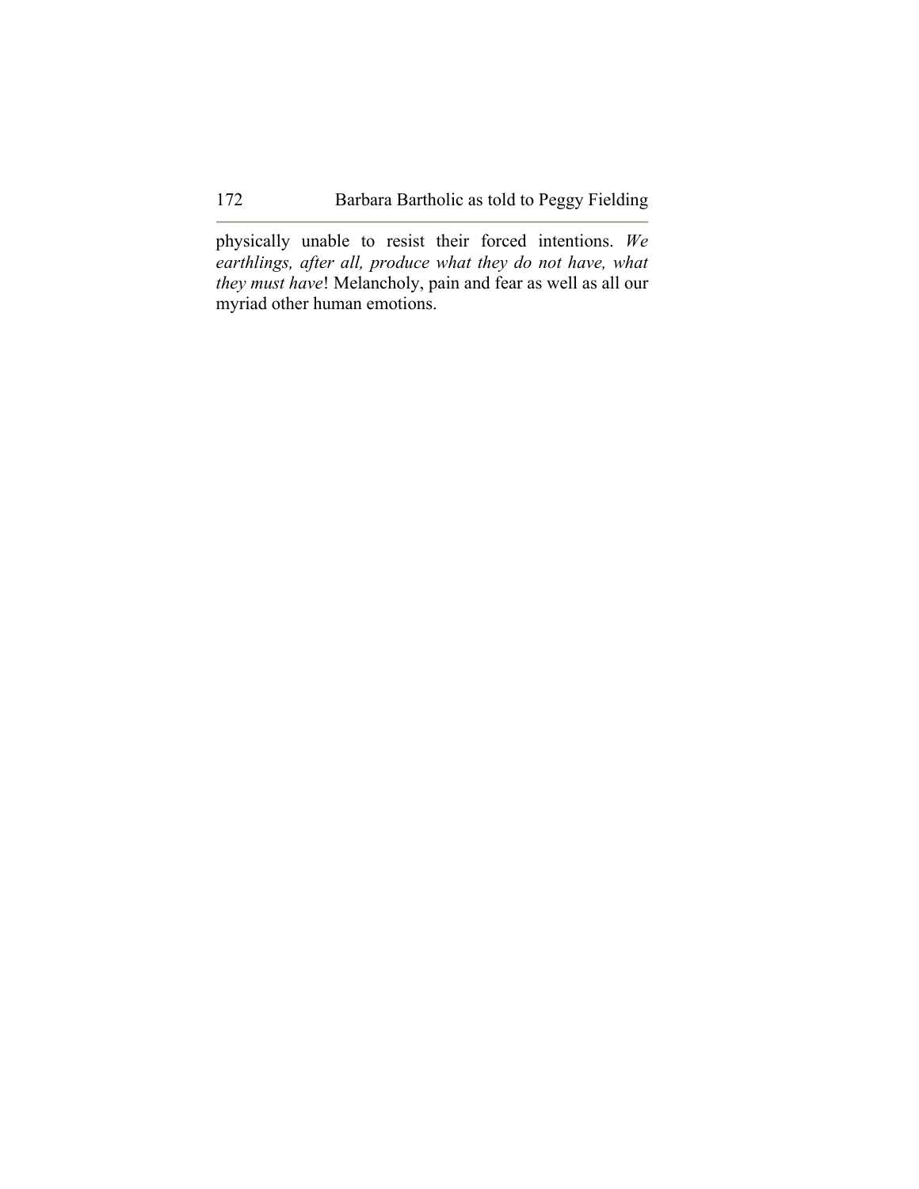physically unable to resist their forced intentions. *We earthlings, after all, produce what they do not have, what they must have*! Melancholy, pain and fear as well as all our myriad other human emotions.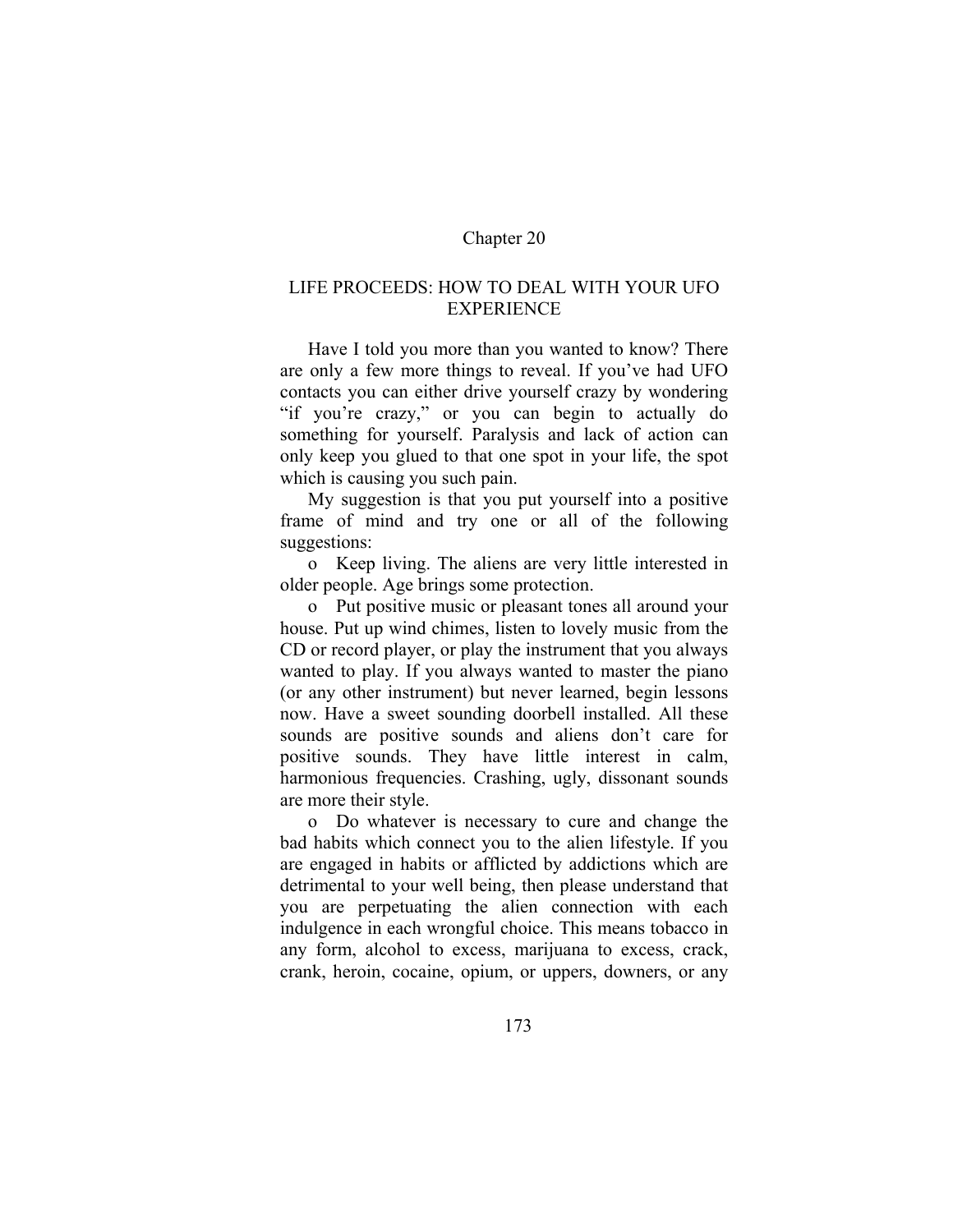# Chapter 20

## LIFE PROCEEDS: HOW TO DEAL WITH YOUR UFO EXPERIENCE

Have I told you more than you wanted to know? There are only a few more things to reveal. If you've had UFO contacts you can either drive yourself crazy by wondering "if you're crazy," or you can begin to actually do something for yourself. Paralysis and lack of action can only keep you glued to that one spot in your life, the spot which is causing you such pain.

My suggestion is that you put yourself into a positive frame of mind and try one or all of the following suggestions:

- Keep living. The aliens are very little interested in older people. Age brings some protection.
- Put positive music or pleasant tones all around your house. Put up wind chimes, listen to lovely music from the CD or record player, or play the instrument that you always wanted to play. If you always wanted to master the piano (or any other instrument) but never learned, begin lessons now. Have a sweet sounding doorbell installed. All these sounds are positive sounds and aliens don't care for positive sounds. They have little interest in calm, harmonious frequencies. Crashing, ugly, dissonant sounds are more their style.
- Do whatever is necessary to cure and change the bad habits which connect you to the alien lifestyle. If you are engaged in habits or afflicted by addictions which are detrimental to your well being, then please understand that you are perpetuating the alien connection with each indulgence in each wrongful choice. This means tobacco in any form, alcohol to excess, marijuana to excess, crack, crank, heroin, cocaine, opium, or uppers, downers, or any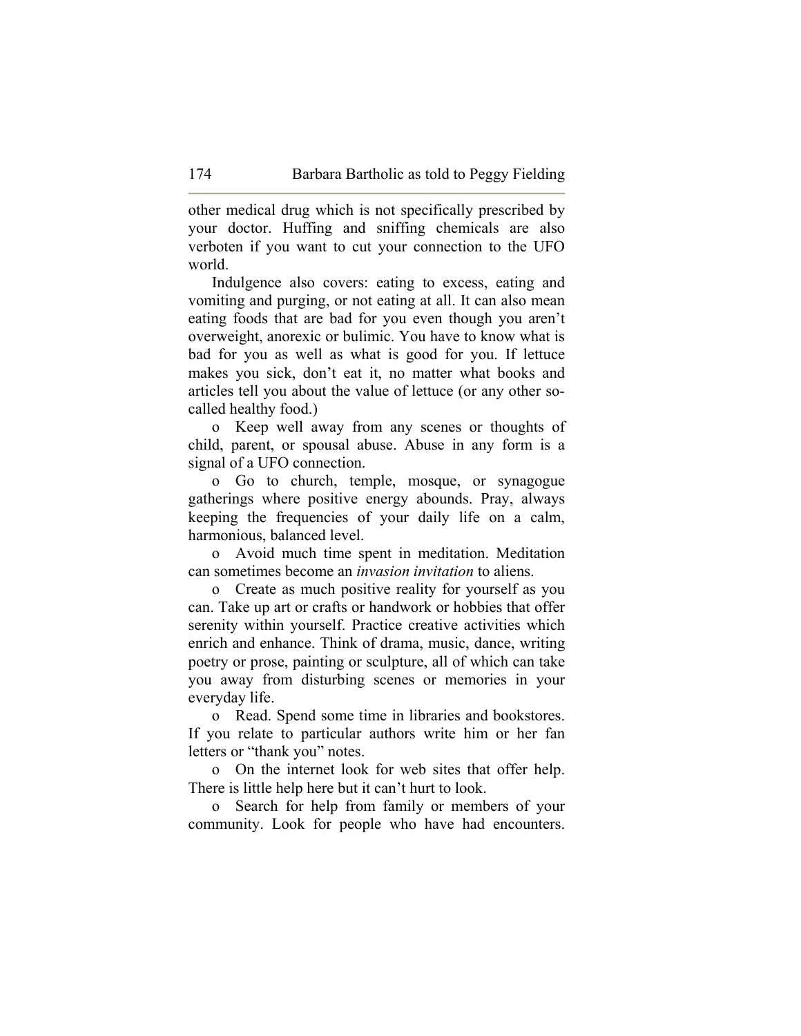other medical drug which is not specifically prescribed by your doctor. Huffing and sniffing chemicals are also verboten if you want to cut your connection to the UFO world.

Indulgence also covers: eating to excess, eating and vomiting and purging, or not eating at all. It can also mean eating foods that are bad for you even though you aren't overweight, anorexic or bulimic. You have to know what is bad for you as well as what is good for you. If lettuce makes you sick, don't eat it, no matter what books and articles tell you about the value of lettuce (or any other so-called healthy food.)

- Keep well away from any scenes or thoughts of child, parent, or spousal abuse. Abuse in any form is a signal of a UFO connection.
- Go to church, temple, mosque, or synagogue gatherings where positive energy abounds. Pray, always keeping the frequencies of your daily life on a calm, harmonious, balanced level.
- Avoid much time spent in meditation. Meditation can sometimes become an *invasion invitation* to aliens.
- Create as much positive reality for yourself as you can. Take up art or crafts or handwork or hobbies that offer serenity within yourself. Practice creative activities which enrich and enhance. Think of drama, music, dance, writing poetry or prose, painting or sculpture, all of which can take you away from disturbing scenes or memories in your everyday life.
- Read. Spend some time in libraries and bookstores. If you relate to particular authors write him or her fan letters or "thank you" notes.
- On the internet look for web sites that offer help. There is little help here but it can't hurt to look.
- Search for help from family or members of your community. Look for people who have had encounters.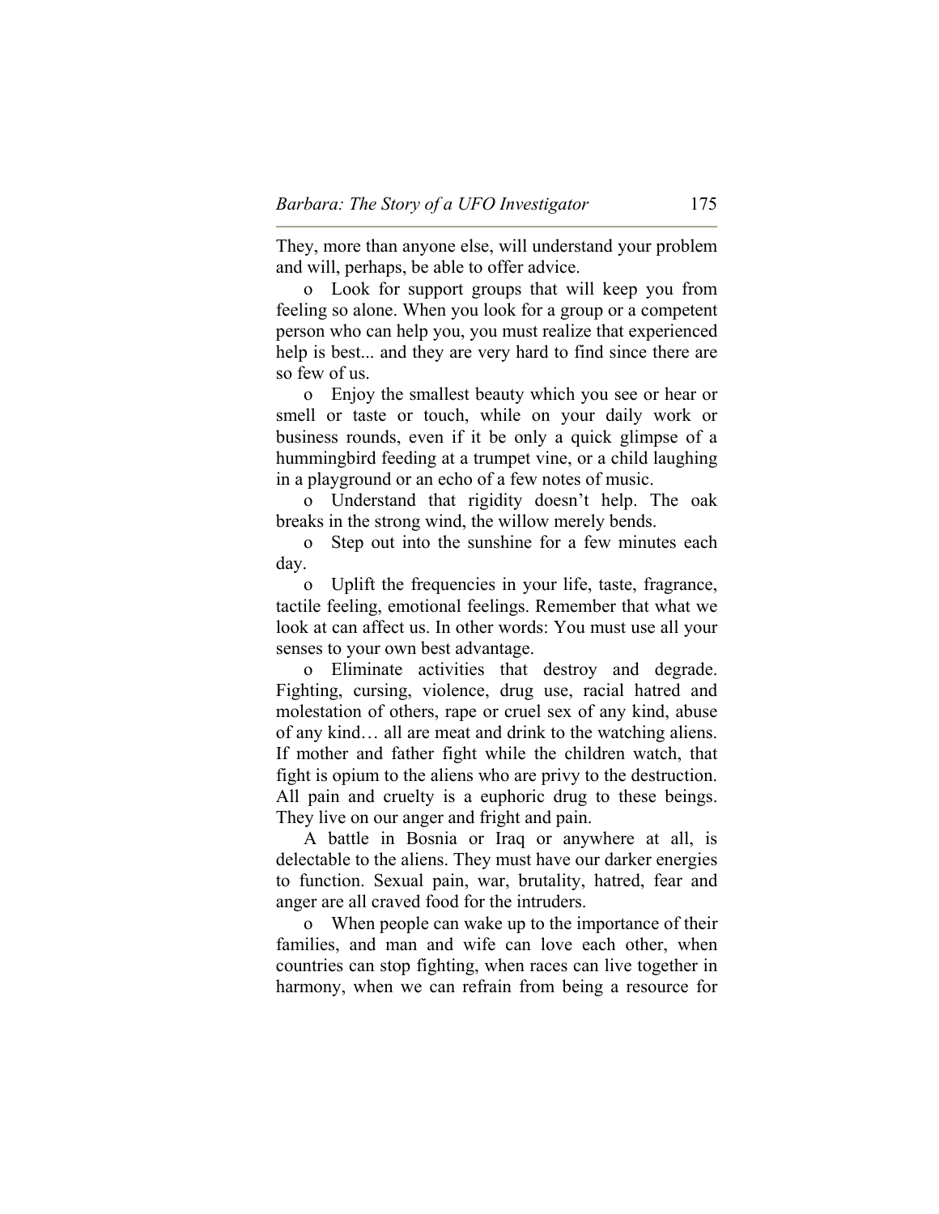They, more than anyone else, will understand your problem and will, perhaps, be able to offer advice.

- Look for support groups that will keep you from feeling so alone. When you look for a group or a competent person who can help you, you must realize that experienced help is best... and they are very hard to find since there are so few of us.
- Enjoy the smallest beauty which you see or hear or smell or taste or touch, while on your daily work or business rounds, even if it be only a quick glimpse of a hummingbird feeding at a trumpet vine, or a child laughing in a playground or an echo of a few notes of music.
- Understand that rigidity doesn't help. The oak breaks in the strong wind, the willow merely bends.
- Step out into the sunshine for a few minutes each day.
- Uplift the frequencies in your life, taste, fragrance, tactile feeling, emotional feelings. Remember that what we look at can affect us. In other words: You must use all your senses to your own best advantage.
- Eliminate activities that destroy and degrade. Fighting, cursing, violence, drug use, racial hatred and molestation of others, rape or cruel sex of any kind, abuse of any kind… all are meat and drink to the watching aliens. If mother and father fight while the children watch, that fight is opium to the aliens who are privy to the destruction. All pain and cruelty is a euphoric drug to these beings. They live on our anger and fright and pain.

  A battle in Bosnia or Iraq or anywhere at all, is delectable to the aliens. They must have our darker energies to function. Sexual pain, war, brutality, hatred, fear and anger are all craved food for the intruders.
- When people can wake up to the importance of their families, and man and wife can love each other, when countries can stop fighting, when races can live together in harmony, when we can refrain from being a resource for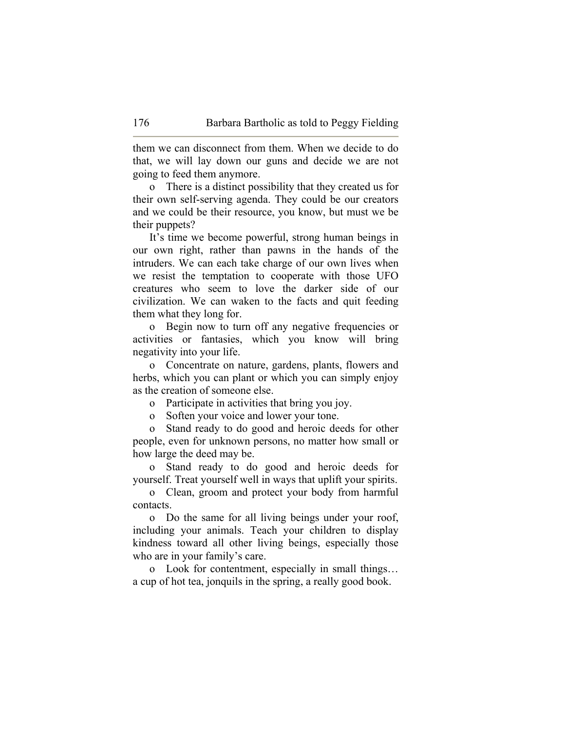them we can disconnect from them. When we decide to do that, we will lay down our guns and decide we are not going to feed them anymore.

- There is a distinct possibility that they created us for their own self-serving agenda. They could be our creators and we could be their resource, you know, but must we be their puppets?

It's time we become powerful, strong human beings in our own right, rather than pawns in the hands of the intruders. We can each take charge of our own lives when we resist the temptation to cooperate with those UFO creatures who seem to love the darker side of our civilization. We can waken to the facts and quit feeding them what they long for.

- Begin now to turn off any negative frequencies or activities or fantasies, which you know will bring negativity into your life.
- Concentrate on nature, gardens, plants, flowers and herbs, which you can plant or which you can simply enjoy as the creation of someone else.
- Participate in activities that bring you joy.
- Soften your voice and lower your tone.
- Stand ready to do good and heroic deeds for other people, even for unknown persons, no matter how small or how large the deed may be.
- Stand ready to do good and heroic deeds for yourself. Treat yourself well in ways that uplift your spirits.
- Clean, groom and protect your body from harmful contacts.
- Do the same for all living beings under your roof, including your animals. Teach your children to display kindness toward all other living beings, especially those who are in your family's care.
- Look for contentment, especially in small things… a cup of hot tea, jonquils in the spring, a really good book.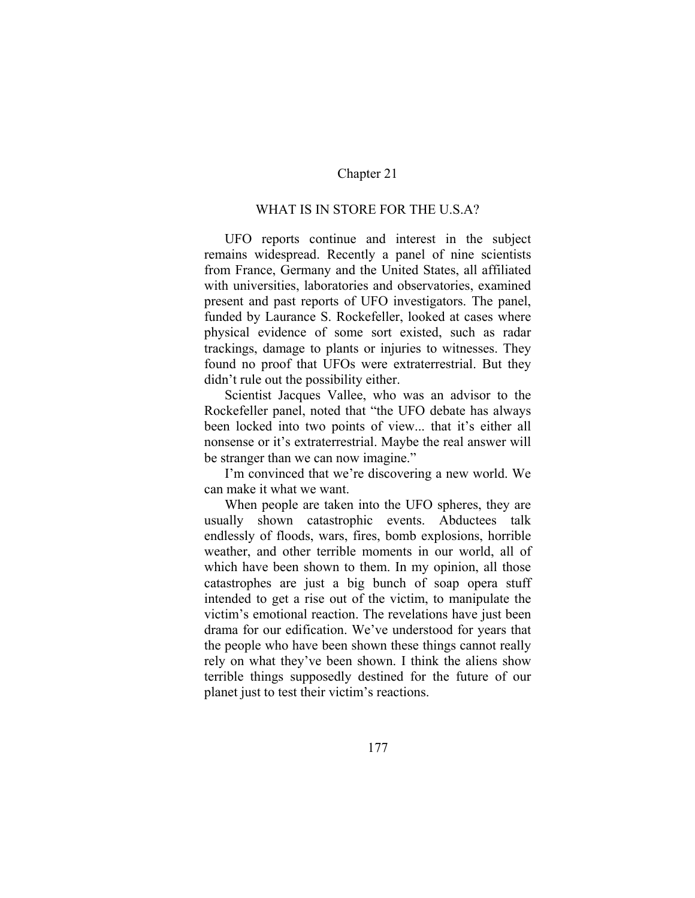# Chapter 21

## WHAT IS IN STORE FOR THE U.S.A?

UFO reports continue and interest in the subject remains widespread. Recently a panel of nine scientists from France, Germany and the United States, all affiliated with universities, laboratories and observatories, examined present and past reports of UFO investigators. The panel, funded by Laurance S. Rockefeller, looked at cases where physical evidence of some sort existed, such as radar trackings, damage to plants or injuries to witnesses. They found no proof that UFOs were extraterrestrial. But they didn't rule out the possibility either.

Scientist Jacques Vallee, who was an advisor to the Rockefeller panel, noted that "the UFO debate has always been locked into two points of view... that it's either all nonsense or it's extraterrestrial. Maybe the real answer will be stranger than we can now imagine."

I'm convinced that we're discovering a new world. We can make it what we want.

When people are taken into the UFO spheres, they are usually shown catastrophic events. Abductees talk endlessly of floods, wars, fires, bomb explosions, horrible weather, and other terrible moments in our world, all of which have been shown to them. In my opinion, all those catastrophes are just a big bunch of soap opera stuff intended to get a rise out of the victim, to manipulate the victim's emotional reaction. The revelations have just been drama for our edification. We've understood for years that the people who have been shown these things cannot really rely on what they've been shown. I think the aliens show terrible things supposedly destined for the future of our planet just to test their victim's reactions.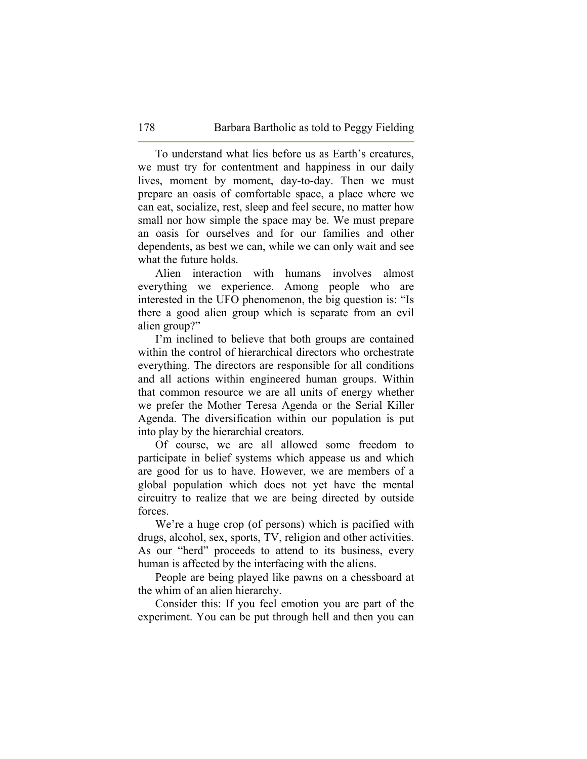To understand what lies before us as Earth's creatures, we must try for contentment and happiness in our daily lives, moment by moment, day-to-day. Then we must prepare an oasis of comfortable space, a place where we can eat, socialize, rest, sleep and feel secure, no matter how small nor how simple the space may be. We must prepare an oasis for ourselves and for our families and other dependents, as best we can, while we can only wait and see what the future holds.

Alien interaction with humans involves almost everything we experience. Among people who are interested in the UFO phenomenon, the big question is: "Is there a good alien group which is separate from an evil alien group?"

I'm inclined to believe that both groups are contained within the control of hierarchical directors who orchestrate everything. The directors are responsible for all conditions and all actions within engineered human groups. Within that common resource we are all units of energy whether we prefer the Mother Teresa Agenda or the Serial Killer Agenda. The diversification within our population is put into play by the hierarchial creators.

Of course, we are all allowed some freedom to participate in belief systems which appease us and which are good for us to have. However, we are members of a global population which does not yet have the mental circuitry to realize that we are being directed by outside forces.

We're a huge crop (of persons) which is pacified with drugs, alcohol, sex, sports, TV, religion and other activities. As our "herd" proceeds to attend to its business, every human is affected by the interfacing with the aliens.

People are being played like pawns on a chessboard at the whim of an alien hierarchy.

Consider this: If you feel emotion you are part of the experiment. You can be put through hell and then you can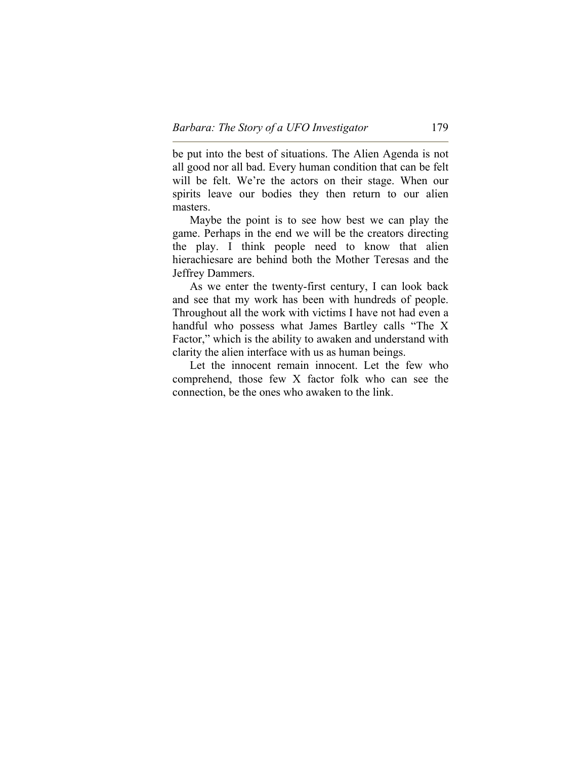be put into the best of situations. The Alien Agenda is not all good nor all bad. Every human condition that can be felt will be felt. We're the actors on their stage. When our spirits leave our bodies they then return to our alien masters.

Maybe the point is to see how best we can play the game. Perhaps in the end we will be the creators directing the play. I think people need to know that alien hierachiesare are behind both the Mother Teresas and the Jeffrey Dammers.

As we enter the twenty-first century, I can look back and see that my work has been with hundreds of people. Throughout all the work with victims I have not had even a handful who possess what James Bartley calls "The X Factor," which is the ability to awaken and understand with clarity the alien interface with us as human beings.

Let the innocent remain innocent. Let the few who comprehend, those few X factor folk who can see the connection, be the ones who awaken to the link.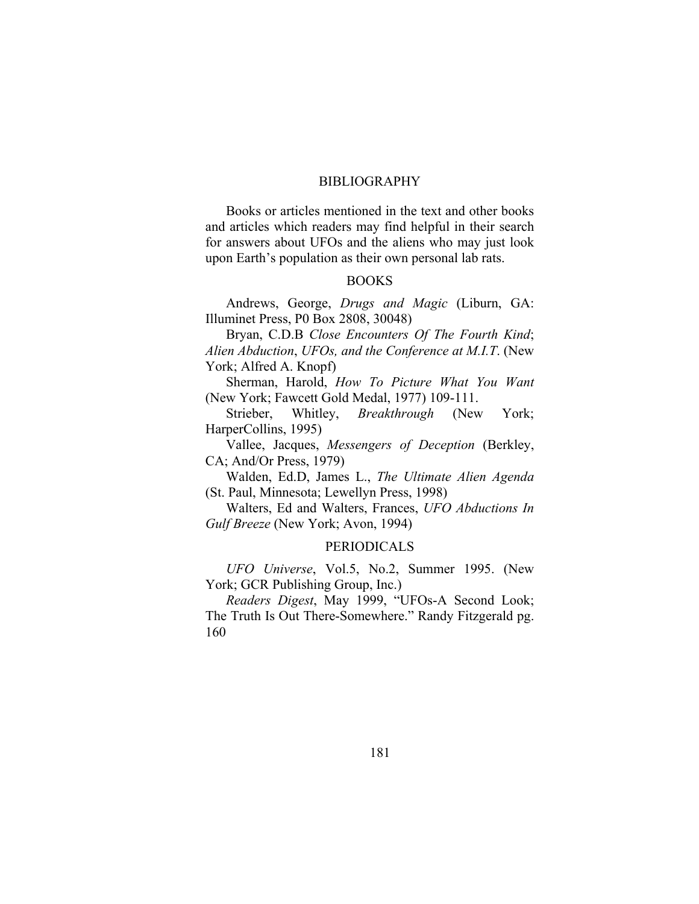# BIBLIOGRAPHY

Books or articles mentioned in the text and other books and articles which readers may find helpful in their search for answers about UFOs and the aliens who may just look upon Earth's population as their own personal lab rats.

## BOOKS

Andrews, George, *Drugs and Magic* (Liburn, GA: Illuminet Press, P0 Box 2808, 30048)

Bryan, C.D.B *Close Encounters Of The Fourth Kind*; *Alien Abduction*, *UFOs, and the Conference at M.I.T*. (New York; Alfred A. Knopf)

Sherman, Harold, *How To Picture What You Want* (New York; Fawcett Gold Medal, 1977) 109-111.

Strieber, Whitley, *Breakthrough* (New York; HarperCollins, 1995)

Vallee, Jacques, *Messengers of Deception* (Berkley, CA; And/Or Press, 1979)

Walden, Ed.D, James L., *The Ultimate Alien Agenda* (St. Paul, Minnesota; Lewellyn Press, 1998)

Walters, Ed and Walters, Frances, *UFO Abductions In Gulf Breeze* (New York; Avon, 1994)

## PERIODICALS

*UFO Universe*, Vol.5, No.2, Summer 1995. (New York; GCR Publishing Group, Inc.)

*Readers Digest*, May 1999, "UFOs-A Second Look; The Truth Is Out There-Somewhere." Randy Fitzgerald pg. 160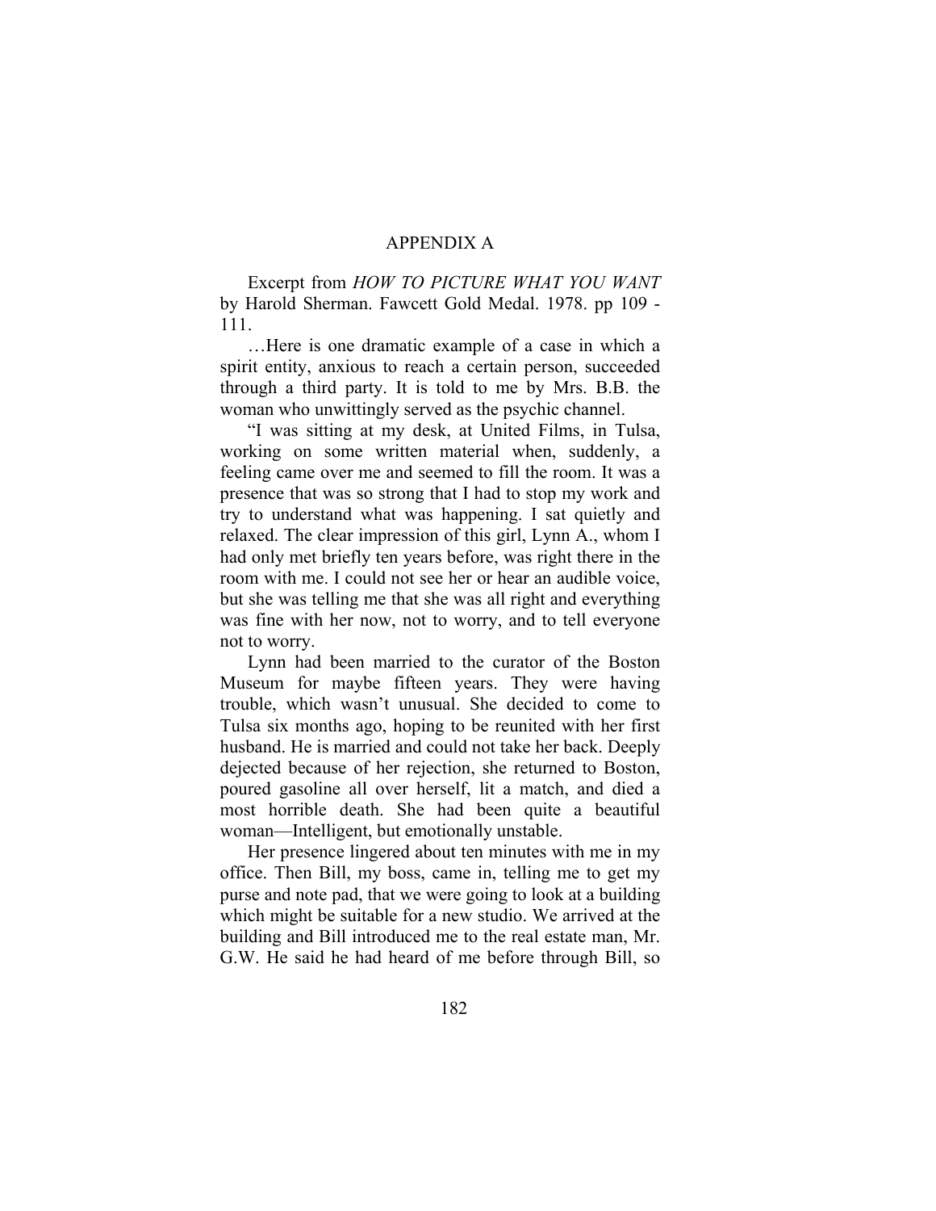# APPENDIX A

Excerpt from *HOW TO PICTURE WHAT YOU WANT* by Harold Sherman. Fawcett Gold Medal. 1978. pp 109 - 111.

…Here is one dramatic example of a case in which a spirit entity, anxious to reach a certain person, succeeded through a third party. It is told to me by Mrs. B.B. the woman who unwittingly served as the psychic channel.

"I was sitting at my desk, at United Films, in Tulsa, working on some written material when, suddenly, a feeling came over me and seemed to fill the room. It was a presence that was so strong that I had to stop my work and try to understand what was happening. I sat quietly and relaxed. The clear impression of this girl, Lynn A., whom I had only met briefly ten years before, was right there in the room with me. I could not see her or hear an audible voice, but she was telling me that she was all right and everything was fine with her now, not to worry, and to tell everyone not to worry.

Lynn had been married to the curator of the Boston Museum for maybe fifteen years. They were having trouble, which wasn't unusual. She decided to come to Tulsa six months ago, hoping to be reunited with her first husband. He is married and could not take her back. Deeply dejected because of her rejection, she returned to Boston, poured gasoline all over herself, lit a match, and died a most horrible death. She had been quite a beautiful woman—Intelligent, but emotionally unstable.

Her presence lingered about ten minutes with me in my office. Then Bill, my boss, came in, telling me to get my purse and note pad, that we were going to look at a building which might be suitable for a new studio. We arrived at the building and Bill introduced me to the real estate man, Mr. G.W. He said he had heard of me before through Bill, so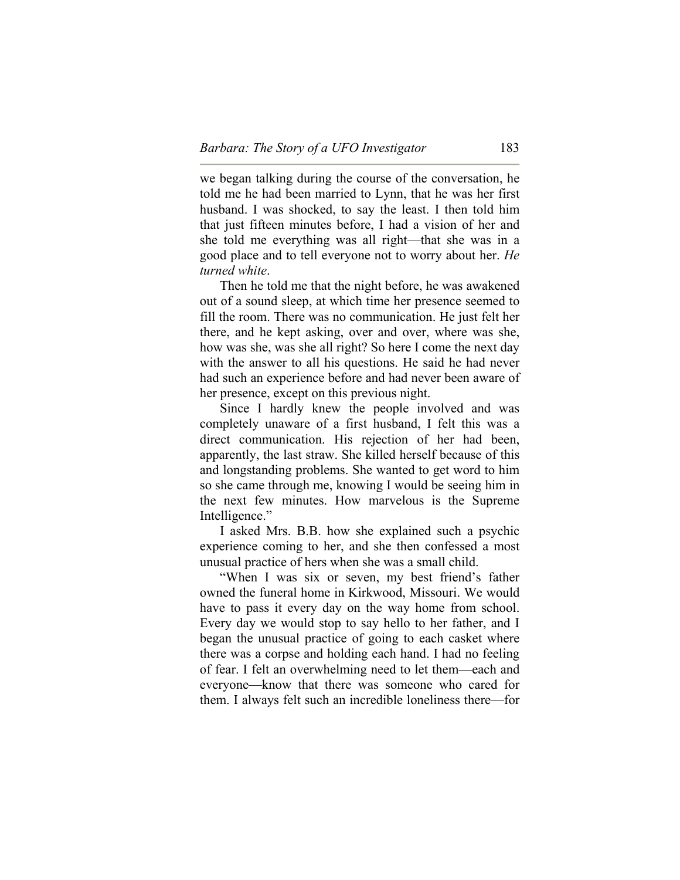we began talking during the course of the conversation, he told me he had been married to Lynn, that he was her first husband. I was shocked, to say the least. I then told him that just fifteen minutes before, I had a vision of her and she told me everything was all right—that she was in a good place and to tell everyone not to worry about her. *He turned white*.

Then he told me that the night before, he was awakened out of a sound sleep, at which time her presence seemed to fill the room. There was no communication. He just felt her there, and he kept asking, over and over, where was she, how was she, was she all right? So here I come the next day with the answer to all his questions. He said he had never had such an experience before and had never been aware of her presence, except on this previous night.

Since I hardly knew the people involved and was completely unaware of a first husband, I felt this was a direct communication. His rejection of her had been, apparently, the last straw. She killed herself because of this and longstanding problems. She wanted to get word to him so she came through me, knowing I would be seeing him in the next few minutes. How marvelous is the Supreme Intelligence."

I asked Mrs. B.B. how she explained such a psychic experience coming to her, and she then confessed a most unusual practice of hers when she was a small child.

"When I was six or seven, my best friend's father owned the funeral home in Kirkwood, Missouri. We would have to pass it every day on the way home from school. Every day we would stop to say hello to her father, and I began the unusual practice of going to each casket where there was a corpse and holding each hand. I had no feeling of fear. I felt an overwhelming need to let them—each and everyone—know that there was someone who cared for them. I always felt such an incredible loneliness there—for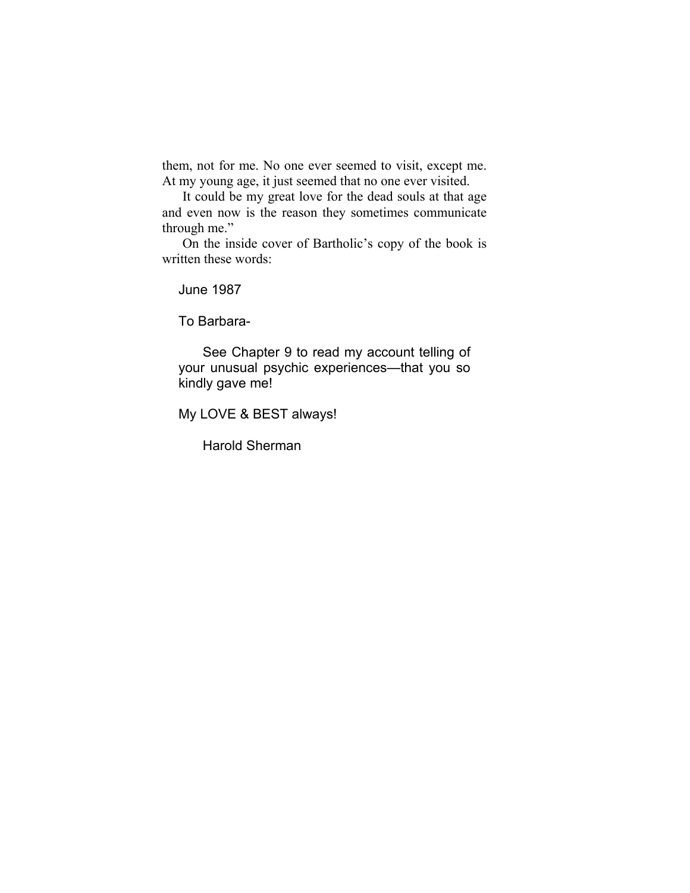them, not for me. No one ever seemed to visit, except me. At my young age, it just seemed that no one ever visited.

It could be my great love for the dead souls at that age and even now is the reason they sometimes communicate through me."

On the inside cover of Bartholic's copy of the book is written these words:

> June 1987
>
> To Barbara-
>
> See Chapter 9 to read my account telling of your unusual psychic experiences—that you so kindly gave me!
>
> My LOVE & BEST always!
>
> Harold Sherman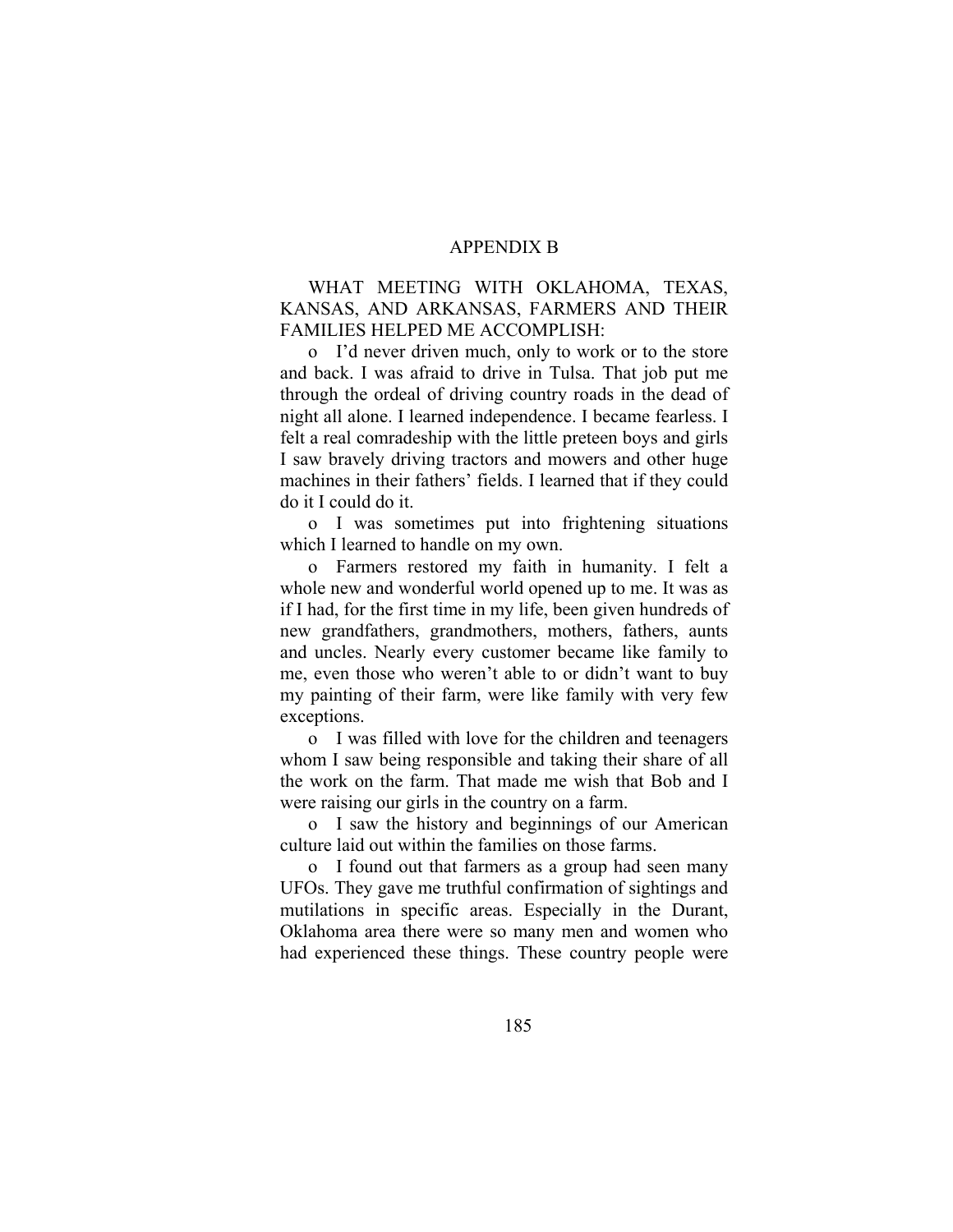# APPENDIX B

WHAT MEETING WITH OKLAHOMA, TEXAS, KANSAS, AND ARKANSAS, FARMERS AND THEIR FAMILIES HELPED ME ACCOMPLISH:

- I'd never driven much, only to work or to the store and back. I was afraid to drive in Tulsa. That job put me through the ordeal of driving country roads in the dead of night all alone. I learned independence. I became fearless. I felt a real comradeship with the little preteen boys and girls I saw bravely driving tractors and mowers and other huge machines in their fathers' fields. I learned that if they could do it I could do it.
- I was sometimes put into frightening situations which I learned to handle on my own.
- Farmers restored my faith in humanity. I felt a whole new and wonderful world opened up to me. It was as if I had, for the first time in my life, been given hundreds of new grandfathers, grandmothers, mothers, fathers, aunts and uncles. Nearly every customer became like family to me, even those who weren't able to or didn't want to buy my painting of their farm, were like family with very few exceptions.
- I was filled with love for the children and teenagers whom I saw being responsible and taking their share of all the work on the farm. That made me wish that Bob and I were raising our girls in the country on a farm.
- I saw the history and beginnings of our American culture laid out within the families on those farms.
- I found out that farmers as a group had seen many UFOs. They gave me truthful confirmation of sightings and mutilations in specific areas. Especially in the Durant, Oklahoma area there were so many men and women who had experienced these things. These country people were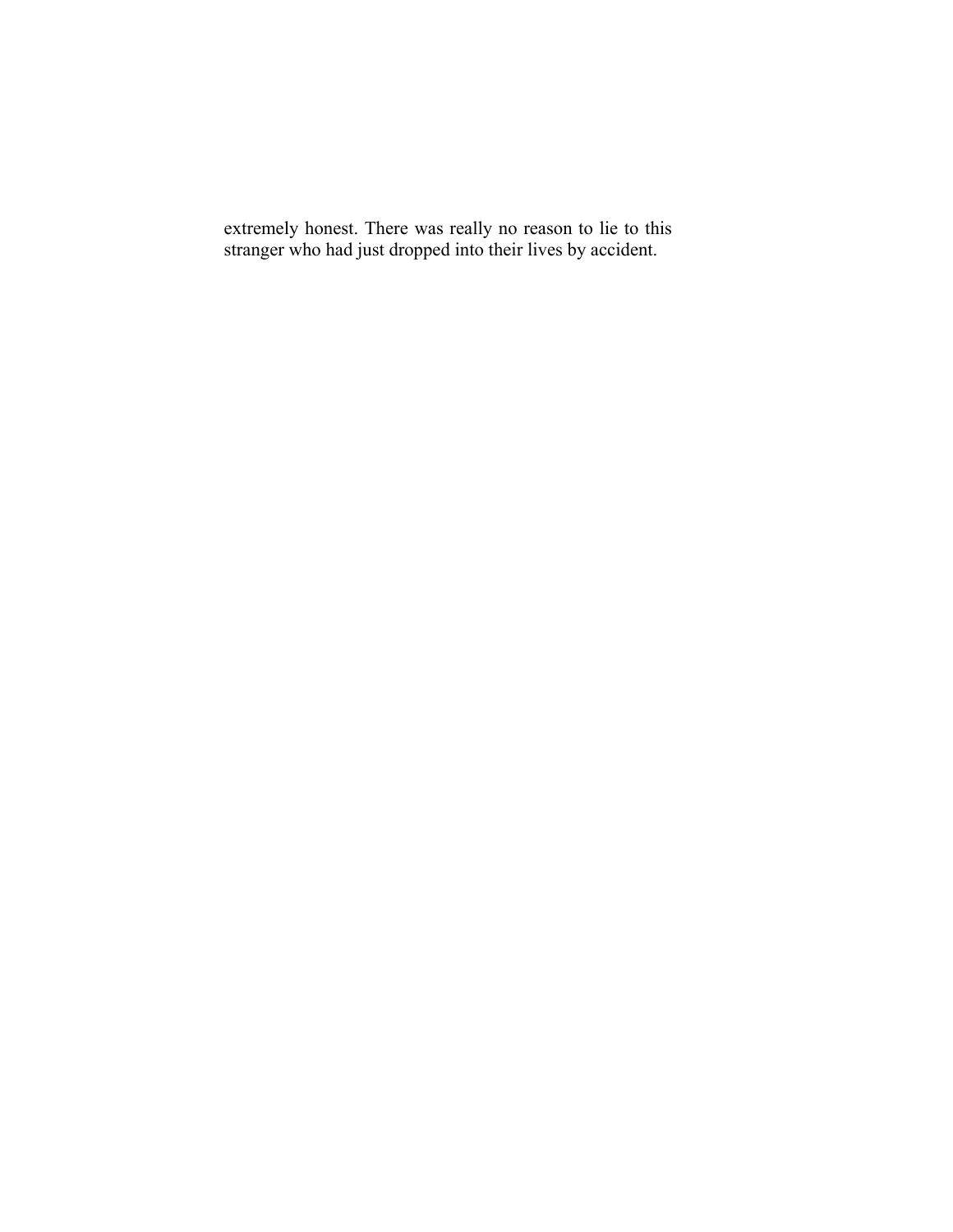extremely honest. There was really no reason to lie to this stranger who had just dropped into their lives by accident.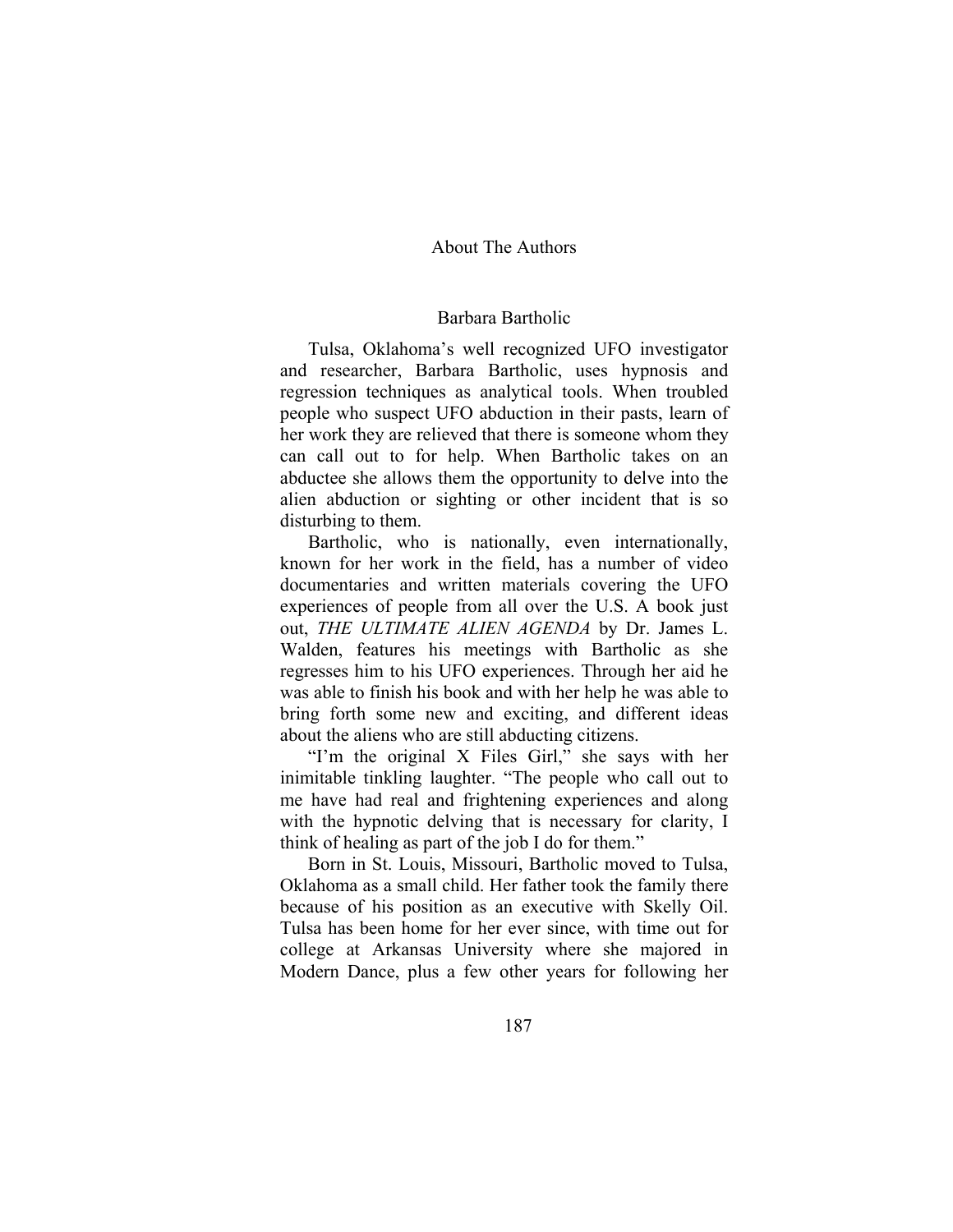# About The Authors

## Barbara Bartholic

Tulsa, Oklahoma's well recognized UFO investigator and researcher, Barbara Bartholic, uses hypnosis and regression techniques as analytical tools. When troubled people who suspect UFO abduction in their pasts, learn of her work they are relieved that there is someone whom they can call out to for help. When Bartholic takes on an abductee she allows them the opportunity to delve into the alien abduction or sighting or other incident that is so disturbing to them.

Bartholic, who is nationally, even internationally, known for her work in the field, has a number of video documentaries and written materials covering the UFO experiences of people from all over the U.S. A book just out, *THE ULTIMATE ALIEN AGENDA* by Dr. James L. Walden, features his meetings with Bartholic as she regresses him to his UFO experiences. Through her aid he was able to finish his book and with her help he was able to bring forth some new and exciting, and different ideas about the aliens who are still abducting citizens.

"I'm the original X Files Girl," she says with her inimitable tinkling laughter. "The people who call out to me have had real and frightening experiences and along with the hypnotic delving that is necessary for clarity, I think of healing as part of the job I do for them."

Born in St. Louis, Missouri, Bartholic moved to Tulsa, Oklahoma as a small child. Her father took the family there because of his position as an executive with Skelly Oil. Tulsa has been home for her ever since, with time out for college at Arkansas University where she majored in Modern Dance, plus a few other years for following her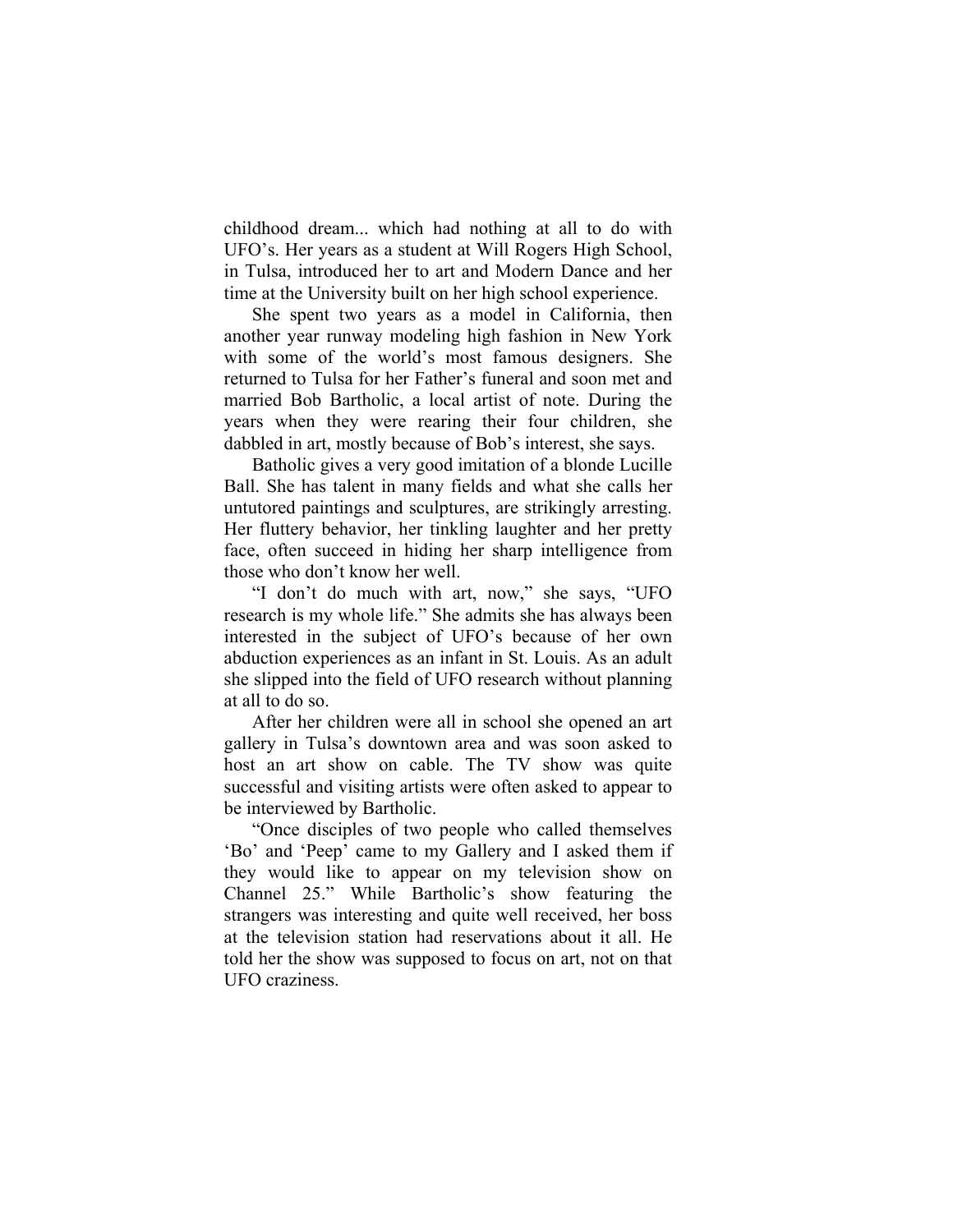childhood dream... which had nothing at all to do with UFO's. Her years as a student at Will Rogers High School, in Tulsa, introduced her to art and Modern Dance and her time at the University built on her high school experience.

She spent two years as a model in California, then another year runway modeling high fashion in New York with some of the world's most famous designers. She returned to Tulsa for her Father's funeral and soon met and married Bob Bartholic, a local artist of note. During the years when they were rearing their four children, she dabbled in art, mostly because of Bob's interest, she says.

Batholic gives a very good imitation of a blonde Lucille Ball. She has talent in many fields and what she calls her untutored paintings and sculptures, are strikingly arresting. Her fluttery behavior, her tinkling laughter and her pretty face, often succeed in hiding her sharp intelligence from those who don't know her well.

"I don't do much with art, now," she says, "UFO research is my whole life." She admits she has always been interested in the subject of UFO's because of her own abduction experiences as an infant in St. Louis. As an adult she slipped into the field of UFO research without planning at all to do so.

After her children were all in school she opened an art gallery in Tulsa's downtown area and was soon asked to host an art show on cable. The TV show was quite successful and visiting artists were often asked to appear to be interviewed by Bartholic.

"Once disciples of two people who called themselves 'Bo' and 'Peep' came to my Gallery and I asked them if they would like to appear on my television show on Channel 25." While Bartholic's show featuring the strangers was interesting and quite well received, her boss at the television station had reservations about it all. He told her the show was supposed to focus on art, not on that UFO craziness.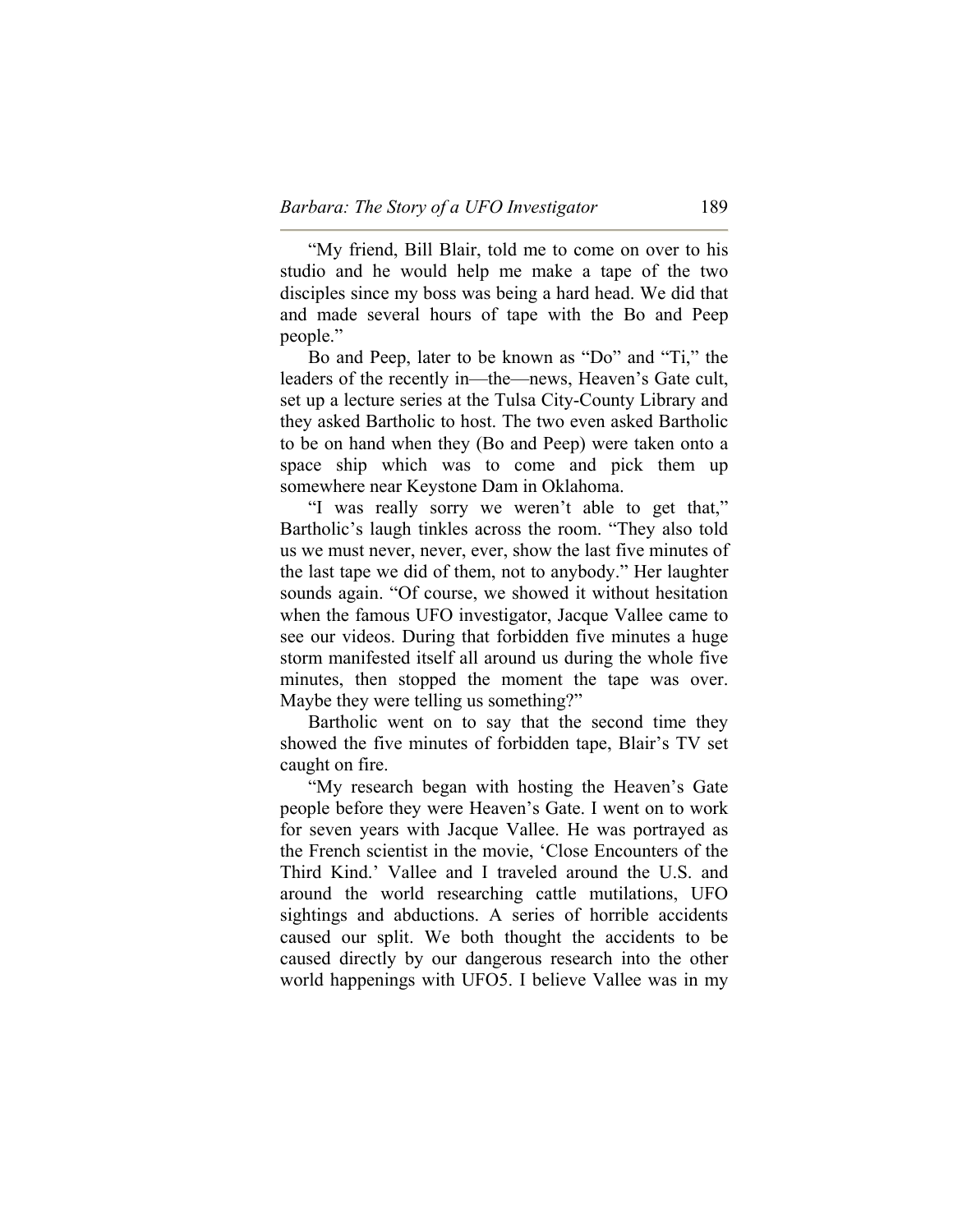"My friend, Bill Blair, told me to come on over to his studio and he would help me make a tape of the two disciples since my boss was being a hard head. We did that and made several hours of tape with the Bo and Peep people."

Bo and Peep, later to be known as "Do" and "Ti," the leaders of the recently in—the—news, Heaven's Gate cult, set up a lecture series at the Tulsa City-County Library and they asked Bartholic to host. The two even asked Bartholic to be on hand when they (Bo and Peep) were taken onto a space ship which was to come and pick them up somewhere near Keystone Dam in Oklahoma.

"I was really sorry we weren't able to get that," Bartholic's laugh tinkles across the room. "They also told us we must never, never, ever, show the last five minutes of the last tape we did of them, not to anybody." Her laughter sounds again. "Of course, we showed it without hesitation when the famous UFO investigator, Jacque Vallee came to see our videos. During that forbidden five minutes a huge storm manifested itself all around us during the whole five minutes, then stopped the moment the tape was over. Maybe they were telling us something?"

Bartholic went on to say that the second time they showed the five minutes of forbidden tape, Blair's TV set caught on fire.

"My research began with hosting the Heaven's Gate people before they were Heaven's Gate. I went on to work for seven years with Jacque Vallee. He was portrayed as the French scientist in the movie, 'Close Encounters of the Third Kind.' Vallee and I traveled around the U.S. and around the world researching cattle mutilations, UFO sightings and abductions. A series of horrible accidents caused our split. We both thought the accidents to be caused directly by our dangerous research into the other world happenings with UFO5. I believe Vallee was in my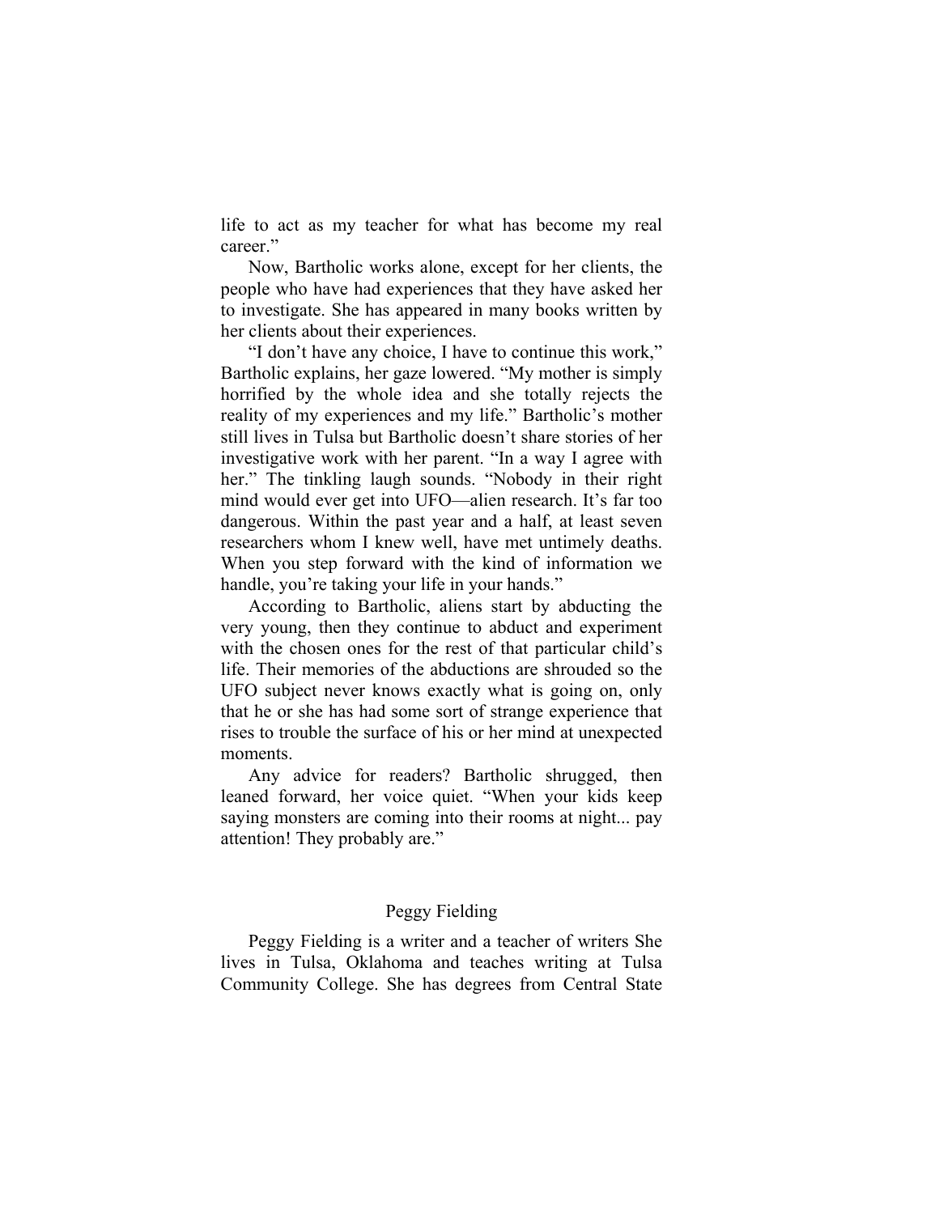life to act as my teacher for what has become my real career."

Now, Bartholic works alone, except for her clients, the people who have had experiences that they have asked her to investigate. She has appeared in many books written by her clients about their experiences.

"I don't have any choice, I have to continue this work," Bartholic explains, her gaze lowered. "My mother is simply horrified by the whole idea and she totally rejects the reality of my experiences and my life." Bartholic's mother still lives in Tulsa but Bartholic doesn't share stories of her investigative work with her parent. "In a way I agree with her." The tinkling laugh sounds. "Nobody in their right mind would ever get into UFO—alien research. It's far too dangerous. Within the past year and a half, at least seven researchers whom I knew well, have met untimely deaths. When you step forward with the kind of information we handle, you're taking your life in your hands."

According to Bartholic, aliens start by abducting the very young, then they continue to abduct and experiment with the chosen ones for the rest of that particular child's life. Their memories of the abductions are shrouded so the UFO subject never knows exactly what is going on, only that he or she has had some sort of strange experience that rises to trouble the surface of his or her mind at unexpected moments.

Any advice for readers? Bartholic shrugged, then leaned forward, her voice quiet. "When your kids keep saying monsters are coming into their rooms at night... pay attention! They probably are."

## Peggy Fielding

Peggy Fielding is a writer and a teacher of writers She lives in Tulsa, Oklahoma and teaches writing at Tulsa Community College. She has degrees from Central State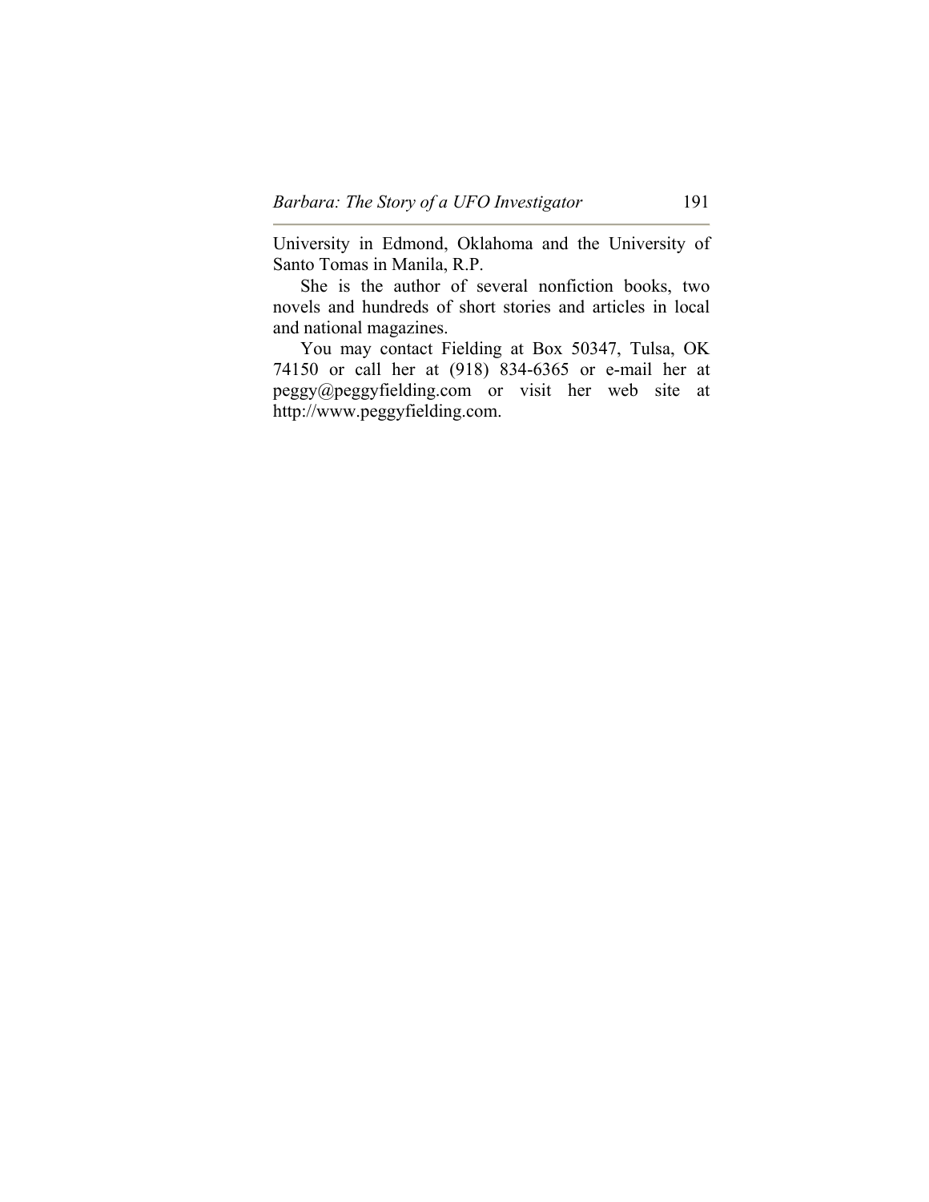University in Edmond, Oklahoma and the University of Santo Tomas in Manila, R.P.

She is the author of several nonfiction books, two novels and hundreds of short stories and articles in local and national magazines.

You may contact Fielding at Box 50347, Tulsa, OK 74150 or call her at (918) 834-6365 or e-mail her at peggy@peggyfielding.com or visit her web site at http://www.peggyfielding.com.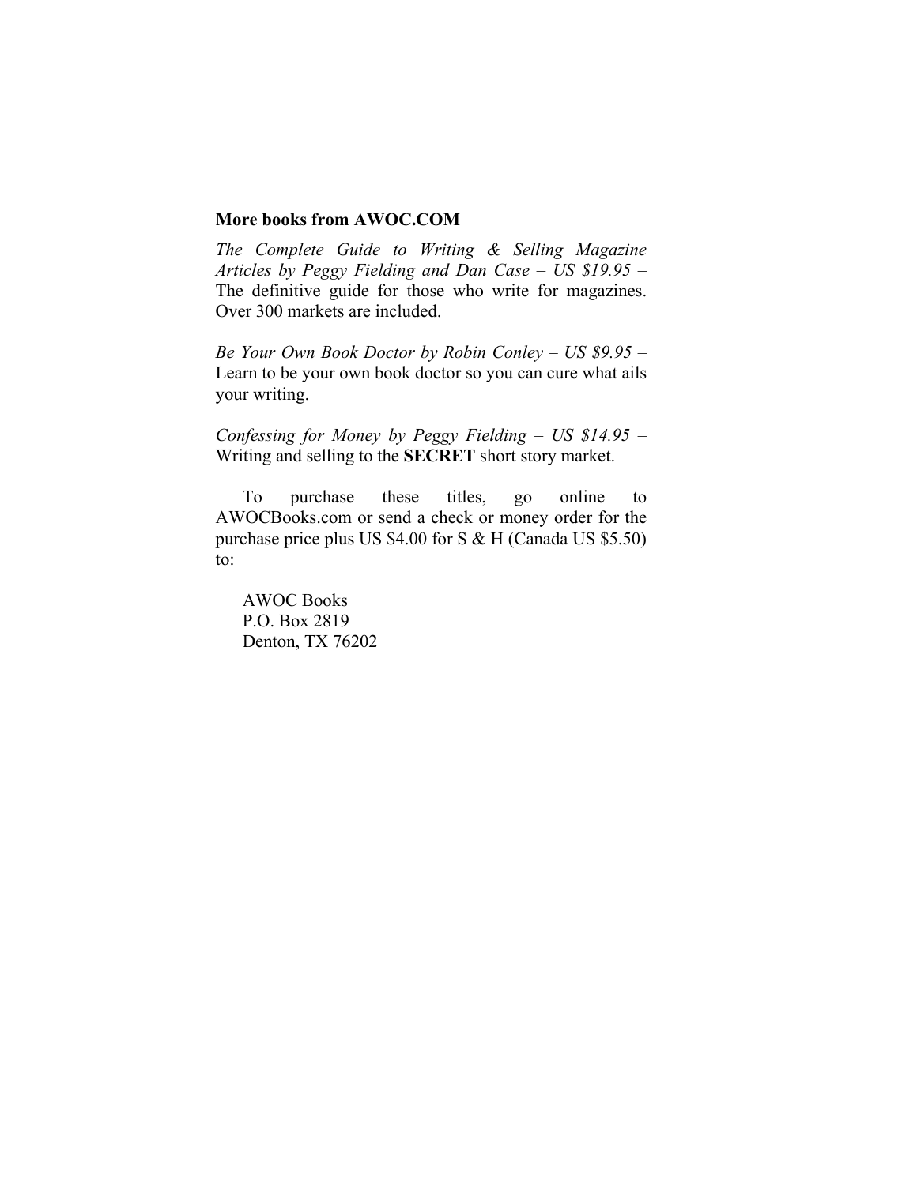**More books from AWOC.COM**

*The Complete Guide to Writing & Selling Magazine Articles by Peggy Fielding and Dan Case – US $19.95 –* The definitive guide for those who write for magazines. Over 300 markets are included.

*Be Your Own Book Doctor by Robin Conley – US $9.95 –* Learn to be your own book doctor so you can cure what ails your writing.

*Confessing for Money by Peggy Fielding – US $14.95 –* Writing and selling to the **SECRET** short story market.

To purchase these titles, go online to AWOCBooks.com or send a check or money order for the purchase price plus US $4.00 for S & H (Canada US $5.50) to:

AWOC Books
P.O. Box 2819
Denton, TX 76202